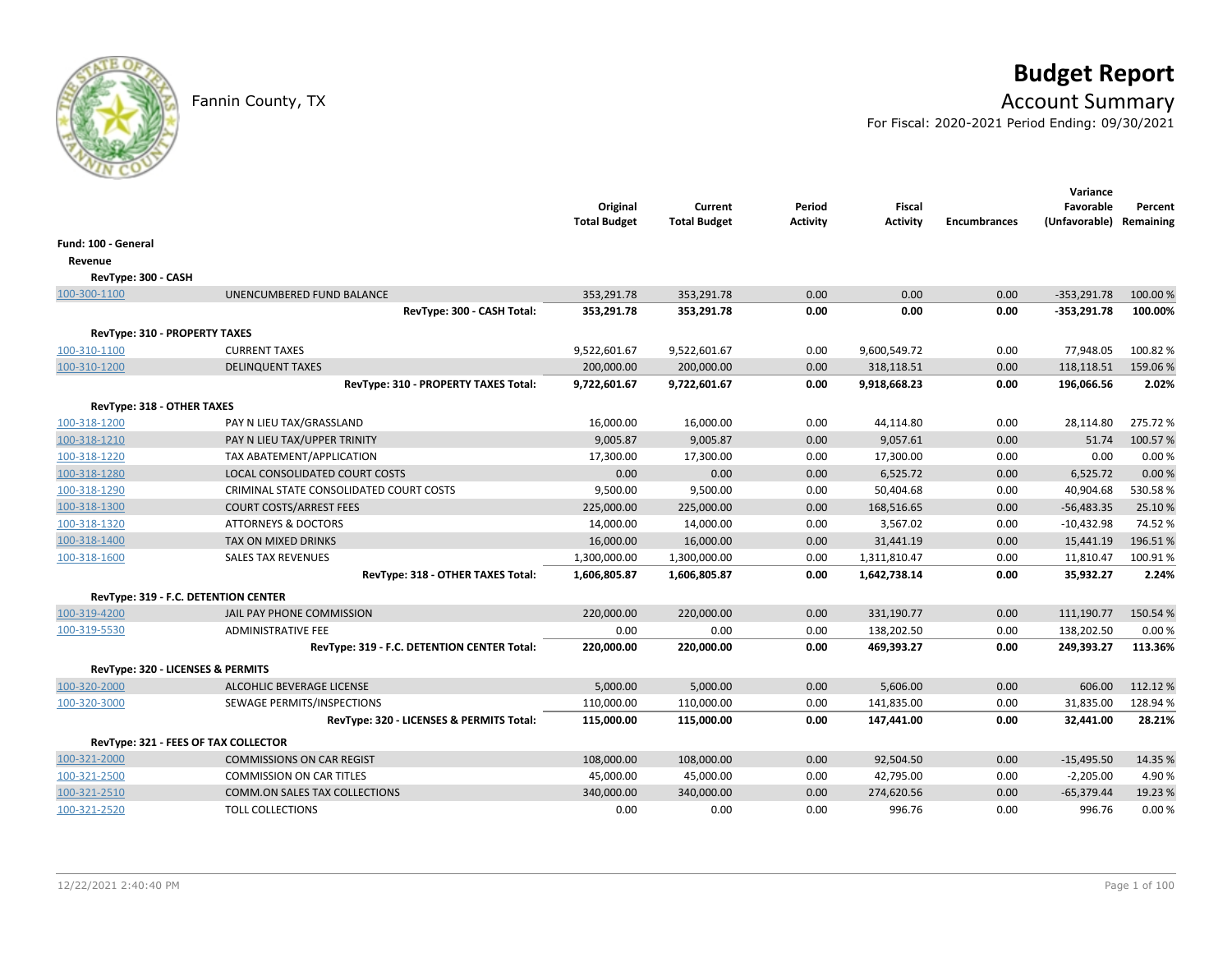# Budget Report

Fannin County, TX

## Account Summary

For Fiscal: 2020-2021 Period Ending: 09/30/2021

| | | Original Total Budget | Current Total Budget | Period Activity | Fiscal Activity | Encumbrances | Variance Favorable (Unfavorable) | Percent Remaining |
|---|---|---|---|---|---|---|---|---|
| **Fund: 100 - General** | | | | | | | | |
| **Revenue** | | | | | | | | |
| **RevType: 300 - CASH** | | | | | | | | |
| 100-300-1100 | UNENCUMBERED FUND BALANCE | 353,291.78 | 353,291.78 | 0.00 | 0.00 | 0.00 | -353,291.78 | 100.00 % |
| | **RevType: 300 - CASH Total:** | **353,291.78** | **353,291.78** | **0.00** | **0.00** | **0.00** | **-353,291.78** | **100.00%** |
| **RevType: 310 - PROPERTY TAXES** | | | | | | | | |
| 100-310-1100 | CURRENT TAXES | 9,522,601.67 | 9,522,601.67 | 0.00 | 9,600,549.72 | 0.00 | 77,948.05 | 100.82 % |
| 100-310-1200 | DELINQUENT TAXES | 200,000.00 | 200,000.00 | 0.00 | 318,118.51 | 0.00 | 118,118.51 | 159.06 % |
| | **RevType: 310 - PROPERTY TAXES Total:** | **9,722,601.67** | **9,722,601.67** | **0.00** | **9,918,668.23** | **0.00** | **196,066.56** | **2.02%** |
| **RevType: 318 - OTHER TAXES** | | | | | | | | |
| 100-318-1200 | PAY N LIEU TAX/GRASSLAND | 16,000.00 | 16,000.00 | 0.00 | 44,114.80 | 0.00 | 28,114.80 | 275.72 % |
| 100-318-1210 | PAY N LIEU TAX/UPPER TRINITY | 9,005.87 | 9,005.87 | 0.00 | 9,057.61 | 0.00 | 51.74 | 100.57 % |
| 100-318-1220 | TAX ABATEMENT/APPLICATION | 17,300.00 | 17,300.00 | 0.00 | 17,300.00 | 0.00 | 0.00 | 0.00 % |
| 100-318-1280 | LOCAL CONSOLIDATED COURT COSTS | 0.00 | 0.00 | 0.00 | 6,525.72 | 0.00 | 6,525.72 | 0.00 % |
| 100-318-1290 | CRIMINAL STATE CONSOLIDATED COURT COSTS | 9,500.00 | 9,500.00 | 0.00 | 50,404.68 | 0.00 | 40,904.68 | 530.58 % |
| 100-318-1300 | COURT COSTS/ARREST FEES | 225,000.00 | 225,000.00 | 0.00 | 168,516.65 | 0.00 | -56,483.35 | 25.10 % |
| 100-318-1320 | ATTORNEYS & DOCTORS | 14,000.00 | 14,000.00 | 0.00 | 3,567.02 | 0.00 | -10,432.98 | 74.52 % |
| 100-318-1400 | TAX ON MIXED DRINKS | 16,000.00 | 16,000.00 | 0.00 | 31,441.19 | 0.00 | 15,441.19 | 196.51 % |
| 100-318-1600 | SALES TAX REVENUES | 1,300,000.00 | 1,300,000.00 | 0.00 | 1,311,810.47 | 0.00 | 11,810.47 | 100.91 % |
| | **RevType: 318 - OTHER TAXES Total:** | **1,606,805.87** | **1,606,805.87** | **0.00** | **1,642,738.14** | **0.00** | **35,932.27** | **2.24%** |
| **RevType: 319 - F.C. DETENTION CENTER** | | | | | | | | |
| 100-319-4200 | JAIL PAY PHONE COMMISSION | 220,000.00 | 220,000.00 | 0.00 | 331,190.77 | 0.00 | 111,190.77 | 150.54 % |
| 100-319-5530 | ADMINISTRATIVE FEE | 0.00 | 0.00 | 0.00 | 138,202.50 | 0.00 | 138,202.50 | 0.00 % |
| | **RevType: 319 - F.C. DETENTION CENTER Total:** | **220,000.00** | **220,000.00** | **0.00** | **469,393.27** | **0.00** | **249,393.27** | **113.36%** |
| **RevType: 320 - LICENSES & PERMITS** | | | | | | | | |
| 100-320-2000 | ALCOHLIC BEVERAGE LICENSE | 5,000.00 | 5,000.00 | 0.00 | 5,606.00 | 0.00 | 606.00 | 112.12 % |
| 100-320-3000 | SEWAGE PERMITS/INSPECTIONS | 110,000.00 | 110,000.00 | 0.00 | 141,835.00 | 0.00 | 31,835.00 | 128.94 % |
| | **RevType: 320 - LICENSES & PERMITS Total:** | **115,000.00** | **115,000.00** | **0.00** | **147,441.00** | **0.00** | **32,441.00** | **28.21%** |
| **RevType: 321 - FEES OF TAX COLLECTOR** | | | | | | | | |
| 100-321-2000 | COMMISSIONS ON CAR REGIST | 108,000.00 | 108,000.00 | 0.00 | 92,504.50 | 0.00 | -15,495.50 | 14.35 % |
| 100-321-2500 | COMMISSION ON CAR TITLES | 45,000.00 | 45,000.00 | 0.00 | 42,795.00 | 0.00 | -2,205.00 | 4.90 % |
| 100-321-2510 | COMM.ON SALES TAX COLLECTIONS | 340,000.00 | 340,000.00 | 0.00 | 274,620.56 | 0.00 | -65,379.44 | 19.23 % |
| 100-321-2520 | TOLL COLLECTIONS | 0.00 | 0.00 | 0.00 | 996.76 | 0.00 | 996.76 | 0.00 % |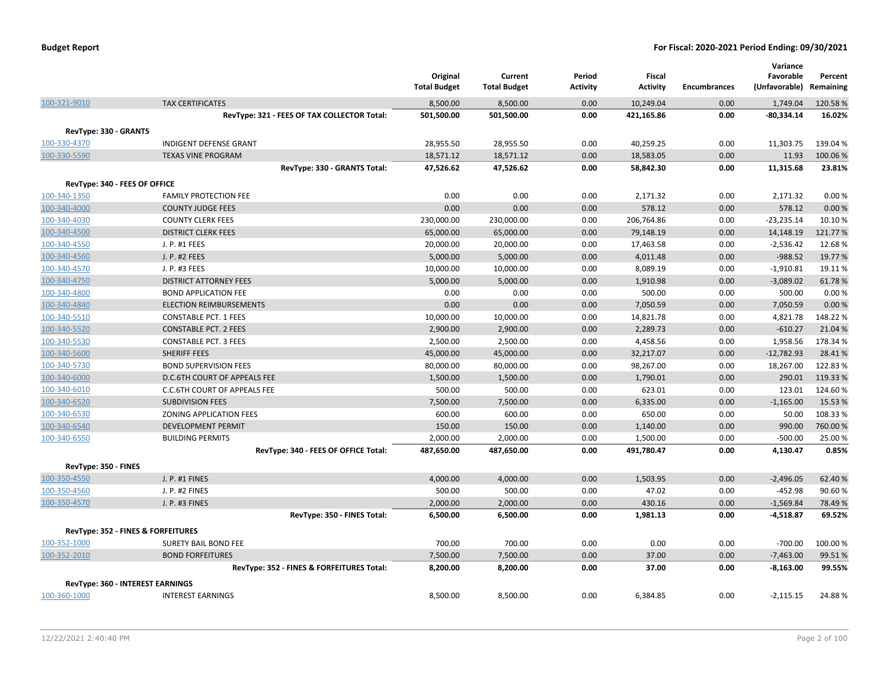| | | Original Total Budget | Current Total Budget | Period Activity | Fiscal Activity | Encumbrances | Variance Favorable (Unfavorable) | Percent Remaining |
|---|---|---|---|---|---|---|---|---|
| 100-321-9010 | TAX CERTIFICATES | 8,500.00 | 8,500.00 | 0.00 | 10,249.04 | 0.00 | 1,749.04 | 120.58 % |
| | **RevType: 321 - FEES OF TAX COLLECTOR Total:** | **501,500.00** | **501,500.00** | **0.00** | **421,165.86** | **0.00** | **-80,334.14** | **16.02%** |
| **RevType: 330 - GRANTS** | | | | | | | | |
| 100-330-4370 | INDIGENT DEFENSE GRANT | 28,955.50 | 28,955.50 | 0.00 | 40,259.25 | 0.00 | 11,303.75 | 139.04 % |
| 100-330-5590 | TEXAS VINE PROGRAM | 18,571.12 | 18,571.12 | 0.00 | 18,583.05 | 0.00 | 11.93 | 100.06 % |
| | **RevType: 330 - GRANTS Total:** | **47,526.62** | **47,526.62** | **0.00** | **58,842.30** | **0.00** | **11,315.68** | **23.81%** |
| **RevType: 340 - FEES OF OFFICE** | | | | | | | | |
| 100-340-1350 | FAMILY PROTECTION FEE | 0.00 | 0.00 | 0.00 | 2,171.32 | 0.00 | 2,171.32 | 0.00 % |
| 100-340-4000 | COUNTY JUDGE FEES | 0.00 | 0.00 | 0.00 | 578.12 | 0.00 | 578.12 | 0.00 % |
| 100-340-4030 | COUNTY CLERK FEES | 230,000.00 | 230,000.00 | 0.00 | 206,764.86 | 0.00 | -23,235.14 | 10.10 % |
| 100-340-4500 | DISTRICT CLERK FEES | 65,000.00 | 65,000.00 | 0.00 | 79,148.19 | 0.00 | 14,148.19 | 121.77 % |
| 100-340-4550 | J. P. #1 FEES | 20,000.00 | 20,000.00 | 0.00 | 17,463.58 | 0.00 | -2,536.42 | 12.68 % |
| 100-340-4560 | J. P. #2 FEES | 5,000.00 | 5,000.00 | 0.00 | 4,011.48 | 0.00 | -988.52 | 19.77 % |
| 100-340-4570 | J. P. #3 FEES | 10,000.00 | 10,000.00 | 0.00 | 8,089.19 | 0.00 | -1,910.81 | 19.11 % |
| 100-340-4750 | DISTRICT ATTORNEY FEES | 5,000.00 | 5,000.00 | 0.00 | 1,910.98 | 0.00 | -3,089.02 | 61.78 % |
| 100-340-4800 | BOND APPLICATION FEE | 0.00 | 0.00 | 0.00 | 500.00 | 0.00 | 500.00 | 0.00 % |
| 100-340-4840 | ELECTION REIMBURSEMENTS | 0.00 | 0.00 | 0.00 | 7,050.59 | 0.00 | 7,050.59 | 0.00 % |
| 100-340-5510 | CONSTABLE PCT. 1 FEES | 10,000.00 | 10,000.00 | 0.00 | 14,821.78 | 0.00 | 4,821.78 | 148.22 % |
| 100-340-5520 | CONSTABLE PCT. 2 FEES | 2,900.00 | 2,900.00 | 0.00 | 2,289.73 | 0.00 | -610.27 | 21.04 % |
| 100-340-5530 | CONSTABLE PCT. 3 FEES | 2,500.00 | 2,500.00 | 0.00 | 4,458.56 | 0.00 | 1,958.56 | 178.34 % |
| 100-340-5600 | SHERIFF FEES | 45,000.00 | 45,000.00 | 0.00 | 32,217.07 | 0.00 | -12,782.93 | 28.41 % |
| 100-340-5730 | BOND SUPERVISION FEES | 80,000.00 | 80,000.00 | 0.00 | 98,267.00 | 0.00 | 18,267.00 | 122.83 % |
| 100-340-6000 | D.C.6TH COURT OF APPEALS FEE | 1,500.00 | 1,500.00 | 0.00 | 1,790.01 | 0.00 | 290.01 | 119.33 % |
| 100-340-6010 | C.C.6TH COURT OF APPEALS FEE | 500.00 | 500.00 | 0.00 | 623.01 | 0.00 | 123.01 | 124.60 % |
| 100-340-6520 | SUBDIVISION FEES | 7,500.00 | 7,500.00 | 0.00 | 6,335.00 | 0.00 | -1,165.00 | 15.53 % |
| 100-340-6530 | ZONING APPLICATION FEES | 600.00 | 600.00 | 0.00 | 650.00 | 0.00 | 50.00 | 108.33 % |
| 100-340-6540 | DEVELOPMENT PERMIT | 150.00 | 150.00 | 0.00 | 1,140.00 | 0.00 | 990.00 | 760.00 % |
| 100-340-6550 | BUILDING PERMITS | 2,000.00 | 2,000.00 | 0.00 | 1,500.00 | 0.00 | -500.00 | 25.00 % |
| | **RevType: 340 - FEES OF OFFICE Total:** | **487,650.00** | **487,650.00** | **0.00** | **491,780.47** | **0.00** | **4,130.47** | **0.85%** |
| **RevType: 350 - FINES** | | | | | | | | |
| 100-350-4550 | J. P. #1 FINES | 4,000.00 | 4,000.00 | 0.00 | 1,503.95 | 0.00 | -2,496.05 | 62.40 % |
| 100-350-4560 | J. P. #2 FINES | 500.00 | 500.00 | 0.00 | 47.02 | 0.00 | -452.98 | 90.60 % |
| 100-350-4570 | J. P. #3 FINES | 2,000.00 | 2,000.00 | 0.00 | 430.16 | 0.00 | -1,569.84 | 78.49 % |
| | **RevType: 350 - FINES Total:** | **6,500.00** | **6,500.00** | **0.00** | **1,981.13** | **0.00** | **-4,518.87** | **69.52%** |
| **RevType: 352 - FINES & FORFEITURES** | | | | | | | | |
| 100-352-1000 | SURETY BAIL BOND FEE | 700.00 | 700.00 | 0.00 | 0.00 | 0.00 | -700.00 | 100.00 % |
| 100-352-2010 | BOND FORFEITURES | 7,500.00 | 7,500.00 | 0.00 | 37.00 | 0.00 | -7,463.00 | 99.51 % |
| | **RevType: 352 - FINES & FORFEITURES Total:** | **8,200.00** | **8,200.00** | **0.00** | **37.00** | **0.00** | **-8,163.00** | **99.55%** |
| **RevType: 360 - INTEREST EARNINGS** | | | | | | | | |
| 100-360-1000 | INTEREST EARNINGS | 8,500.00 | 8,500.00 | 0.00 | 6,384.85 | 0.00 | -2,115.15 | 24.88 % |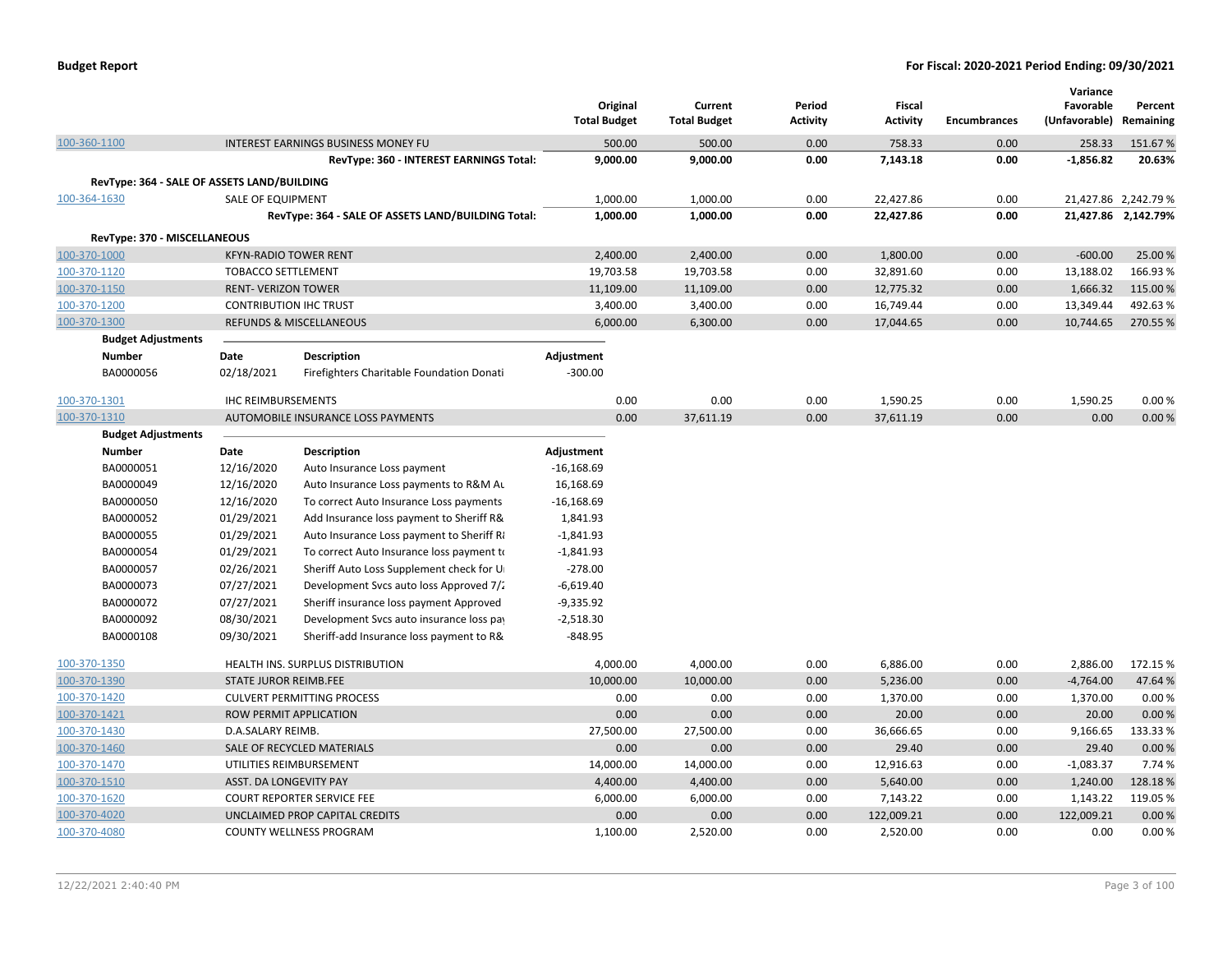**Budget Report**

**For Fiscal: 2020-2021 Period Ending: 09/30/2021**

| | | Original Total Budget | Current Total Budget | Period Activity | Fiscal Activity | Encumbrances | Variance Favorable (Unfavorable) | Percent Remaining |
|---|---|---|---|---|---|---|---|---|
| 100-360-1100 | INTEREST EARNINGS BUSINESS MONEY FU | 500.00 | 500.00 | 0.00 | 758.33 | 0.00 | 258.33 | 151.67 % |
| | **RevType: 360 - INTEREST EARNINGS Total:** | **9,000.00** | **9,000.00** | **0.00** | **7,143.18** | **0.00** | **-1,856.82** | **20.63%** |
| **RevType: 364 - SALE OF ASSETS LAND/BUILDING** | | | | | | | | |
| 100-364-1630 | SALE OF EQUIPMENT | 1,000.00 | 1,000.00 | 0.00 | 22,427.86 | 0.00 | 21,427.86 | 2,242.79 % |
| | **RevType: 364 - SALE OF ASSETS LAND/BUILDING Total:** | **1,000.00** | **1,000.00** | **0.00** | **22,427.86** | **0.00** | **21,427.86** | **2,142.79%** |
| **RevType: 370 - MISCELLANEOUS** | | | | | | | | |
| 100-370-1000 | KFYN-RADIO TOWER RENT | 2,400.00 | 2,400.00 | 0.00 | 1,800.00 | 0.00 | -600.00 | 25.00 % |
| 100-370-1120 | TOBACCO SETTLEMENT | 19,703.58 | 19,703.58 | 0.00 | 32,891.60 | 0.00 | 13,188.02 | 166.93 % |
| 100-370-1150 | RENT- VERIZON TOWER | 11,109.00 | 11,109.00 | 0.00 | 12,775.32 | 0.00 | 1,666.32 | 115.00 % |
| 100-370-1200 | CONTRIBUTION IHC TRUST | 3,400.00 | 3,400.00 | 0.00 | 16,749.44 | 0.00 | 13,349.44 | 492.63 % |
| 100-370-1300 | REFUNDS & MISCELLANEOUS | 6,000.00 | 6,300.00 | 0.00 | 17,044.65 | 0.00 | 10,744.65 | 270.55 % |

**Budget Adjustments**

| Number | Date | Description | Adjustment |
|---|---|---|---|
| BA0000056 | 02/18/2021 | Firefighters Charitable Foundation Donati | -300.00 |

| | | Original Total Budget | Current Total Budget | Period Activity | Fiscal Activity | Encumbrances | Variance Favorable (Unfavorable) | Percent Remaining |
|---|---|---|---|---|---|---|---|---|
| 100-370-1301 | IHC REIMBURSEMENTS | 0.00 | 0.00 | 0.00 | 1,590.25 | 0.00 | 1,590.25 | 0.00 % |
| 100-370-1310 | AUTOMOBILE INSURANCE LOSS PAYMENTS | 0.00 | 37,611.19 | 0.00 | 37,611.19 | 0.00 | 0.00 | 0.00 % |

**Budget Adjustments**

| Number | Date | Description | Adjustment |
|---|---|---|---|
| BA0000051 | 12/16/2020 | Auto Insurance Loss payment | -16,168.69 |
| BA0000049 | 12/16/2020 | Auto Insurance Loss payments to R&M Au | 16,168.69 |
| BA0000050 | 12/16/2020 | To correct Auto Insurance Loss payments | -16,168.69 |
| BA0000052 | 01/29/2021 | Add Insurance loss payment to Sheriff R& | 1,841.93 |
| BA0000055 | 01/29/2021 | Auto Insurance Loss payment to Sheriff R | -1,841.93 |
| BA0000054 | 01/29/2021 | To correct Auto Insurance loss payment t | -1,841.93 |
| BA0000057 | 02/26/2021 | Sheriff Auto Loss Supplement check for U | -278.00 |
| BA0000073 | 07/27/2021 | Development Svcs auto loss Approved 7/ | -6,619.40 |
| BA0000072 | 07/27/2021 | Sheriff insurance loss payment Approved | -9,335.92 |
| BA0000092 | 08/30/2021 | Development Svcs auto insurance loss pa | -2,518.30 |
| BA0000108 | 09/30/2021 | Sheriff-add Insurance loss payment to R& | -848.95 |

| | | Original Total Budget | Current Total Budget | Period Activity | Fiscal Activity | Encumbrances | Variance Favorable (Unfavorable) | Percent Remaining |
|---|---|---|---|---|---|---|---|---|
| 100-370-1350 | HEALTH INS. SURPLUS DISTRIBUTION | 4,000.00 | 4,000.00 | 0.00 | 6,886.00 | 0.00 | 2,886.00 | 172.15 % |
| 100-370-1390 | STATE JUROR REIMB.FEE | 10,000.00 | 10,000.00 | 0.00 | 5,236.00 | 0.00 | -4,764.00 | 47.64 % |
| 100-370-1420 | CULVERT PERMITTING PROCESS | 0.00 | 0.00 | 0.00 | 1,370.00 | 0.00 | 1,370.00 | 0.00 % |
| 100-370-1421 | ROW PERMIT APPLICATION | 0.00 | 0.00 | 0.00 | 20.00 | 0.00 | 20.00 | 0.00 % |
| 100-370-1430 | D.A.SALARY REIMB. | 27,500.00 | 27,500.00 | 0.00 | 36,666.65 | 0.00 | 9,166.65 | 133.33 % |
| 100-370-1460 | SALE OF RECYCLED MATERIALS | 0.00 | 0.00 | 0.00 | 29.40 | 0.00 | 29.40 | 0.00 % |
| 100-370-1470 | UTILITIES REIMBURSEMENT | 14,000.00 | 14,000.00 | 0.00 | 12,916.63 | 0.00 | -1,083.37 | 7.74 % |
| 100-370-1510 | ASST. DA LONGEVITY PAY | 4,400.00 | 4,400.00 | 0.00 | 5,640.00 | 0.00 | 1,240.00 | 128.18 % |
| 100-370-1620 | COURT REPORTER SERVICE FEE | 6,000.00 | 6,000.00 | 0.00 | 7,143.22 | 0.00 | 1,143.22 | 119.05 % |
| 100-370-4020 | UNCLAIMED PROP CAPITAL CREDITS | 0.00 | 0.00 | 0.00 | 122,009.21 | 0.00 | 122,009.21 | 0.00 % |
| 100-370-4080 | COUNTY WELLNESS PROGRAM | 1,100.00 | 2,520.00 | 0.00 | 2,520.00 | 0.00 | 0.00 | 0.00 % |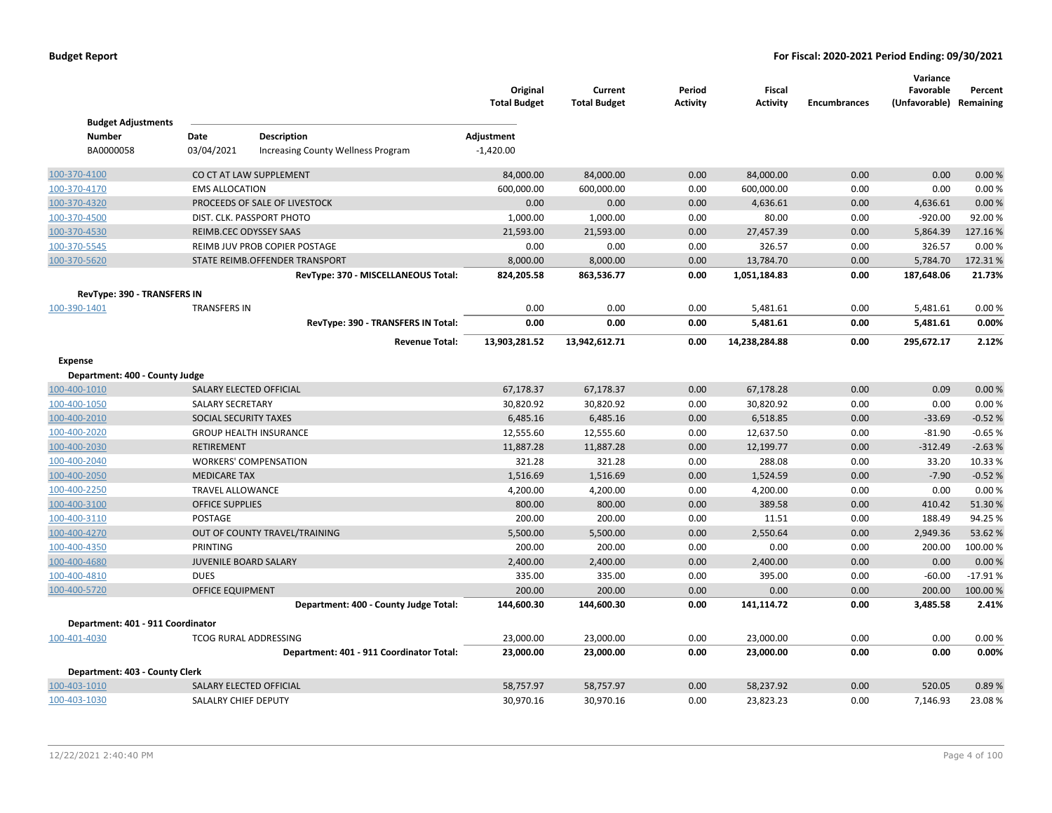| | | Original Total Budget | Current Total Budget | Period Activity | Fiscal Activity | Encumbrances | Variance Favorable (Unfavorable) | Percent Remaining |
|---|---|---|---|---|---|---|---|---|

**Budget Adjustments**

| Number | Date | Description | Adjustment |
|---|---|---|---|
| BA0000058 | 03/04/2021 | Increasing County Wellness Program | -1,420.00 |

| Account | Description | Original Total Budget | Current Total Budget | Period Activity | Fiscal Activity | Encumbrances | Variance Favorable (Unfavorable) | Percent Remaining |
|---|---|---|---|---|---|---|---|---|
| 100-370-4100 | CO CT AT LAW SUPPLEMENT | 84,000.00 | 84,000.00 | 0.00 | 84,000.00 | 0.00 | 0.00 | 0.00 % |
| 100-370-4170 | EMS ALLOCATION | 600,000.00 | 600,000.00 | 0.00 | 600,000.00 | 0.00 | 0.00 | 0.00 % |
| 100-370-4320 | PROCEEDS OF SALE OF LIVESTOCK | 0.00 | 0.00 | 0.00 | 4,636.61 | 0.00 | 4,636.61 | 0.00 % |
| 100-370-4500 | DIST. CLK. PASSPORT PHOTO | 1,000.00 | 1,000.00 | 0.00 | 80.00 | 0.00 | -920.00 | 92.00 % |
| 100-370-4530 | REIMB.CEC ODYSSEY SAAS | 21,593.00 | 21,593.00 | 0.00 | 27,457.39 | 0.00 | 5,864.39 | 127.16 % |
| 100-370-5545 | REIMB JUV PROB COPIER POSTAGE | 0.00 | 0.00 | 0.00 | 326.57 | 0.00 | 326.57 | 0.00 % |
| 100-370-5620 | STATE REIMB.OFFENDER TRANSPORT | 8,000.00 | 8,000.00 | 0.00 | 13,784.70 | 0.00 | 5,784.70 | 172.31 % |
| | **RevType: 370 - MISCELLANEOUS Total:** | **824,205.58** | **863,536.77** | **0.00** | **1,051,184.83** | **0.00** | **187,648.06** | **21.73%** |
| **RevType: 390 - TRANSFERS IN** | | | | | | | | |
| 100-390-1401 | TRANSFERS IN | 0.00 | 0.00 | 0.00 | 5,481.61 | 0.00 | 5,481.61 | 0.00 % |
| | **RevType: 390 - TRANSFERS IN Total:** | **0.00** | **0.00** | **0.00** | **5,481.61** | **0.00** | **5,481.61** | **0.00%** |
| | **Revenue Total:** | **13,903,281.52** | **13,942,612.71** | **0.00** | **14,238,284.88** | **0.00** | **295,672.17** | **2.12%** |
| **Expense** | | | | | | | | |
| **Department: 400 - County Judge** | | | | | | | | |
| 100-400-1010 | SALARY ELECTED OFFICIAL | 67,178.37 | 67,178.37 | 0.00 | 67,178.28 | 0.00 | 0.09 | 0.00 % |
| 100-400-1050 | SALARY SECRETARY | 30,820.92 | 30,820.92 | 0.00 | 30,820.92 | 0.00 | 0.00 | 0.00 % |
| 100-400-2010 | SOCIAL SECURITY TAXES | 6,485.16 | 6,485.16 | 0.00 | 6,518.85 | 0.00 | -33.69 | -0.52 % |
| 100-400-2020 | GROUP HEALTH INSURANCE | 12,555.60 | 12,555.60 | 0.00 | 12,637.50 | 0.00 | -81.90 | -0.65 % |
| 100-400-2030 | RETIREMENT | 11,887.28 | 11,887.28 | 0.00 | 12,199.77 | 0.00 | -312.49 | -2.63 % |
| 100-400-2040 | WORKERS' COMPENSATION | 321.28 | 321.28 | 0.00 | 288.08 | 0.00 | 33.20 | 10.33 % |
| 100-400-2050 | MEDICARE TAX | 1,516.69 | 1,516.69 | 0.00 | 1,524.59 | 0.00 | -7.90 | -0.52 % |
| 100-400-2250 | TRAVEL ALLOWANCE | 4,200.00 | 4,200.00 | 0.00 | 4,200.00 | 0.00 | 0.00 | 0.00 % |
| 100-400-3100 | OFFICE SUPPLIES | 800.00 | 800.00 | 0.00 | 389.58 | 0.00 | 410.42 | 51.30 % |
| 100-400-3110 | POSTAGE | 200.00 | 200.00 | 0.00 | 11.51 | 0.00 | 188.49 | 94.25 % |
| 100-400-4270 | OUT OF COUNTY TRAVEL/TRAINING | 5,500.00 | 5,500.00 | 0.00 | 2,550.64 | 0.00 | 2,949.36 | 53.62 % |
| 100-400-4350 | PRINTING | 200.00 | 200.00 | 0.00 | 0.00 | 0.00 | 200.00 | 100.00 % |
| 100-400-4680 | JUVENILE BOARD SALARY | 2,400.00 | 2,400.00 | 0.00 | 2,400.00 | 0.00 | 0.00 | 0.00 % |
| 100-400-4810 | DUES | 335.00 | 335.00 | 0.00 | 395.00 | 0.00 | -60.00 | -17.91 % |
| 100-400-5720 | OFFICE EQUIPMENT | 200.00 | 200.00 | 0.00 | 0.00 | 0.00 | 200.00 | 100.00 % |
| | **Department: 400 - County Judge Total:** | **144,600.30** | **144,600.30** | **0.00** | **141,114.72** | **0.00** | **3,485.58** | **2.41%** |
| **Department: 401 - 911 Coordinator** | | | | | | | | |
| 100-401-4030 | TCOG RURAL ADDRESSING | 23,000.00 | 23,000.00 | 0.00 | 23,000.00 | 0.00 | 0.00 | 0.00 % |
| | **Department: 401 - 911 Coordinator Total:** | **23,000.00** | **23,000.00** | **0.00** | **23,000.00** | **0.00** | **0.00** | **0.00%** |
| **Department: 403 - County Clerk** | | | | | | | | |
| 100-403-1010 | SALARY ELECTED OFFICIAL | 58,757.97 | 58,757.97 | 0.00 | 58,237.92 | 0.00 | 520.05 | 0.89 % |
| 100-403-1030 | SALALRY CHIEF DEPUTY | 30,970.16 | 30,970.16 | 0.00 | 23,823.23 | 0.00 | 7,146.93 | 23.08 % |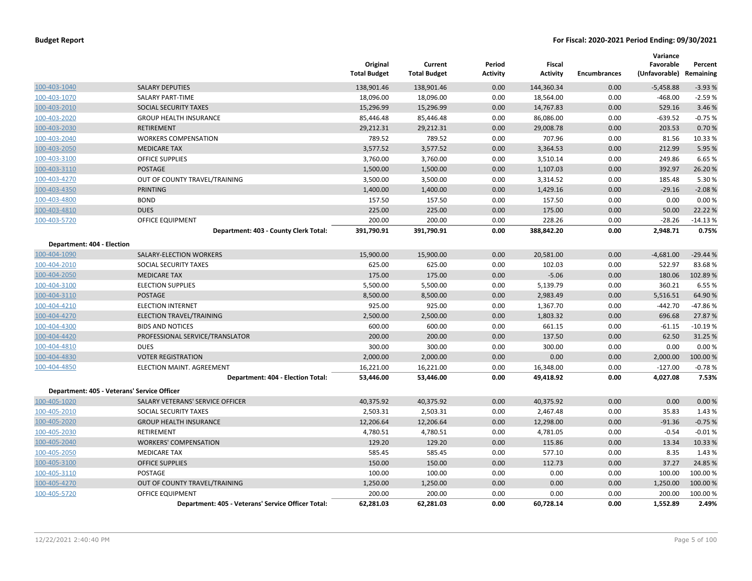**Budget Report** — For Fiscal: 2020-2021 Period Ending: 09/30/2021

| | | Original Total Budget | Current Total Budget | Period Activity | Fiscal Activity | Encumbrances | Variance Favorable (Unfavorable) | Percent Remaining |
|---|---|---|---|---|---|---|---|---|
| 100-403-1040 | SALARY DEPUTIES | 138,901.46 | 138,901.46 | 0.00 | 144,360.34 | 0.00 | -5,458.88 | -3.93 % |
| 100-403-1070 | SALARY PART-TIME | 18,096.00 | 18,096.00 | 0.00 | 18,564.00 | 0.00 | -468.00 | -2.59 % |
| 100-403-2010 | SOCIAL SECURITY TAXES | 15,296.99 | 15,296.99 | 0.00 | 14,767.83 | 0.00 | 529.16 | 3.46 % |
| 100-403-2020 | GROUP HEALTH INSURANCE | 85,446.48 | 85,446.48 | 0.00 | 86,086.00 | 0.00 | -639.52 | -0.75 % |
| 100-403-2030 | RETIREMENT | 29,212.31 | 29,212.31 | 0.00 | 29,008.78 | 0.00 | 203.53 | 0.70 % |
| 100-403-2040 | WORKERS COMPENSATION | 789.52 | 789.52 | 0.00 | 707.96 | 0.00 | 81.56 | 10.33 % |
| 100-403-2050 | MEDICARE TAX | 3,577.52 | 3,577.52 | 0.00 | 3,364.53 | 0.00 | 212.99 | 5.95 % |
| 100-403-3100 | OFFICE SUPPLIES | 3,760.00 | 3,760.00 | 0.00 | 3,510.14 | 0.00 | 249.86 | 6.65 % |
| 100-403-3110 | POSTAGE | 1,500.00 | 1,500.00 | 0.00 | 1,107.03 | 0.00 | 392.97 | 26.20 % |
| 100-403-4270 | OUT OF COUNTY TRAVEL/TRAINING | 3,500.00 | 3,500.00 | 0.00 | 3,314.52 | 0.00 | 185.48 | 5.30 % |
| 100-403-4350 | PRINTING | 1,400.00 | 1,400.00 | 0.00 | 1,429.16 | 0.00 | -29.16 | -2.08 % |
| 100-403-4800 | BOND | 157.50 | 157.50 | 0.00 | 157.50 | 0.00 | 0.00 | 0.00 % |
| 100-403-4810 | DUES | 225.00 | 225.00 | 0.00 | 175.00 | 0.00 | 50.00 | 22.22 % |
| 100-403-5720 | OFFICE EQUIPMENT | 200.00 | 200.00 | 0.00 | 228.26 | 0.00 | -28.26 | -14.13 % |
| | **Department: 403 - County Clerk Total:** | **391,790.91** | **391,790.91** | **0.00** | **388,842.20** | **0.00** | **2,948.71** | **0.75%** |
| **Department: 404 - Election** | | | | | | | | |
| 100-404-1090 | SALARY-ELECTION WORKERS | 15,900.00 | 15,900.00 | 0.00 | 20,581.00 | 0.00 | -4,681.00 | -29.44 % |
| 100-404-2010 | SOCIAL SECURITY TAXES | 625.00 | 625.00 | 0.00 | 102.03 | 0.00 | 522.97 | 83.68 % |
| 100-404-2050 | MEDICARE TAX | 175.00 | 175.00 | 0.00 | -5.06 | 0.00 | 180.06 | 102.89 % |
| 100-404-3100 | ELECTION SUPPLIES | 5,500.00 | 5,500.00 | 0.00 | 5,139.79 | 0.00 | 360.21 | 6.55 % |
| 100-404-3110 | POSTAGE | 8,500.00 | 8,500.00 | 0.00 | 2,983.49 | 0.00 | 5,516.51 | 64.90 % |
| 100-404-4210 | ELECTION INTERNET | 925.00 | 925.00 | 0.00 | 1,367.70 | 0.00 | -442.70 | -47.86 % |
| 100-404-4270 | ELECTION TRAVEL/TRAINING | 2,500.00 | 2,500.00 | 0.00 | 1,803.32 | 0.00 | 696.68 | 27.87 % |
| 100-404-4300 | BIDS AND NOTICES | 600.00 | 600.00 | 0.00 | 661.15 | 0.00 | -61.15 | -10.19 % |
| 100-404-4420 | PROFESSIONAL SERVICE/TRANSLATOR | 200.00 | 200.00 | 0.00 | 137.50 | 0.00 | 62.50 | 31.25 % |
| 100-404-4810 | DUES | 300.00 | 300.00 | 0.00 | 300.00 | 0.00 | 0.00 | 0.00 % |
| 100-404-4830 | VOTER REGISTRATION | 2,000.00 | 2,000.00 | 0.00 | 0.00 | 0.00 | 2,000.00 | 100.00 % |
| 100-404-4850 | ELECTION MAINT. AGREEMENT | 16,221.00 | 16,221.00 | 0.00 | 16,348.00 | 0.00 | -127.00 | -0.78 % |
| | **Department: 404 - Election Total:** | **53,446.00** | **53,446.00** | **0.00** | **49,418.92** | **0.00** | **4,027.08** | **7.53%** |
| **Department: 405 - Veterans' Service Officer** | | | | | | | | |
| 100-405-1020 | SALARY VETERANS' SERVICE OFFICER | 40,375.92 | 40,375.92 | 0.00 | 40,375.92 | 0.00 | 0.00 | 0.00 % |
| 100-405-2010 | SOCIAL SECURITY TAXES | 2,503.31 | 2,503.31 | 0.00 | 2,467.48 | 0.00 | 35.83 | 1.43 % |
| 100-405-2020 | GROUP HEALTH INSURANCE | 12,206.64 | 12,206.64 | 0.00 | 12,298.00 | 0.00 | -91.36 | -0.75 % |
| 100-405-2030 | RETIREMENT | 4,780.51 | 4,780.51 | 0.00 | 4,781.05 | 0.00 | -0.54 | -0.01 % |
| 100-405-2040 | WORKERS' COMPENSATION | 129.20 | 129.20 | 0.00 | 115.86 | 0.00 | 13.34 | 10.33 % |
| 100-405-2050 | MEDICARE TAX | 585.45 | 585.45 | 0.00 | 577.10 | 0.00 | 8.35 | 1.43 % |
| 100-405-3100 | OFFICE SUPPLIES | 150.00 | 150.00 | 0.00 | 112.73 | 0.00 | 37.27 | 24.85 % |
| 100-405-3110 | POSTAGE | 100.00 | 100.00 | 0.00 | 0.00 | 0.00 | 100.00 | 100.00 % |
| 100-405-4270 | OUT OF COUNTY TRAVEL/TRAINING | 1,250.00 | 1,250.00 | 0.00 | 0.00 | 0.00 | 1,250.00 | 100.00 % |
| 100-405-5720 | OFFICE EQUIPMENT | 200.00 | 200.00 | 0.00 | 0.00 | 0.00 | 200.00 | 100.00 % |
| | **Department: 405 - Veterans' Service Officer Total:** | **62,281.03** | **62,281.03** | **0.00** | **60,728.14** | **0.00** | **1,552.89** | **2.49%** |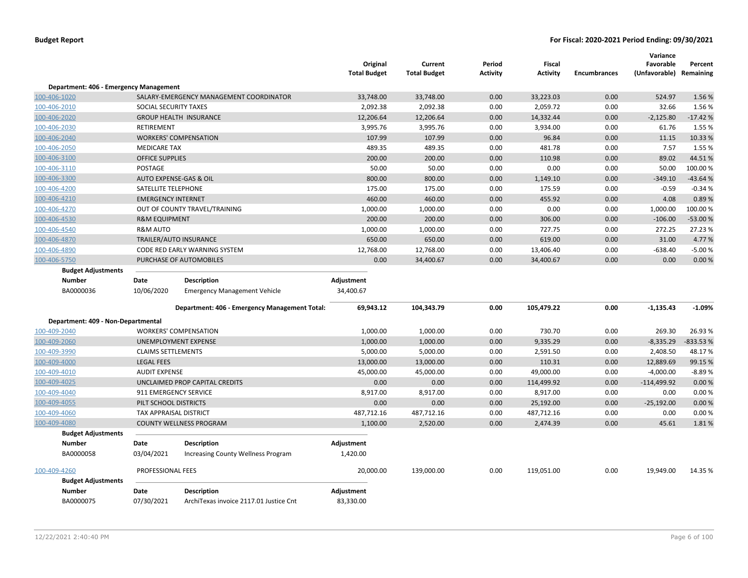**Budget Report** | **For Fiscal: 2020-2021 Period Ending: 09/30/2021**

| | | Original Total Budget | Current Total Budget | Period Activity | Fiscal Activity | Encumbrances | Variance Favorable (Unfavorable) | Percent Remaining |
|---|---|---|---|---|---|---|---|---|
| **Department: 406 - Emergency Management** | | | | | | | | |
| 100-406-1020 | SALARY-EMERGENCY MANAGEMENT COORDINATOR | 33,748.00 | 33,748.00 | 0.00 | 33,223.03 | 0.00 | 524.97 | 1.56 % |
| 100-406-2010 | SOCIAL SECURITY TAXES | 2,092.38 | 2,092.38 | 0.00 | 2,059.72 | 0.00 | 32.66 | 1.56 % |
| 100-406-2020 | GROUP HEALTH INSURANCE | 12,206.64 | 12,206.64 | 0.00 | 14,332.44 | 0.00 | -2,125.80 | -17.42 % |
| 100-406-2030 | RETIREMENT | 3,995.76 | 3,995.76 | 0.00 | 3,934.00 | 0.00 | 61.76 | 1.55 % |
| 100-406-2040 | WORKERS' COMPENSATION | 107.99 | 107.99 | 0.00 | 96.84 | 0.00 | 11.15 | 10.33 % |
| 100-406-2050 | MEDICARE TAX | 489.35 | 489.35 | 0.00 | 481.78 | 0.00 | 7.57 | 1.55 % |
| 100-406-3100 | OFFICE SUPPLIES | 200.00 | 200.00 | 0.00 | 110.98 | 0.00 | 89.02 | 44.51 % |
| 100-406-3110 | POSTAGE | 50.00 | 50.00 | 0.00 | 0.00 | 0.00 | 50.00 | 100.00 % |
| 100-406-3300 | AUTO EXPENSE-GAS & OIL | 800.00 | 800.00 | 0.00 | 1,149.10 | 0.00 | -349.10 | -43.64 % |
| 100-406-4200 | SATELLITE TELEPHONE | 175.00 | 175.00 | 0.00 | 175.59 | 0.00 | -0.59 | -0.34 % |
| 100-406-4210 | EMERGENCY INTERNET | 460.00 | 460.00 | 0.00 | 455.92 | 0.00 | 4.08 | 0.89 % |
| 100-406-4270 | OUT OF COUNTY TRAVEL/TRAINING | 1,000.00 | 1,000.00 | 0.00 | 0.00 | 0.00 | 1,000.00 | 100.00 % |
| 100-406-4530 | R&M EQUIPMENT | 200.00 | 200.00 | 0.00 | 306.00 | 0.00 | -106.00 | -53.00 % |
| 100-406-4540 | R&M AUTO | 1,000.00 | 1,000.00 | 0.00 | 727.75 | 0.00 | 272.25 | 27.23 % |
| 100-406-4870 | TRAILER/AUTO INSURANCE | 650.00 | 650.00 | 0.00 | 619.00 | 0.00 | 31.00 | 4.77 % |
| 100-406-4890 | CODE RED EARLY WARNING SYSTEM | 12,768.00 | 12,768.00 | 0.00 | 13,406.40 | 0.00 | -638.40 | -5.00 % |
| 100-406-5750 | PURCHASE OF AUTOMOBILES | 0.00 | 34,400.67 | 0.00 | 34,400.67 | 0.00 | 0.00 | 0.00 % |

**Budget Adjustments**

| Number | Date | Description | Adjustment |
|---|---|---|---|
| BA0000036 | 10/06/2020 | Emergency Management Vehicle | 34,400.67 |

| | Original Total Budget | Current Total Budget | Period Activity | Fiscal Activity | Encumbrances | Variance Favorable (Unfavorable) | Percent Remaining |
|---|---|---|---|---|---|---|---|
| **Department: 406 - Emergency Management Total:** | **69,943.12** | **104,343.79** | **0.00** | **105,479.22** | **0.00** | **-1,135.43** | **-1.09%** |

| | | Original Total Budget | Current Total Budget | Period Activity | Fiscal Activity | Encumbrances | Variance Favorable (Unfavorable) | Percent Remaining |
|---|---|---|---|---|---|---|---|---|
| **Department: 409 - Non-Departmental** | | | | | | | | |
| 100-409-2040 | WORKERS' COMPENSATION | 1,000.00 | 1,000.00 | 0.00 | 730.70 | 0.00 | 269.30 | 26.93 % |
| 100-409-2060 | UNEMPLOYMENT EXPENSE | 1,000.00 | 1,000.00 | 0.00 | 9,335.29 | 0.00 | -8,335.29 | -833.53 % |
| 100-409-3990 | CLAIMS SETTLEMENTS | 5,000.00 | 5,000.00 | 0.00 | 2,591.50 | 0.00 | 2,408.50 | 48.17 % |
| 100-409-4000 | LEGAL FEES | 13,000.00 | 13,000.00 | 0.00 | 110.31 | 0.00 | 12,889.69 | 99.15 % |
| 100-409-4010 | AUDIT EXPENSE | 45,000.00 | 45,000.00 | 0.00 | 49,000.00 | 0.00 | -4,000.00 | -8.89 % |
| 100-409-4025 | UNCLAIMED PROP CAPITAL CREDITS | 0.00 | 0.00 | 0.00 | 114,499.92 | 0.00 | -114,499.92 | 0.00 % |
| 100-409-4040 | 911 EMERGENCY SERVICE | 8,917.00 | 8,917.00 | 0.00 | 8,917.00 | 0.00 | 0.00 | 0.00 % |
| 100-409-4055 | PILT SCHOOL DISTRICTS | 0.00 | 0.00 | 0.00 | 25,192.00 | 0.00 | -25,192.00 | 0.00 % |
| 100-409-4060 | TAX APPRAISAL DISTRICT | 487,712.16 | 487,712.16 | 0.00 | 487,712.16 | 0.00 | 0.00 | 0.00 % |
| 100-409-4080 | COUNTY WELLNESS PROGRAM | 1,100.00 | 2,520.00 | 0.00 | 2,474.39 | 0.00 | 45.61 | 1.81 % |

**Budget Adjustments**

| Number | Date | Description | Adjustment |
|---|---|---|---|
| BA0000058 | 03/04/2021 | Increasing County Wellness Program | 1,420.00 |

| | | Original Total Budget | Current Total Budget | Period Activity | Fiscal Activity | Encumbrances | Variance Favorable (Unfavorable) | Percent Remaining |
|---|---|---|---|---|---|---|---|---|
| 100-409-4260 | PROFESSIONAL FEES | 20,000.00 | 139,000.00 | 0.00 | 119,051.00 | 0.00 | 19,949.00 | 14.35 % |

**Budget Adjustments**

| Number | Date | Description | Adjustment |
|---|---|---|---|
| BA0000075 | 07/30/2021 | ArchiTexas invoice 2117.01 Justice Cnt | 83,330.00 |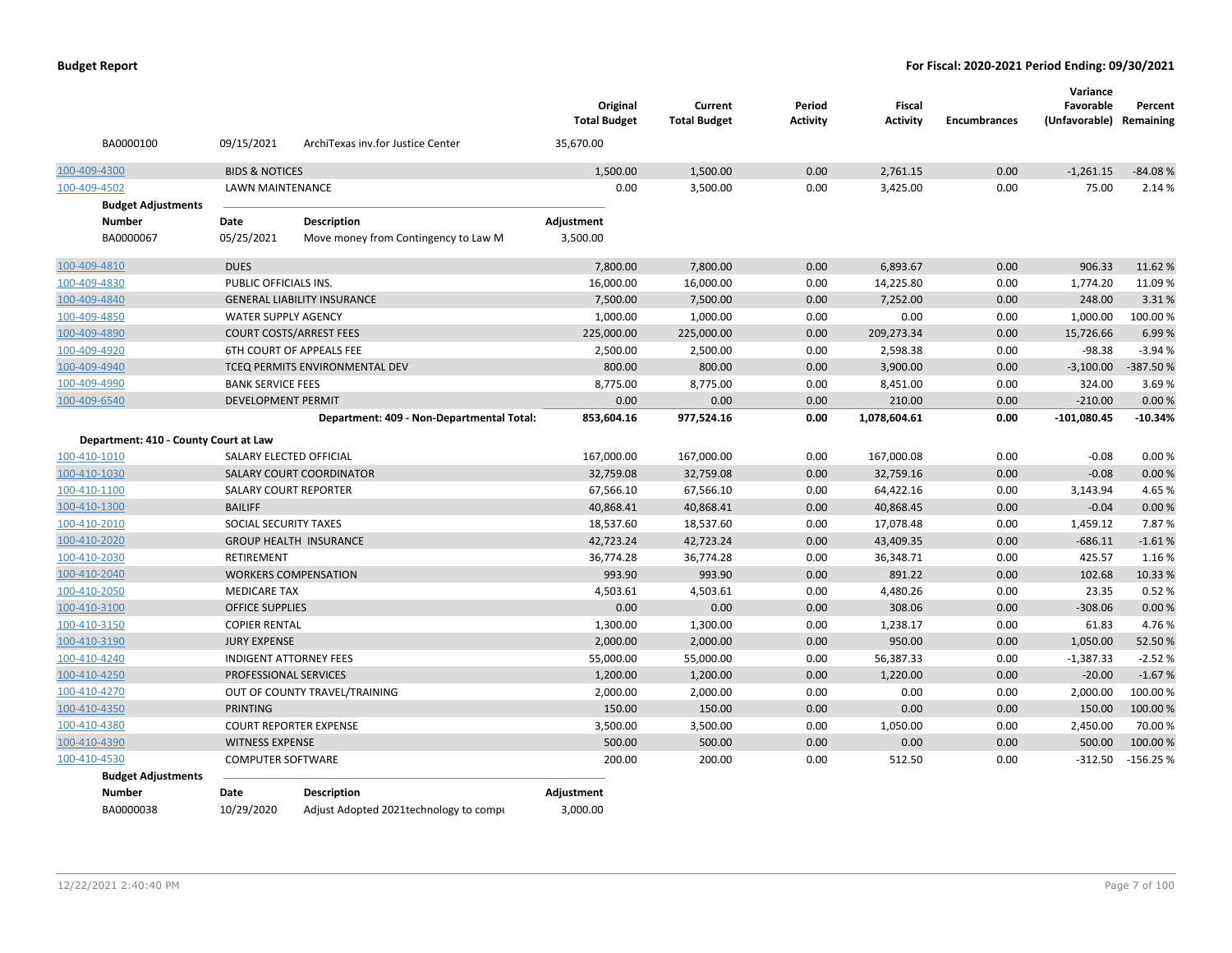| | | | Original Total Budget | Current Total Budget | Period Activity | Fiscal Activity | Encumbrances | Variance Favorable (Unfavorable) | Percent Remaining |
|---|---|---|---|---|---|---|---|---|---|
| BA0000100 | 09/15/2021 | ArchiTexas inv.for Justice Center | 35,670.00 | | | | | | |
| 100-409-4300 | BIDS & NOTICES | | 1,500.00 | 1,500.00 | 0.00 | 2,761.15 | 0.00 | -1,261.15 | -84.08 % |
| 100-409-4502 | LAWN MAINTENANCE | | 0.00 | 3,500.00 | 0.00 | 3,425.00 | 0.00 | 75.00 | 2.14 % |
| **Budget Adjustments** | | | | | | | | | |
| **Number** | **Date** | **Description** | **Adjustment** | | | | | | |
| BA0000067 | 05/25/2021 | Move money from Contingency to Law M | 3,500.00 | | | | | | |
| 100-409-4810 | DUES | | 7,800.00 | 7,800.00 | 0.00 | 6,893.67 | 0.00 | 906.33 | 11.62 % |
| 100-409-4830 | PUBLIC OFFICIALS INS. | | 16,000.00 | 16,000.00 | 0.00 | 14,225.80 | 0.00 | 1,774.20 | 11.09 % |
| 100-409-4840 | GENERAL LIABILITY INSURANCE | | 7,500.00 | 7,500.00 | 0.00 | 7,252.00 | 0.00 | 248.00 | 3.31 % |
| 100-409-4850 | WATER SUPPLY AGENCY | | 1,000.00 | 1,000.00 | 0.00 | 0.00 | 0.00 | 1,000.00 | 100.00 % |
| 100-409-4890 | COURT COSTS/ARREST FEES | | 225,000.00 | 225,000.00 | 0.00 | 209,273.34 | 0.00 | 15,726.66 | 6.99 % |
| 100-409-4920 | 6TH COURT OF APPEALS FEE | | 2,500.00 | 2,500.00 | 0.00 | 2,598.38 | 0.00 | -98.38 | -3.94 % |
| 100-409-4940 | TCEQ PERMITS ENVIRONMENTAL DEV | | 800.00 | 800.00 | 0.00 | 3,900.00 | 0.00 | -3,100.00 | -387.50 % |
| 100-409-4990 | BANK SERVICE FEES | | 8,775.00 | 8,775.00 | 0.00 | 8,451.00 | 0.00 | 324.00 | 3.69 % |
| 100-409-6540 | DEVELOPMENT PERMIT | | 0.00 | 0.00 | 0.00 | 210.00 | 0.00 | -210.00 | 0.00 % |
| | | **Department: 409 - Non-Departmental Total:** | **853,604.16** | **977,524.16** | **0.00** | **1,078,604.61** | **0.00** | **-101,080.45** | **-10.34%** |
| **Department: 410 - County Court at Law** | | | | | | | | | |
| 100-410-1010 | SALARY ELECTED OFFICIAL | | 167,000.00 | 167,000.00 | 0.00 | 167,000.08 | 0.00 | -0.08 | 0.00 % |
| 100-410-1030 | SALARY COURT COORDINATOR | | 32,759.08 | 32,759.08 | 0.00 | 32,759.16 | 0.00 | -0.08 | 0.00 % |
| 100-410-1100 | SALARY COURT REPORTER | | 67,566.10 | 67,566.10 | 0.00 | 64,422.16 | 0.00 | 3,143.94 | 4.65 % |
| 100-410-1300 | BAILIFF | | 40,868.41 | 40,868.41 | 0.00 | 40,868.45 | 0.00 | -0.04 | 0.00 % |
| 100-410-2010 | SOCIAL SECURITY TAXES | | 18,537.60 | 18,537.60 | 0.00 | 17,078.48 | 0.00 | 1,459.12 | 7.87 % |
| 100-410-2020 | GROUP HEALTH INSURANCE | | 42,723.24 | 42,723.24 | 0.00 | 43,409.35 | 0.00 | -686.11 | -1.61 % |
| 100-410-2030 | RETIREMENT | | 36,774.28 | 36,774.28 | 0.00 | 36,348.71 | 0.00 | 425.57 | 1.16 % |
| 100-410-2040 | WORKERS COMPENSATION | | 993.90 | 993.90 | 0.00 | 891.22 | 0.00 | 102.68 | 10.33 % |
| 100-410-2050 | MEDICARE TAX | | 4,503.61 | 4,503.61 | 0.00 | 4,480.26 | 0.00 | 23.35 | 0.52 % |
| 100-410-3100 | OFFICE SUPPLIES | | 0.00 | 0.00 | 0.00 | 308.06 | 0.00 | -308.06 | 0.00 % |
| 100-410-3150 | COPIER RENTAL | | 1,300.00 | 1,300.00 | 0.00 | 1,238.17 | 0.00 | 61.83 | 4.76 % |
| 100-410-3190 | JURY EXPENSE | | 2,000.00 | 2,000.00 | 0.00 | 950.00 | 0.00 | 1,050.00 | 52.50 % |
| 100-410-4240 | INDIGENT ATTORNEY FEES | | 55,000.00 | 55,000.00 | 0.00 | 56,387.33 | 0.00 | -1,387.33 | -2.52 % |
| 100-410-4250 | PROFESSIONAL SERVICES | | 1,200.00 | 1,200.00 | 0.00 | 1,220.00 | 0.00 | -20.00 | -1.67 % |
| 100-410-4270 | OUT OF COUNTY TRAVEL/TRAINING | | 2,000.00 | 2,000.00 | 0.00 | 0.00 | 0.00 | 2,000.00 | 100.00 % |
| 100-410-4350 | PRINTING | | 150.00 | 150.00 | 0.00 | 0.00 | 0.00 | 150.00 | 100.00 % |
| 100-410-4380 | COURT REPORTER EXPENSE | | 3,500.00 | 3,500.00 | 0.00 | 1,050.00 | 0.00 | 2,450.00 | 70.00 % |
| 100-410-4390 | WITNESS EXPENSE | | 500.00 | 500.00 | 0.00 | 0.00 | 0.00 | 500.00 | 100.00 % |
| 100-410-4530 | COMPUTER SOFTWARE | | 200.00 | 200.00 | 0.00 | 512.50 | 0.00 | -312.50 | -156.25 % |
| **Budget Adjustments** | | | | | | | | | |
| **Number** | **Date** | **Description** | **Adjustment** | | | | | | |
| BA0000038 | 10/29/2020 | Adjust Adopted 2021technology to compu | 3,000.00 | | | | | | |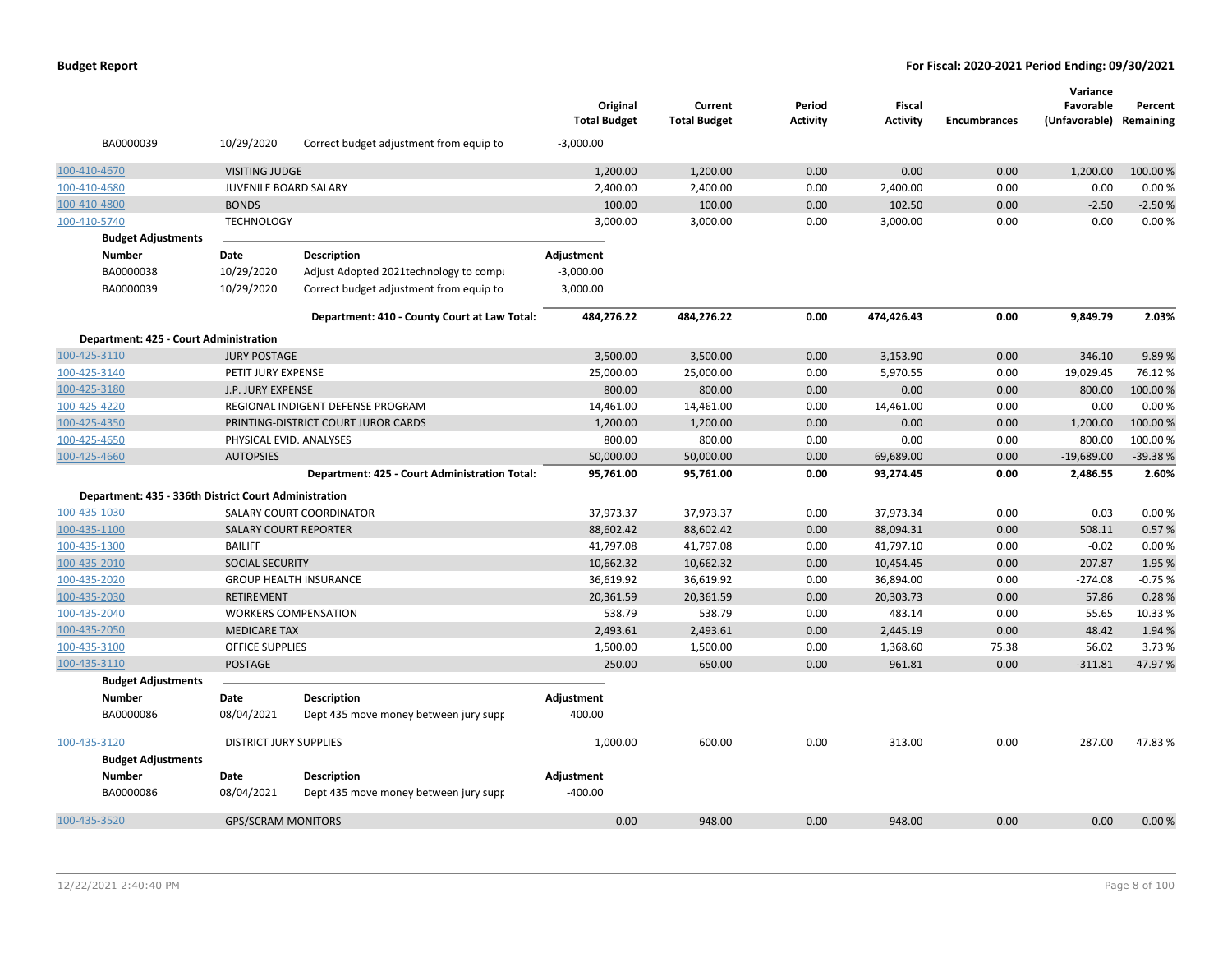| | | | Original Total Budget | Current Total Budget | Period Activity | Fiscal Activity | Encumbrances | Variance Favorable (Unfavorable) | Percent Remaining |
|---|---|---|---|---|---|---|---|---|---|
| BA0000039 | 10/29/2020 | Correct budget adjustment from equip to | -3,000.00 | | | | | | |
| 100-410-4670 | VISITING JUDGE | | 1,200.00 | 1,200.00 | 0.00 | 0.00 | 0.00 | 1,200.00 | 100.00 % |
| 100-410-4680 | JUVENILE BOARD SALARY | | 2,400.00 | 2,400.00 | 0.00 | 2,400.00 | 0.00 | 0.00 | 0.00 % |
| 100-410-4800 | BONDS | | 100.00 | 100.00 | 0.00 | 102.50 | 0.00 | -2.50 | -2.50 % |
| 100-410-5740 | TECHNOLOGY | | 3,000.00 | 3,000.00 | 0.00 | 3,000.00 | 0.00 | 0.00 | 0.00 % |
| **Budget Adjustments** | | | | | | | | | |
| **Number** | **Date** | **Description** | **Adjustment** | | | | | | |
| BA0000038 | 10/29/2020 | Adjust Adopted 2021technology to compu | -3,000.00 | | | | | | |
| BA0000039 | 10/29/2020 | Correct budget adjustment from equip to | 3,000.00 | | | | | | |
| | | **Department: 410 - County Court at Law Total:** | **484,276.22** | **484,276.22** | **0.00** | **474,426.43** | **0.00** | **9,849.79** | **2.03%** |
| **Department: 425 - Court Administration** | | | | | | | | | |
| 100-425-3110 | JURY POSTAGE | | 3,500.00 | 3,500.00 | 0.00 | 3,153.90 | 0.00 | 346.10 | 9.89 % |
| 100-425-3140 | PETIT JURY EXPENSE | | 25,000.00 | 25,000.00 | 0.00 | 5,970.55 | 0.00 | 19,029.45 | 76.12 % |
| 100-425-3180 | J.P. JURY EXPENSE | | 800.00 | 800.00 | 0.00 | 0.00 | 0.00 | 800.00 | 100.00 % |
| 100-425-4220 | REGIONAL INDIGENT DEFENSE PROGRAM | | 14,461.00 | 14,461.00 | 0.00 | 14,461.00 | 0.00 | 0.00 | 0.00 % |
| 100-425-4350 | PRINTING-DISTRICT COURT JUROR CARDS | | 1,200.00 | 1,200.00 | 0.00 | 0.00 | 0.00 | 1,200.00 | 100.00 % |
| 100-425-4650 | PHYSICAL EVID. ANALYSES | | 800.00 | 800.00 | 0.00 | 0.00 | 0.00 | 800.00 | 100.00 % |
| 100-425-4660 | AUTOPSIES | | 50,000.00 | 50,000.00 | 0.00 | 69,689.00 | 0.00 | -19,689.00 | -39.38 % |
| | | **Department: 425 - Court Administration Total:** | **95,761.00** | **95,761.00** | **0.00** | **93,274.45** | **0.00** | **2,486.55** | **2.60%** |
| **Department: 435 - 336th District Court Administration** | | | | | | | | | |
| 100-435-1030 | SALARY COURT COORDINATOR | | 37,973.37 | 37,973.37 | 0.00 | 37,973.34 | 0.00 | 0.03 | 0.00 % |
| 100-435-1100 | SALARY COURT REPORTER | | 88,602.42 | 88,602.42 | 0.00 | 88,094.31 | 0.00 | 508.11 | 0.57 % |
| 100-435-1300 | BAILIFF | | 41,797.08 | 41,797.08 | 0.00 | 41,797.10 | 0.00 | -0.02 | 0.00 % |
| 100-435-2010 | SOCIAL SECURITY | | 10,662.32 | 10,662.32 | 0.00 | 10,454.45 | 0.00 | 207.87 | 1.95 % |
| 100-435-2020 | GROUP HEALTH INSURANCE | | 36,619.92 | 36,619.92 | 0.00 | 36,894.00 | 0.00 | -274.08 | -0.75 % |
| 100-435-2030 | RETIREMENT | | 20,361.59 | 20,361.59 | 0.00 | 20,303.73 | 0.00 | 57.86 | 0.28 % |
| 100-435-2040 | WORKERS COMPENSATION | | 538.79 | 538.79 | 0.00 | 483.14 | 0.00 | 55.65 | 10.33 % |
| 100-435-2050 | MEDICARE TAX | | 2,493.61 | 2,493.61 | 0.00 | 2,445.19 | 0.00 | 48.42 | 1.94 % |
| 100-435-3100 | OFFICE SUPPLIES | | 1,500.00 | 1,500.00 | 0.00 | 1,368.60 | 75.38 | 56.02 | 3.73 % |
| 100-435-3110 | POSTAGE | | 250.00 | 650.00 | 0.00 | 961.81 | 0.00 | -311.81 | -47.97 % |
| **Budget Adjustments** | | | | | | | | | |
| **Number** | **Date** | **Description** | **Adjustment** | | | | | | |
| BA0000086 | 08/04/2021 | Dept 435 move money between jury supp | 400.00 | | | | | | |
| 100-435-3120 | DISTRICT JURY SUPPLIES | | 1,000.00 | 600.00 | 0.00 | 313.00 | 0.00 | 287.00 | 47.83 % |
| **Budget Adjustments** | | | | | | | | | |
| **Number** | **Date** | **Description** | **Adjustment** | | | | | | |
| BA0000086 | 08/04/2021 | Dept 435 move money between jury supp | -400.00 | | | | | | |
| 100-435-3520 | GPS/SCRAM MONITORS | | 0.00 | 948.00 | 0.00 | 948.00 | 0.00 | 0.00 | 0.00 % |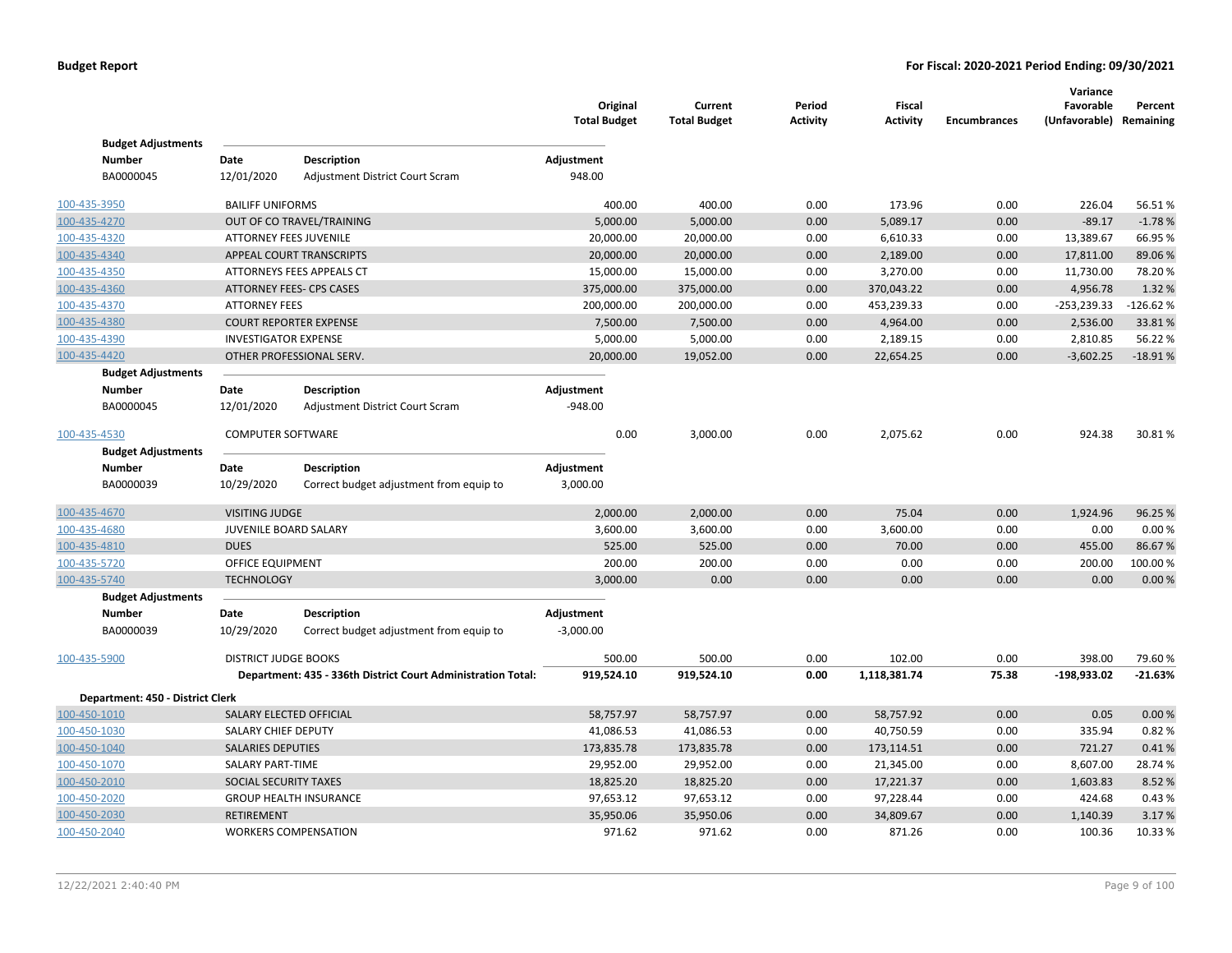**Budget Report** — **For Fiscal: 2020-2021 Period Ending: 09/30/2021**

| Account | Description | Original Total Budget | Current Total Budget | Period Activity | Fiscal Activity | Encumbrances | Variance Favorable (Unfavorable) | Percent Remaining |
|---|---|---|---|---|---|---|---|---|

**Budget Adjustments**

| Number | Date | Description | Adjustment |
|---|---|---|---|
| BA0000045 | 12/01/2020 | Adjustment District Court Scram | 948.00 |

| Account | Description | Original Total Budget | Current Total Budget | Period Activity | Fiscal Activity | Encumbrances | Variance Favorable (Unfavorable) | Percent Remaining |
|---|---|---|---|---|---|---|---|---|
| 100-435-3950 | BAILIFF UNIFORMS | 400.00 | 400.00 | 0.00 | 173.96 | 0.00 | 226.04 | 56.51 % |
| 100-435-4270 | OUT OF CO TRAVEL/TRAINING | 5,000.00 | 5,000.00 | 0.00 | 5,089.17 | 0.00 | -89.17 | -1.78 % |
| 100-435-4320 | ATTORNEY FEES JUVENILE | 20,000.00 | 20,000.00 | 0.00 | 6,610.33 | 0.00 | 13,389.67 | 66.95 % |
| 100-435-4340 | APPEAL COURT TRANSCRIPTS | 20,000.00 | 20,000.00 | 0.00 | 2,189.00 | 0.00 | 17,811.00 | 89.06 % |
| 100-435-4350 | ATTORNEYS FEES APPEALS CT | 15,000.00 | 15,000.00 | 0.00 | 3,270.00 | 0.00 | 11,730.00 | 78.20 % |
| 100-435-4360 | ATTORNEY FEES- CPS CASES | 375,000.00 | 375,000.00 | 0.00 | 370,043.22 | 0.00 | 4,956.78 | 1.32 % |
| 100-435-4370 | ATTORNEY FEES | 200,000.00 | 200,000.00 | 0.00 | 453,239.33 | 0.00 | -253,239.33 | -126.62 % |
| 100-435-4380 | COURT REPORTER EXPENSE | 7,500.00 | 7,500.00 | 0.00 | 4,964.00 | 0.00 | 2,536.00 | 33.81 % |
| 100-435-4390 | INVESTIGATOR EXPENSE | 5,000.00 | 5,000.00 | 0.00 | 2,189.15 | 0.00 | 2,810.85 | 56.22 % |
| 100-435-4420 | OTHER PROFESSIONAL SERV. | 20,000.00 | 19,052.00 | 0.00 | 22,654.25 | 0.00 | -3,602.25 | -18.91 % |

**Budget Adjustments**

| Number | Date | Description | Adjustment |
|---|---|---|---|
| BA0000045 | 12/01/2020 | Adjustment District Court Scram | -948.00 |

| Account | Description | Original Total Budget | Current Total Budget | Period Activity | Fiscal Activity | Encumbrances | Variance Favorable (Unfavorable) | Percent Remaining |
|---|---|---|---|---|---|---|---|---|
| 100-435-4530 | COMPUTER SOFTWARE | 0.00 | 3,000.00 | 0.00 | 2,075.62 | 0.00 | 924.38 | 30.81 % |

**Budget Adjustments**

| Number | Date | Description | Adjustment |
|---|---|---|---|
| BA0000039 | 10/29/2020 | Correct budget adjustment from equip to | 3,000.00 |

| Account | Description | Original Total Budget | Current Total Budget | Period Activity | Fiscal Activity | Encumbrances | Variance Favorable (Unfavorable) | Percent Remaining |
|---|---|---|---|---|---|---|---|---|
| 100-435-4670 | VISITING JUDGE | 2,000.00 | 2,000.00 | 0.00 | 75.04 | 0.00 | 1,924.96 | 96.25 % |
| 100-435-4680 | JUVENILE BOARD SALARY | 3,600.00 | 3,600.00 | 0.00 | 3,600.00 | 0.00 | 0.00 | 0.00 % |
| 100-435-4810 | DUES | 525.00 | 525.00 | 0.00 | 70.00 | 0.00 | 455.00 | 86.67 % |
| 100-435-5720 | OFFICE EQUIPMENT | 200.00 | 200.00 | 0.00 | 0.00 | 0.00 | 200.00 | 100.00 % |
| 100-435-5740 | TECHNOLOGY | 3,000.00 | 0.00 | 0.00 | 0.00 | 0.00 | 0.00 | 0.00 % |

**Budget Adjustments**

| Number | Date | Description | Adjustment |
|---|---|---|---|
| BA0000039 | 10/29/2020 | Correct budget adjustment from equip to | -3,000.00 |

| Account | Description | Original Total Budget | Current Total Budget | Period Activity | Fiscal Activity | Encumbrances | Variance Favorable (Unfavorable) | Percent Remaining |
|---|---|---|---|---|---|---|---|---|
| 100-435-5900 | DISTRICT JUDGE BOOKS | 500.00 | 500.00 | 0.00 | 102.00 | 0.00 | 398.00 | 79.60 % |
| | **Department: 435 - 336th District Court Administration Total:** | **919,524.10** | **919,524.10** | **0.00** | **1,118,381.74** | **75.38** | **-198,933.02** | **-21.63%** |

**Department: 450 - District Clerk**

| Account | Description | Original Total Budget | Current Total Budget | Period Activity | Fiscal Activity | Encumbrances | Variance Favorable (Unfavorable) | Percent Remaining |
|---|---|---|---|---|---|---|---|---|
| 100-450-1010 | SALARY ELECTED OFFICIAL | 58,757.97 | 58,757.97 | 0.00 | 58,757.92 | 0.00 | 0.05 | 0.00 % |
| 100-450-1030 | SALARY CHIEF DEPUTY | 41,086.53 | 41,086.53 | 0.00 | 40,750.59 | 0.00 | 335.94 | 0.82 % |
| 100-450-1040 | SALARIES DEPUTIES | 173,835.78 | 173,835.78 | 0.00 | 173,114.51 | 0.00 | 721.27 | 0.41 % |
| 100-450-1070 | SALARY PART-TIME | 29,952.00 | 29,952.00 | 0.00 | 21,345.00 | 0.00 | 8,607.00 | 28.74 % |
| 100-450-2010 | SOCIAL SECURITY TAXES | 18,825.20 | 18,825.20 | 0.00 | 17,221.37 | 0.00 | 1,603.83 | 8.52 % |
| 100-450-2020 | GROUP HEALTH INSURANCE | 97,653.12 | 97,653.12 | 0.00 | 97,228.44 | 0.00 | 424.68 | 0.43 % |
| 100-450-2030 | RETIREMENT | 35,950.06 | 35,950.06 | 0.00 | 34,809.67 | 0.00 | 1,140.39 | 3.17 % |
| 100-450-2040 | WORKERS COMPENSATION | 971.62 | 971.62 | 0.00 | 871.26 | 0.00 | 100.36 | 10.33 % |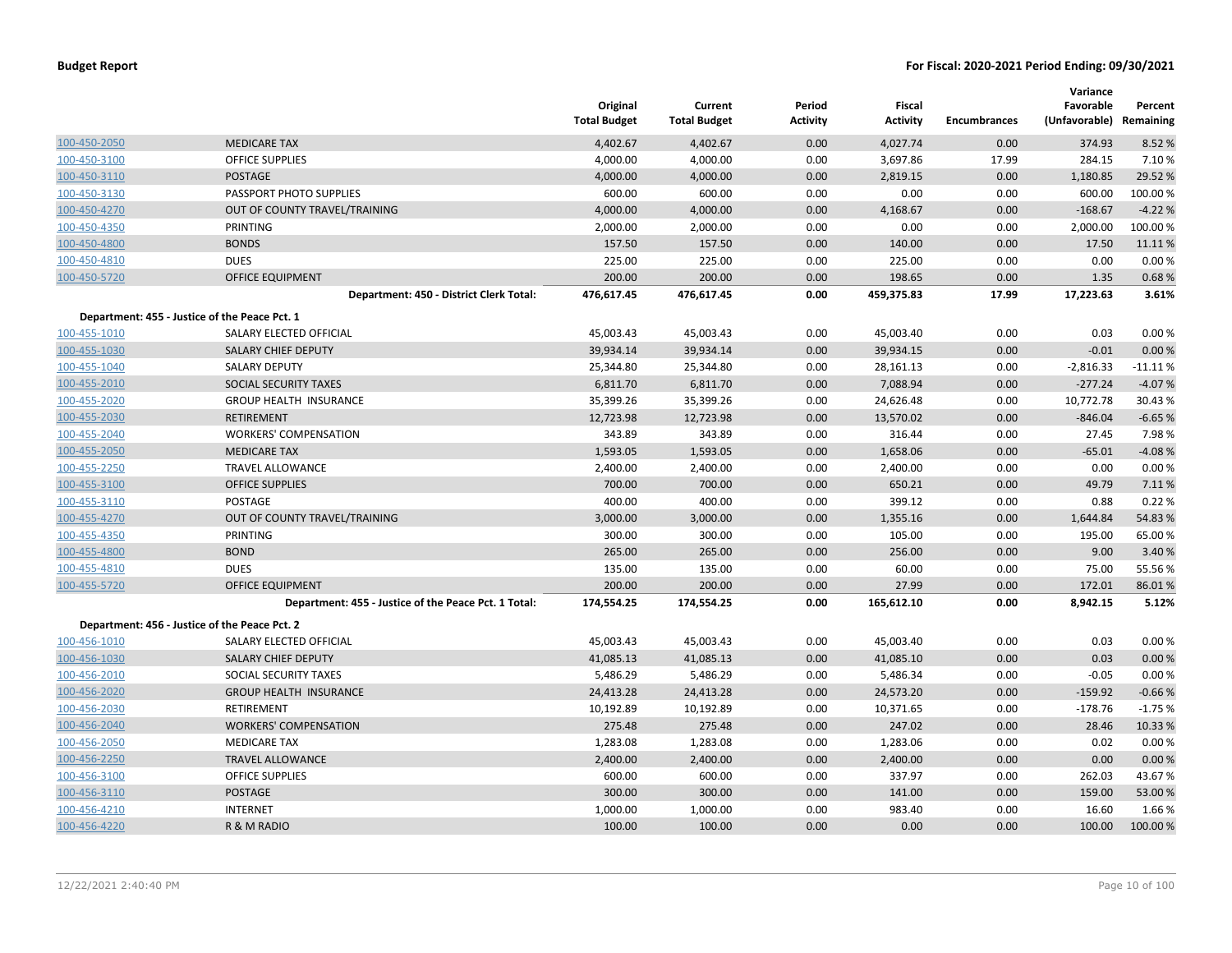| | | Original Total Budget | Current Total Budget | Period Activity | Fiscal Activity | Encumbrances | Variance Favorable (Unfavorable) | Percent Remaining |
|---|---|---|---|---|---|---|---|---|
| 100-450-2050 | MEDICARE TAX | 4,402.67 | 4,402.67 | 0.00 | 4,027.74 | 0.00 | 374.93 | 8.52 % |
| 100-450-3100 | OFFICE SUPPLIES | 4,000.00 | 4,000.00 | 0.00 | 3,697.86 | 17.99 | 284.15 | 7.10 % |
| 100-450-3110 | POSTAGE | 4,000.00 | 4,000.00 | 0.00 | 2,819.15 | 0.00 | 1,180.85 | 29.52 % |
| 100-450-3130 | PASSPORT PHOTO SUPPLIES | 600.00 | 600.00 | 0.00 | 0.00 | 0.00 | 600.00 | 100.00 % |
| 100-450-4270 | OUT OF COUNTY TRAVEL/TRAINING | 4,000.00 | 4,000.00 | 0.00 | 4,168.67 | 0.00 | -168.67 | -4.22 % |
| 100-450-4350 | PRINTING | 2,000.00 | 2,000.00 | 0.00 | 0.00 | 0.00 | 2,000.00 | 100.00 % |
| 100-450-4800 | BONDS | 157.50 | 157.50 | 0.00 | 140.00 | 0.00 | 17.50 | 11.11 % |
| 100-450-4810 | DUES | 225.00 | 225.00 | 0.00 | 225.00 | 0.00 | 0.00 | 0.00 % |
| 100-450-5720 | OFFICE EQUIPMENT | 200.00 | 200.00 | 0.00 | 198.65 | 0.00 | 1.35 | 0.68 % |
| | **Department: 450 - District Clerk Total:** | **476,617.45** | **476,617.45** | **0.00** | **459,375.83** | **17.99** | **17,223.63** | **3.61%** |
| **Department: 455 - Justice of the Peace Pct. 1** | | | | | | | | |
| 100-455-1010 | SALARY ELECTED OFFICIAL | 45,003.43 | 45,003.43 | 0.00 | 45,003.40 | 0.00 | 0.03 | 0.00 % |
| 100-455-1030 | SALARY CHIEF DEPUTY | 39,934.14 | 39,934.14 | 0.00 | 39,934.15 | 0.00 | -0.01 | 0.00 % |
| 100-455-1040 | SALARY DEPUTY | 25,344.80 | 25,344.80 | 0.00 | 28,161.13 | 0.00 | -2,816.33 | -11.11 % |
| 100-455-2010 | SOCIAL SECURITY TAXES | 6,811.70 | 6,811.70 | 0.00 | 7,088.94 | 0.00 | -277.24 | -4.07 % |
| 100-455-2020 | GROUP HEALTH INSURANCE | 35,399.26 | 35,399.26 | 0.00 | 24,626.48 | 0.00 | 10,772.78 | 30.43 % |
| 100-455-2030 | RETIREMENT | 12,723.98 | 12,723.98 | 0.00 | 13,570.02 | 0.00 | -846.04 | -6.65 % |
| 100-455-2040 | WORKERS' COMPENSATION | 343.89 | 343.89 | 0.00 | 316.44 | 0.00 | 27.45 | 7.98 % |
| 100-455-2050 | MEDICARE TAX | 1,593.05 | 1,593.05 | 0.00 | 1,658.06 | 0.00 | -65.01 | -4.08 % |
| 100-455-2250 | TRAVEL ALLOWANCE | 2,400.00 | 2,400.00 | 0.00 | 2,400.00 | 0.00 | 0.00 | 0.00 % |
| 100-455-3100 | OFFICE SUPPLIES | 700.00 | 700.00 | 0.00 | 650.21 | 0.00 | 49.79 | 7.11 % |
| 100-455-3110 | POSTAGE | 400.00 | 400.00 | 0.00 | 399.12 | 0.00 | 0.88 | 0.22 % |
| 100-455-4270 | OUT OF COUNTY TRAVEL/TRAINING | 3,000.00 | 3,000.00 | 0.00 | 1,355.16 | 0.00 | 1,644.84 | 54.83 % |
| 100-455-4350 | PRINTING | 300.00 | 300.00 | 0.00 | 105.00 | 0.00 | 195.00 | 65.00 % |
| 100-455-4800 | BOND | 265.00 | 265.00 | 0.00 | 256.00 | 0.00 | 9.00 | 3.40 % |
| 100-455-4810 | DUES | 135.00 | 135.00 | 0.00 | 60.00 | 0.00 | 75.00 | 55.56 % |
| 100-455-5720 | OFFICE EQUIPMENT | 200.00 | 200.00 | 0.00 | 27.99 | 0.00 | 172.01 | 86.01 % |
| | **Department: 455 - Justice of the Peace Pct. 1 Total:** | **174,554.25** | **174,554.25** | **0.00** | **165,612.10** | **0.00** | **8,942.15** | **5.12%** |
| **Department: 456 - Justice of the Peace Pct. 2** | | | | | | | | |
| 100-456-1010 | SALARY ELECTED OFFICIAL | 45,003.43 | 45,003.43 | 0.00 | 45,003.40 | 0.00 | 0.03 | 0.00 % |
| 100-456-1030 | SALARY CHIEF DEPUTY | 41,085.13 | 41,085.13 | 0.00 | 41,085.10 | 0.00 | 0.03 | 0.00 % |
| 100-456-2010 | SOCIAL SECURITY TAXES | 5,486.29 | 5,486.29 | 0.00 | 5,486.34 | 0.00 | -0.05 | 0.00 % |
| 100-456-2020 | GROUP HEALTH INSURANCE | 24,413.28 | 24,413.28 | 0.00 | 24,573.20 | 0.00 | -159.92 | -0.66 % |
| 100-456-2030 | RETIREMENT | 10,192.89 | 10,192.89 | 0.00 | 10,371.65 | 0.00 | -178.76 | -1.75 % |
| 100-456-2040 | WORKERS' COMPENSATION | 275.48 | 275.48 | 0.00 | 247.02 | 0.00 | 28.46 | 10.33 % |
| 100-456-2050 | MEDICARE TAX | 1,283.08 | 1,283.08 | 0.00 | 1,283.06 | 0.00 | 0.02 | 0.00 % |
| 100-456-2250 | TRAVEL ALLOWANCE | 2,400.00 | 2,400.00 | 0.00 | 2,400.00 | 0.00 | 0.00 | 0.00 % |
| 100-456-3100 | OFFICE SUPPLIES | 600.00 | 600.00 | 0.00 | 337.97 | 0.00 | 262.03 | 43.67 % |
| 100-456-3110 | POSTAGE | 300.00 | 300.00 | 0.00 | 141.00 | 0.00 | 159.00 | 53.00 % |
| 100-456-4210 | INTERNET | 1,000.00 | 1,000.00 | 0.00 | 983.40 | 0.00 | 16.60 | 1.66 % |
| 100-456-4220 | R & M RADIO | 100.00 | 100.00 | 0.00 | 0.00 | 0.00 | 100.00 | 100.00 % |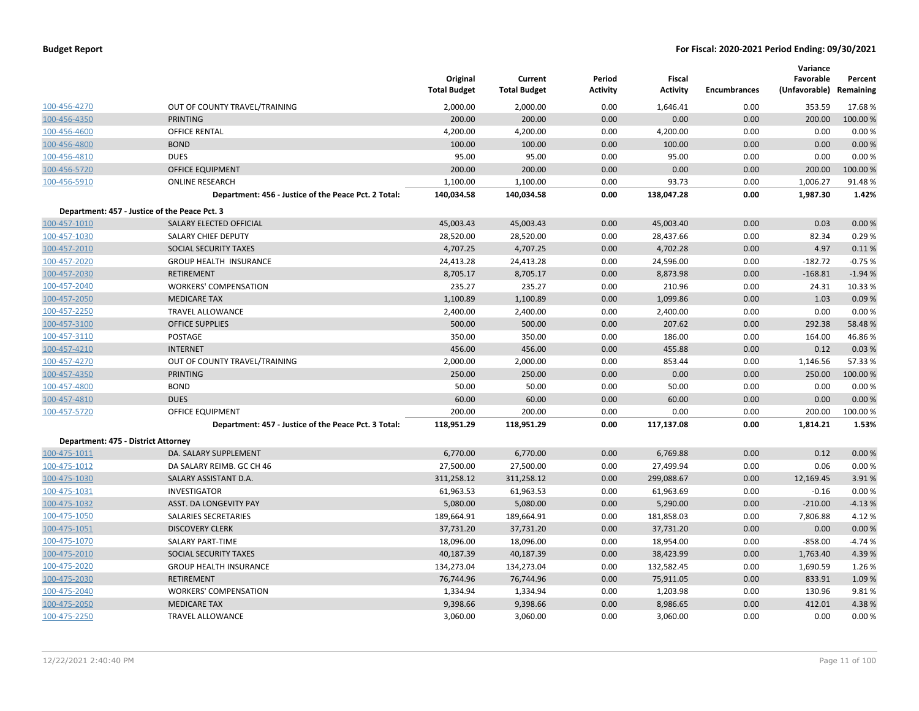**Budget Report** | **For Fiscal: 2020-2021 Period Ending: 09/30/2021**

| | | Original Total Budget | Current Total Budget | Period Activity | Fiscal Activity | Encumbrances | Variance Favorable (Unfavorable) | Percent Remaining |
|---|---|---|---|---|---|---|---|---|
| 100-456-4270 | OUT OF COUNTY TRAVEL/TRAINING | 2,000.00 | 2,000.00 | 0.00 | 1,646.41 | 0.00 | 353.59 | 17.68 % |
| 100-456-4350 | PRINTING | 200.00 | 200.00 | 0.00 | 0.00 | 0.00 | 200.00 | 100.00 % |
| 100-456-4600 | OFFICE RENTAL | 4,200.00 | 4,200.00 | 0.00 | 4,200.00 | 0.00 | 0.00 | 0.00 % |
| 100-456-4800 | BOND | 100.00 | 100.00 | 0.00 | 100.00 | 0.00 | 0.00 | 0.00 % |
| 100-456-4810 | DUES | 95.00 | 95.00 | 0.00 | 95.00 | 0.00 | 0.00 | 0.00 % |
| 100-456-5720 | OFFICE EQUIPMENT | 200.00 | 200.00 | 0.00 | 0.00 | 0.00 | 200.00 | 100.00 % |
| 100-456-5910 | ONLINE RESEARCH | 1,100.00 | 1,100.00 | 0.00 | 93.73 | 0.00 | 1,006.27 | 91.48 % |
| | **Department: 456 - Justice of the Peace Pct. 2 Total:** | **140,034.58** | **140,034.58** | **0.00** | **138,047.28** | **0.00** | **1,987.30** | **1.42%** |
| **Department: 457 - Justice of the Peace Pct. 3** | | | | | | | | |
| 100-457-1010 | SALARY ELECTED OFFICIAL | 45,003.43 | 45,003.43 | 0.00 | 45,003.40 | 0.00 | 0.03 | 0.00 % |
| 100-457-1030 | SALARY CHIEF DEPUTY | 28,520.00 | 28,520.00 | 0.00 | 28,437.66 | 0.00 | 82.34 | 0.29 % |
| 100-457-2010 | SOCIAL SECURITY TAXES | 4,707.25 | 4,707.25 | 0.00 | 4,702.28 | 0.00 | 4.97 | 0.11 % |
| 100-457-2020 | GROUP HEALTH INSURANCE | 24,413.28 | 24,413.28 | 0.00 | 24,596.00 | 0.00 | -182.72 | -0.75 % |
| 100-457-2030 | RETIREMENT | 8,705.17 | 8,705.17 | 0.00 | 8,873.98 | 0.00 | -168.81 | -1.94 % |
| 100-457-2040 | WORKERS' COMPENSATION | 235.27 | 235.27 | 0.00 | 210.96 | 0.00 | 24.31 | 10.33 % |
| 100-457-2050 | MEDICARE TAX | 1,100.89 | 1,100.89 | 0.00 | 1,099.86 | 0.00 | 1.03 | 0.09 % |
| 100-457-2250 | TRAVEL ALLOWANCE | 2,400.00 | 2,400.00 | 0.00 | 2,400.00 | 0.00 | 0.00 | 0.00 % |
| 100-457-3100 | OFFICE SUPPLIES | 500.00 | 500.00 | 0.00 | 207.62 | 0.00 | 292.38 | 58.48 % |
| 100-457-3110 | POSTAGE | 350.00 | 350.00 | 0.00 | 186.00 | 0.00 | 164.00 | 46.86 % |
| 100-457-4210 | INTERNET | 456.00 | 456.00 | 0.00 | 455.88 | 0.00 | 0.12 | 0.03 % |
| 100-457-4270 | OUT OF COUNTY TRAVEL/TRAINING | 2,000.00 | 2,000.00 | 0.00 | 853.44 | 0.00 | 1,146.56 | 57.33 % |
| 100-457-4350 | PRINTING | 250.00 | 250.00 | 0.00 | 0.00 | 0.00 | 250.00 | 100.00 % |
| 100-457-4800 | BOND | 50.00 | 50.00 | 0.00 | 50.00 | 0.00 | 0.00 | 0.00 % |
| 100-457-4810 | DUES | 60.00 | 60.00 | 0.00 | 60.00 | 0.00 | 0.00 | 0.00 % |
| 100-457-5720 | OFFICE EQUIPMENT | 200.00 | 200.00 | 0.00 | 0.00 | 0.00 | 200.00 | 100.00 % |
| | **Department: 457 - Justice of the Peace Pct. 3 Total:** | **118,951.29** | **118,951.29** | **0.00** | **117,137.08** | **0.00** | **1,814.21** | **1.53%** |
| **Department: 475 - District Attorney** | | | | | | | | |
| 100-475-1011 | DA. SALARY SUPPLEMENT | 6,770.00 | 6,770.00 | 0.00 | 6,769.88 | 0.00 | 0.12 | 0.00 % |
| 100-475-1012 | DA SALARY REIMB. GC CH 46 | 27,500.00 | 27,500.00 | 0.00 | 27,499.94 | 0.00 | 0.06 | 0.00 % |
| 100-475-1030 | SALARY ASSISTANT D.A. | 311,258.12 | 311,258.12 | 0.00 | 299,088.67 | 0.00 | 12,169.45 | 3.91 % |
| 100-475-1031 | INVESTIGATOR | 61,963.53 | 61,963.53 | 0.00 | 61,963.69 | 0.00 | -0.16 | 0.00 % |
| 100-475-1032 | ASST. DA LONGEVITY PAY | 5,080.00 | 5,080.00 | 0.00 | 5,290.00 | 0.00 | -210.00 | -4.13 % |
| 100-475-1050 | SALARIES SECRETARIES | 189,664.91 | 189,664.91 | 0.00 | 181,858.03 | 0.00 | 7,806.88 | 4.12 % |
| 100-475-1051 | DISCOVERY CLERK | 37,731.20 | 37,731.20 | 0.00 | 37,731.20 | 0.00 | 0.00 | 0.00 % |
| 100-475-1070 | SALARY PART-TIME | 18,096.00 | 18,096.00 | 0.00 | 18,954.00 | 0.00 | -858.00 | -4.74 % |
| 100-475-2010 | SOCIAL SECURITY TAXES | 40,187.39 | 40,187.39 | 0.00 | 38,423.99 | 0.00 | 1,763.40 | 4.39 % |
| 100-475-2020 | GROUP HEALTH INSURANCE | 134,273.04 | 134,273.04 | 0.00 | 132,582.45 | 0.00 | 1,690.59 | 1.26 % |
| 100-475-2030 | RETIREMENT | 76,744.96 | 76,744.96 | 0.00 | 75,911.05 | 0.00 | 833.91 | 1.09 % |
| 100-475-2040 | WORKERS' COMPENSATION | 1,334.94 | 1,334.94 | 0.00 | 1,203.98 | 0.00 | 130.96 | 9.81 % |
| 100-475-2050 | MEDICARE TAX | 9,398.66 | 9,398.66 | 0.00 | 8,986.65 | 0.00 | 412.01 | 4.38 % |
| 100-475-2250 | TRAVEL ALLOWANCE | 3,060.00 | 3,060.00 | 0.00 | 3,060.00 | 0.00 | 0.00 | 0.00 % |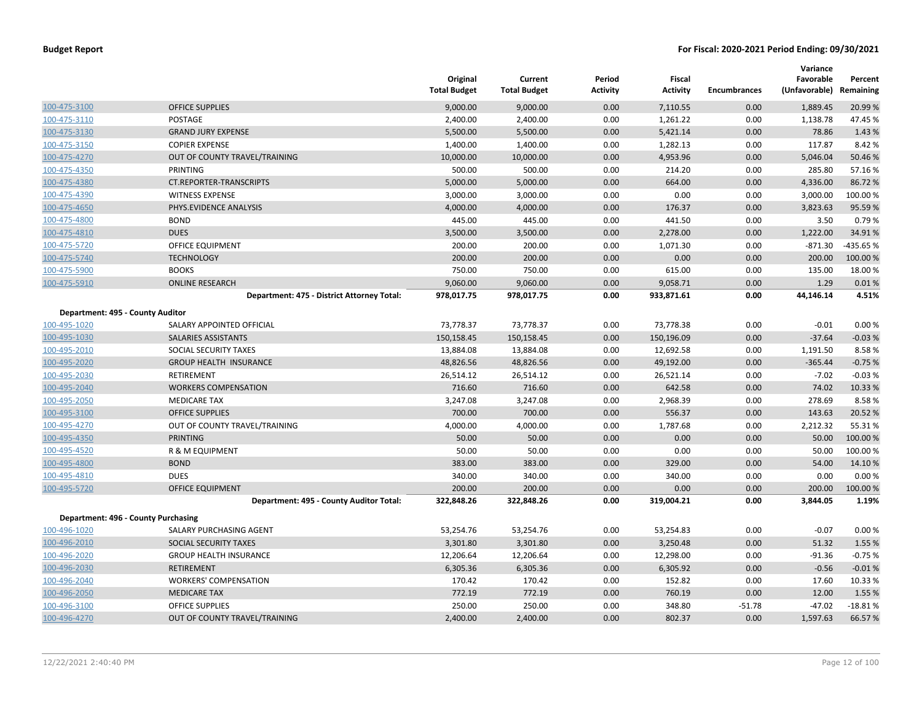**Budget Report** **For Fiscal: 2020-2021 Period Ending: 09/30/2021**

| | | Original Total Budget | Current Total Budget | Period Activity | Fiscal Activity | Encumbrances | Variance Favorable (Unfavorable) | Percent Remaining |
|---|---|---|---|---|---|---|---|---|
| 100-475-3100 | OFFICE SUPPLIES | 9,000.00 | 9,000.00 | 0.00 | 7,110.55 | 0.00 | 1,889.45 | 20.99 % |
| 100-475-3110 | POSTAGE | 2,400.00 | 2,400.00 | 0.00 | 1,261.22 | 0.00 | 1,138.78 | 47.45 % |
| 100-475-3130 | GRAND JURY EXPENSE | 5,500.00 | 5,500.00 | 0.00 | 5,421.14 | 0.00 | 78.86 | 1.43 % |
| 100-475-3150 | COPIER EXPENSE | 1,400.00 | 1,400.00 | 0.00 | 1,282.13 | 0.00 | 117.87 | 8.42 % |
| 100-475-4270 | OUT OF COUNTY TRAVEL/TRAINING | 10,000.00 | 10,000.00 | 0.00 | 4,953.96 | 0.00 | 5,046.04 | 50.46 % |
| 100-475-4350 | PRINTING | 500.00 | 500.00 | 0.00 | 214.20 | 0.00 | 285.80 | 57.16 % |
| 100-475-4380 | CT.REPORTER-TRANSCRIPTS | 5,000.00 | 5,000.00 | 0.00 | 664.00 | 0.00 | 4,336.00 | 86.72 % |
| 100-475-4390 | WITNESS EXPENSE | 3,000.00 | 3,000.00 | 0.00 | 0.00 | 0.00 | 3,000.00 | 100.00 % |
| 100-475-4650 | PHYS.EVIDENCE ANALYSIS | 4,000.00 | 4,000.00 | 0.00 | 176.37 | 0.00 | 3,823.63 | 95.59 % |
| 100-475-4800 | BOND | 445.00 | 445.00 | 0.00 | 441.50 | 0.00 | 3.50 | 0.79 % |
| 100-475-4810 | DUES | 3,500.00 | 3,500.00 | 0.00 | 2,278.00 | 0.00 | 1,222.00 | 34.91 % |
| 100-475-5720 | OFFICE EQUIPMENT | 200.00 | 200.00 | 0.00 | 1,071.30 | 0.00 | -871.30 | -435.65 % |
| 100-475-5740 | TECHNOLOGY | 200.00 | 200.00 | 0.00 | 0.00 | 0.00 | 200.00 | 100.00 % |
| 100-475-5900 | BOOKS | 750.00 | 750.00 | 0.00 | 615.00 | 0.00 | 135.00 | 18.00 % |
| 100-475-5910 | ONLINE RESEARCH | 9,060.00 | 9,060.00 | 0.00 | 9,058.71 | 0.00 | 1.29 | 0.01 % |
| | **Department: 475 - District Attorney Total:** | **978,017.75** | **978,017.75** | **0.00** | **933,871.61** | **0.00** | **44,146.14** | **4.51%** |
| **Department: 495 - County Auditor** | | | | | | | | |
| 100-495-1020 | SALARY APPOINTED OFFICIAL | 73,778.37 | 73,778.37 | 0.00 | 73,778.38 | 0.00 | -0.01 | 0.00 % |
| 100-495-1030 | SALARIES ASSISTANTS | 150,158.45 | 150,158.45 | 0.00 | 150,196.09 | 0.00 | -37.64 | -0.03 % |
| 100-495-2010 | SOCIAL SECURITY TAXES | 13,884.08 | 13,884.08 | 0.00 | 12,692.58 | 0.00 | 1,191.50 | 8.58 % |
| 100-495-2020 | GROUP HEALTH INSURANCE | 48,826.56 | 48,826.56 | 0.00 | 49,192.00 | 0.00 | -365.44 | -0.75 % |
| 100-495-2030 | RETIREMENT | 26,514.12 | 26,514.12 | 0.00 | 26,521.14 | 0.00 | -7.02 | -0.03 % |
| 100-495-2040 | WORKERS COMPENSATION | 716.60 | 716.60 | 0.00 | 642.58 | 0.00 | 74.02 | 10.33 % |
| 100-495-2050 | MEDICARE TAX | 3,247.08 | 3,247.08 | 0.00 | 2,968.39 | 0.00 | 278.69 | 8.58 % |
| 100-495-3100 | OFFICE SUPPLIES | 700.00 | 700.00 | 0.00 | 556.37 | 0.00 | 143.63 | 20.52 % |
| 100-495-4270 | OUT OF COUNTY TRAVEL/TRAINING | 4,000.00 | 4,000.00 | 0.00 | 1,787.68 | 0.00 | 2,212.32 | 55.31 % |
| 100-495-4350 | PRINTING | 50.00 | 50.00 | 0.00 | 0.00 | 0.00 | 50.00 | 100.00 % |
| 100-495-4520 | R & M EQUIPMENT | 50.00 | 50.00 | 0.00 | 0.00 | 0.00 | 50.00 | 100.00 % |
| 100-495-4800 | BOND | 383.00 | 383.00 | 0.00 | 329.00 | 0.00 | 54.00 | 14.10 % |
| 100-495-4810 | DUES | 340.00 | 340.00 | 0.00 | 340.00 | 0.00 | 0.00 | 0.00 % |
| 100-495-5720 | OFFICE EQUIPMENT | 200.00 | 200.00 | 0.00 | 0.00 | 0.00 | 200.00 | 100.00 % |
| | **Department: 495 - County Auditor Total:** | **322,848.26** | **322,848.26** | **0.00** | **319,004.21** | **0.00** | **3,844.05** | **1.19%** |
| **Department: 496 - County Purchasing** | | | | | | | | |
| 100-496-1020 | SALARY PURCHASING AGENT | 53,254.76 | 53,254.76 | 0.00 | 53,254.83 | 0.00 | -0.07 | 0.00 % |
| 100-496-2010 | SOCIAL SECURITY TAXES | 3,301.80 | 3,301.80 | 0.00 | 3,250.48 | 0.00 | 51.32 | 1.55 % |
| 100-496-2020 | GROUP HEALTH INSURANCE | 12,206.64 | 12,206.64 | 0.00 | 12,298.00 | 0.00 | -91.36 | -0.75 % |
| 100-496-2030 | RETIREMENT | 6,305.36 | 6,305.36 | 0.00 | 6,305.92 | 0.00 | -0.56 | -0.01 % |
| 100-496-2040 | WORKERS' COMPENSATION | 170.42 | 170.42 | 0.00 | 152.82 | 0.00 | 17.60 | 10.33 % |
| 100-496-2050 | MEDICARE TAX | 772.19 | 772.19 | 0.00 | 760.19 | 0.00 | 12.00 | 1.55 % |
| 100-496-3100 | OFFICE SUPPLIES | 250.00 | 250.00 | 0.00 | 348.80 | -51.78 | -47.02 | -18.81 % |
| 100-496-4270 | OUT OF COUNTY TRAVEL/TRAINING | 2,400.00 | 2,400.00 | 0.00 | 802.37 | 0.00 | 1,597.63 | 66.57 % |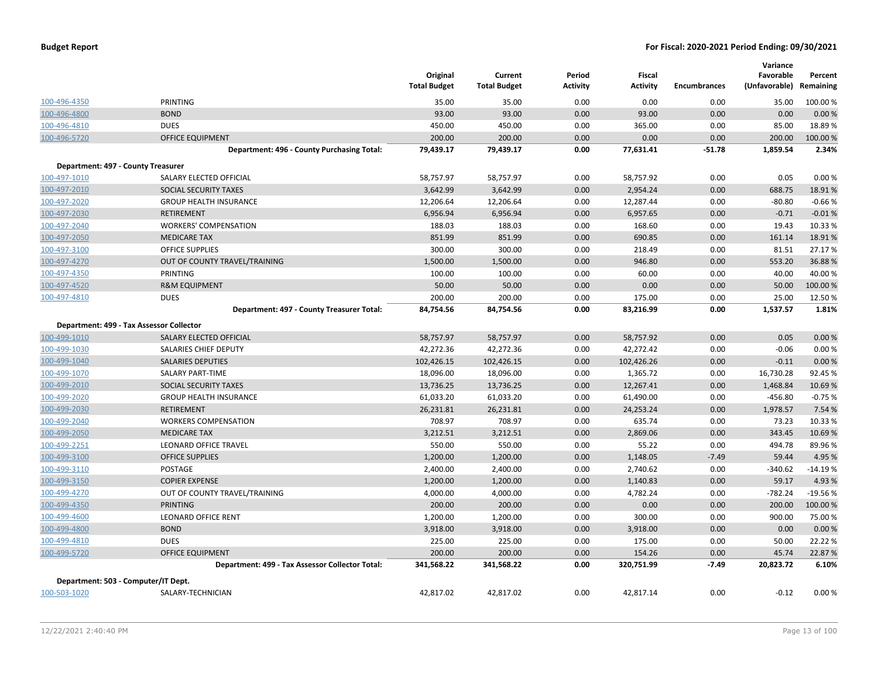**Budget Report** — **For Fiscal: 2020-2021 Period Ending: 09/30/2021**

| | | Original Total Budget | Current Total Budget | Period Activity | Fiscal Activity | Encumbrances | Variance Favorable (Unfavorable) | Percent Remaining |
|---|---|---|---|---|---|---|---|---|
| 100-496-4350 | PRINTING | 35.00 | 35.00 | 0.00 | 0.00 | 0.00 | 35.00 | 100.00 % |
| 100-496-4800 | BOND | 93.00 | 93.00 | 0.00 | 93.00 | 0.00 | 0.00 | 0.00 % |
| 100-496-4810 | DUES | 450.00 | 450.00 | 0.00 | 365.00 | 0.00 | 85.00 | 18.89 % |
| 100-496-5720 | OFFICE EQUIPMENT | 200.00 | 200.00 | 0.00 | 0.00 | 0.00 | 200.00 | 100.00 % |
| | **Department: 496 - County Purchasing Total:** | **79,439.17** | **79,439.17** | **0.00** | **77,631.41** | **-51.78** | **1,859.54** | **2.34%** |
| **Department: 497 - County Treasurer** | | | | | | | | |
| 100-497-1010 | SALARY ELECTED OFFICIAL | 58,757.97 | 58,757.97 | 0.00 | 58,757.92 | 0.00 | 0.05 | 0.00 % |
| 100-497-2010 | SOCIAL SECURITY TAXES | 3,642.99 | 3,642.99 | 0.00 | 2,954.24 | 0.00 | 688.75 | 18.91 % |
| 100-497-2020 | GROUP HEALTH INSURANCE | 12,206.64 | 12,206.64 | 0.00 | 12,287.44 | 0.00 | -80.80 | -0.66 % |
| 100-497-2030 | RETIREMENT | 6,956.94 | 6,956.94 | 0.00 | 6,957.65 | 0.00 | -0.71 | -0.01 % |
| 100-497-2040 | WORKERS' COMPENSATION | 188.03 | 188.03 | 0.00 | 168.60 | 0.00 | 19.43 | 10.33 % |
| 100-497-2050 | MEDICARE TAX | 851.99 | 851.99 | 0.00 | 690.85 | 0.00 | 161.14 | 18.91 % |
| 100-497-3100 | OFFICE SUPPLIES | 300.00 | 300.00 | 0.00 | 218.49 | 0.00 | 81.51 | 27.17 % |
| 100-497-4270 | OUT OF COUNTY TRAVEL/TRAINING | 1,500.00 | 1,500.00 | 0.00 | 946.80 | 0.00 | 553.20 | 36.88 % |
| 100-497-4350 | PRINTING | 100.00 | 100.00 | 0.00 | 60.00 | 0.00 | 40.00 | 40.00 % |
| 100-497-4520 | R&M EQUIPMENT | 50.00 | 50.00 | 0.00 | 0.00 | 0.00 | 50.00 | 100.00 % |
| 100-497-4810 | DUES | 200.00 | 200.00 | 0.00 | 175.00 | 0.00 | 25.00 | 12.50 % |
| | **Department: 497 - County Treasurer Total:** | **84,754.56** | **84,754.56** | **0.00** | **83,216.99** | **0.00** | **1,537.57** | **1.81%** |
| **Department: 499 - Tax Assessor Collector** | | | | | | | | |
| 100-499-1010 | SALARY ELECTED OFFICIAL | 58,757.97 | 58,757.97 | 0.00 | 58,757.92 | 0.00 | 0.05 | 0.00 % |
| 100-499-1030 | SALARIES CHIEF DEPUTY | 42,272.36 | 42,272.36 | 0.00 | 42,272.42 | 0.00 | -0.06 | 0.00 % |
| 100-499-1040 | SALARIES DEPUTIES | 102,426.15 | 102,426.15 | 0.00 | 102,426.26 | 0.00 | -0.11 | 0.00 % |
| 100-499-1070 | SALARY PART-TIME | 18,096.00 | 18,096.00 | 0.00 | 1,365.72 | 0.00 | 16,730.28 | 92.45 % |
| 100-499-2010 | SOCIAL SECURITY TAXES | 13,736.25 | 13,736.25 | 0.00 | 12,267.41 | 0.00 | 1,468.84 | 10.69 % |
| 100-499-2020 | GROUP HEALTH INSURANCE | 61,033.20 | 61,033.20 | 0.00 | 61,490.00 | 0.00 | -456.80 | -0.75 % |
| 100-499-2030 | RETIREMENT | 26,231.81 | 26,231.81 | 0.00 | 24,253.24 | 0.00 | 1,978.57 | 7.54 % |
| 100-499-2040 | WORKERS COMPENSATION | 708.97 | 708.97 | 0.00 | 635.74 | 0.00 | 73.23 | 10.33 % |
| 100-499-2050 | MEDICARE TAX | 3,212.51 | 3,212.51 | 0.00 | 2,869.06 | 0.00 | 343.45 | 10.69 % |
| 100-499-2251 | LEONARD OFFICE TRAVEL | 550.00 | 550.00 | 0.00 | 55.22 | 0.00 | 494.78 | 89.96 % |
| 100-499-3100 | OFFICE SUPPLIES | 1,200.00 | 1,200.00 | 0.00 | 1,148.05 | -7.49 | 59.44 | 4.95 % |
| 100-499-3110 | POSTAGE | 2,400.00 | 2,400.00 | 0.00 | 2,740.62 | 0.00 | -340.62 | -14.19 % |
| 100-499-3150 | COPIER EXPENSE | 1,200.00 | 1,200.00 | 0.00 | 1,140.83 | 0.00 | 59.17 | 4.93 % |
| 100-499-4270 | OUT OF COUNTY TRAVEL/TRAINING | 4,000.00 | 4,000.00 | 0.00 | 4,782.24 | 0.00 | -782.24 | -19.56 % |
| 100-499-4350 | PRINTING | 200.00 | 200.00 | 0.00 | 0.00 | 0.00 | 200.00 | 100.00 % |
| 100-499-4600 | LEONARD OFFICE RENT | 1,200.00 | 1,200.00 | 0.00 | 300.00 | 0.00 | 900.00 | 75.00 % |
| 100-499-4800 | BOND | 3,918.00 | 3,918.00 | 0.00 | 3,918.00 | 0.00 | 0.00 | 0.00 % |
| 100-499-4810 | DUES | 225.00 | 225.00 | 0.00 | 175.00 | 0.00 | 50.00 | 22.22 % |
| 100-499-5720 | OFFICE EQUIPMENT | 200.00 | 200.00 | 0.00 | 154.26 | 0.00 | 45.74 | 22.87 % |
| | **Department: 499 - Tax Assessor Collector Total:** | **341,568.22** | **341,568.22** | **0.00** | **320,751.99** | **-7.49** | **20,823.72** | **6.10%** |
| **Department: 503 - Computer/IT Dept.** | | | | | | | | |
| 100-503-1020 | SALARY-TECHNICIAN | 42,817.02 | 42,817.02 | 0.00 | 42,817.14 | 0.00 | -0.12 | 0.00 % |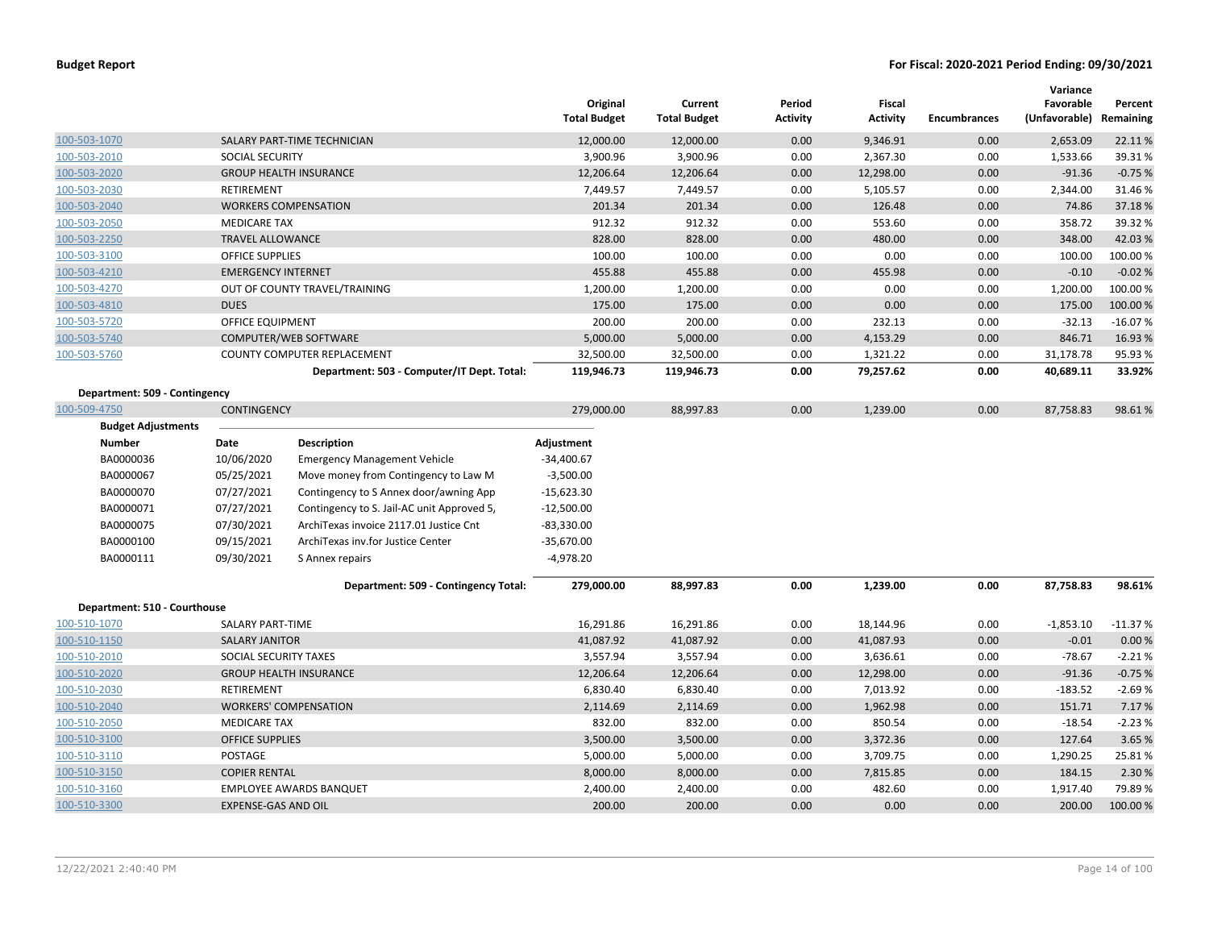| | | Original Total Budget | Current Total Budget | Period Activity | Fiscal Activity | Encumbrances | Variance Favorable (Unfavorable) | Percent Remaining |
|---|---|---|---|---|---|---|---|---|
| 100-503-1070 | SALARY PART-TIME TECHNICIAN | 12,000.00 | 12,000.00 | 0.00 | 9,346.91 | 0.00 | 2,653.09 | 22.11 % |
| 100-503-2010 | SOCIAL SECURITY | 3,900.96 | 3,900.96 | 0.00 | 2,367.30 | 0.00 | 1,533.66 | 39.31 % |
| 100-503-2020 | GROUP HEALTH INSURANCE | 12,206.64 | 12,206.64 | 0.00 | 12,298.00 | 0.00 | -91.36 | -0.75 % |
| 100-503-2030 | RETIREMENT | 7,449.57 | 7,449.57 | 0.00 | 5,105.57 | 0.00 | 2,344.00 | 31.46 % |
| 100-503-2040 | WORKERS COMPENSATION | 201.34 | 201.34 | 0.00 | 126.48 | 0.00 | 74.86 | 37.18 % |
| 100-503-2050 | MEDICARE TAX | 912.32 | 912.32 | 0.00 | 553.60 | 0.00 | 358.72 | 39.32 % |
| 100-503-2250 | TRAVEL ALLOWANCE | 828.00 | 828.00 | 0.00 | 480.00 | 0.00 | 348.00 | 42.03 % |
| 100-503-3100 | OFFICE SUPPLIES | 100.00 | 100.00 | 0.00 | 0.00 | 0.00 | 100.00 | 100.00 % |
| 100-503-4210 | EMERGENCY INTERNET | 455.88 | 455.88 | 0.00 | 455.98 | 0.00 | -0.10 | -0.02 % |
| 100-503-4270 | OUT OF COUNTY TRAVEL/TRAINING | 1,200.00 | 1,200.00 | 0.00 | 0.00 | 0.00 | 1,200.00 | 100.00 % |
| 100-503-4810 | DUES | 175.00 | 175.00 | 0.00 | 0.00 | 0.00 | 175.00 | 100.00 % |
| 100-503-5720 | OFFICE EQUIPMENT | 200.00 | 200.00 | 0.00 | 232.13 | 0.00 | -32.13 | -16.07 % |
| 100-503-5740 | COMPUTER/WEB SOFTWARE | 5,000.00 | 5,000.00 | 0.00 | 4,153.29 | 0.00 | 846.71 | 16.93 % |
| 100-503-5760 | COUNTY COMPUTER REPLACEMENT | 32,500.00 | 32,500.00 | 0.00 | 1,321.22 | 0.00 | 31,178.78 | 95.93 % |
| | **Department: 503 - Computer/IT Dept. Total:** | **119,946.73** | **119,946.73** | **0.00** | **79,257.62** | **0.00** | **40,689.11** | **33.92%** |

**Department: 509 - Contingency**

| | | Original Total Budget | Current Total Budget | Period Activity | Fiscal Activity | Encumbrances | Variance Favorable (Unfavorable) | Percent Remaining |
|---|---|---|---|---|---|---|---|---|
| 100-509-4750 | CONTINGENCY | 279,000.00 | 88,997.83 | 0.00 | 1,239.00 | 0.00 | 87,758.83 | 98.61 % |

**Budget Adjustments**

| Number | Date | Description | Adjustment |
|---|---|---|---|
| BA0000036 | 10/06/2020 | Emergency Management Vehicle | -34,400.67 |
| BA0000067 | 05/25/2021 | Move money from Contingency to Law M | -3,500.00 |
| BA0000070 | 07/27/2021 | Contingency to S Annex door/awning App | -15,623.30 |
| BA0000071 | 07/27/2021 | Contingency to S. Jail-AC unit Approved 5, | -12,500.00 |
| BA0000075 | 07/30/2021 | ArchiTexas invoice 2117.01 Justice Cnt | -83,330.00 |
| BA0000100 | 09/15/2021 | ArchiTexas inv.for Justice Center | -35,670.00 |
| BA0000111 | 09/30/2021 | S Annex repairs | -4,978.20 |

| | Original Total Budget | Current Total Budget | Period Activity | Fiscal Activity | Encumbrances | Variance Favorable (Unfavorable) | Percent Remaining |
|---|---|---|---|---|---|---|---|
| **Department: 509 - Contingency Total:** | **279,000.00** | **88,997.83** | **0.00** | **1,239.00** | **0.00** | **87,758.83** | **98.61%** |

**Department: 510 - Courthouse**

| | | Original Total Budget | Current Total Budget | Period Activity | Fiscal Activity | Encumbrances | Variance Favorable (Unfavorable) | Percent Remaining |
|---|---|---|---|---|---|---|---|---|
| 100-510-1070 | SALARY PART-TIME | 16,291.86 | 16,291.86 | 0.00 | 18,144.96 | 0.00 | -1,853.10 | -11.37 % |
| 100-510-1150 | SALARY JANITOR | 41,087.92 | 41,087.92 | 0.00 | 41,087.93 | 0.00 | -0.01 | 0.00 % |
| 100-510-2010 | SOCIAL SECURITY TAXES | 3,557.94 | 3,557.94 | 0.00 | 3,636.61 | 0.00 | -78.67 | -2.21 % |
| 100-510-2020 | GROUP HEALTH INSURANCE | 12,206.64 | 12,206.64 | 0.00 | 12,298.00 | 0.00 | -91.36 | -0.75 % |
| 100-510-2030 | RETIREMENT | 6,830.40 | 6,830.40 | 0.00 | 7,013.92 | 0.00 | -183.52 | -2.69 % |
| 100-510-2040 | WORKERS' COMPENSATION | 2,114.69 | 2,114.69 | 0.00 | 1,962.98 | 0.00 | 151.71 | 7.17 % |
| 100-510-2050 | MEDICARE TAX | 832.00 | 832.00 | 0.00 | 850.54 | 0.00 | -18.54 | -2.23 % |
| 100-510-3100 | OFFICE SUPPLIES | 3,500.00 | 3,500.00 | 0.00 | 3,372.36 | 0.00 | 127.64 | 3.65 % |
| 100-510-3110 | POSTAGE | 5,000.00 | 5,000.00 | 0.00 | 3,709.75 | 0.00 | 1,290.25 | 25.81 % |
| 100-510-3150 | COPIER RENTAL | 8,000.00 | 8,000.00 | 0.00 | 7,815.85 | 0.00 | 184.15 | 2.30 % |
| 100-510-3160 | EMPLOYEE AWARDS BANQUET | 2,400.00 | 2,400.00 | 0.00 | 482.60 | 0.00 | 1,917.40 | 79.89 % |
| 100-510-3300 | EXPENSE-GAS AND OIL | 200.00 | 200.00 | 0.00 | 0.00 | 0.00 | 200.00 | 100.00 % |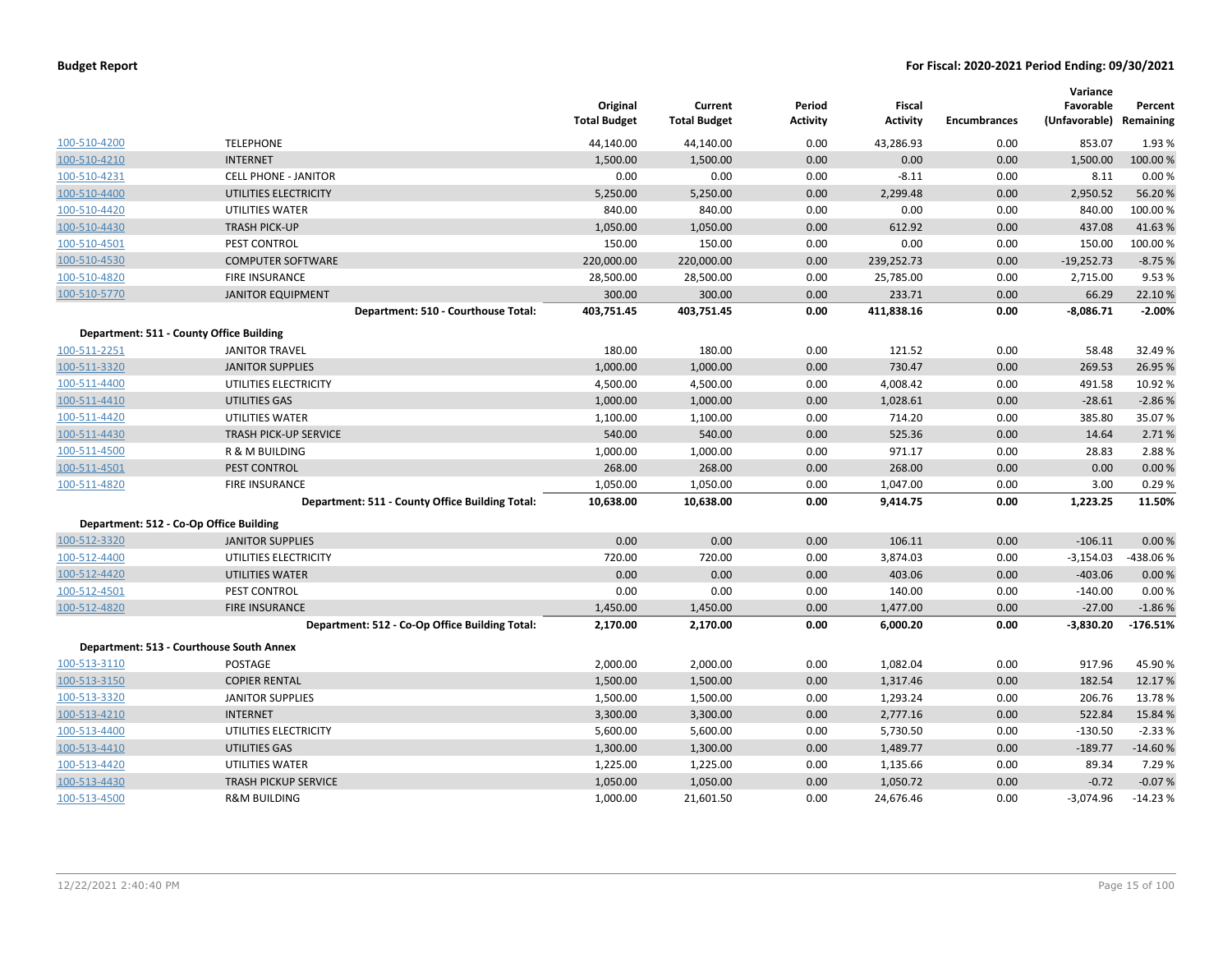**Budget Report** — **For Fiscal: 2020-2021 Period Ending: 09/30/2021**

| | | Original Total Budget | Current Total Budget | Period Activity | Fiscal Activity | Encumbrances | Variance Favorable (Unfavorable) | Percent Remaining |
|---|---|---|---|---|---|---|---|---|
| 100-510-4200 | TELEPHONE | 44,140.00 | 44,140.00 | 0.00 | 43,286.93 | 0.00 | 853.07 | 1.93 % |
| 100-510-4210 | INTERNET | 1,500.00 | 1,500.00 | 0.00 | 0.00 | 0.00 | 1,500.00 | 100.00 % |
| 100-510-4231 | CELL PHONE - JANITOR | 0.00 | 0.00 | 0.00 | -8.11 | 0.00 | 8.11 | 0.00 % |
| 100-510-4400 | UTILITIES ELECTRICITY | 5,250.00 | 5,250.00 | 0.00 | 2,299.48 | 0.00 | 2,950.52 | 56.20 % |
| 100-510-4420 | UTILITIES WATER | 840.00 | 840.00 | 0.00 | 0.00 | 0.00 | 840.00 | 100.00 % |
| 100-510-4430 | TRASH PICK-UP | 1,050.00 | 1,050.00 | 0.00 | 612.92 | 0.00 | 437.08 | 41.63 % |
| 100-510-4501 | PEST CONTROL | 150.00 | 150.00 | 0.00 | 0.00 | 0.00 | 150.00 | 100.00 % |
| 100-510-4530 | COMPUTER SOFTWARE | 220,000.00 | 220,000.00 | 0.00 | 239,252.73 | 0.00 | -19,252.73 | -8.75 % |
| 100-510-4820 | FIRE INSURANCE | 28,500.00 | 28,500.00 | 0.00 | 25,785.00 | 0.00 | 2,715.00 | 9.53 % |
| 100-510-5770 | JANITOR EQUIPMENT | 300.00 | 300.00 | 0.00 | 233.71 | 0.00 | 66.29 | 22.10 % |
| | **Department: 510 - Courthouse Total:** | **403,751.45** | **403,751.45** | **0.00** | **411,838.16** | **0.00** | **-8,086.71** | **-2.00%** |
| **Department: 511 - County Office Building** | | | | | | | | |
| 100-511-2251 | JANITOR TRAVEL | 180.00 | 180.00 | 0.00 | 121.52 | 0.00 | 58.48 | 32.49 % |
| 100-511-3320 | JANITOR SUPPLIES | 1,000.00 | 1,000.00 | 0.00 | 730.47 | 0.00 | 269.53 | 26.95 % |
| 100-511-4400 | UTILITIES ELECTRICITY | 4,500.00 | 4,500.00 | 0.00 | 4,008.42 | 0.00 | 491.58 | 10.92 % |
| 100-511-4410 | UTILITIES GAS | 1,000.00 | 1,000.00 | 0.00 | 1,028.61 | 0.00 | -28.61 | -2.86 % |
| 100-511-4420 | UTILITIES WATER | 1,100.00 | 1,100.00 | 0.00 | 714.20 | 0.00 | 385.80 | 35.07 % |
| 100-511-4430 | TRASH PICK-UP SERVICE | 540.00 | 540.00 | 0.00 | 525.36 | 0.00 | 14.64 | 2.71 % |
| 100-511-4500 | R & M BUILDING | 1,000.00 | 1,000.00 | 0.00 | 971.17 | 0.00 | 28.83 | 2.88 % |
| 100-511-4501 | PEST CONTROL | 268.00 | 268.00 | 0.00 | 268.00 | 0.00 | 0.00 | 0.00 % |
| 100-511-4820 | FIRE INSURANCE | 1,050.00 | 1,050.00 | 0.00 | 1,047.00 | 0.00 | 3.00 | 0.29 % |
| | **Department: 511 - County Office Building Total:** | **10,638.00** | **10,638.00** | **0.00** | **9,414.75** | **0.00** | **1,223.25** | **11.50%** |
| **Department: 512 - Co-Op Office Building** | | | | | | | | |
| 100-512-3320 | JANITOR SUPPLIES | 0.00 | 0.00 | 0.00 | 106.11 | 0.00 | -106.11 | 0.00 % |
| 100-512-4400 | UTILITIES ELECTRICITY | 720.00 | 720.00 | 0.00 | 3,874.03 | 0.00 | -3,154.03 | -438.06 % |
| 100-512-4420 | UTILITIES WATER | 0.00 | 0.00 | 0.00 | 403.06 | 0.00 | -403.06 | 0.00 % |
| 100-512-4501 | PEST CONTROL | 0.00 | 0.00 | 0.00 | 140.00 | 0.00 | -140.00 | 0.00 % |
| 100-512-4820 | FIRE INSURANCE | 1,450.00 | 1,450.00 | 0.00 | 1,477.00 | 0.00 | -27.00 | -1.86 % |
| | **Department: 512 - Co-Op Office Building Total:** | **2,170.00** | **2,170.00** | **0.00** | **6,000.20** | **0.00** | **-3,830.20** | **-176.51%** |
| **Department: 513 - Courthouse South Annex** | | | | | | | | |
| 100-513-3110 | POSTAGE | 2,000.00 | 2,000.00 | 0.00 | 1,082.04 | 0.00 | 917.96 | 45.90 % |
| 100-513-3150 | COPIER RENTAL | 1,500.00 | 1,500.00 | 0.00 | 1,317.46 | 0.00 | 182.54 | 12.17 % |
| 100-513-3320 | JANITOR SUPPLIES | 1,500.00 | 1,500.00 | 0.00 | 1,293.24 | 0.00 | 206.76 | 13.78 % |
| 100-513-4210 | INTERNET | 3,300.00 | 3,300.00 | 0.00 | 2,777.16 | 0.00 | 522.84 | 15.84 % |
| 100-513-4400 | UTILITIES ELECTRICITY | 5,600.00 | 5,600.00 | 0.00 | 5,730.50 | 0.00 | -130.50 | -2.33 % |
| 100-513-4410 | UTILITIES GAS | 1,300.00 | 1,300.00 | 0.00 | 1,489.77 | 0.00 | -189.77 | -14.60 % |
| 100-513-4420 | UTILITIES WATER | 1,225.00 | 1,225.00 | 0.00 | 1,135.66 | 0.00 | 89.34 | 7.29 % |
| 100-513-4430 | TRASH PICKUP SERVICE | 1,050.00 | 1,050.00 | 0.00 | 1,050.72 | 0.00 | -0.72 | -0.07 % |
| 100-513-4500 | R&M BUILDING | 1,000.00 | 21,601.50 | 0.00 | 24,676.46 | 0.00 | -3,074.96 | -14.23 % |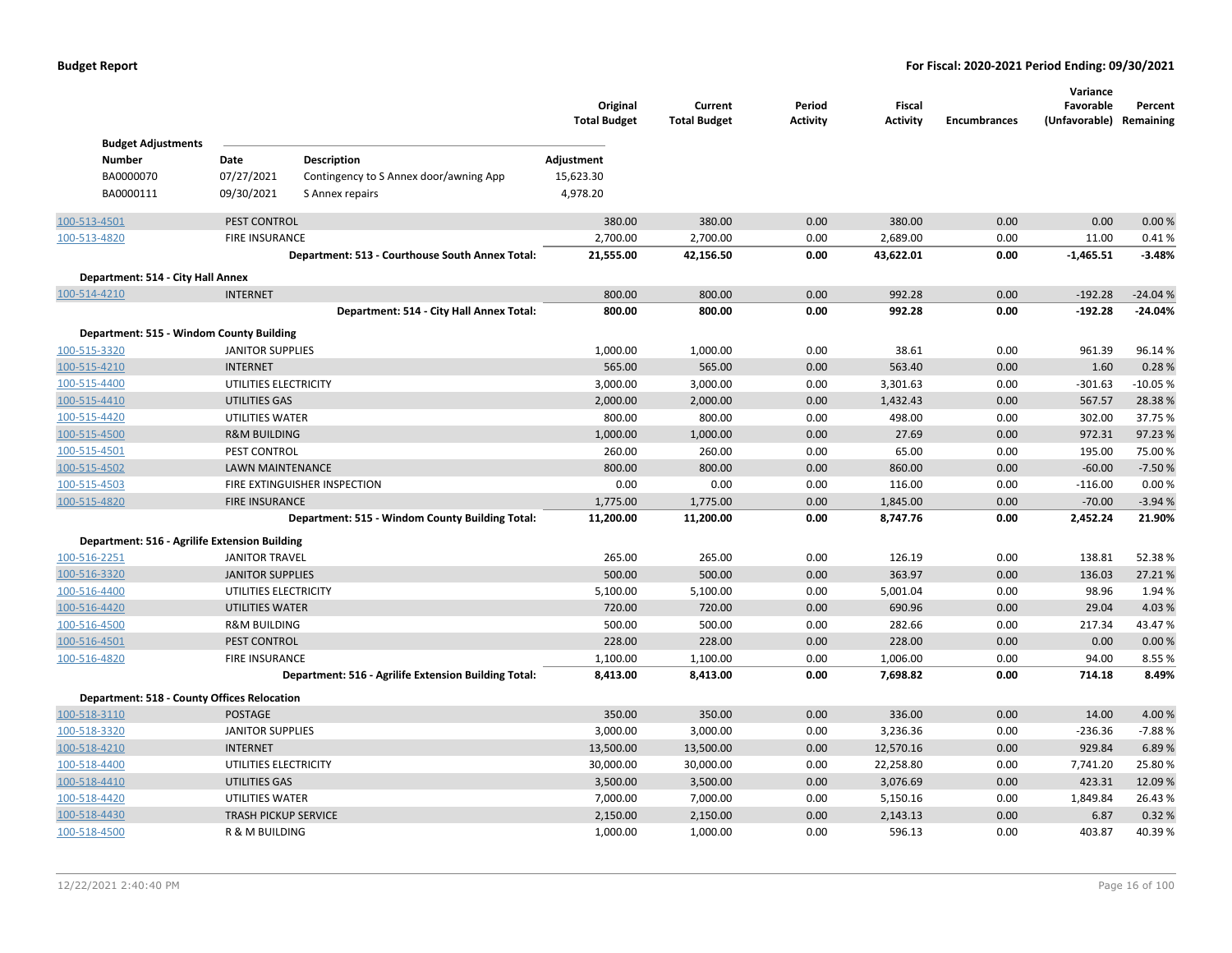**Budget Report** — **For Fiscal: 2020-2021 Period Ending: 09/30/2021**

| | | Original Total Budget | Current Total Budget | Period Activity | Fiscal Activity | Encumbrances | Variance Favorable (Unfavorable) | Percent Remaining |
|---|---|---|---|---|---|---|---|---|

**Budget Adjustments**

| Number | Date | Description | Adjustment |
|---|---|---|---|
| BA0000070 | 07/27/2021 | Contingency to S Annex door/awning App | 15,623.30 |
| BA0000111 | 09/30/2021 | S Annex repairs | 4,978.20 |

| Account | Description | Original Total Budget | Current Total Budget | Period Activity | Fiscal Activity | Encumbrances | Variance Favorable (Unfavorable) | Percent Remaining |
|---|---|---|---|---|---|---|---|---|
| 100-513-4501 | PEST CONTROL | 380.00 | 380.00 | 0.00 | 380.00 | 0.00 | 0.00 | 0.00 % |
| 100-513-4820 | FIRE INSURANCE | 2,700.00 | 2,700.00 | 0.00 | 2,689.00 | 0.00 | 11.00 | 0.41 % |
| | **Department: 513 - Courthouse South Annex Total:** | **21,555.00** | **42,156.50** | **0.00** | **43,622.01** | **0.00** | **-1,465.51** | **-3.48%** |
| **Department: 514 - City Hall Annex** | | | | | | | | |
| 100-514-4210 | INTERNET | 800.00 | 800.00 | 0.00 | 992.28 | 0.00 | -192.28 | -24.04 % |
| | **Department: 514 - City Hall Annex Total:** | **800.00** | **800.00** | **0.00** | **992.28** | **0.00** | **-192.28** | **-24.04%** |
| **Department: 515 - Windom County Building** | | | | | | | | |
| 100-515-3320 | JANITOR SUPPLIES | 1,000.00 | 1,000.00 | 0.00 | 38.61 | 0.00 | 961.39 | 96.14 % |
| 100-515-4210 | INTERNET | 565.00 | 565.00 | 0.00 | 563.40 | 0.00 | 1.60 | 0.28 % |
| 100-515-4400 | UTILITIES ELECTRICITY | 3,000.00 | 3,000.00 | 0.00 | 3,301.63 | 0.00 | -301.63 | -10.05 % |
| 100-515-4410 | UTILITIES GAS | 2,000.00 | 2,000.00 | 0.00 | 1,432.43 | 0.00 | 567.57 | 28.38 % |
| 100-515-4420 | UTILITIES WATER | 800.00 | 800.00 | 0.00 | 498.00 | 0.00 | 302.00 | 37.75 % |
| 100-515-4500 | R&M BUILDING | 1,000.00 | 1,000.00 | 0.00 | 27.69 | 0.00 | 972.31 | 97.23 % |
| 100-515-4501 | PEST CONTROL | 260.00 | 260.00 | 0.00 | 65.00 | 0.00 | 195.00 | 75.00 % |
| 100-515-4502 | LAWN MAINTENANCE | 800.00 | 800.00 | 0.00 | 860.00 | 0.00 | -60.00 | -7.50 % |
| 100-515-4503 | FIRE EXTINGUISHER INSPECTION | 0.00 | 0.00 | 0.00 | 116.00 | 0.00 | -116.00 | 0.00 % |
| 100-515-4820 | FIRE INSURANCE | 1,775.00 | 1,775.00 | 0.00 | 1,845.00 | 0.00 | -70.00 | -3.94 % |
| | **Department: 515 - Windom County Building Total:** | **11,200.00** | **11,200.00** | **0.00** | **8,747.76** | **0.00** | **2,452.24** | **21.90%** |
| **Department: 516 - Agrilife Extension Building** | | | | | | | | |
| 100-516-2251 | JANITOR TRAVEL | 265.00 | 265.00 | 0.00 | 126.19 | 0.00 | 138.81 | 52.38 % |
| 100-516-3320 | JANITOR SUPPLIES | 500.00 | 500.00 | 0.00 | 363.97 | 0.00 | 136.03 | 27.21 % |
| 100-516-4400 | UTILITIES ELECTRICITY | 5,100.00 | 5,100.00 | 0.00 | 5,001.04 | 0.00 | 98.96 | 1.94 % |
| 100-516-4420 | UTILITIES WATER | 720.00 | 720.00 | 0.00 | 690.96 | 0.00 | 29.04 | 4.03 % |
| 100-516-4500 | R&M BUILDING | 500.00 | 500.00 | 0.00 | 282.66 | 0.00 | 217.34 | 43.47 % |
| 100-516-4501 | PEST CONTROL | 228.00 | 228.00 | 0.00 | 228.00 | 0.00 | 0.00 | 0.00 % |
| 100-516-4820 | FIRE INSURANCE | 1,100.00 | 1,100.00 | 0.00 | 1,006.00 | 0.00 | 94.00 | 8.55 % |
| | **Department: 516 - Agrilife Extension Building Total:** | **8,413.00** | **8,413.00** | **0.00** | **7,698.82** | **0.00** | **714.18** | **8.49%** |
| **Department: 518 - County Offices Relocation** | | | | | | | | |
| 100-518-3110 | POSTAGE | 350.00 | 350.00 | 0.00 | 336.00 | 0.00 | 14.00 | 4.00 % |
| 100-518-3320 | JANITOR SUPPLIES | 3,000.00 | 3,000.00 | 0.00 | 3,236.36 | 0.00 | -236.36 | -7.88 % |
| 100-518-4210 | INTERNET | 13,500.00 | 13,500.00 | 0.00 | 12,570.16 | 0.00 | 929.84 | 6.89 % |
| 100-518-4400 | UTILITIES ELECTRICITY | 30,000.00 | 30,000.00 | 0.00 | 22,258.80 | 0.00 | 7,741.20 | 25.80 % |
| 100-518-4410 | UTILITIES GAS | 3,500.00 | 3,500.00 | 0.00 | 3,076.69 | 0.00 | 423.31 | 12.09 % |
| 100-518-4420 | UTILITIES WATER | 7,000.00 | 7,000.00 | 0.00 | 5,150.16 | 0.00 | 1,849.84 | 26.43 % |
| 100-518-4430 | TRASH PICKUP SERVICE | 2,150.00 | 2,150.00 | 0.00 | 2,143.13 | 0.00 | 6.87 | 0.32 % |
| 100-518-4500 | R & M BUILDING | 1,000.00 | 1,000.00 | 0.00 | 596.13 | 0.00 | 403.87 | 40.39 % |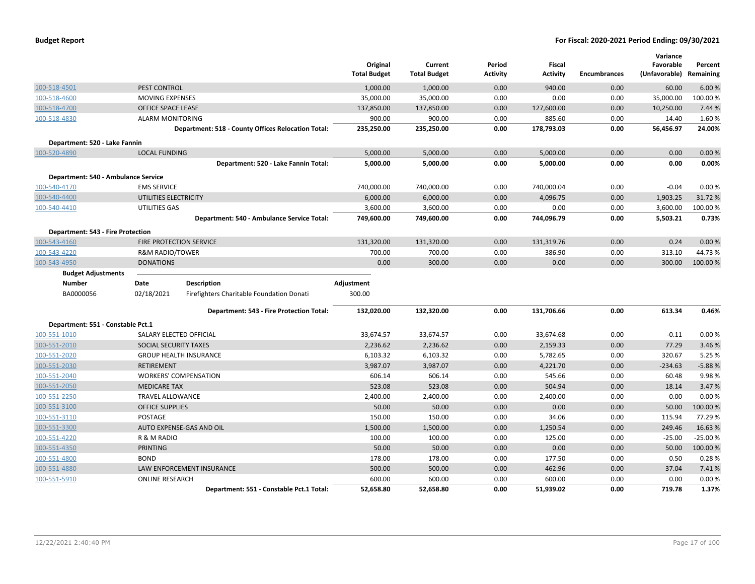**Budget Report** — For Fiscal: 2020-2021 Period Ending: 09/30/2021

| | | Original Total Budget | Current Total Budget | Period Activity | Fiscal Activity | Encumbrances | Variance Favorable (Unfavorable) | Percent Remaining |
|---|---|---|---|---|---|---|---|---|
| 100-518-4501 | PEST CONTROL | 1,000.00 | 1,000.00 | 0.00 | 940.00 | 0.00 | 60.00 | 6.00 % |
| 100-518-4600 | MOVING EXPENSES | 35,000.00 | 35,000.00 | 0.00 | 0.00 | 0.00 | 35,000.00 | 100.00 % |
| 100-518-4700 | OFFICE SPACE LEASE | 137,850.00 | 137,850.00 | 0.00 | 127,600.00 | 0.00 | 10,250.00 | 7.44 % |
| 100-518-4830 | ALARM MONITORING | 900.00 | 900.00 | 0.00 | 885.60 | 0.00 | 14.40 | 1.60 % |
| | **Department: 518 - County Offices Relocation Total:** | **235,250.00** | **235,250.00** | **0.00** | **178,793.03** | **0.00** | **56,456.97** | **24.00%** |
| **Department: 520 - Lake Fannin** | | | | | | | | |
| 100-520-4890 | LOCAL FUNDING | 5,000.00 | 5,000.00 | 0.00 | 5,000.00 | 0.00 | 0.00 | 0.00 % |
| | **Department: 520 - Lake Fannin Total:** | **5,000.00** | **5,000.00** | **0.00** | **5,000.00** | **0.00** | **0.00** | **0.00%** |
| **Department: 540 - Ambulance Service** | | | | | | | | |
| 100-540-4170 | EMS SERVICE | 740,000.00 | 740,000.00 | 0.00 | 740,000.04 | 0.00 | -0.04 | 0.00 % |
| 100-540-4400 | UTILITIES ELECTRICITY | 6,000.00 | 6,000.00 | 0.00 | 4,096.75 | 0.00 | 1,903.25 | 31.72 % |
| 100-540-4410 | UTILITIES GAS | 3,600.00 | 3,600.00 | 0.00 | 0.00 | 0.00 | 3,600.00 | 100.00 % |
| | **Department: 540 - Ambulance Service Total:** | **749,600.00** | **749,600.00** | **0.00** | **744,096.79** | **0.00** | **5,503.21** | **0.73%** |
| **Department: 543 - Fire Protection** | | | | | | | | |
| 100-543-4160 | FIRE PROTECTION SERVICE | 131,320.00 | 131,320.00 | 0.00 | 131,319.76 | 0.00 | 0.24 | 0.00 % |
| 100-543-4220 | R&M RADIO/TOWER | 700.00 | 700.00 | 0.00 | 386.90 | 0.00 | 313.10 | 44.73 % |
| 100-543-4950 | DONATIONS | 0.00 | 300.00 | 0.00 | 0.00 | 0.00 | 300.00 | 100.00 % |

**Budget Adjustments**

| Number | Date | Description | Adjustment |
|---|---|---|---|
| BA0000056 | 02/18/2021 | Firefighters Charitable Foundation Donati | 300.00 |

| | | Original Total Budget | Current Total Budget | Period Activity | Fiscal Activity | Encumbrances | Variance Favorable (Unfavorable) | Percent Remaining |
|---|---|---|---|---|---|---|---|---|
| | **Department: 543 - Fire Protection Total:** | **132,020.00** | **132,320.00** | **0.00** | **131,706.66** | **0.00** | **613.34** | **0.46%** |
| **Department: 551 - Constable Pct.1** | | | | | | | | |
| 100-551-1010 | SALARY ELECTED OFFICIAL | 33,674.57 | 33,674.57 | 0.00 | 33,674.68 | 0.00 | -0.11 | 0.00 % |
| 100-551-2010 | SOCIAL SECURITY TAXES | 2,236.62 | 2,236.62 | 0.00 | 2,159.33 | 0.00 | 77.29 | 3.46 % |
| 100-551-2020 | GROUP HEALTH INSURANCE | 6,103.32 | 6,103.32 | 0.00 | 5,782.65 | 0.00 | 320.67 | 5.25 % |
| 100-551-2030 | RETIREMENT | 3,987.07 | 3,987.07 | 0.00 | 4,221.70 | 0.00 | -234.63 | -5.88 % |
| 100-551-2040 | WORKERS' COMPENSATION | 606.14 | 606.14 | 0.00 | 545.66 | 0.00 | 60.48 | 9.98 % |
| 100-551-2050 | MEDICARE TAX | 523.08 | 523.08 | 0.00 | 504.94 | 0.00 | 18.14 | 3.47 % |
| 100-551-2250 | TRAVEL ALLOWANCE | 2,400.00 | 2,400.00 | 0.00 | 2,400.00 | 0.00 | 0.00 | 0.00 % |
| 100-551-3100 | OFFICE SUPPLIES | 50.00 | 50.00 | 0.00 | 0.00 | 0.00 | 50.00 | 100.00 % |
| 100-551-3110 | POSTAGE | 150.00 | 150.00 | 0.00 | 34.06 | 0.00 | 115.94 | 77.29 % |
| 100-551-3300 | AUTO EXPENSE-GAS AND OIL | 1,500.00 | 1,500.00 | 0.00 | 1,250.54 | 0.00 | 249.46 | 16.63 % |
| 100-551-4220 | R & M RADIO | 100.00 | 100.00 | 0.00 | 125.00 | 0.00 | -25.00 | -25.00 % |
| 100-551-4350 | PRINTING | 50.00 | 50.00 | 0.00 | 0.00 | 0.00 | 50.00 | 100.00 % |
| 100-551-4800 | BOND | 178.00 | 178.00 | 0.00 | 177.50 | 0.00 | 0.50 | 0.28 % |
| 100-551-4880 | LAW ENFORCEMENT INSURANCE | 500.00 | 500.00 | 0.00 | 462.96 | 0.00 | 37.04 | 7.41 % |
| 100-551-5910 | ONLINE RESEARCH | 600.00 | 600.00 | 0.00 | 600.00 | 0.00 | 0.00 | 0.00 % |
| | **Department: 551 - Constable Pct.1 Total:** | **52,658.80** | **52,658.80** | **0.00** | **51,939.02** | **0.00** | **719.78** | **1.37%** |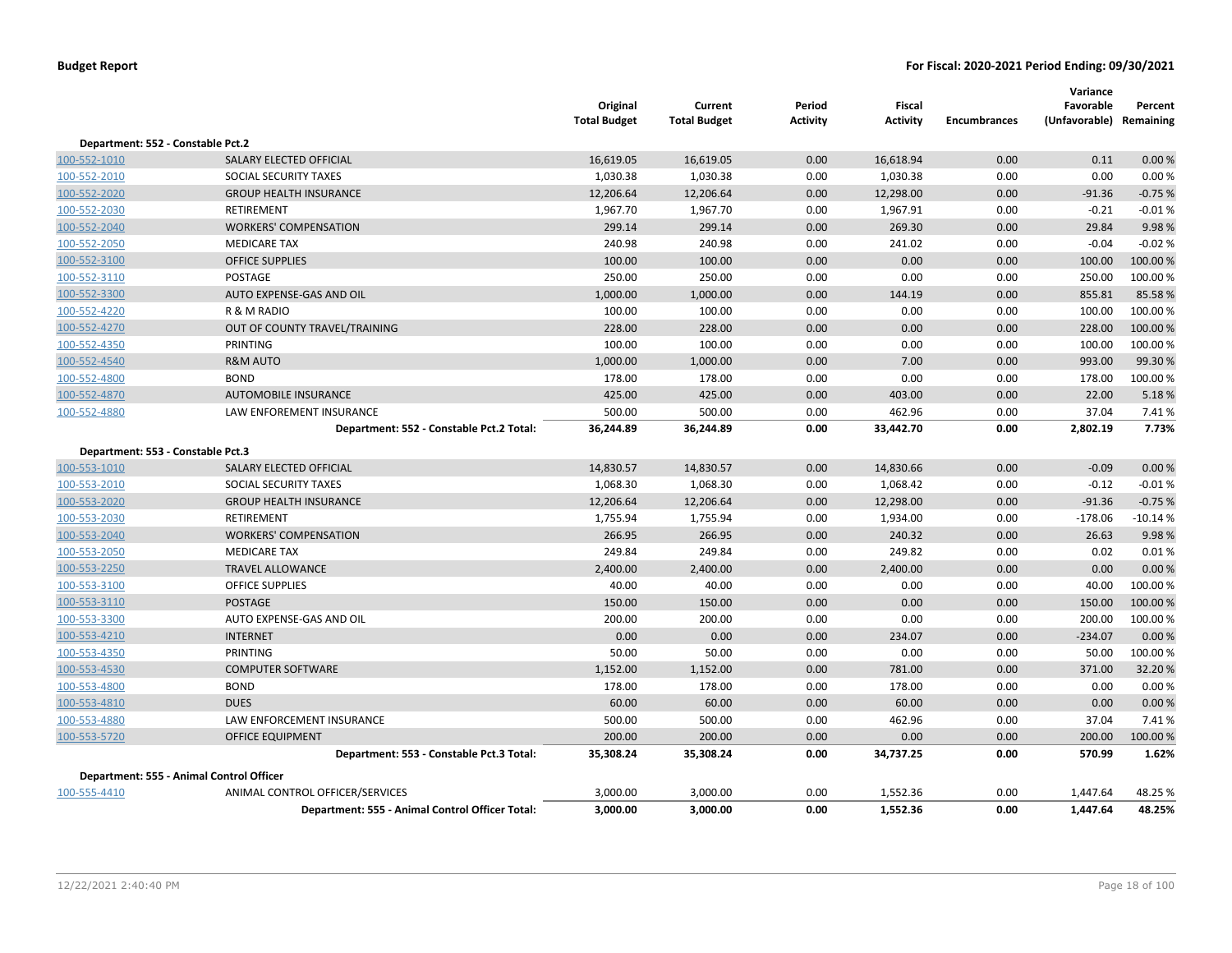**Budget Report**

**For Fiscal: 2020-2021 Period Ending: 09/30/2021**

| | | Original Total Budget | Current Total Budget | Period Activity | Fiscal Activity | Encumbrances | Variance Favorable (Unfavorable) | Percent Remaining |
|---|---|---|---|---|---|---|---|---|
| **Department: 552 - Constable Pct.2** | | | | | | | | |
| 100-552-1010 | SALARY ELECTED OFFICIAL | 16,619.05 | 16,619.05 | 0.00 | 16,618.94 | 0.00 | 0.11 | 0.00 % |
| 100-552-2010 | SOCIAL SECURITY TAXES | 1,030.38 | 1,030.38 | 0.00 | 1,030.38 | 0.00 | 0.00 | 0.00 % |
| 100-552-2020 | GROUP HEALTH INSURANCE | 12,206.64 | 12,206.64 | 0.00 | 12,298.00 | 0.00 | -91.36 | -0.75 % |
| 100-552-2030 | RETIREMENT | 1,967.70 | 1,967.70 | 0.00 | 1,967.91 | 0.00 | -0.21 | -0.01 % |
| 100-552-2040 | WORKERS' COMPENSATION | 299.14 | 299.14 | 0.00 | 269.30 | 0.00 | 29.84 | 9.98 % |
| 100-552-2050 | MEDICARE TAX | 240.98 | 240.98 | 0.00 | 241.02 | 0.00 | -0.04 | -0.02 % |
| 100-552-3100 | OFFICE SUPPLIES | 100.00 | 100.00 | 0.00 | 0.00 | 0.00 | 100.00 | 100.00 % |
| 100-552-3110 | POSTAGE | 250.00 | 250.00 | 0.00 | 0.00 | 0.00 | 250.00 | 100.00 % |
| 100-552-3300 | AUTO EXPENSE-GAS AND OIL | 1,000.00 | 1,000.00 | 0.00 | 144.19 | 0.00 | 855.81 | 85.58 % |
| 100-552-4220 | R & M RADIO | 100.00 | 100.00 | 0.00 | 0.00 | 0.00 | 100.00 | 100.00 % |
| 100-552-4270 | OUT OF COUNTY TRAVEL/TRAINING | 228.00 | 228.00 | 0.00 | 0.00 | 0.00 | 228.00 | 100.00 % |
| 100-552-4350 | PRINTING | 100.00 | 100.00 | 0.00 | 0.00 | 0.00 | 100.00 | 100.00 % |
| 100-552-4540 | R&M AUTO | 1,000.00 | 1,000.00 | 0.00 | 7.00 | 0.00 | 993.00 | 99.30 % |
| 100-552-4800 | BOND | 178.00 | 178.00 | 0.00 | 0.00 | 0.00 | 178.00 | 100.00 % |
| 100-552-4870 | AUTOMOBILE INSURANCE | 425.00 | 425.00 | 0.00 | 403.00 | 0.00 | 22.00 | 5.18 % |
| 100-552-4880 | LAW ENFOREMENT INSURANCE | 500.00 | 500.00 | 0.00 | 462.96 | 0.00 | 37.04 | 7.41 % |
| | **Department: 552 - Constable Pct.2 Total:** | **36,244.89** | **36,244.89** | **0.00** | **33,442.70** | **0.00** | **2,802.19** | **7.73%** |
| **Department: 553 - Constable Pct.3** | | | | | | | | |
| 100-553-1010 | SALARY ELECTED OFFICIAL | 14,830.57 | 14,830.57 | 0.00 | 14,830.66 | 0.00 | -0.09 | 0.00 % |
| 100-553-2010 | SOCIAL SECURITY TAXES | 1,068.30 | 1,068.30 | 0.00 | 1,068.42 | 0.00 | -0.12 | -0.01 % |
| 100-553-2020 | GROUP HEALTH INSURANCE | 12,206.64 | 12,206.64 | 0.00 | 12,298.00 | 0.00 | -91.36 | -0.75 % |
| 100-553-2030 | RETIREMENT | 1,755.94 | 1,755.94 | 0.00 | 1,934.00 | 0.00 | -178.06 | -10.14 % |
| 100-553-2040 | WORKERS' COMPENSATION | 266.95 | 266.95 | 0.00 | 240.32 | 0.00 | 26.63 | 9.98 % |
| 100-553-2050 | MEDICARE TAX | 249.84 | 249.84 | 0.00 | 249.82 | 0.00 | 0.02 | 0.01 % |
| 100-553-2250 | TRAVEL ALLOWANCE | 2,400.00 | 2,400.00 | 0.00 | 2,400.00 | 0.00 | 0.00 | 0.00 % |
| 100-553-3100 | OFFICE SUPPLIES | 40.00 | 40.00 | 0.00 | 0.00 | 0.00 | 40.00 | 100.00 % |
| 100-553-3110 | POSTAGE | 150.00 | 150.00 | 0.00 | 0.00 | 0.00 | 150.00 | 100.00 % |
| 100-553-3300 | AUTO EXPENSE-GAS AND OIL | 200.00 | 200.00 | 0.00 | 0.00 | 0.00 | 200.00 | 100.00 % |
| 100-553-4210 | INTERNET | 0.00 | 0.00 | 0.00 | 234.07 | 0.00 | -234.07 | 0.00 % |
| 100-553-4350 | PRINTING | 50.00 | 50.00 | 0.00 | 0.00 | 0.00 | 50.00 | 100.00 % |
| 100-553-4530 | COMPUTER SOFTWARE | 1,152.00 | 1,152.00 | 0.00 | 781.00 | 0.00 | 371.00 | 32.20 % |
| 100-553-4800 | BOND | 178.00 | 178.00 | 0.00 | 178.00 | 0.00 | 0.00 | 0.00 % |
| 100-553-4810 | DUES | 60.00 | 60.00 | 0.00 | 60.00 | 0.00 | 0.00 | 0.00 % |
| 100-553-4880 | LAW ENFORCEMENT INSURANCE | 500.00 | 500.00 | 0.00 | 462.96 | 0.00 | 37.04 | 7.41 % |
| 100-553-5720 | OFFICE EQUIPMENT | 200.00 | 200.00 | 0.00 | 0.00 | 0.00 | 200.00 | 100.00 % |
| | **Department: 553 - Constable Pct.3 Total:** | **35,308.24** | **35,308.24** | **0.00** | **34,737.25** | **0.00** | **570.99** | **1.62%** |
| **Department: 555 - Animal Control Officer** | | | | | | | | |
| 100-555-4410 | ANIMAL CONTROL OFFICER/SERVICES | 3,000.00 | 3,000.00 | 0.00 | 1,552.36 | 0.00 | 1,447.64 | 48.25 % |
| | **Department: 555 - Animal Control Officer Total:** | **3,000.00** | **3,000.00** | **0.00** | **1,552.36** | **0.00** | **1,447.64** | **48.25%** |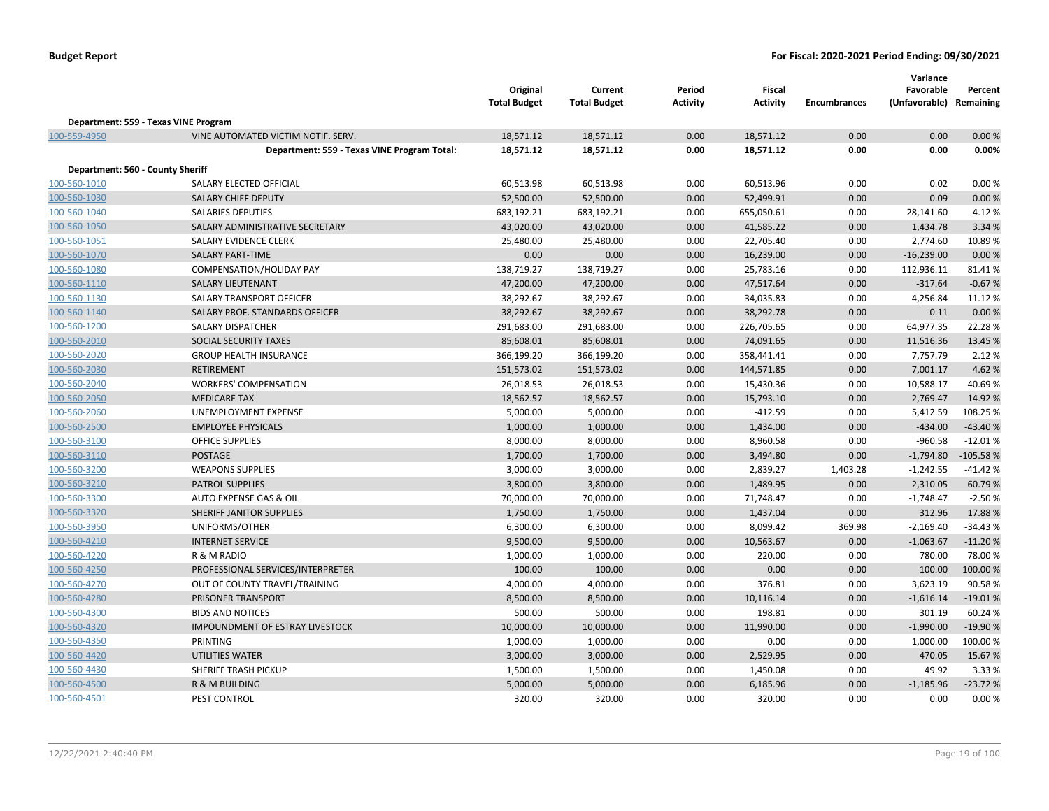**Budget Report** — **For Fiscal: 2020-2021 Period Ending: 09/30/2021**

| | | Original Total Budget | Current Total Budget | Period Activity | Fiscal Activity | Encumbrances | Variance Favorable (Unfavorable) | Percent Remaining |
|---|---|---|---|---|---|---|---|---|
| **Department: 559 - Texas VINE Program** | | | | | | | | |
| 100-559-4950 | VINE AUTOMATED VICTIM NOTIF. SERV. | 18,571.12 | 18,571.12 | 0.00 | 18,571.12 | 0.00 | 0.00 | 0.00 % |
| | **Department: 559 - Texas VINE Program Total:** | **18,571.12** | **18,571.12** | **0.00** | **18,571.12** | **0.00** | **0.00** | **0.00%** |
| **Department: 560 - County Sheriff** | | | | | | | | |
| 100-560-1010 | SALARY ELECTED OFFICIAL | 60,513.98 | 60,513.98 | 0.00 | 60,513.96 | 0.00 | 0.02 | 0.00 % |
| 100-560-1030 | SALARY CHIEF DEPUTY | 52,500.00 | 52,500.00 | 0.00 | 52,499.91 | 0.00 | 0.09 | 0.00 % |
| 100-560-1040 | SALARIES DEPUTIES | 683,192.21 | 683,192.21 | 0.00 | 655,050.61 | 0.00 | 28,141.60 | 4.12 % |
| 100-560-1050 | SALARY ADMINISTRATIVE SECRETARY | 43,020.00 | 43,020.00 | 0.00 | 41,585.22 | 0.00 | 1,434.78 | 3.34 % |
| 100-560-1051 | SALARY EVIDENCE CLERK | 25,480.00 | 25,480.00 | 0.00 | 22,705.40 | 0.00 | 2,774.60 | 10.89 % |
| 100-560-1070 | SALARY PART-TIME | 0.00 | 0.00 | 0.00 | 16,239.00 | 0.00 | -16,239.00 | 0.00 % |
| 100-560-1080 | COMPENSATION/HOLIDAY PAY | 138,719.27 | 138,719.27 | 0.00 | 25,783.16 | 0.00 | 112,936.11 | 81.41 % |
| 100-560-1110 | SALARY LIEUTENANT | 47,200.00 | 47,200.00 | 0.00 | 47,517.64 | 0.00 | -317.64 | -0.67 % |
| 100-560-1130 | SALARY TRANSPORT OFFICER | 38,292.67 | 38,292.67 | 0.00 | 34,035.83 | 0.00 | 4,256.84 | 11.12 % |
| 100-560-1140 | SALARY PROF. STANDARDS OFFICER | 38,292.67 | 38,292.67 | 0.00 | 38,292.78 | 0.00 | -0.11 | 0.00 % |
| 100-560-1200 | SALARY DISPATCHER | 291,683.00 | 291,683.00 | 0.00 | 226,705.65 | 0.00 | 64,977.35 | 22.28 % |
| 100-560-2010 | SOCIAL SECURITY TAXES | 85,608.01 | 85,608.01 | 0.00 | 74,091.65 | 0.00 | 11,516.36 | 13.45 % |
| 100-560-2020 | GROUP HEALTH INSURANCE | 366,199.20 | 366,199.20 | 0.00 | 358,441.41 | 0.00 | 7,757.79 | 2.12 % |
| 100-560-2030 | RETIREMENT | 151,573.02 | 151,573.02 | 0.00 | 144,571.85 | 0.00 | 7,001.17 | 4.62 % |
| 100-560-2040 | WORKERS' COMPENSATION | 26,018.53 | 26,018.53 | 0.00 | 15,430.36 | 0.00 | 10,588.17 | 40.69 % |
| 100-560-2050 | MEDICARE TAX | 18,562.57 | 18,562.57 | 0.00 | 15,793.10 | 0.00 | 2,769.47 | 14.92 % |
| 100-560-2060 | UNEMPLOYMENT EXPENSE | 5,000.00 | 5,000.00 | 0.00 | -412.59 | 0.00 | 5,412.59 | 108.25 % |
| 100-560-2500 | EMPLOYEE PHYSICALS | 1,000.00 | 1,000.00 | 0.00 | 1,434.00 | 0.00 | -434.00 | -43.40 % |
| 100-560-3100 | OFFICE SUPPLIES | 8,000.00 | 8,000.00 | 0.00 | 8,960.58 | 0.00 | -960.58 | -12.01 % |
| 100-560-3110 | POSTAGE | 1,700.00 | 1,700.00 | 0.00 | 3,494.80 | 0.00 | -1,794.80 | -105.58 % |
| 100-560-3200 | WEAPONS SUPPLIES | 3,000.00 | 3,000.00 | 0.00 | 2,839.27 | 1,403.28 | -1,242.55 | -41.42 % |
| 100-560-3210 | PATROL SUPPLIES | 3,800.00 | 3,800.00 | 0.00 | 1,489.95 | 0.00 | 2,310.05 | 60.79 % |
| 100-560-3300 | AUTO EXPENSE GAS & OIL | 70,000.00 | 70,000.00 | 0.00 | 71,748.47 | 0.00 | -1,748.47 | -2.50 % |
| 100-560-3320 | SHERIFF JANITOR SUPPLIES | 1,750.00 | 1,750.00 | 0.00 | 1,437.04 | 0.00 | 312.96 | 17.88 % |
| 100-560-3950 | UNIFORMS/OTHER | 6,300.00 | 6,300.00 | 0.00 | 8,099.42 | 369.98 | -2,169.40 | -34.43 % |
| 100-560-4210 | INTERNET SERVICE | 9,500.00 | 9,500.00 | 0.00 | 10,563.67 | 0.00 | -1,063.67 | -11.20 % |
| 100-560-4220 | R & M RADIO | 1,000.00 | 1,000.00 | 0.00 | 220.00 | 0.00 | 780.00 | 78.00 % |
| 100-560-4250 | PROFESSIONAL SERVICES/INTERPRETER | 100.00 | 100.00 | 0.00 | 0.00 | 0.00 | 100.00 | 100.00 % |
| 100-560-4270 | OUT OF COUNTY TRAVEL/TRAINING | 4,000.00 | 4,000.00 | 0.00 | 376.81 | 0.00 | 3,623.19 | 90.58 % |
| 100-560-4280 | PRISONER TRANSPORT | 8,500.00 | 8,500.00 | 0.00 | 10,116.14 | 0.00 | -1,616.14 | -19.01 % |
| 100-560-4300 | BIDS AND NOTICES | 500.00 | 500.00 | 0.00 | 198.81 | 0.00 | 301.19 | 60.24 % |
| 100-560-4320 | IMPOUNDMENT OF ESTRAY LIVESTOCK | 10,000.00 | 10,000.00 | 0.00 | 11,990.00 | 0.00 | -1,990.00 | -19.90 % |
| 100-560-4350 | PRINTING | 1,000.00 | 1,000.00 | 0.00 | 0.00 | 0.00 | 1,000.00 | 100.00 % |
| 100-560-4420 | UTILITIES WATER | 3,000.00 | 3,000.00 | 0.00 | 2,529.95 | 0.00 | 470.05 | 15.67 % |
| 100-560-4430 | SHERIFF TRASH PICKUP | 1,500.00 | 1,500.00 | 0.00 | 1,450.08 | 0.00 | 49.92 | 3.33 % |
| 100-560-4500 | R & M BUILDING | 5,000.00 | 5,000.00 | 0.00 | 6,185.96 | 0.00 | -1,185.96 | -23.72 % |
| 100-560-4501 | PEST CONTROL | 320.00 | 320.00 | 0.00 | 320.00 | 0.00 | 0.00 | 0.00 % |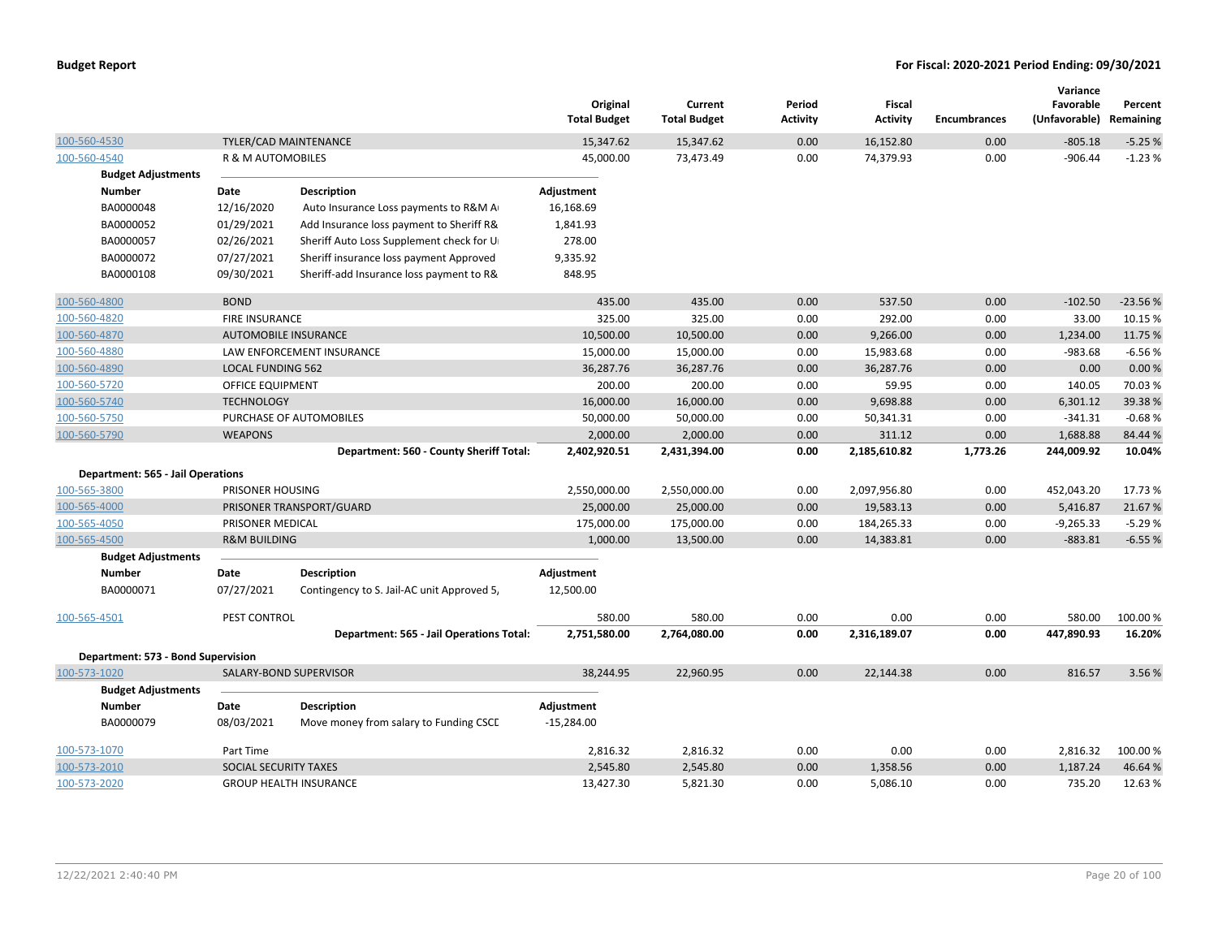| | | | Original Total Budget | Current Total Budget | Period Activity | Fiscal Activity | Encumbrances | Variance Favorable (Unfavorable) | Percent Remaining |
|---|---|---|---|---|---|---|---|---|---|
| 100-560-4530 | TYLER/CAD MAINTENANCE | | 15,347.62 | 15,347.62 | 0.00 | 16,152.80 | 0.00 | -805.18 | -5.25 % |
| 100-560-4540 | R & M AUTOMOBILES | | 45,000.00 | 73,473.49 | 0.00 | 74,379.93 | 0.00 | -906.44 | -1.23 % |
| **Budget Adjustments** | | | | | | | | | |
| **Number** | **Date** | **Description** | **Adjustment** | | | | | | |
| BA0000048 | 12/16/2020 | Auto Insurance Loss payments to R&M A | 16,168.69 | | | | | | |
| BA0000052 | 01/29/2021 | Add Insurance loss payment to Sheriff R& | 1,841.93 | | | | | | |
| BA0000057 | 02/26/2021 | Sheriff Auto Loss Supplement check for U | 278.00 | | | | | | |
| BA0000072 | 07/27/2021 | Sheriff insurance loss payment Approved | 9,335.92 | | | | | | |
| BA0000108 | 09/30/2021 | Sheriff-add Insurance loss payment to R& | 848.95 | | | | | | |
| 100-560-4800 | BOND | | 435.00 | 435.00 | 0.00 | 537.50 | 0.00 | -102.50 | -23.56 % |
| 100-560-4820 | FIRE INSURANCE | | 325.00 | 325.00 | 0.00 | 292.00 | 0.00 | 33.00 | 10.15 % |
| 100-560-4870 | AUTOMOBILE INSURANCE | | 10,500.00 | 10,500.00 | 0.00 | 9,266.00 | 0.00 | 1,234.00 | 11.75 % |
| 100-560-4880 | LAW ENFORCEMENT INSURANCE | | 15,000.00 | 15,000.00 | 0.00 | 15,983.68 | 0.00 | -983.68 | -6.56 % |
| 100-560-4890 | LOCAL FUNDING 562 | | 36,287.76 | 36,287.76 | 0.00 | 36,287.76 | 0.00 | 0.00 | 0.00 % |
| 100-560-5720 | OFFICE EQUIPMENT | | 200.00 | 200.00 | 0.00 | 59.95 | 0.00 | 140.05 | 70.03 % |
| 100-560-5740 | TECHNOLOGY | | 16,000.00 | 16,000.00 | 0.00 | 9,698.88 | 0.00 | 6,301.12 | 39.38 % |
| 100-560-5750 | PURCHASE OF AUTOMOBILES | | 50,000.00 | 50,000.00 | 0.00 | 50,341.31 | 0.00 | -341.31 | -0.68 % |
| 100-560-5790 | WEAPONS | | 2,000.00 | 2,000.00 | 0.00 | 311.12 | 0.00 | 1,688.88 | 84.44 % |
| | | **Department: 560 - County Sheriff Total:** | **2,402,920.51** | **2,431,394.00** | **0.00** | **2,185,610.82** | **1,773.26** | **244,009.92** | **10.04%** |
| **Department: 565 - Jail Operations** | | | | | | | | | |
| 100-565-3800 | PRISONER HOUSING | | 2,550,000.00 | 2,550,000.00 | 0.00 | 2,097,956.80 | 0.00 | 452,043.20 | 17.73 % |
| 100-565-4000 | PRISONER TRANSPORT/GUARD | | 25,000.00 | 25,000.00 | 0.00 | 19,583.13 | 0.00 | 5,416.87 | 21.67 % |
| 100-565-4050 | PRISONER MEDICAL | | 175,000.00 | 175,000.00 | 0.00 | 184,265.33 | 0.00 | -9,265.33 | -5.29 % |
| 100-565-4500 | R&M BUILDING | | 1,000.00 | 13,500.00 | 0.00 | 14,383.81 | 0.00 | -883.81 | -6.55 % |
| **Budget Adjustments** | | | | | | | | | |
| **Number** | **Date** | **Description** | **Adjustment** | | | | | | |
| BA0000071 | 07/27/2021 | Contingency to S. Jail-AC unit Approved 5, | 12,500.00 | | | | | | |
| 100-565-4501 | PEST CONTROL | | 580.00 | 580.00 | 0.00 | 0.00 | 0.00 | 580.00 | 100.00 % |
| | | **Department: 565 - Jail Operations Total:** | **2,751,580.00** | **2,764,080.00** | **0.00** | **2,316,189.07** | **0.00** | **447,890.93** | **16.20%** |
| **Department: 573 - Bond Supervision** | | | | | | | | | |
| 100-573-1020 | SALARY-BOND SUPERVISOR | | 38,244.95 | 22,960.95 | 0.00 | 22,144.38 | 0.00 | 816.57 | 3.56 % |
| **Budget Adjustments** | | | | | | | | | |
| **Number** | **Date** | **Description** | **Adjustment** | | | | | | |
| BA0000079 | 08/03/2021 | Move money from salary to Funding CSCD | -15,284.00 | | | | | | |
| 100-573-1070 | Part Time | | 2,816.32 | 2,816.32 | 0.00 | 0.00 | 0.00 | 2,816.32 | 100.00 % |
| 100-573-2010 | SOCIAL SECURITY TAXES | | 2,545.80 | 2,545.80 | 0.00 | 1,358.56 | 0.00 | 1,187.24 | 46.64 % |
| 100-573-2020 | GROUP HEALTH INSURANCE | | 13,427.30 | 5,821.30 | 0.00 | 5,086.10 | 0.00 | 735.20 | 12.63 % |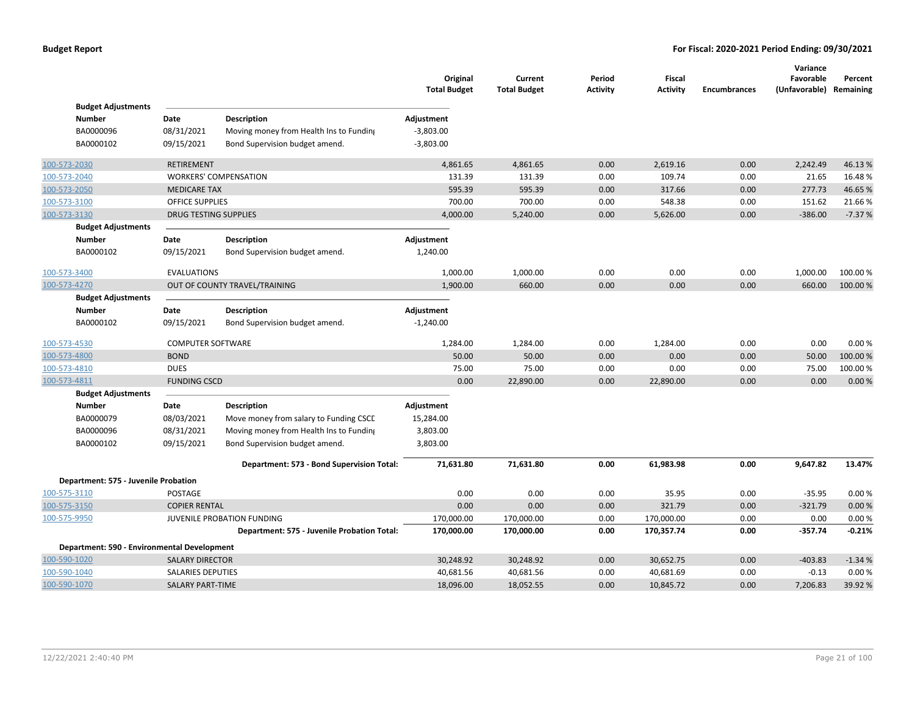**Budget Report** — **For Fiscal: 2020-2021 Period Ending: 09/30/2021**

| Account | Description | Original Total Budget | Current Total Budget | Period Activity | Fiscal Activity | Encumbrances | Variance Favorable (Unfavorable) | Percent Remaining |
|---|---|---|---|---|---|---|---|---|

**Budget Adjustments**

| Number | Date | Description | Adjustment |
|---|---|---|---|
| BA0000096 | 08/31/2021 | Moving money from Health Ins to Funding | -3,803.00 |
| BA0000102 | 09/15/2021 | Bond Supervision budget amend. | -3,803.00 |

| Account | Description | Original Total Budget | Current Total Budget | Period Activity | Fiscal Activity | Encumbrances | Variance Favorable (Unfavorable) | Percent Remaining |
|---|---|---|---|---|---|---|---|---|
| 100-573-2030 | RETIREMENT | 4,861.65 | 4,861.65 | 0.00 | 2,619.16 | 0.00 | 2,242.49 | 46.13 % |
| 100-573-2040 | WORKERS' COMPENSATION | 131.39 | 131.39 | 0.00 | 109.74 | 0.00 | 21.65 | 16.48 % |
| 100-573-2050 | MEDICARE TAX | 595.39 | 595.39 | 0.00 | 317.66 | 0.00 | 277.73 | 46.65 % |
| 100-573-3100 | OFFICE SUPPLIES | 700.00 | 700.00 | 0.00 | 548.38 | 0.00 | 151.62 | 21.66 % |
| 100-573-3130 | DRUG TESTING SUPPLIES | 4,000.00 | 5,240.00 | 0.00 | 5,626.00 | 0.00 | -386.00 | -7.37 % |

**Budget Adjustments**

| Number | Date | Description | Adjustment |
|---|---|---|---|
| BA0000102 | 09/15/2021 | Bond Supervision budget amend. | 1,240.00 |

| Account | Description | Original Total Budget | Current Total Budget | Period Activity | Fiscal Activity | Encumbrances | Variance Favorable (Unfavorable) | Percent Remaining |
|---|---|---|---|---|---|---|---|---|
| 100-573-3400 | EVALUATIONS | 1,000.00 | 1,000.00 | 0.00 | 0.00 | 0.00 | 1,000.00 | 100.00 % |
| 100-573-4270 | OUT OF COUNTY TRAVEL/TRAINING | 1,900.00 | 660.00 | 0.00 | 0.00 | 0.00 | 660.00 | 100.00 % |

**Budget Adjustments**

| Number | Date | Description | Adjustment |
|---|---|---|---|
| BA0000102 | 09/15/2021 | Bond Supervision budget amend. | -1,240.00 |

| Account | Description | Original Total Budget | Current Total Budget | Period Activity | Fiscal Activity | Encumbrances | Variance Favorable (Unfavorable) | Percent Remaining |
|---|---|---|---|---|---|---|---|---|
| 100-573-4530 | COMPUTER SOFTWARE | 1,284.00 | 1,284.00 | 0.00 | 1,284.00 | 0.00 | 0.00 | 0.00 % |
| 100-573-4800 | BOND | 50.00 | 50.00 | 0.00 | 0.00 | 0.00 | 50.00 | 100.00 % |
| 100-573-4810 | DUES | 75.00 | 75.00 | 0.00 | 0.00 | 0.00 | 75.00 | 100.00 % |
| 100-573-4811 | FUNDING CSCD | 0.00 | 22,890.00 | 0.00 | 22,890.00 | 0.00 | 0.00 | 0.00 % |

**Budget Adjustments**

| Number | Date | Description | Adjustment |
|---|---|---|---|
| BA0000079 | 08/03/2021 | Move money from salary to Funding CSCD | 15,284.00 |
| BA0000096 | 08/31/2021 | Moving money from Health Ins to Funding | 3,803.00 |
| BA0000102 | 09/15/2021 | Bond Supervision budget amend. | 3,803.00 |

| Account | Description | Original Total Budget | Current Total Budget | Period Activity | Fiscal Activity | Encumbrances | Variance Favorable (Unfavorable) | Percent Remaining |
|---|---|---|---|---|---|---|---|---|
| | **Department: 573 - Bond Supervision Total:** | **71,631.80** | **71,631.80** | **0.00** | **61,983.98** | **0.00** | **9,647.82** | **13.47%** |

**Department: 575 - Juvenile Probation**

| Account | Description | Original Total Budget | Current Total Budget | Period Activity | Fiscal Activity | Encumbrances | Variance Favorable (Unfavorable) | Percent Remaining |
|---|---|---|---|---|---|---|---|---|
| 100-575-3110 | POSTAGE | 0.00 | 0.00 | 0.00 | 35.95 | 0.00 | -35.95 | 0.00 % |
| 100-575-3150 | COPIER RENTAL | 0.00 | 0.00 | 0.00 | 321.79 | 0.00 | -321.79 | 0.00 % |
| 100-575-9950 | JUVENILE PROBATION FUNDING | 170,000.00 | 170,000.00 | 0.00 | 170,000.00 | 0.00 | 0.00 | 0.00 % |
| | **Department: 575 - Juvenile Probation Total:** | **170,000.00** | **170,000.00** | **0.00** | **170,357.74** | **0.00** | **-357.74** | **-0.21%** |

**Department: 590 - Environmental Development**

| Account | Description | Original Total Budget | Current Total Budget | Period Activity | Fiscal Activity | Encumbrances | Variance Favorable (Unfavorable) | Percent Remaining |
|---|---|---|---|---|---|---|---|---|
| 100-590-1020 | SALARY DIRECTOR | 30,248.92 | 30,248.92 | 0.00 | 30,652.75 | 0.00 | -403.83 | -1.34 % |
| 100-590-1040 | SALARIES DEPUTIES | 40,681.56 | 40,681.56 | 0.00 | 40,681.69 | 0.00 | -0.13 | 0.00 % |
| 100-590-1070 | SALARY PART-TIME | 18,096.00 | 18,052.55 | 0.00 | 10,845.72 | 0.00 | 7,206.83 | 39.92 % |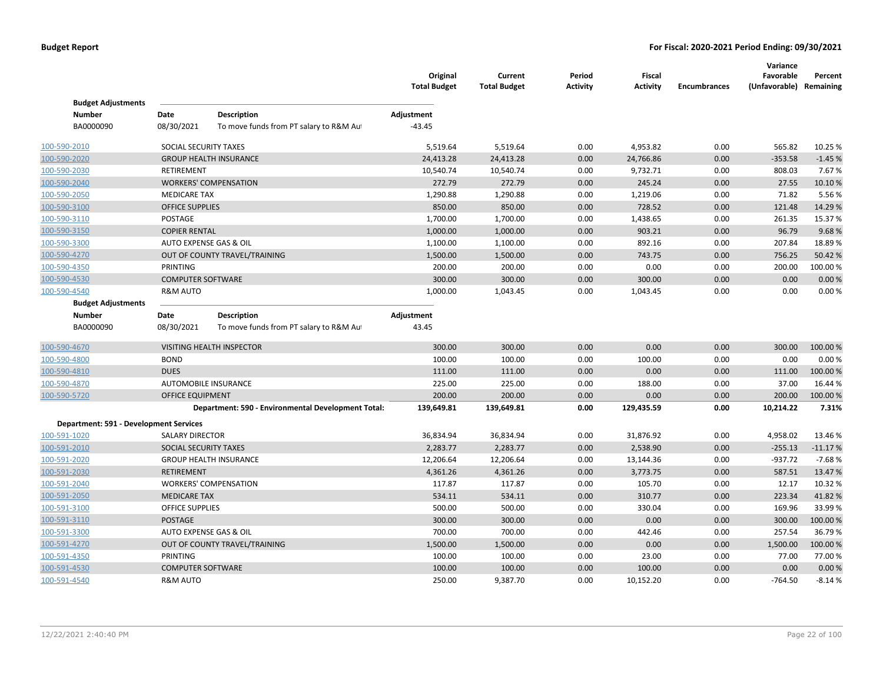**Budget Report** — **For Fiscal: 2020-2021 Period Ending: 09/30/2021**

| Account | Description | Original Total Budget | Current Total Budget | Period Activity | Fiscal Activity | Encumbrances | Variance Favorable (Unfavorable) | Percent Remaining |
|---|---|---|---|---|---|---|---|---|
| **Budget Adjustments** | | | | | | | | |
| **Number** | **Date** / **Description** | **Adjustment** | | | | | | |
| BA0000090 | 08/30/2021 To move funds from PT salary to R&M Au | -43.45 | | | | | | |
| 100-590-2010 | SOCIAL SECURITY TAXES | 5,519.64 | 5,519.64 | 0.00 | 4,953.82 | 0.00 | 565.82 | 10.25 % |
| 100-590-2020 | GROUP HEALTH INSURANCE | 24,413.28 | 24,413.28 | 0.00 | 24,766.86 | 0.00 | -353.58 | -1.45 % |
| 100-590-2030 | RETIREMENT | 10,540.74 | 10,540.74 | 0.00 | 9,732.71 | 0.00 | 808.03 | 7.67 % |
| 100-590-2040 | WORKERS' COMPENSATION | 272.79 | 272.79 | 0.00 | 245.24 | 0.00 | 27.55 | 10.10 % |
| 100-590-2050 | MEDICARE TAX | 1,290.88 | 1,290.88 | 0.00 | 1,219.06 | 0.00 | 71.82 | 5.56 % |
| 100-590-3100 | OFFICE SUPPLIES | 850.00 | 850.00 | 0.00 | 728.52 | 0.00 | 121.48 | 14.29 % |
| 100-590-3110 | POSTAGE | 1,700.00 | 1,700.00 | 0.00 | 1,438.65 | 0.00 | 261.35 | 15.37 % |
| 100-590-3150 | COPIER RENTAL | 1,000.00 | 1,000.00 | 0.00 | 903.21 | 0.00 | 96.79 | 9.68 % |
| 100-590-3300 | AUTO EXPENSE GAS & OIL | 1,100.00 | 1,100.00 | 0.00 | 892.16 | 0.00 | 207.84 | 18.89 % |
| 100-590-4270 | OUT OF COUNTY TRAVEL/TRAINING | 1,500.00 | 1,500.00 | 0.00 | 743.75 | 0.00 | 756.25 | 50.42 % |
| 100-590-4350 | PRINTING | 200.00 | 200.00 | 0.00 | 0.00 | 0.00 | 200.00 | 100.00 % |
| 100-590-4530 | COMPUTER SOFTWARE | 300.00 | 300.00 | 0.00 | 300.00 | 0.00 | 0.00 | 0.00 % |
| 100-590-4540 | R&M AUTO | 1,000.00 | 1,043.45 | 0.00 | 1,043.45 | 0.00 | 0.00 | 0.00 % |
| **Budget Adjustments** | | | | | | | | |
| **Number** | **Date** / **Description** | **Adjustment** | | | | | | |
| BA0000090 | 08/30/2021 To move funds from PT salary to R&M Au | 43.45 | | | | | | |
| 100-590-4670 | VISITING HEALTH INSPECTOR | 300.00 | 300.00 | 0.00 | 0.00 | 0.00 | 300.00 | 100.00 % |
| 100-590-4800 | BOND | 100.00 | 100.00 | 0.00 | 100.00 | 0.00 | 0.00 | 0.00 % |
| 100-590-4810 | DUES | 111.00 | 111.00 | 0.00 | 0.00 | 0.00 | 111.00 | 100.00 % |
| 100-590-4870 | AUTOMOBILE INSURANCE | 225.00 | 225.00 | 0.00 | 188.00 | 0.00 | 37.00 | 16.44 % |
| 100-590-5720 | OFFICE EQUIPMENT | 200.00 | 200.00 | 0.00 | 0.00 | 0.00 | 200.00 | 100.00 % |
| | **Department: 590 - Environmental Development Total:** | **139,649.81** | **139,649.81** | **0.00** | **129,435.59** | **0.00** | **10,214.22** | **7.31%** |
| **Department: 591 - Development Services** | | | | | | | | |
| 100-591-1020 | SALARY DIRECTOR | 36,834.94 | 36,834.94 | 0.00 | 31,876.92 | 0.00 | 4,958.02 | 13.46 % |
| 100-591-2010 | SOCIAL SECURITY TAXES | 2,283.77 | 2,283.77 | 0.00 | 2,538.90 | 0.00 | -255.13 | -11.17 % |
| 100-591-2020 | GROUP HEALTH INSURANCE | 12,206.64 | 12,206.64 | 0.00 | 13,144.36 | 0.00 | -937.72 | -7.68 % |
| 100-591-2030 | RETIREMENT | 4,361.26 | 4,361.26 | 0.00 | 3,773.75 | 0.00 | 587.51 | 13.47 % |
| 100-591-2040 | WORKERS' COMPENSATION | 117.87 | 117.87 | 0.00 | 105.70 | 0.00 | 12.17 | 10.32 % |
| 100-591-2050 | MEDICARE TAX | 534.11 | 534.11 | 0.00 | 310.77 | 0.00 | 223.34 | 41.82 % |
| 100-591-3100 | OFFICE SUPPLIES | 500.00 | 500.00 | 0.00 | 330.04 | 0.00 | 169.96 | 33.99 % |
| 100-591-3110 | POSTAGE | 300.00 | 300.00 | 0.00 | 0.00 | 0.00 | 300.00 | 100.00 % |
| 100-591-3300 | AUTO EXPENSE GAS & OIL | 700.00 | 700.00 | 0.00 | 442.46 | 0.00 | 257.54 | 36.79 % |
| 100-591-4270 | OUT OF COUNTY TRAVEL/TRAINING | 1,500.00 | 1,500.00 | 0.00 | 0.00 | 0.00 | 1,500.00 | 100.00 % |
| 100-591-4350 | PRINTING | 100.00 | 100.00 | 0.00 | 23.00 | 0.00 | 77.00 | 77.00 % |
| 100-591-4530 | COMPUTER SOFTWARE | 100.00 | 100.00 | 0.00 | 100.00 | 0.00 | 0.00 | 0.00 % |
| 100-591-4540 | R&M AUTO | 250.00 | 9,387.70 | 0.00 | 10,152.20 | 0.00 | -764.50 | -8.14 % |

12/22/2021 2:40:40 PM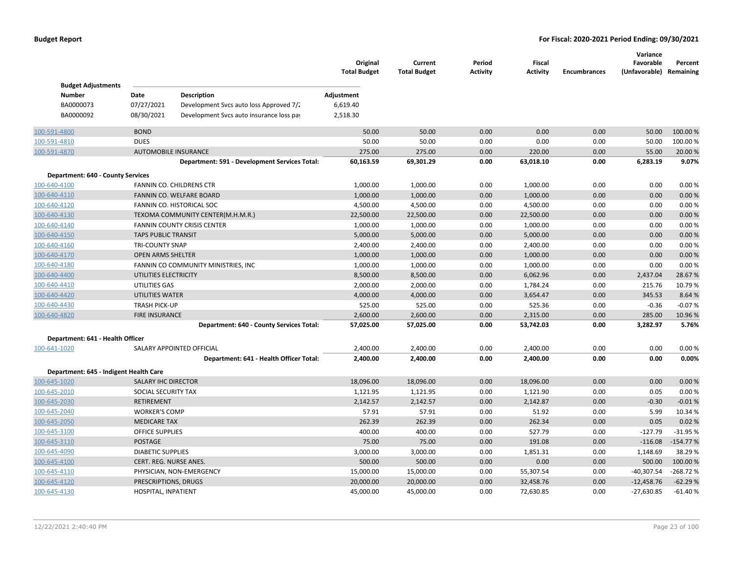# Budget Report

**For Fiscal: 2020-2021 Period Ending: 09/30/2021**

| | | Original Total Budget | Current Total Budget | Period Activity | Fiscal Activity | Encumbrances | Variance Favorable (Unfavorable) | Percent Remaining |
|---|---|---|---|---|---|---|---|---|

**Budget Adjustments**

| Number | Date | Description | Adjustment |
|---|---|---|---|
| BA0000073 | 07/27/2021 | Development Svcs auto loss Approved 7/2 | 6,619.40 |
| BA0000092 | 08/30/2021 | Development Svcs auto insurance loss pay | 2,518.30 |

| Account | Description | Original Total Budget | Current Total Budget | Period Activity | Fiscal Activity | Encumbrances | Variance Favorable (Unfavorable) | Percent Remaining |
|---|---|---|---|---|---|---|---|---|
| 100-591-4800 | BOND | 50.00 | 50.00 | 0.00 | 0.00 | 0.00 | 50.00 | 100.00 % |
| 100-591-4810 | DUES | 50.00 | 50.00 | 0.00 | 0.00 | 0.00 | 50.00 | 100.00 % |
| 100-591-4870 | AUTOMOBILE INSURANCE | 275.00 | 275.00 | 0.00 | 220.00 | 0.00 | 55.00 | 20.00 % |
| | **Department: 591 - Development Services Total:** | **60,163.59** | **69,301.29** | **0.00** | **63,018.10** | **0.00** | **6,283.19** | **9.07%** |
| **Department: 640 - County Services** | | | | | | | | |
| 100-640-4100 | FANNIN CO. CHILDRENS CTR | 1,000.00 | 1,000.00 | 0.00 | 1,000.00 | 0.00 | 0.00 | 0.00 % |
| 100-640-4110 | FANNIN CO. WELFARE BOARD | 1,000.00 | 1,000.00 | 0.00 | 1,000.00 | 0.00 | 0.00 | 0.00 % |
| 100-640-4120 | FANNIN CO. HISTORICAL SOC | 4,500.00 | 4,500.00 | 0.00 | 4,500.00 | 0.00 | 0.00 | 0.00 % |
| 100-640-4130 | TEXOMA COMMUNITY CENTER(M.H.M.R.) | 22,500.00 | 22,500.00 | 0.00 | 22,500.00 | 0.00 | 0.00 | 0.00 % |
| 100-640-4140 | FANNIN COUNTY CRISIS CENTER | 1,000.00 | 1,000.00 | 0.00 | 1,000.00 | 0.00 | 0.00 | 0.00 % |
| 100-640-4150 | TAPS PUBLIC TRANSIT | 5,000.00 | 5,000.00 | 0.00 | 5,000.00 | 0.00 | 0.00 | 0.00 % |
| 100-640-4160 | TRI-COUNTY SNAP | 2,400.00 | 2,400.00 | 0.00 | 2,400.00 | 0.00 | 0.00 | 0.00 % |
| 100-640-4170 | OPEN ARMS SHELTER | 1,000.00 | 1,000.00 | 0.00 | 1,000.00 | 0.00 | 0.00 | 0.00 % |
| 100-640-4180 | FANNIN CO COMMUNITY MINISTRIES, INC | 1,000.00 | 1,000.00 | 0.00 | 1,000.00 | 0.00 | 0.00 | 0.00 % |
| 100-640-4400 | UTILITIES ELECTRICITY | 8,500.00 | 8,500.00 | 0.00 | 6,062.96 | 0.00 | 2,437.04 | 28.67 % |
| 100-640-4410 | UTILITIES GAS | 2,000.00 | 2,000.00 | 0.00 | 1,784.24 | 0.00 | 215.76 | 10.79 % |
| 100-640-4420 | UTILITIES WATER | 4,000.00 | 4,000.00 | 0.00 | 3,654.47 | 0.00 | 345.53 | 8.64 % |
| 100-640-4430 | TRASH PICK-UP | 525.00 | 525.00 | 0.00 | 525.36 | 0.00 | -0.36 | -0.07 % |
| 100-640-4820 | FIRE INSURANCE | 2,600.00 | 2,600.00 | 0.00 | 2,315.00 | 0.00 | 285.00 | 10.96 % |
| | **Department: 640 - County Services Total:** | **57,025.00** | **57,025.00** | **0.00** | **53,742.03** | **0.00** | **3,282.97** | **5.76%** |
| **Department: 641 - Health Officer** | | | | | | | | |
| 100-641-1020 | SALARY APPOINTED OFFICIAL | 2,400.00 | 2,400.00 | 0.00 | 2,400.00 | 0.00 | 0.00 | 0.00 % |
| | **Department: 641 - Health Officer Total:** | **2,400.00** | **2,400.00** | **0.00** | **2,400.00** | **0.00** | **0.00** | **0.00%** |
| **Department: 645 - Indigent Health Care** | | | | | | | | |
| 100-645-1020 | SALARY IHC DIRECTOR | 18,096.00 | 18,096.00 | 0.00 | 18,096.00 | 0.00 | 0.00 | 0.00 % |
| 100-645-2010 | SOCIAL SECURITY TAX | 1,121.95 | 1,121.95 | 0.00 | 1,121.90 | 0.00 | 0.05 | 0.00 % |
| 100-645-2030 | RETIREMENT | 2,142.57 | 2,142.57 | 0.00 | 2,142.87 | 0.00 | -0.30 | -0.01 % |
| 100-645-2040 | WORKER'S COMP | 57.91 | 57.91 | 0.00 | 51.92 | 0.00 | 5.99 | 10.34 % |
| 100-645-2050 | MEDICARE TAX | 262.39 | 262.39 | 0.00 | 262.34 | 0.00 | 0.05 | 0.02 % |
| 100-645-3100 | OFFICE SUPPLIES | 400.00 | 400.00 | 0.00 | 527.79 | 0.00 | -127.79 | -31.95 % |
| 100-645-3110 | POSTAGE | 75.00 | 75.00 | 0.00 | 191.08 | 0.00 | -116.08 | -154.77 % |
| 100-645-4090 | DIABETIC SUPPLIES | 3,000.00 | 3,000.00 | 0.00 | 1,851.31 | 0.00 | 1,148.69 | 38.29 % |
| 100-645-4100 | CERT. REG. NURSE ANES. | 500.00 | 500.00 | 0.00 | 0.00 | 0.00 | 500.00 | 100.00 % |
| 100-645-4110 | PHYSICIAN, NON-EMERGENCY | 15,000.00 | 15,000.00 | 0.00 | 55,307.54 | 0.00 | -40,307.54 | -268.72 % |
| 100-645-4120 | PRESCRIPTIONS, DRUGS | 20,000.00 | 20,000.00 | 0.00 | 32,458.76 | 0.00 | -12,458.76 | -62.29 % |
| 100-645-4130 | HOSPITAL, INPATIENT | 45,000.00 | 45,000.00 | 0.00 | 72,630.85 | 0.00 | -27,630.85 | -61.40 % |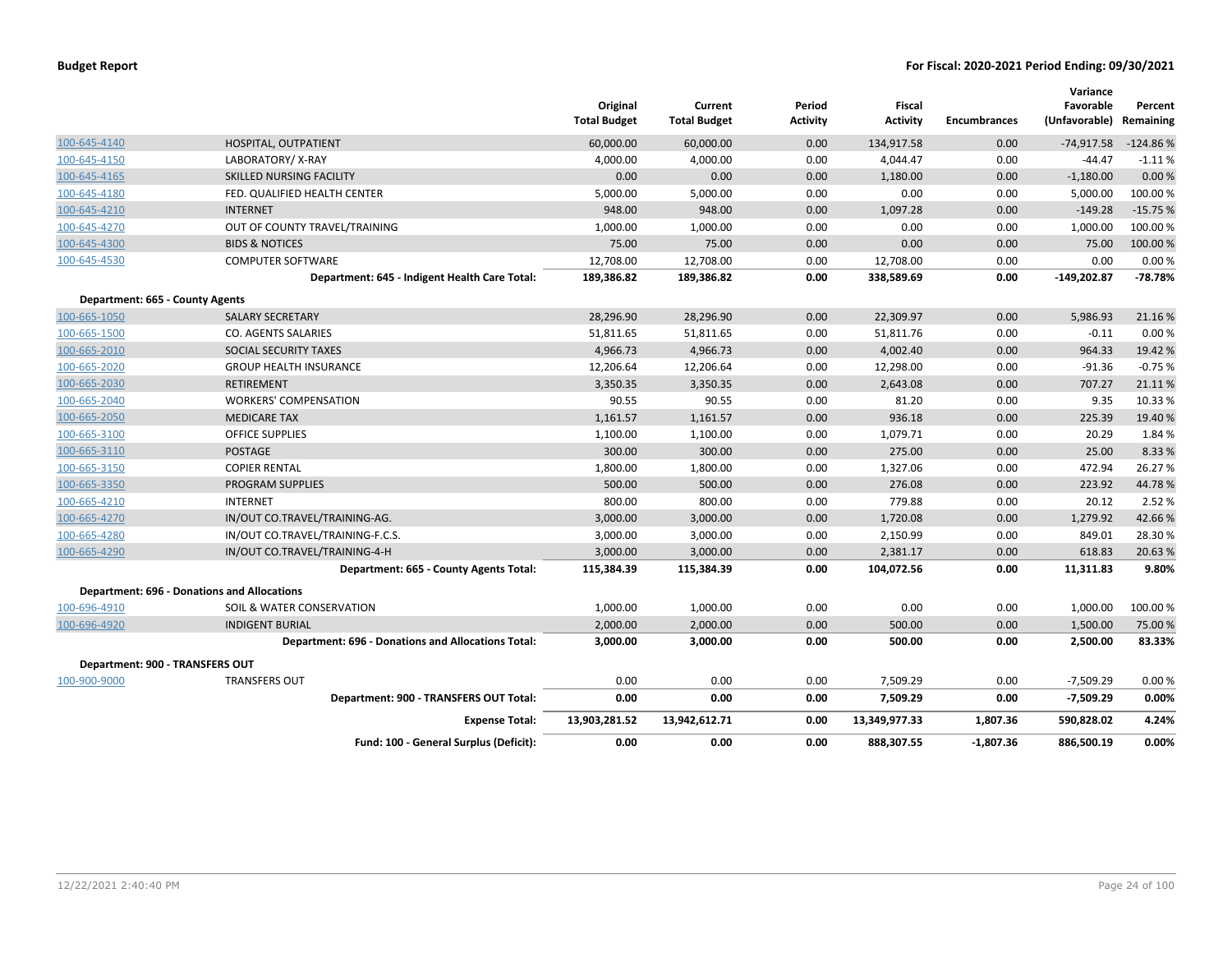| | | Original Total Budget | Current Total Budget | Period Activity | Fiscal Activity | Encumbrances | Variance Favorable (Unfavorable) | Percent Remaining |
|---|---|---|---|---|---|---|---|---|
| 100-645-4140 | HOSPITAL, OUTPATIENT | 60,000.00 | 60,000.00 | 0.00 | 134,917.58 | 0.00 | -74,917.58 | -124.86 % |
| 100-645-4150 | LABORATORY/ X-RAY | 4,000.00 | 4,000.00 | 0.00 | 4,044.47 | 0.00 | -44.47 | -1.11 % |
| 100-645-4165 | SKILLED NURSING FACILITY | 0.00 | 0.00 | 0.00 | 1,180.00 | 0.00 | -1,180.00 | 0.00 % |
| 100-645-4180 | FED. QUALIFIED HEALTH CENTER | 5,000.00 | 5,000.00 | 0.00 | 0.00 | 0.00 | 5,000.00 | 100.00 % |
| 100-645-4210 | INTERNET | 948.00 | 948.00 | 0.00 | 1,097.28 | 0.00 | -149.28 | -15.75 % |
| 100-645-4270 | OUT OF COUNTY TRAVEL/TRAINING | 1,000.00 | 1,000.00 | 0.00 | 0.00 | 0.00 | 1,000.00 | 100.00 % |
| 100-645-4300 | BIDS & NOTICES | 75.00 | 75.00 | 0.00 | 0.00 | 0.00 | 75.00 | 100.00 % |
| 100-645-4530 | COMPUTER SOFTWARE | 12,708.00 | 12,708.00 | 0.00 | 12,708.00 | 0.00 | 0.00 | 0.00 % |
| | **Department: 645 - Indigent Health Care Total:** | **189,386.82** | **189,386.82** | **0.00** | **338,589.69** | **0.00** | **-149,202.87** | **-78.78%** |
| **Department: 665 - County Agents** | | | | | | | | |
| 100-665-1050 | SALARY SECRETARY | 28,296.90 | 28,296.90 | 0.00 | 22,309.97 | 0.00 | 5,986.93 | 21.16 % |
| 100-665-1500 | CO. AGENTS SALARIES | 51,811.65 | 51,811.65 | 0.00 | 51,811.76 | 0.00 | -0.11 | 0.00 % |
| 100-665-2010 | SOCIAL SECURITY TAXES | 4,966.73 | 4,966.73 | 0.00 | 4,002.40 | 0.00 | 964.33 | 19.42 % |
| 100-665-2020 | GROUP HEALTH INSURANCE | 12,206.64 | 12,206.64 | 0.00 | 12,298.00 | 0.00 | -91.36 | -0.75 % |
| 100-665-2030 | RETIREMENT | 3,350.35 | 3,350.35 | 0.00 | 2,643.08 | 0.00 | 707.27 | 21.11 % |
| 100-665-2040 | WORKERS' COMPENSATION | 90.55 | 90.55 | 0.00 | 81.20 | 0.00 | 9.35 | 10.33 % |
| 100-665-2050 | MEDICARE TAX | 1,161.57 | 1,161.57 | 0.00 | 936.18 | 0.00 | 225.39 | 19.40 % |
| 100-665-3100 | OFFICE SUPPLIES | 1,100.00 | 1,100.00 | 0.00 | 1,079.71 | 0.00 | 20.29 | 1.84 % |
| 100-665-3110 | POSTAGE | 300.00 | 300.00 | 0.00 | 275.00 | 0.00 | 25.00 | 8.33 % |
| 100-665-3150 | COPIER RENTAL | 1,800.00 | 1,800.00 | 0.00 | 1,327.06 | 0.00 | 472.94 | 26.27 % |
| 100-665-3350 | PROGRAM SUPPLIES | 500.00 | 500.00 | 0.00 | 276.08 | 0.00 | 223.92 | 44.78 % |
| 100-665-4210 | INTERNET | 800.00 | 800.00 | 0.00 | 779.88 | 0.00 | 20.12 | 2.52 % |
| 100-665-4270 | IN/OUT CO.TRAVEL/TRAINING-AG. | 3,000.00 | 3,000.00 | 0.00 | 1,720.08 | 0.00 | 1,279.92 | 42.66 % |
| 100-665-4280 | IN/OUT CO.TRAVEL/TRAINING-F.C.S. | 3,000.00 | 3,000.00 | 0.00 | 2,150.99 | 0.00 | 849.01 | 28.30 % |
| 100-665-4290 | IN/OUT CO.TRAVEL/TRAINING-4-H | 3,000.00 | 3,000.00 | 0.00 | 2,381.17 | 0.00 | 618.83 | 20.63 % |
| | **Department: 665 - County Agents Total:** | **115,384.39** | **115,384.39** | **0.00** | **104,072.56** | **0.00** | **11,311.83** | **9.80%** |
| **Department: 696 - Donations and Allocations** | | | | | | | | |
| 100-696-4910 | SOIL & WATER CONSERVATION | 1,000.00 | 1,000.00 | 0.00 | 0.00 | 0.00 | 1,000.00 | 100.00 % |
| 100-696-4920 | INDIGENT BURIAL | 2,000.00 | 2,000.00 | 0.00 | 500.00 | 0.00 | 1,500.00 | 75.00 % |
| | **Department: 696 - Donations and Allocations Total:** | **3,000.00** | **3,000.00** | **0.00** | **500.00** | **0.00** | **2,500.00** | **83.33%** |
| **Department: 900 - TRANSFERS OUT** | | | | | | | | |
| 100-900-9000 | TRANSFERS OUT | 0.00 | 0.00 | 0.00 | 7,509.29 | 0.00 | -7,509.29 | 0.00 % |
| | **Department: 900 - TRANSFERS OUT Total:** | **0.00** | **0.00** | **0.00** | **7,509.29** | **0.00** | **-7,509.29** | **0.00%** |
| | **Expense Total:** | **13,903,281.52** | **13,942,612.71** | **0.00** | **13,349,977.33** | **1,807.36** | **590,828.02** | **4.24%** |
| | **Fund: 100 - General Surplus (Deficit):** | **0.00** | **0.00** | **0.00** | **888,307.55** | **-1,807.36** | **886,500.19** | **0.00%** |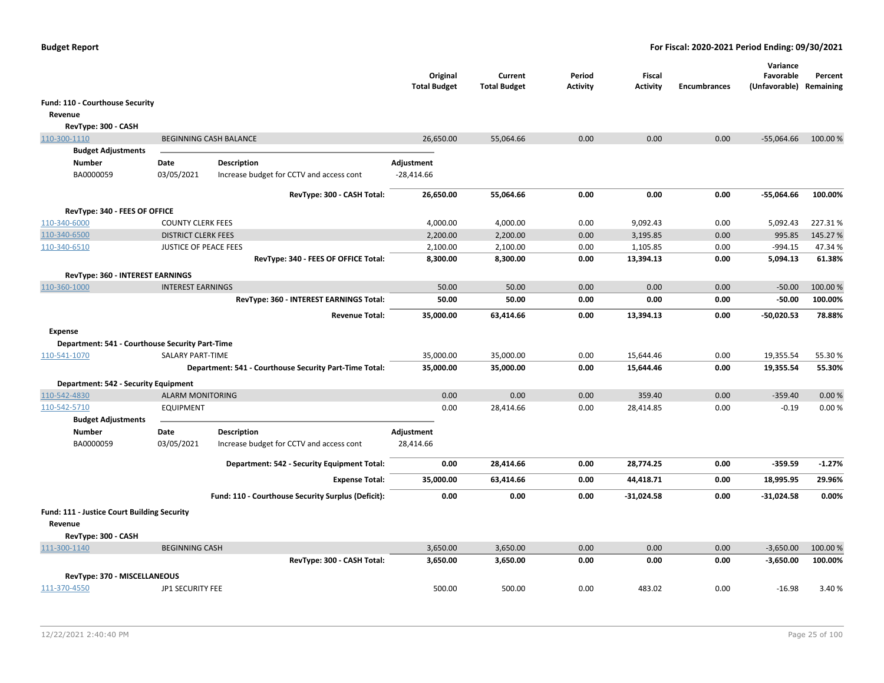**Budget Report** — For Fiscal: 2020-2021 Period Ending: 09/30/2021

| | | Original Total Budget | Current Total Budget | Period Activity | Fiscal Activity | Encumbrances | Variance Favorable (Unfavorable) | Percent Remaining |
|---|---|---|---|---|---|---|---|---|
| **Fund: 110 - Courthouse Security** | | | | | | | | |
| **Revenue** | | | | | | | | |
| **RevType: 300 - CASH** | | | | | | | | |
| 110-300-1110 | BEGINNING CASH BALANCE | 26,650.00 | 55,064.66 | 0.00 | 0.00 | 0.00 | -55,064.66 | 100.00 % |
| **RevType: 300 - CASH Total:** | | **26,650.00** | **55,064.66** | **0.00** | **0.00** | **0.00** | **-55,064.66** | **100.00%** |
| **RevType: 340 - FEES OF OFFICE** | | | | | | | | |
| 110-340-6000 | COUNTY CLERK FEES | 4,000.00 | 4,000.00 | 0.00 | 9,092.43 | 0.00 | 5,092.43 | 227.31 % |
| 110-340-6500 | DISTRICT CLERK FEES | 2,200.00 | 2,200.00 | 0.00 | 3,195.85 | 0.00 | 995.85 | 145.27 % |
| 110-340-6510 | JUSTICE OF PEACE FEES | 2,100.00 | 2,100.00 | 0.00 | 1,105.85 | 0.00 | -994.15 | 47.34 % |
| **RevType: 340 - FEES OF OFFICE Total:** | | **8,300.00** | **8,300.00** | **0.00** | **13,394.13** | **0.00** | **5,094.13** | **61.38%** |
| **RevType: 360 - INTEREST EARNINGS** | | | | | | | | |
| 110-360-1000 | INTEREST EARNINGS | 50.00 | 50.00 | 0.00 | 0.00 | 0.00 | -50.00 | 100.00 % |
| **RevType: 360 - INTEREST EARNINGS Total:** | | **50.00** | **50.00** | **0.00** | **0.00** | **0.00** | **-50.00** | **100.00%** |
| **Revenue Total:** | | **35,000.00** | **63,414.66** | **0.00** | **13,394.13** | **0.00** | **-50,020.53** | **78.88%** |
| **Expense** | | | | | | | | |
| **Department: 541 - Courthouse Security Part-Time** | | | | | | | | |
| 110-541-1070 | SALARY PART-TIME | 35,000.00 | 35,000.00 | 0.00 | 15,644.46 | 0.00 | 19,355.54 | 55.30 % |
| **Department: 541 - Courthouse Security Part-Time Total:** | | **35,000.00** | **35,000.00** | **0.00** | **15,644.46** | **0.00** | **19,355.54** | **55.30%** |
| **Department: 542 - Security Equipment** | | | | | | | | |
| 110-542-4830 | ALARM MONITORING | 0.00 | 0.00 | 0.00 | 359.40 | 0.00 | -359.40 | 0.00 % |
| 110-542-5710 | EQUIPMENT | 0.00 | 28,414.66 | 0.00 | 28,414.85 | 0.00 | -0.19 | 0.00 % |
| **Department: 542 - Security Equipment Total:** | | **0.00** | **28,414.66** | **0.00** | **28,774.25** | **0.00** | **-359.59** | **-1.27%** |
| **Expense Total:** | | **35,000.00** | **63,414.66** | **0.00** | **44,418.71** | **0.00** | **18,995.95** | **29.96%** |
| **Fund: 110 - Courthouse Security Surplus (Deficit):** | | **0.00** | **0.00** | **0.00** | **-31,024.58** | **0.00** | **-31,024.58** | **0.00%** |
| **Fund: 111 - Justice Court Building Security** | | | | | | | | |
| **Revenue** | | | | | | | | |
| **RevType: 300 - CASH** | | | | | | | | |
| 111-300-1140 | BEGINNING CASH | 3,650.00 | 3,650.00 | 0.00 | 0.00 | 0.00 | -3,650.00 | 100.00 % |
| **RevType: 300 - CASH Total:** | | **3,650.00** | **3,650.00** | **0.00** | **0.00** | **0.00** | **-3,650.00** | **100.00%** |
| **RevType: 370 - MISCELLANEOUS** | | | | | | | | |
| 111-370-4550 | JP1 SECURITY FEE | 500.00 | 500.00 | 0.00 | 483.02 | 0.00 | -16.98 | 3.40 % |

Budget Adjustments for 110-300-1110 (BEGINNING CASH BALANCE):

| Number | Date | Description | Adjustment |
|---|---|---|---|
| BA0000059 | 03/05/2021 | Increase budget for CCTV and access cont | -28,414.66 |

Budget Adjustments for 110-542-5710 (EQUIPMENT):

| Number | Date | Description | Adjustment |
|---|---|---|---|
| BA0000059 | 03/05/2021 | Increase budget for CCTV and access cont | 28,414.66 |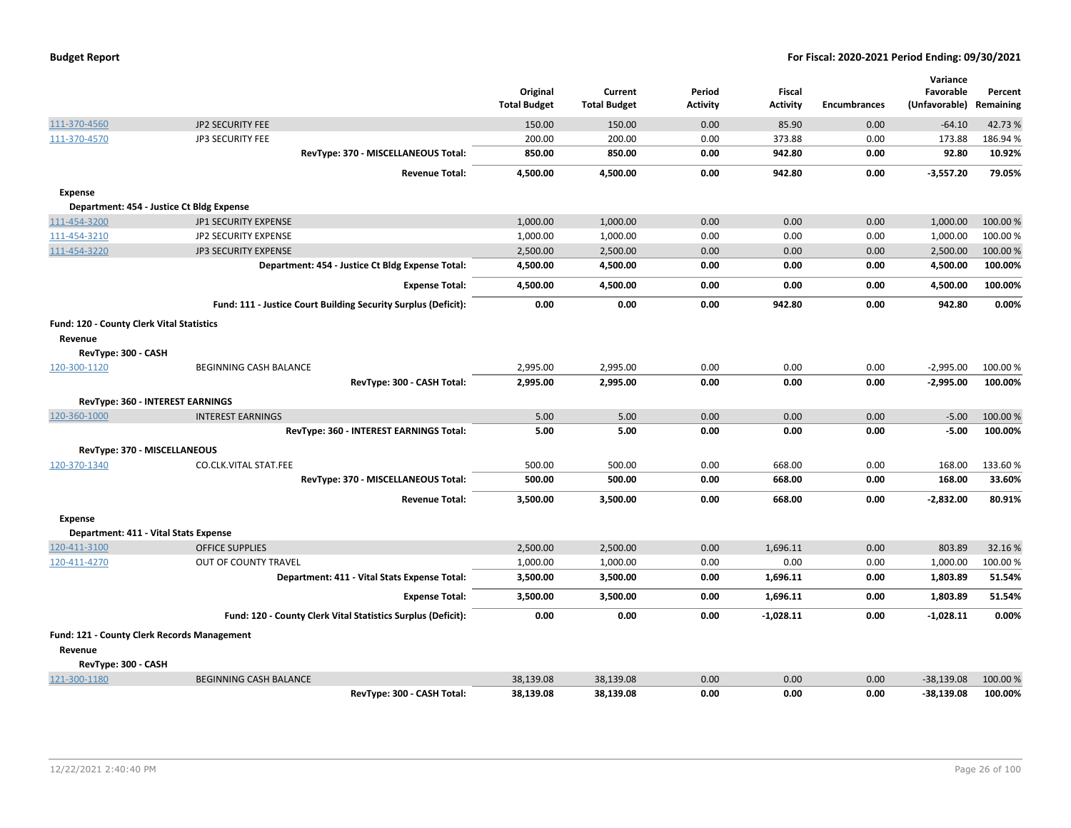**Budget Report** — **For Fiscal: 2020-2021 Period Ending: 09/30/2021**

| | | Original Total Budget | Current Total Budget | Period Activity | Fiscal Activity | Encumbrances | Variance Favorable (Unfavorable) | Percent Remaining |
|---|---|---|---|---|---|---|---|---|
| 111-370-4560 | JP2 SECURITY FEE | 150.00 | 150.00 | 0.00 | 85.90 | 0.00 | -64.10 | 42.73 % |
| 111-370-4570 | JP3 SECURITY FEE | 200.00 | 200.00 | 0.00 | 373.88 | 0.00 | 173.88 | 186.94 % |
| | **RevType: 370 - MISCELLANEOUS Total:** | **850.00** | **850.00** | **0.00** | **942.80** | **0.00** | **92.80** | **10.92%** |
| | **Revenue Total:** | **4,500.00** | **4,500.00** | **0.00** | **942.80** | **0.00** | **-3,557.20** | **79.05%** |
| **Expense** | | | | | | | | |
| **Department: 454 - Justice Ct Bldg Expense** | | | | | | | | |
| 111-454-3200 | JP1 SECURITY EXPENSE | 1,000.00 | 1,000.00 | 0.00 | 0.00 | 0.00 | 1,000.00 | 100.00 % |
| 111-454-3210 | JP2 SECURITY EXPENSE | 1,000.00 | 1,000.00 | 0.00 | 0.00 | 0.00 | 1,000.00 | 100.00 % |
| 111-454-3220 | JP3 SECURITY EXPENSE | 2,500.00 | 2,500.00 | 0.00 | 0.00 | 0.00 | 2,500.00 | 100.00 % |
| | **Department: 454 - Justice Ct Bldg Expense Total:** | **4,500.00** | **4,500.00** | **0.00** | **0.00** | **0.00** | **4,500.00** | **100.00%** |
| | **Expense Total:** | **4,500.00** | **4,500.00** | **0.00** | **0.00** | **0.00** | **4,500.00** | **100.00%** |
| | **Fund: 111 - Justice Court Building Security Surplus (Deficit):** | **0.00** | **0.00** | **0.00** | **942.80** | **0.00** | **942.80** | **0.00%** |
| **Fund: 120 - County Clerk Vital Statistics** | | | | | | | | |
| **Revenue** | | | | | | | | |
| **RevType: 300 - CASH** | | | | | | | | |
| 120-300-1120 | BEGINNING CASH BALANCE | 2,995.00 | 2,995.00 | 0.00 | 0.00 | 0.00 | -2,995.00 | 100.00 % |
| | **RevType: 300 - CASH Total:** | **2,995.00** | **2,995.00** | **0.00** | **0.00** | **0.00** | **-2,995.00** | **100.00%** |
| **RevType: 360 - INTEREST EARNINGS** | | | | | | | | |
| 120-360-1000 | INTEREST EARNINGS | 5.00 | 5.00 | 0.00 | 0.00 | 0.00 | -5.00 | 100.00 % |
| | **RevType: 360 - INTEREST EARNINGS Total:** | **5.00** | **5.00** | **0.00** | **0.00** | **0.00** | **-5.00** | **100.00%** |
| **RevType: 370 - MISCELLANEOUS** | | | | | | | | |
| 120-370-1340 | CO.CLK.VITAL STAT.FEE | 500.00 | 500.00 | 0.00 | 668.00 | 0.00 | 168.00 | 133.60 % |
| | **RevType: 370 - MISCELLANEOUS Total:** | **500.00** | **500.00** | **0.00** | **668.00** | **0.00** | **168.00** | **33.60%** |
| | **Revenue Total:** | **3,500.00** | **3,500.00** | **0.00** | **668.00** | **0.00** | **-2,832.00** | **80.91%** |
| **Expense** | | | | | | | | |
| **Department: 411 - Vital Stats Expense** | | | | | | | | |
| 120-411-3100 | OFFICE SUPPLIES | 2,500.00 | 2,500.00 | 0.00 | 1,696.11 | 0.00 | 803.89 | 32.16 % |
| 120-411-4270 | OUT OF COUNTY TRAVEL | 1,000.00 | 1,000.00 | 0.00 | 0.00 | 0.00 | 1,000.00 | 100.00 % |
| | **Department: 411 - Vital Stats Expense Total:** | **3,500.00** | **3,500.00** | **0.00** | **1,696.11** | **0.00** | **1,803.89** | **51.54%** |
| | **Expense Total:** | **3,500.00** | **3,500.00** | **0.00** | **1,696.11** | **0.00** | **1,803.89** | **51.54%** |
| | **Fund: 120 - County Clerk Vital Statistics Surplus (Deficit):** | **0.00** | **0.00** | **0.00** | **-1,028.11** | **0.00** | **-1,028.11** | **0.00%** |
| **Fund: 121 - County Clerk Records Management** | | | | | | | | |
| **Revenue** | | | | | | | | |
| **RevType: 300 - CASH** | | | | | | | | |
| 121-300-1180 | BEGINNING CASH BALANCE | 38,139.08 | 38,139.08 | 0.00 | 0.00 | 0.00 | -38,139.08 | 100.00 % |
| | **RevType: 300 - CASH Total:** | **38,139.08** | **38,139.08** | **0.00** | **0.00** | **0.00** | **-38,139.08** | **100.00%** |

12/22/2021 2:40:40 PM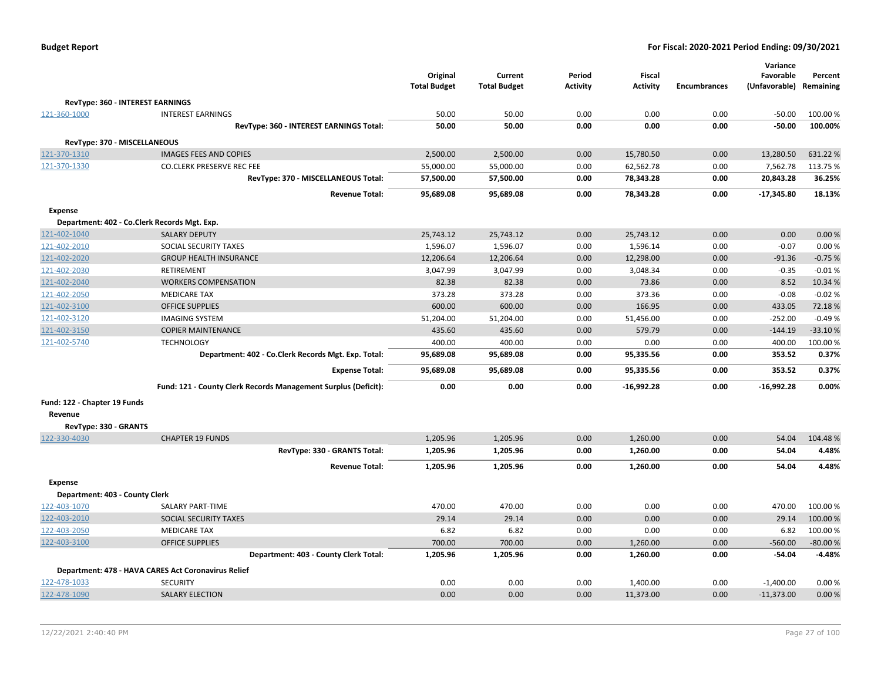**Budget Report** — For Fiscal: 2020-2021 Period Ending: 09/30/2021

| | | Original Total Budget | Current Total Budget | Period Activity | Fiscal Activity | Encumbrances | Variance Favorable (Unfavorable) | Percent Remaining |
|---|---|---|---|---|---|---|---|---|
| **RevType: 360 - INTEREST EARNINGS** | | | | | | | | |
| 121-360-1000 | INTEREST EARNINGS | 50.00 | 50.00 | 0.00 | 0.00 | 0.00 | -50.00 | 100.00 % |
| | **RevType: 360 - INTEREST EARNINGS Total:** | **50.00** | **50.00** | **0.00** | **0.00** | **0.00** | **-50.00** | **100.00%** |
| **RevType: 370 - MISCELLANEOUS** | | | | | | | | |
| 121-370-1310 | IMAGES FEES AND COPIES | 2,500.00 | 2,500.00 | 0.00 | 15,780.50 | 0.00 | 13,280.50 | 631.22 % |
| 121-370-1330 | CO.CLERK PRESERVE REC FEE | 55,000.00 | 55,000.00 | 0.00 | 62,562.78 | 0.00 | 7,562.78 | 113.75 % |
| | **RevType: 370 - MISCELLANEOUS Total:** | **57,500.00** | **57,500.00** | **0.00** | **78,343.28** | **0.00** | **20,843.28** | **36.25%** |
| | **Revenue Total:** | **95,689.08** | **95,689.08** | **0.00** | **78,343.28** | **0.00** | **-17,345.80** | **18.13%** |
| **Expense** | | | | | | | | |
| **Department: 402 - Co.Clerk Records Mgt. Exp.** | | | | | | | | |
| 121-402-1040 | SALARY DEPUTY | 25,743.12 | 25,743.12 | 0.00 | 25,743.12 | 0.00 | 0.00 | 0.00 % |
| 121-402-2010 | SOCIAL SECURITY TAXES | 1,596.07 | 1,596.07 | 0.00 | 1,596.14 | 0.00 | -0.07 | 0.00 % |
| 121-402-2020 | GROUP HEALTH INSURANCE | 12,206.64 | 12,206.64 | 0.00 | 12,298.00 | 0.00 | -91.36 | -0.75 % |
| 121-402-2030 | RETIREMENT | 3,047.99 | 3,047.99 | 0.00 | 3,048.34 | 0.00 | -0.35 | -0.01 % |
| 121-402-2040 | WORKERS COMPENSATION | 82.38 | 82.38 | 0.00 | 73.86 | 0.00 | 8.52 | 10.34 % |
| 121-402-2050 | MEDICARE TAX | 373.28 | 373.28 | 0.00 | 373.36 | 0.00 | -0.08 | -0.02 % |
| 121-402-3100 | OFFICE SUPPLIES | 600.00 | 600.00 | 0.00 | 166.95 | 0.00 | 433.05 | 72.18 % |
| 121-402-3120 | IMAGING SYSTEM | 51,204.00 | 51,204.00 | 0.00 | 51,456.00 | 0.00 | -252.00 | -0.49 % |
| 121-402-3150 | COPIER MAINTENANCE | 435.60 | 435.60 | 0.00 | 579.79 | 0.00 | -144.19 | -33.10 % |
| 121-402-5740 | TECHNOLOGY | 400.00 | 400.00 | 0.00 | 0.00 | 0.00 | 400.00 | 100.00 % |
| | **Department: 402 - Co.Clerk Records Mgt. Exp. Total:** | **95,689.08** | **95,689.08** | **0.00** | **95,335.56** | **0.00** | **353.52** | **0.37%** |
| | **Expense Total:** | **95,689.08** | **95,689.08** | **0.00** | **95,335.56** | **0.00** | **353.52** | **0.37%** |
| | **Fund: 121 - County Clerk Records Management Surplus (Deficit):** | **0.00** | **0.00** | **0.00** | **-16,992.28** | **0.00** | **-16,992.28** | **0.00%** |
| **Fund: 122 - Chapter 19 Funds** | | | | | | | | |
| **Revenue** | | | | | | | | |
| **RevType: 330 - GRANTS** | | | | | | | | |
| 122-330-4030 | CHAPTER 19 FUNDS | 1,205.96 | 1,205.96 | 0.00 | 1,260.00 | 0.00 | 54.04 | 104.48 % |
| | **RevType: 330 - GRANTS Total:** | **1,205.96** | **1,205.96** | **0.00** | **1,260.00** | **0.00** | **54.04** | **4.48%** |
| | **Revenue Total:** | **1,205.96** | **1,205.96** | **0.00** | **1,260.00** | **0.00** | **54.04** | **4.48%** |
| **Expense** | | | | | | | | |
| **Department: 403 - County Clerk** | | | | | | | | |
| 122-403-1070 | SALARY PART-TIME | 470.00 | 470.00 | 0.00 | 0.00 | 0.00 | 470.00 | 100.00 % |
| 122-403-2010 | SOCIAL SECURITY TAXES | 29.14 | 29.14 | 0.00 | 0.00 | 0.00 | 29.14 | 100.00 % |
| 122-403-2050 | MEDICARE TAX | 6.82 | 6.82 | 0.00 | 0.00 | 0.00 | 6.82 | 100.00 % |
| 122-403-3100 | OFFICE SUPPLIES | 700.00 | 700.00 | 0.00 | 1,260.00 | 0.00 | -560.00 | -80.00 % |
| | **Department: 403 - County Clerk Total:** | **1,205.96** | **1,205.96** | **0.00** | **1,260.00** | **0.00** | **-54.04** | **-4.48%** |
| **Department: 478 - HAVA CARES Act Coronavirus Relief** | | | | | | | | |
| 122-478-1033 | SECURITY | 0.00 | 0.00 | 0.00 | 1,400.00 | 0.00 | -1,400.00 | 0.00 % |
| 122-478-1090 | SALARY ELECTION | 0.00 | 0.00 | 0.00 | 11,373.00 | 0.00 | -11,373.00 | 0.00 % |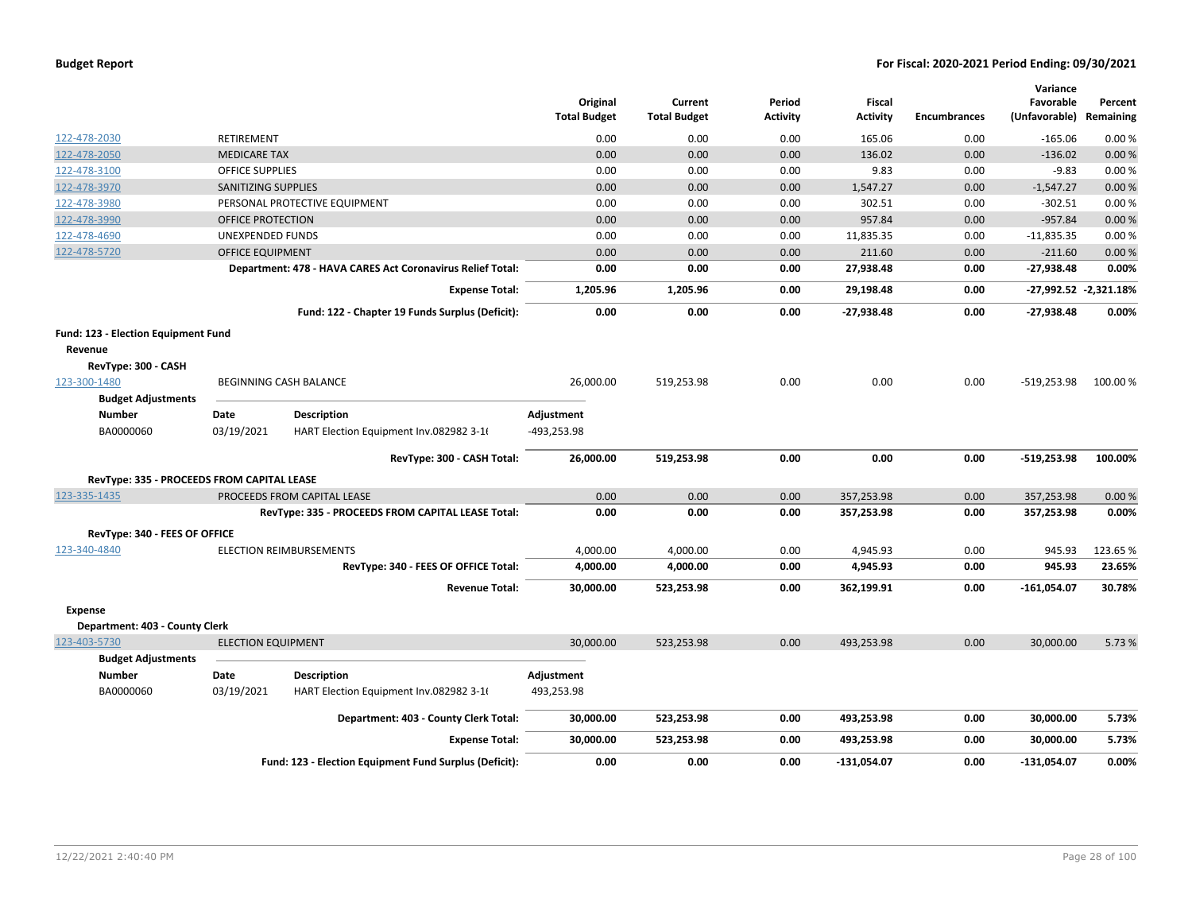**Budget Report** | **For Fiscal: 2020-2021 Period Ending: 09/30/2021**

| | | Original Total Budget | Current Total Budget | Period Activity | Fiscal Activity | Encumbrances | Variance Favorable (Unfavorable) | Percent Remaining |
|---|---|---|---|---|---|---|---|---|
| 122-478-2030 | RETIREMENT | 0.00 | 0.00 | 0.00 | 165.06 | 0.00 | -165.06 | 0.00 % |
| 122-478-2050 | MEDICARE TAX | 0.00 | 0.00 | 0.00 | 136.02 | 0.00 | -136.02 | 0.00 % |
| 122-478-3100 | OFFICE SUPPLIES | 0.00 | 0.00 | 0.00 | 9.83 | 0.00 | -9.83 | 0.00 % |
| 122-478-3970 | SANITIZING SUPPLIES | 0.00 | 0.00 | 0.00 | 1,547.27 | 0.00 | -1,547.27 | 0.00 % |
| 122-478-3980 | PERSONAL PROTECTIVE EQUIPMENT | 0.00 | 0.00 | 0.00 | 302.51 | 0.00 | -302.51 | 0.00 % |
| 122-478-3990 | OFFICE PROTECTION | 0.00 | 0.00 | 0.00 | 957.84 | 0.00 | -957.84 | 0.00 % |
| 122-478-4690 | UNEXPENDED FUNDS | 0.00 | 0.00 | 0.00 | 11,835.35 | 0.00 | -11,835.35 | 0.00 % |
| 122-478-5720 | OFFICE EQUIPMENT | 0.00 | 0.00 | 0.00 | 211.60 | 0.00 | -211.60 | 0.00 % |
| | **Department: 478 - HAVA CARES Act Coronavirus Relief Total:** | **0.00** | **0.00** | **0.00** | **27,938.48** | **0.00** | **-27,938.48** | **0.00%** |
| | **Expense Total:** | **1,205.96** | **1,205.96** | **0.00** | **29,198.48** | **0.00** | **-27,992.52** | **-2,321.18%** |
| | **Fund: 122 - Chapter 19 Funds Surplus (Deficit):** | **0.00** | **0.00** | **0.00** | **-27,938.48** | **0.00** | **-27,938.48** | **0.00%** |

**Fund: 123 - Election Equipment Fund**

**Revenue**

**RevType: 300 - CASH**

| | | Original Total Budget | Current Total Budget | Period Activity | Fiscal Activity | Encumbrances | Variance Favorable (Unfavorable) | Percent Remaining |
|---|---|---|---|---|---|---|---|---|
| 123-300-1480 | BEGINNING CASH BALANCE | 26,000.00 | 519,253.98 | 0.00 | 0.00 | 0.00 | -519,253.98 | 100.00 % |

**Budget Adjustments**

| Number | Date | Description | Adjustment |
|---|---|---|---|
| BA0000060 | 03/19/2021 | HART Election Equipment Inv.082982 3-1( | -493,253.98 |

| | | Original Total Budget | Current Total Budget | Period Activity | Fiscal Activity | Encumbrances | Variance Favorable (Unfavorable) | Percent Remaining |
|---|---|---|---|---|---|---|---|---|
| | **RevType: 300 - CASH Total:** | **26,000.00** | **519,253.98** | **0.00** | **0.00** | **0.00** | **-519,253.98** | **100.00%** |

**RevType: 335 - PROCEEDS FROM CAPITAL LEASE**

| | | Original Total Budget | Current Total Budget | Period Activity | Fiscal Activity | Encumbrances | Variance Favorable (Unfavorable) | Percent Remaining |
|---|---|---|---|---|---|---|---|---|
| 123-335-1435 | PROCEEDS FROM CAPITAL LEASE | 0.00 | 0.00 | 0.00 | 357,253.98 | 0.00 | 357,253.98 | 0.00 % |
| | **RevType: 335 - PROCEEDS FROM CAPITAL LEASE Total:** | **0.00** | **0.00** | **0.00** | **357,253.98** | **0.00** | **357,253.98** | **0.00%** |

**RevType: 340 - FEES OF OFFICE**

| | | Original Total Budget | Current Total Budget | Period Activity | Fiscal Activity | Encumbrances | Variance Favorable (Unfavorable) | Percent Remaining |
|---|---|---|---|---|---|---|---|---|
| 123-340-4840 | ELECTION REIMBURSEMENTS | 4,000.00 | 4,000.00 | 0.00 | 4,945.93 | 0.00 | 945.93 | 123.65 % |
| | **RevType: 340 - FEES OF OFFICE Total:** | **4,000.00** | **4,000.00** | **0.00** | **4,945.93** | **0.00** | **945.93** | **23.65%** |
| | **Revenue Total:** | **30,000.00** | **523,253.98** | **0.00** | **362,199.91** | **0.00** | **-161,054.07** | **30.78%** |

**Expense**

**Department: 403 - County Clerk**

| | | Original Total Budget | Current Total Budget | Period Activity | Fiscal Activity | Encumbrances | Variance Favorable (Unfavorable) | Percent Remaining |
|---|---|---|---|---|---|---|---|---|
| 123-403-5730 | ELECTION EQUIPMENT | 30,000.00 | 523,253.98 | 0.00 | 493,253.98 | 0.00 | 30,000.00 | 5.73 % |

**Budget Adjustments**

| Number | Date | Description | Adjustment |
|---|---|---|---|
| BA0000060 | 03/19/2021 | HART Election Equipment Inv.082982 3-1( | 493,253.98 |

| | | Original Total Budget | Current Total Budget | Period Activity | Fiscal Activity | Encumbrances | Variance Favorable (Unfavorable) | Percent Remaining |
|---|---|---|---|---|---|---|---|---|
| | **Department: 403 - County Clerk Total:** | **30,000.00** | **523,253.98** | **0.00** | **493,253.98** | **0.00** | **30,000.00** | **5.73%** |
| | **Expense Total:** | **30,000.00** | **523,253.98** | **0.00** | **493,253.98** | **0.00** | **30,000.00** | **5.73%** |
| | **Fund: 123 - Election Equipment Fund Surplus (Deficit):** | **0.00** | **0.00** | **0.00** | **-131,054.07** | **0.00** | **-131,054.07** | **0.00%** |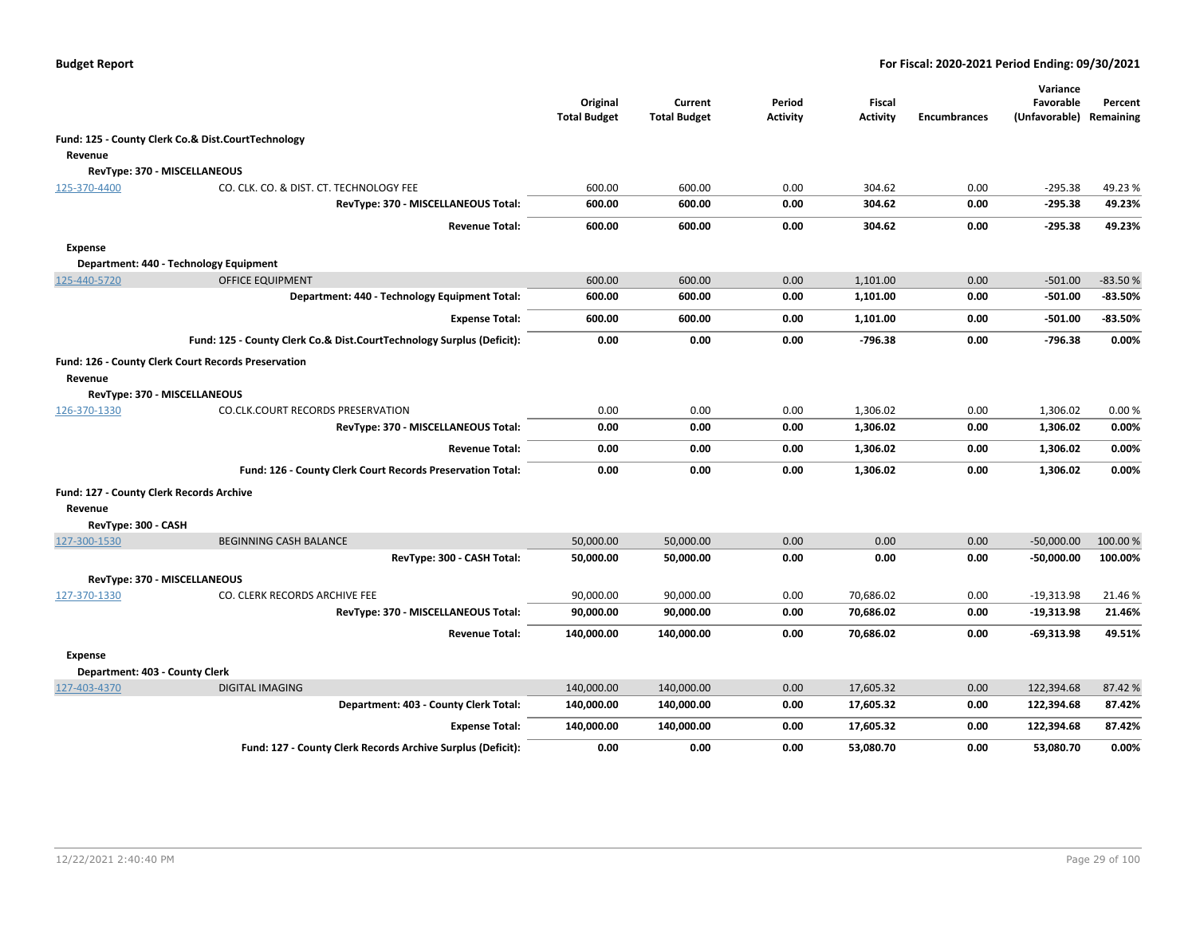**Budget Report** **For Fiscal: 2020-2021 Period Ending: 09/30/2021**

| | | Original Total Budget | Current Total Budget | Period Activity | Fiscal Activity | Encumbrances | Variance Favorable (Unfavorable) | Percent Remaining |
|---|---|---|---|---|---|---|---|---|
| **Fund: 125 - County Clerk Co.& Dist.CourtTechnology** | | | | | | | | |
| **Revenue** | | | | | | | | |
| **RevType: 370 - MISCELLANEOUS** | | | | | | | | |
| 125-370-4400 | CO. CLK. CO. & DIST. CT. TECHNOLOGY FEE | 600.00 | 600.00 | 0.00 | 304.62 | 0.00 | -295.38 | 49.23 % |
| | **RevType: 370 - MISCELLANEOUS Total:** | **600.00** | **600.00** | **0.00** | **304.62** | **0.00** | **-295.38** | **49.23%** |
| | **Revenue Total:** | **600.00** | **600.00** | **0.00** | **304.62** | **0.00** | **-295.38** | **49.23%** |
| **Expense** | | | | | | | | |
| **Department: 440 - Technology Equipment** | | | | | | | | |
| 125-440-5720 | OFFICE EQUIPMENT | 600.00 | 600.00 | 0.00 | 1,101.00 | 0.00 | -501.00 | -83.50 % |
| | **Department: 440 - Technology Equipment Total:** | **600.00** | **600.00** | **0.00** | **1,101.00** | **0.00** | **-501.00** | **-83.50%** |
| | **Expense Total:** | **600.00** | **600.00** | **0.00** | **1,101.00** | **0.00** | **-501.00** | **-83.50%** |
| | **Fund: 125 - County Clerk Co.& Dist.CourtTechnology Surplus (Deficit):** | **0.00** | **0.00** | **0.00** | **-796.38** | **0.00** | **-796.38** | **0.00%** |
| **Fund: 126 - County Clerk Court Records Preservation** | | | | | | | | |
| **Revenue** | | | | | | | | |
| **RevType: 370 - MISCELLANEOUS** | | | | | | | | |
| 126-370-1330 | CO.CLK.COURT RECORDS PRESERVATION | 0.00 | 0.00 | 0.00 | 1,306.02 | 0.00 | 1,306.02 | 0.00 % |
| | **RevType: 370 - MISCELLANEOUS Total:** | **0.00** | **0.00** | **0.00** | **1,306.02** | **0.00** | **1,306.02** | **0.00%** |
| | **Revenue Total:** | **0.00** | **0.00** | **0.00** | **1,306.02** | **0.00** | **1,306.02** | **0.00%** |
| | **Fund: 126 - County Clerk Court Records Preservation Total:** | **0.00** | **0.00** | **0.00** | **1,306.02** | **0.00** | **1,306.02** | **0.00%** |
| **Fund: 127 - County Clerk Records Archive** | | | | | | | | |
| **Revenue** | | | | | | | | |
| **RevType: 300 - CASH** | | | | | | | | |
| 127-300-1530 | BEGINNING CASH BALANCE | 50,000.00 | 50,000.00 | 0.00 | 0.00 | 0.00 | -50,000.00 | 100.00 % |
| | **RevType: 300 - CASH Total:** | **50,000.00** | **50,000.00** | **0.00** | **0.00** | **0.00** | **-50,000.00** | **100.00%** |
| **RevType: 370 - MISCELLANEOUS** | | | | | | | | |
| 127-370-1330 | CO. CLERK RECORDS ARCHIVE FEE | 90,000.00 | 90,000.00 | 0.00 | 70,686.02 | 0.00 | -19,313.98 | 21.46 % |
| | **RevType: 370 - MISCELLANEOUS Total:** | **90,000.00** | **90,000.00** | **0.00** | **70,686.02** | **0.00** | **-19,313.98** | **21.46%** |
| | **Revenue Total:** | **140,000.00** | **140,000.00** | **0.00** | **70,686.02** | **0.00** | **-69,313.98** | **49.51%** |
| **Expense** | | | | | | | | |
| **Department: 403 - County Clerk** | | | | | | | | |
| 127-403-4370 | DIGITAL IMAGING | 140,000.00 | 140,000.00 | 0.00 | 17,605.32 | 0.00 | 122,394.68 | 87.42 % |
| | **Department: 403 - County Clerk Total:** | **140,000.00** | **140,000.00** | **0.00** | **17,605.32** | **0.00** | **122,394.68** | **87.42%** |
| | **Expense Total:** | **140,000.00** | **140,000.00** | **0.00** | **17,605.32** | **0.00** | **122,394.68** | **87.42%** |
| | **Fund: 127 - County Clerk Records Archive Surplus (Deficit):** | **0.00** | **0.00** | **0.00** | **53,080.70** | **0.00** | **53,080.70** | **0.00%** |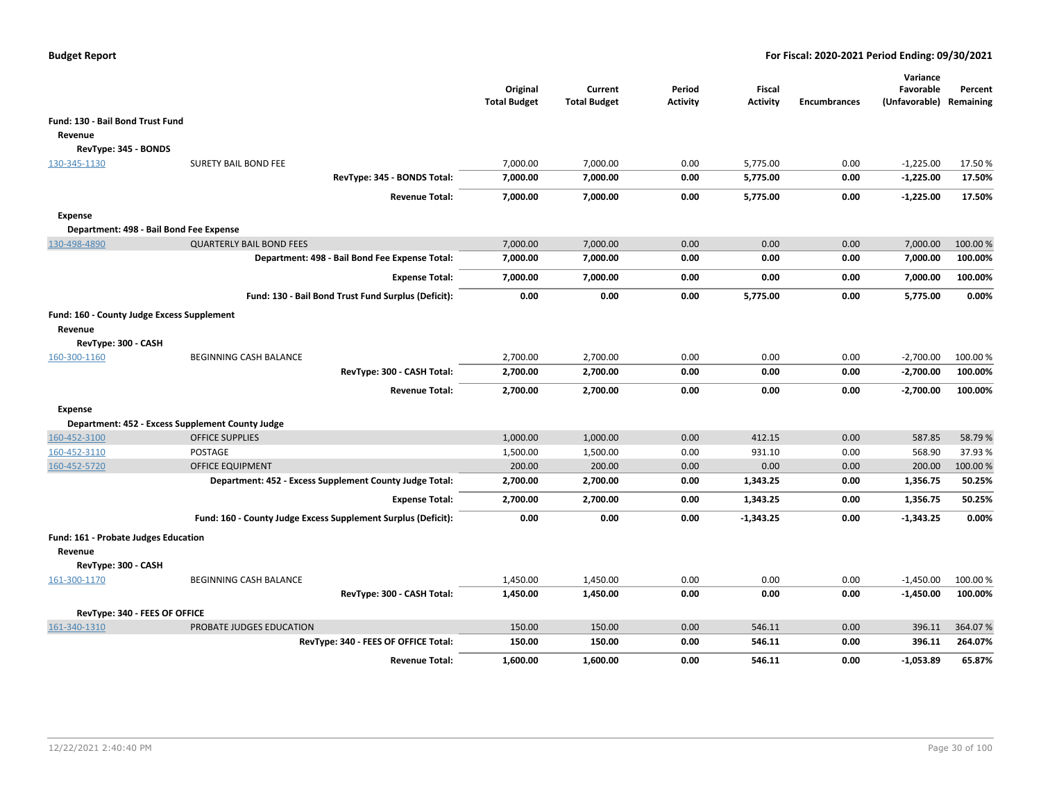**Budget Report** — **For Fiscal: 2020-2021 Period Ending: 09/30/2021**

| | | Original Total Budget | Current Total Budget | Period Activity | Fiscal Activity | Encumbrances | Variance Favorable (Unfavorable) | Percent Remaining |
|---|---|---|---|---|---|---|---|---|
| **Fund: 130 - Bail Bond Trust Fund** | | | | | | | | |
| **Revenue** | | | | | | | | |
| **RevType: 345 - BONDS** | | | | | | | | |
| 130-345-1130 | SURETY BAIL BOND FEE | 7,000.00 | 7,000.00 | 0.00 | 5,775.00 | 0.00 | -1,225.00 | 17.50 % |
| | **RevType: 345 - BONDS Total:** | **7,000.00** | **7,000.00** | **0.00** | **5,775.00** | **0.00** | **-1,225.00** | **17.50%** |
| | **Revenue Total:** | **7,000.00** | **7,000.00** | **0.00** | **5,775.00** | **0.00** | **-1,225.00** | **17.50%** |
| **Expense** | | | | | | | | |
| **Department: 498 - Bail Bond Fee Expense** | | | | | | | | |
| 130-498-4890 | QUARTERLY BAIL BOND FEES | 7,000.00 | 7,000.00 | 0.00 | 0.00 | 0.00 | 7,000.00 | 100.00 % |
| | **Department: 498 - Bail Bond Fee Expense Total:** | **7,000.00** | **7,000.00** | **0.00** | **0.00** | **0.00** | **7,000.00** | **100.00%** |
| | **Expense Total:** | **7,000.00** | **7,000.00** | **0.00** | **0.00** | **0.00** | **7,000.00** | **100.00%** |
| | **Fund: 130 - Bail Bond Trust Fund Surplus (Deficit):** | **0.00** | **0.00** | **0.00** | **5,775.00** | **0.00** | **5,775.00** | **0.00%** |
| **Fund: 160 - County Judge Excess Supplement** | | | | | | | | |
| **Revenue** | | | | | | | | |
| **RevType: 300 - CASH** | | | | | | | | |
| 160-300-1160 | BEGINNING CASH BALANCE | 2,700.00 | 2,700.00 | 0.00 | 0.00 | 0.00 | -2,700.00 | 100.00 % |
| | **RevType: 300 - CASH Total:** | **2,700.00** | **2,700.00** | **0.00** | **0.00** | **0.00** | **-2,700.00** | **100.00%** |
| | **Revenue Total:** | **2,700.00** | **2,700.00** | **0.00** | **0.00** | **0.00** | **-2,700.00** | **100.00%** |
| **Expense** | | | | | | | | |
| **Department: 452 - Excess Supplement County Judge** | | | | | | | | |
| 160-452-3100 | OFFICE SUPPLIES | 1,000.00 | 1,000.00 | 0.00 | 412.15 | 0.00 | 587.85 | 58.79 % |
| 160-452-3110 | POSTAGE | 1,500.00 | 1,500.00 | 0.00 | 931.10 | 0.00 | 568.90 | 37.93 % |
| 160-452-5720 | OFFICE EQUIPMENT | 200.00 | 200.00 | 0.00 | 0.00 | 0.00 | 200.00 | 100.00 % |
| | **Department: 452 - Excess Supplement County Judge Total:** | **2,700.00** | **2,700.00** | **0.00** | **1,343.25** | **0.00** | **1,356.75** | **50.25%** |
| | **Expense Total:** | **2,700.00** | **2,700.00** | **0.00** | **1,343.25** | **0.00** | **1,356.75** | **50.25%** |
| | **Fund: 160 - County Judge Excess Supplement Surplus (Deficit):** | **0.00** | **0.00** | **0.00** | **-1,343.25** | **0.00** | **-1,343.25** | **0.00%** |
| **Fund: 161 - Probate Judges Education** | | | | | | | | |
| **Revenue** | | | | | | | | |
| **RevType: 300 - CASH** | | | | | | | | |
| 161-300-1170 | BEGINNING CASH BALANCE | 1,450.00 | 1,450.00 | 0.00 | 0.00 | 0.00 | -1,450.00 | 100.00 % |
| | **RevType: 300 - CASH Total:** | **1,450.00** | **1,450.00** | **0.00** | **0.00** | **0.00** | **-1,450.00** | **100.00%** |
| **RevType: 340 - FEES OF OFFICE** | | | | | | | | |
| 161-340-1310 | PROBATE JUDGES EDUCATION | 150.00 | 150.00 | 0.00 | 546.11 | 0.00 | 396.11 | 364.07 % |
| | **RevType: 340 - FEES OF OFFICE Total:** | **150.00** | **150.00** | **0.00** | **546.11** | **0.00** | **396.11** | **264.07%** |
| | **Revenue Total:** | **1,600.00** | **1,600.00** | **0.00** | **546.11** | **0.00** | **-1,053.89** | **65.87%** |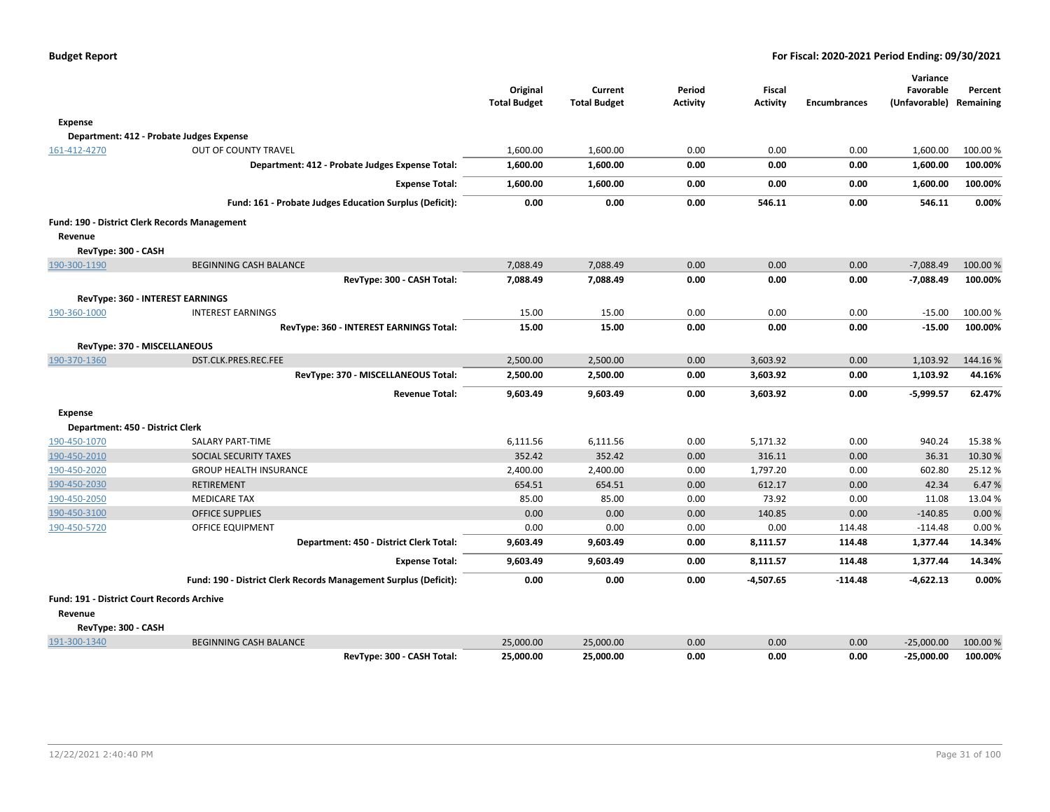**Budget Report** **For Fiscal: 2020-2021 Period Ending: 09/30/2021**

| | | Original Total Budget | Current Total Budget | Period Activity | Fiscal Activity | Encumbrances | Variance Favorable (Unfavorable) | Percent Remaining |
|---|---|---|---|---|---|---|---|---|
| **Expense** | | | | | | | | |
| **Department: 412 - Probate Judges Expense** | | | | | | | | |
| 161-412-4270 | OUT OF COUNTY TRAVEL | 1,600.00 | 1,600.00 | 0.00 | 0.00 | 0.00 | 1,600.00 | 100.00 % |
| | **Department: 412 - Probate Judges Expense Total:** | **1,600.00** | **1,600.00** | **0.00** | **0.00** | **0.00** | **1,600.00** | **100.00%** |
| | **Expense Total:** | **1,600.00** | **1,600.00** | **0.00** | **0.00** | **0.00** | **1,600.00** | **100.00%** |
| | **Fund: 161 - Probate Judges Education Surplus (Deficit):** | **0.00** | **0.00** | **0.00** | **546.11** | **0.00** | **546.11** | **0.00%** |
| **Fund: 190 - District Clerk Records Management** | | | | | | | | |
| **Revenue** | | | | | | | | |
| **RevType: 300 - CASH** | | | | | | | | |
| 190-300-1190 | BEGINNING CASH BALANCE | 7,088.49 | 7,088.49 | 0.00 | 0.00 | 0.00 | -7,088.49 | 100.00 % |
| | **RevType: 300 - CASH Total:** | **7,088.49** | **7,088.49** | **0.00** | **0.00** | **0.00** | **-7,088.49** | **100.00%** |
| **RevType: 360 - INTEREST EARNINGS** | | | | | | | | |
| 190-360-1000 | INTEREST EARNINGS | 15.00 | 15.00 | 0.00 | 0.00 | 0.00 | -15.00 | 100.00 % |
| | **RevType: 360 - INTEREST EARNINGS Total:** | **15.00** | **15.00** | **0.00** | **0.00** | **0.00** | **-15.00** | **100.00%** |
| **RevType: 370 - MISCELLANEOUS** | | | | | | | | |
| 190-370-1360 | DST.CLK.PRES.REC.FEE | 2,500.00 | 2,500.00 | 0.00 | 3,603.92 | 0.00 | 1,103.92 | 144.16 % |
| | **RevType: 370 - MISCELLANEOUS Total:** | **2,500.00** | **2,500.00** | **0.00** | **3,603.92** | **0.00** | **1,103.92** | **44.16%** |
| | **Revenue Total:** | **9,603.49** | **9,603.49** | **0.00** | **3,603.92** | **0.00** | **-5,999.57** | **62.47%** |
| **Expense** | | | | | | | | |
| **Department: 450 - District Clerk** | | | | | | | | |
| 190-450-1070 | SALARY PART-TIME | 6,111.56 | 6,111.56 | 0.00 | 5,171.32 | 0.00 | 940.24 | 15.38 % |
| 190-450-2010 | SOCIAL SECURITY TAXES | 352.42 | 352.42 | 0.00 | 316.11 | 0.00 | 36.31 | 10.30 % |
| 190-450-2020 | GROUP HEALTH INSURANCE | 2,400.00 | 2,400.00 | 0.00 | 1,797.20 | 0.00 | 602.80 | 25.12 % |
| 190-450-2030 | RETIREMENT | 654.51 | 654.51 | 0.00 | 612.17 | 0.00 | 42.34 | 6.47 % |
| 190-450-2050 | MEDICARE TAX | 85.00 | 85.00 | 0.00 | 73.92 | 0.00 | 11.08 | 13.04 % |
| 190-450-3100 | OFFICE SUPPLIES | 0.00 | 0.00 | 0.00 | 140.85 | 0.00 | -140.85 | 0.00 % |
| 190-450-5720 | OFFICE EQUIPMENT | 0.00 | 0.00 | 0.00 | 0.00 | 114.48 | -114.48 | 0.00 % |
| | **Department: 450 - District Clerk Total:** | **9,603.49** | **9,603.49** | **0.00** | **8,111.57** | **114.48** | **1,377.44** | **14.34%** |
| | **Expense Total:** | **9,603.49** | **9,603.49** | **0.00** | **8,111.57** | **114.48** | **1,377.44** | **14.34%** |
| | **Fund: 190 - District Clerk Records Management Surplus (Deficit):** | **0.00** | **0.00** | **0.00** | **-4,507.65** | **-114.48** | **-4,622.13** | **0.00%** |
| **Fund: 191 - District Court Records Archive** | | | | | | | | |
| **Revenue** | | | | | | | | |
| **RevType: 300 - CASH** | | | | | | | | |
| 191-300-1340 | BEGINNING CASH BALANCE | 25,000.00 | 25,000.00 | 0.00 | 0.00 | 0.00 | -25,000.00 | 100.00 % |
| | **RevType: 300 - CASH Total:** | **25,000.00** | **25,000.00** | **0.00** | **0.00** | **0.00** | **-25,000.00** | **100.00%** |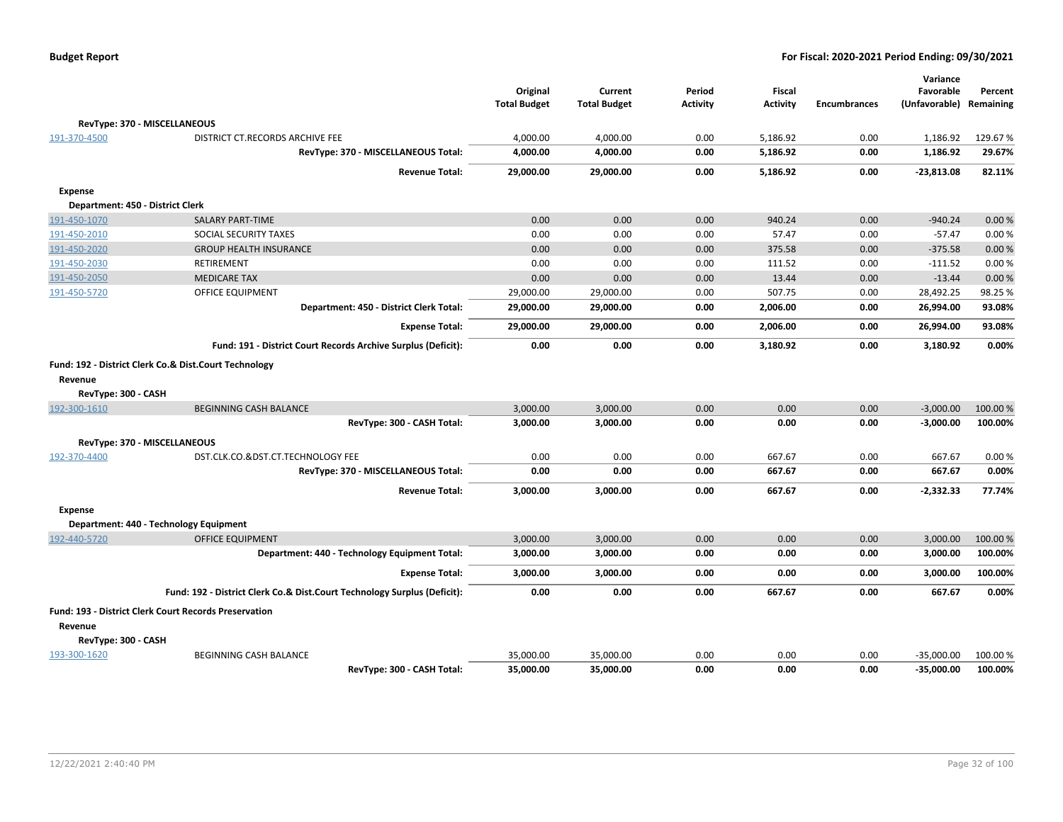| | | Original Total Budget | Current Total Budget | Period Activity | Fiscal Activity | Encumbrances | Variance Favorable (Unfavorable) | Percent Remaining |
|---|---|---|---|---|---|---|---|---|
| **RevType: 370 - MISCELLANEOUS** | | | | | | | | |
| 191-370-4500 | DISTRICT CT.RECORDS ARCHIVE FEE | 4,000.00 | 4,000.00 | 0.00 | 5,186.92 | 0.00 | 1,186.92 | 129.67 % |
| | **RevType: 370 - MISCELLANEOUS Total:** | **4,000.00** | **4,000.00** | **0.00** | **5,186.92** | **0.00** | **1,186.92** | **29.67%** |
| | **Revenue Total:** | **29,000.00** | **29,000.00** | **0.00** | **5,186.92** | **0.00** | **-23,813.08** | **82.11%** |
| **Expense** | | | | | | | | |
| **Department: 450 - District Clerk** | | | | | | | | |
| 191-450-1070 | SALARY PART-TIME | 0.00 | 0.00 | 0.00 | 940.24 | 0.00 | -940.24 | 0.00 % |
| 191-450-2010 | SOCIAL SECURITY TAXES | 0.00 | 0.00 | 0.00 | 57.47 | 0.00 | -57.47 | 0.00 % |
| 191-450-2020 | GROUP HEALTH INSURANCE | 0.00 | 0.00 | 0.00 | 375.58 | 0.00 | -375.58 | 0.00 % |
| 191-450-2030 | RETIREMENT | 0.00 | 0.00 | 0.00 | 111.52 | 0.00 | -111.52 | 0.00 % |
| 191-450-2050 | MEDICARE TAX | 0.00 | 0.00 | 0.00 | 13.44 | 0.00 | -13.44 | 0.00 % |
| 191-450-5720 | OFFICE EQUIPMENT | 29,000.00 | 29,000.00 | 0.00 | 507.75 | 0.00 | 28,492.25 | 98.25 % |
| | **Department: 450 - District Clerk Total:** | **29,000.00** | **29,000.00** | **0.00** | **2,006.00** | **0.00** | **26,994.00** | **93.08%** |
| | **Expense Total:** | **29,000.00** | **29,000.00** | **0.00** | **2,006.00** | **0.00** | **26,994.00** | **93.08%** |
| | **Fund: 191 - District Court Records Archive Surplus (Deficit):** | **0.00** | **0.00** | **0.00** | **3,180.92** | **0.00** | **3,180.92** | **0.00%** |
| **Fund: 192 - District Clerk Co.& Dist.Court Technology** | | | | | | | | |
| **Revenue** | | | | | | | | |
| **RevType: 300 - CASH** | | | | | | | | |
| 192-300-1610 | BEGINNING CASH BALANCE | 3,000.00 | 3,000.00 | 0.00 | 0.00 | 0.00 | -3,000.00 | 100.00 % |
| | **RevType: 300 - CASH Total:** | **3,000.00** | **3,000.00** | **0.00** | **0.00** | **0.00** | **-3,000.00** | **100.00%** |
| **RevType: 370 - MISCELLANEOUS** | | | | | | | | |
| 192-370-4400 | DST.CLK.CO.&DST.CT.TECHNOLOGY FEE | 0.00 | 0.00 | 0.00 | 667.67 | 0.00 | 667.67 | 0.00 % |
| | **RevType: 370 - MISCELLANEOUS Total:** | **0.00** | **0.00** | **0.00** | **667.67** | **0.00** | **667.67** | **0.00%** |
| | **Revenue Total:** | **3,000.00** | **3,000.00** | **0.00** | **667.67** | **0.00** | **-2,332.33** | **77.74%** |
| **Expense** | | | | | | | | |
| **Department: 440 - Technology Equipment** | | | | | | | | |
| 192-440-5720 | OFFICE EQUIPMENT | 3,000.00 | 3,000.00 | 0.00 | 0.00 | 0.00 | 3,000.00 | 100.00 % |
| | **Department: 440 - Technology Equipment Total:** | **3,000.00** | **3,000.00** | **0.00** | **0.00** | **0.00** | **3,000.00** | **100.00%** |
| | **Expense Total:** | **3,000.00** | **3,000.00** | **0.00** | **0.00** | **0.00** | **3,000.00** | **100.00%** |
| | **Fund: 192 - District Clerk Co.& Dist.Court Technology Surplus (Deficit):** | **0.00** | **0.00** | **0.00** | **667.67** | **0.00** | **667.67** | **0.00%** |
| **Fund: 193 - District Clerk Court Records Preservation** | | | | | | | | |
| **Revenue** | | | | | | | | |
| **RevType: 300 - CASH** | | | | | | | | |
| 193-300-1620 | BEGINNING CASH BALANCE | 35,000.00 | 35,000.00 | 0.00 | 0.00 | 0.00 | -35,000.00 | 100.00 % |
| | **RevType: 300 - CASH Total:** | **35,000.00** | **35,000.00** | **0.00** | **0.00** | **0.00** | **-35,000.00** | **100.00%** |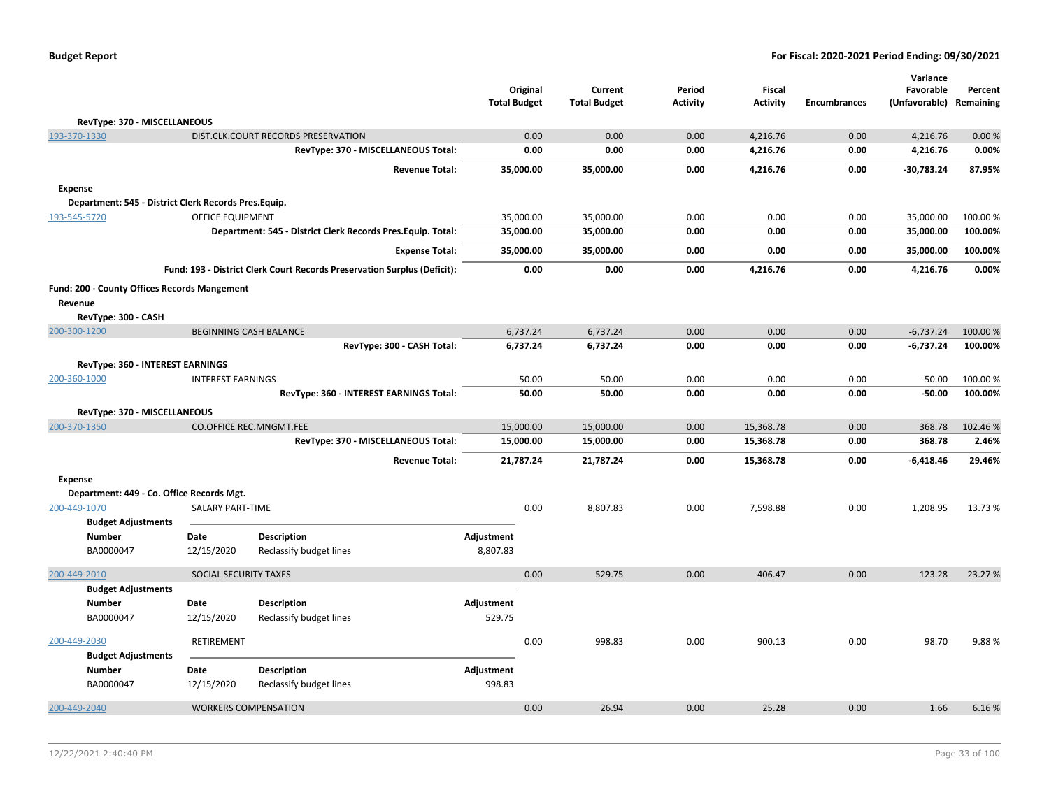| | | Original Total Budget | Current Total Budget | Period Activity | Fiscal Activity | Encumbrances | Variance Favorable (Unfavorable) | Percent Remaining |
|---|---|---|---|---|---|---|---|---|
| **RevType: 370 - MISCELLANEOUS** | | | | | | | | |
| 193-370-1330 | DIST.CLK.COURT RECORDS PRESERVATION | 0.00 | 0.00 | 0.00 | 4,216.76 | 0.00 | 4,216.76 | 0.00 % |
| | **RevType: 370 - MISCELLANEOUS Total:** | **0.00** | **0.00** | **0.00** | **4,216.76** | **0.00** | **4,216.76** | **0.00%** |
| | **Revenue Total:** | **35,000.00** | **35,000.00** | **0.00** | **4,216.76** | **0.00** | **-30,783.24** | **87.95%** |
| **Expense** | | | | | | | | |
| **Department: 545 - District Clerk Records Pres.Equip.** | | | | | | | | |
| 193-545-5720 | OFFICE EQUIPMENT | 35,000.00 | 35,000.00 | 0.00 | 0.00 | 0.00 | 35,000.00 | 100.00 % |
| | **Department: 545 - District Clerk Records Pres.Equip. Total:** | **35,000.00** | **35,000.00** | **0.00** | **0.00** | **0.00** | **35,000.00** | **100.00%** |
| | **Expense Total:** | **35,000.00** | **35,000.00** | **0.00** | **0.00** | **0.00** | **35,000.00** | **100.00%** |
| | **Fund: 193 - District Clerk Court Records Preservation Surplus (Deficit):** | **0.00** | **0.00** | **0.00** | **4,216.76** | **0.00** | **4,216.76** | **0.00%** |
| **Fund: 200 - County Offices Records Mangement** | | | | | | | | |
| **Revenue** | | | | | | | | |
| **RevType: 300 - CASH** | | | | | | | | |
| 200-300-1200 | BEGINNING CASH BALANCE | 6,737.24 | 6,737.24 | 0.00 | 0.00 | 0.00 | -6,737.24 | 100.00 % |
| | **RevType: 300 - CASH Total:** | **6,737.24** | **6,737.24** | **0.00** | **0.00** | **0.00** | **-6,737.24** | **100.00%** |
| **RevType: 360 - INTEREST EARNINGS** | | | | | | | | |
| 200-360-1000 | INTEREST EARNINGS | 50.00 | 50.00 | 0.00 | 0.00 | 0.00 | -50.00 | 100.00 % |
| | **RevType: 360 - INTEREST EARNINGS Total:** | **50.00** | **50.00** | **0.00** | **0.00** | **0.00** | **-50.00** | **100.00%** |
| **RevType: 370 - MISCELLANEOUS** | | | | | | | | |
| 200-370-1350 | CO.OFFICE REC.MNGMT.FEE | 15,000.00 | 15,000.00 | 0.00 | 15,368.78 | 0.00 | 368.78 | 102.46 % |
| | **RevType: 370 - MISCELLANEOUS Total:** | **15,000.00** | **15,000.00** | **0.00** | **15,368.78** | **0.00** | **368.78** | **2.46%** |
| | **Revenue Total:** | **21,787.24** | **21,787.24** | **0.00** | **15,368.78** | **0.00** | **-6,418.46** | **29.46%** |
| **Expense** | | | | | | | | |
| **Department: 449 - Co. Office Records Mgt.** | | | | | | | | |
| 200-449-1070 | SALARY PART-TIME | 0.00 | 8,807.83 | 0.00 | 7,598.88 | 0.00 | 1,208.95 | 13.73 % |
| 200-449-2010 | SOCIAL SECURITY TAXES | 0.00 | 529.75 | 0.00 | 406.47 | 0.00 | 123.28 | 23.27 % |
| 200-449-2030 | RETIREMENT | 0.00 | 998.83 | 0.00 | 900.13 | 0.00 | 98.70 | 9.88 % |
| 200-449-2040 | WORKERS COMPENSATION | 0.00 | 26.94 | 0.00 | 25.28 | 0.00 | 1.66 | 6.16 % |

**Budget Adjustments — 200-449-1070 SALARY PART-TIME**

| Number | Date | Description | Adjustment |
|---|---|---|---|
| BA0000047 | 12/15/2020 | Reclassify budget lines | 8,807.83 |

**Budget Adjustments — 200-449-2010 SOCIAL SECURITY TAXES**

| Number | Date | Description | Adjustment |
|---|---|---|---|
| BA0000047 | 12/15/2020 | Reclassify budget lines | 529.75 |

**Budget Adjustments — 200-449-2030 RETIREMENT**

| Number | Date | Description | Adjustment |
|---|---|---|---|
| BA0000047 | 12/15/2020 | Reclassify budget lines | 998.83 |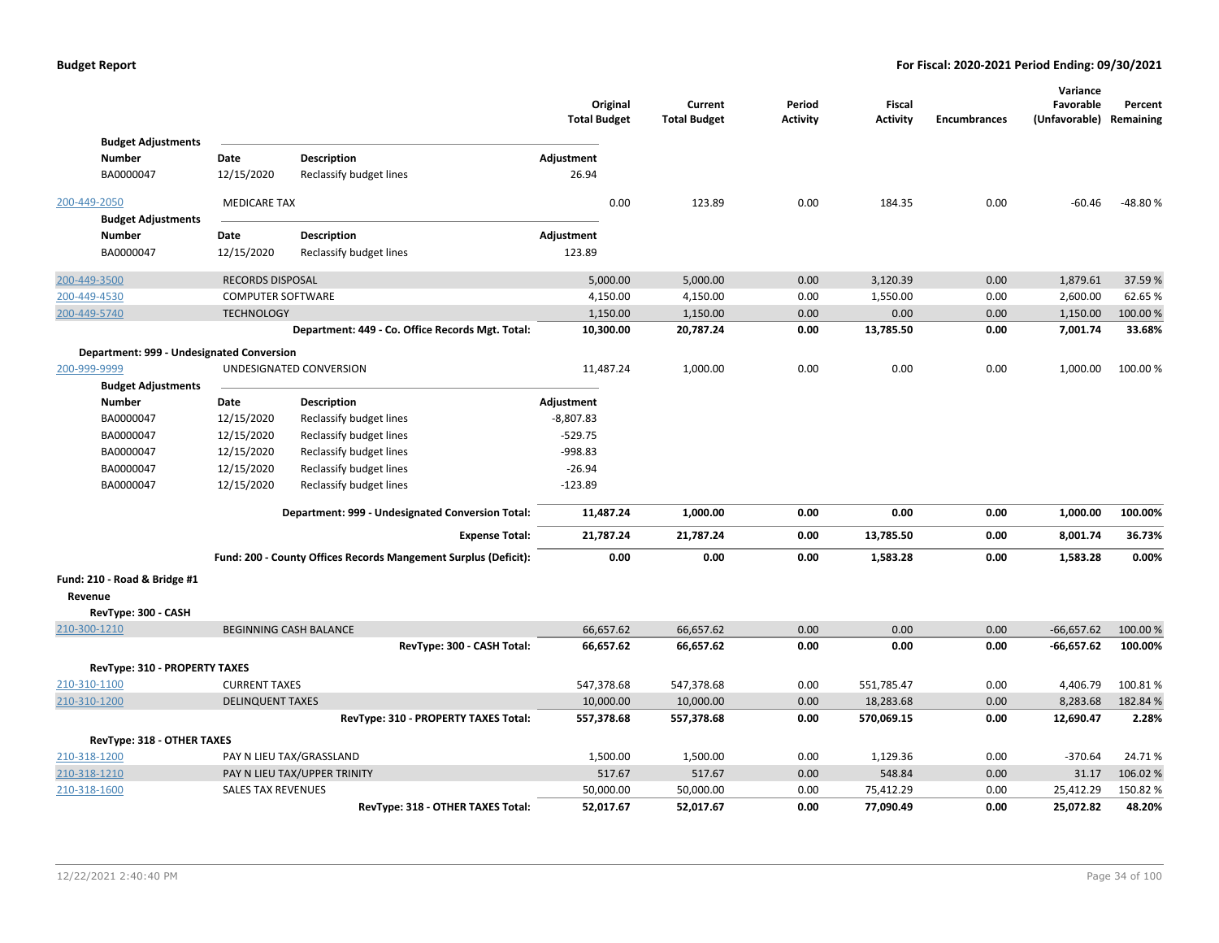| | | | Original Total Budget | Current Total Budget | Period Activity | Fiscal Activity | Encumbrances | Variance Favorable (Unfavorable) | Percent Remaining |
|---|---|---|---|---|---|---|---|---|---|
| **Budget Adjustments** | | | | | | | | | |
| **Number** | **Date** | **Description** | **Adjustment** | | | | | | |
| BA0000047 | 12/15/2020 | Reclassify budget lines | 26.94 | | | | | | |
| 200-449-2050 | MEDICARE TAX | | | 0.00 | 123.89 | 0.00 | 184.35 | 0.00 | -60.46 | -48.80 % |
| **Budget Adjustments** | | | | | | | | | |
| **Number** | **Date** | **Description** | **Adjustment** | | | | | | |
| BA0000047 | 12/15/2020 | Reclassify budget lines | 123.89 | | | | | | |
| 200-449-3500 | RECORDS DISPOSAL | | 5,000.00 | 5,000.00 | 0.00 | 3,120.39 | 0.00 | 1,879.61 | 37.59 % |
| 200-449-4530 | COMPUTER SOFTWARE | | 4,150.00 | 4,150.00 | 0.00 | 1,550.00 | 0.00 | 2,600.00 | 62.65 % |
| 200-449-5740 | TECHNOLOGY | | 1,150.00 | 1,150.00 | 0.00 | 0.00 | 0.00 | 1,150.00 | 100.00 % |
| | | **Department: 449 - Co. Office Records Mgt. Total:** | **10,300.00** | **20,787.24** | **0.00** | **13,785.50** | **0.00** | **7,001.74** | **33.68%** |
| **Department: 999 - Undesignated Conversion** | | | | | | | | | |
| 200-999-9999 | UNDESIGNATED CONVERSION | | 11,487.24 | 1,000.00 | 0.00 | 0.00 | 0.00 | 1,000.00 | 100.00 % |
| **Budget Adjustments** | | | | | | | | | |
| **Number** | **Date** | **Description** | **Adjustment** | | | | | | |
| BA0000047 | 12/15/2020 | Reclassify budget lines | -8,807.83 | | | | | | |
| BA0000047 | 12/15/2020 | Reclassify budget lines | -529.75 | | | | | | |
| BA0000047 | 12/15/2020 | Reclassify budget lines | -998.83 | | | | | | |
| BA0000047 | 12/15/2020 | Reclassify budget lines | -26.94 | | | | | | |
| BA0000047 | 12/15/2020 | Reclassify budget lines | -123.89 | | | | | | |
| | | **Department: 999 - Undesignated Conversion Total:** | **11,487.24** | **1,000.00** | **0.00** | **0.00** | **0.00** | **1,000.00** | **100.00%** |
| | | **Expense Total:** | **21,787.24** | **21,787.24** | **0.00** | **13,785.50** | **0.00** | **8,001.74** | **36.73%** |
| | | **Fund: 200 - County Offices Records Mangement Surplus (Deficit):** | **0.00** | **0.00** | **0.00** | **1,583.28** | **0.00** | **1,583.28** | **0.00%** |
| **Fund: 210 - Road & Bridge #1** | | | | | | | | | |
| **Revenue** | | | | | | | | | |
| **RevType: 300 - CASH** | | | | | | | | | |
| 210-300-1210 | BEGINNING CASH BALANCE | | 66,657.62 | 66,657.62 | 0.00 | 0.00 | 0.00 | -66,657.62 | 100.00 % |
| | | **RevType: 300 - CASH Total:** | **66,657.62** | **66,657.62** | **0.00** | **0.00** | **0.00** | **-66,657.62** | **100.00%** |
| **RevType: 310 - PROPERTY TAXES** | | | | | | | | | |
| 210-310-1100 | CURRENT TAXES | | 547,378.68 | 547,378.68 | 0.00 | 551,785.47 | 0.00 | 4,406.79 | 100.81 % |
| 210-310-1200 | DELINQUENT TAXES | | 10,000.00 | 10,000.00 | 0.00 | 18,283.68 | 0.00 | 8,283.68 | 182.84 % |
| | | **RevType: 310 - PROPERTY TAXES Total:** | **557,378.68** | **557,378.68** | **0.00** | **570,069.15** | **0.00** | **12,690.47** | **2.28%** |
| **RevType: 318 - OTHER TAXES** | | | | | | | | | |
| 210-318-1200 | PAY N LIEU TAX/GRASSLAND | | 1,500.00 | 1,500.00 | 0.00 | 1,129.36 | 0.00 | -370.64 | 24.71 % |
| 210-318-1210 | PAY N LIEU TAX/UPPER TRINITY | | 517.67 | 517.67 | 0.00 | 548.84 | 0.00 | 31.17 | 106.02 % |
| 210-318-1600 | SALES TAX REVENUES | | 50,000.00 | 50,000.00 | 0.00 | 75,412.29 | 0.00 | 25,412.29 | 150.82 % |
| | | **RevType: 318 - OTHER TAXES Total:** | **52,017.67** | **52,017.67** | **0.00** | **77,090.49** | **0.00** | **25,072.82** | **48.20%** |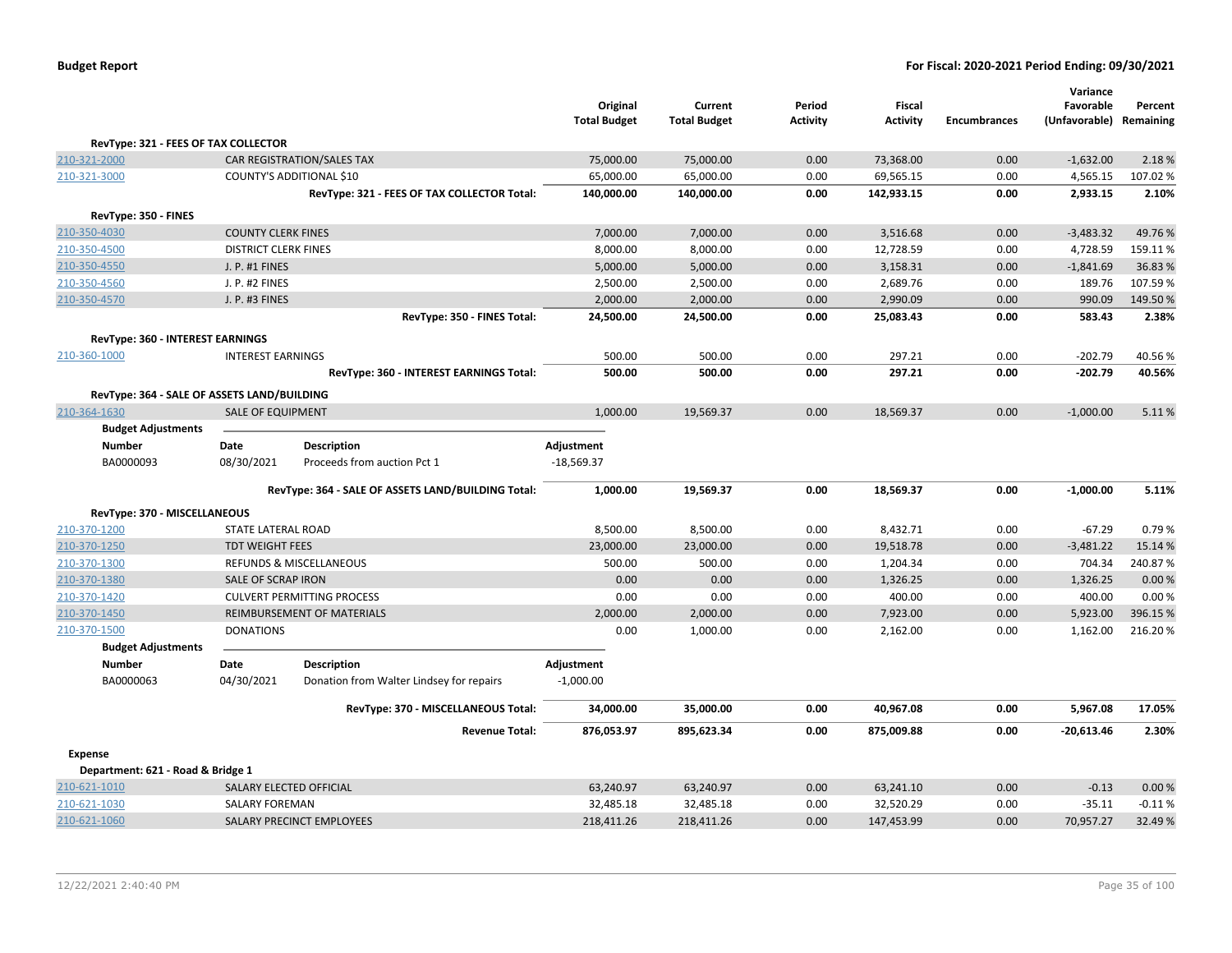**Budget Report** **For Fiscal: 2020-2021 Period Ending: 09/30/2021**

| | | Original Total Budget | Current Total Budget | Period Activity | Fiscal Activity | Encumbrances | Variance Favorable (Unfavorable) | Percent Remaining |
|---|---|---|---|---|---|---|---|---|
| **RevType: 321 - FEES OF TAX COLLECTOR** | | | | | | | | |
| 210-321-2000 | CAR REGISTRATION/SALES TAX | 75,000.00 | 75,000.00 | 0.00 | 73,368.00 | 0.00 | -1,632.00 | 2.18 % |
| 210-321-3000 | COUNTY'S ADDITIONAL $10 | 65,000.00 | 65,000.00 | 0.00 | 69,565.15 | 0.00 | 4,565.15 | 107.02 % |
| | **RevType: 321 - FEES OF TAX COLLECTOR Total:** | **140,000.00** | **140,000.00** | **0.00** | **142,933.15** | **0.00** | **2,933.15** | **2.10%** |
| **RevType: 350 - FINES** | | | | | | | | |
| 210-350-4030 | COUNTY CLERK FINES | 7,000.00 | 7,000.00 | 0.00 | 3,516.68 | 0.00 | -3,483.32 | 49.76 % |
| 210-350-4500 | DISTRICT CLERK FINES | 8,000.00 | 8,000.00 | 0.00 | 12,728.59 | 0.00 | 4,728.59 | 159.11 % |
| 210-350-4550 | J. P. #1 FINES | 5,000.00 | 5,000.00 | 0.00 | 3,158.31 | 0.00 | -1,841.69 | 36.83 % |
| 210-350-4560 | J. P. #2 FINES | 2,500.00 | 2,500.00 | 0.00 | 2,689.76 | 0.00 | 189.76 | 107.59 % |
| 210-350-4570 | J. P. #3 FINES | 2,000.00 | 2,000.00 | 0.00 | 2,990.09 | 0.00 | 990.09 | 149.50 % |
| | **RevType: 350 - FINES Total:** | **24,500.00** | **24,500.00** | **0.00** | **25,083.43** | **0.00** | **583.43** | **2.38%** |
| **RevType: 360 - INTEREST EARNINGS** | | | | | | | | |
| 210-360-1000 | INTEREST EARNINGS | 500.00 | 500.00 | 0.00 | 297.21 | 0.00 | -202.79 | 40.56 % |
| | **RevType: 360 - INTEREST EARNINGS Total:** | **500.00** | **500.00** | **0.00** | **297.21** | **0.00** | **-202.79** | **40.56%** |
| **RevType: 364 - SALE OF ASSETS LAND/BUILDING** | | | | | | | | |
| 210-364-1630 | SALE OF EQUIPMENT | 1,000.00 | 19,569.37 | 0.00 | 18,569.37 | 0.00 | -1,000.00 | 5.11 % |

**Budget Adjustments**

| Number | Date | Description | Adjustment |
|---|---|---|---|
| BA0000093 | 08/30/2021 | Proceeds from auction Pct 1 | -18,569.37 |

| | | Original Total Budget | Current Total Budget | Period Activity | Fiscal Activity | Encumbrances | Variance Favorable (Unfavorable) | Percent Remaining |
|---|---|---|---|---|---|---|---|---|
| | **RevType: 364 - SALE OF ASSETS LAND/BUILDING Total:** | **1,000.00** | **19,569.37** | **0.00** | **18,569.37** | **0.00** | **-1,000.00** | **5.11%** |
| **RevType: 370 - MISCELLANEOUS** | | | | | | | | |
| 210-370-1200 | STATE LATERAL ROAD | 8,500.00 | 8,500.00 | 0.00 | 8,432.71 | 0.00 | -67.29 | 0.79 % |
| 210-370-1250 | TDT WEIGHT FEES | 23,000.00 | 23,000.00 | 0.00 | 19,518.78 | 0.00 | -3,481.22 | 15.14 % |
| 210-370-1300 | REFUNDS & MISCELLANEOUS | 500.00 | 500.00 | 0.00 | 1,204.34 | 0.00 | 704.34 | 240.87 % |
| 210-370-1380 | SALE OF SCRAP IRON | 0.00 | 0.00 | 0.00 | 1,326.25 | 0.00 | 1,326.25 | 0.00 % |
| 210-370-1420 | CULVERT PERMITTING PROCESS | 0.00 | 0.00 | 0.00 | 400.00 | 0.00 | 400.00 | 0.00 % |
| 210-370-1450 | REIMBURSEMENT OF MATERIALS | 2,000.00 | 2,000.00 | 0.00 | 7,923.00 | 0.00 | 5,923.00 | 396.15 % |
| 210-370-1500 | DONATIONS | 0.00 | 1,000.00 | 0.00 | 2,162.00 | 0.00 | 1,162.00 | 216.20 % |

**Budget Adjustments**

| Number | Date | Description | Adjustment |
|---|---|---|---|
| BA0000063 | 04/30/2021 | Donation from Walter Lindsey for repairs | -1,000.00 |

| | | Original Total Budget | Current Total Budget | Period Activity | Fiscal Activity | Encumbrances | Variance Favorable (Unfavorable) | Percent Remaining |
|---|---|---|---|---|---|---|---|---|
| | **RevType: 370 - MISCELLANEOUS Total:** | **34,000.00** | **35,000.00** | **0.00** | **40,967.08** | **0.00** | **5,967.08** | **17.05%** |
| | **Revenue Total:** | **876,053.97** | **895,623.34** | **0.00** | **875,009.88** | **0.00** | **-20,613.46** | **2.30%** |
| **Expense** | | | | | | | | |
| **Department: 621 - Road & Bridge 1** | | | | | | | | |
| 210-621-1010 | SALARY ELECTED OFFICIAL | 63,240.97 | 63,240.97 | 0.00 | 63,241.10 | 0.00 | -0.13 | 0.00 % |
| 210-621-1030 | SALARY FOREMAN | 32,485.18 | 32,485.18 | 0.00 | 32,520.29 | 0.00 | -35.11 | -0.11 % |
| 210-621-1060 | SALARY PRECINCT EMPLOYEES | 218,411.26 | 218,411.26 | 0.00 | 147,453.99 | 0.00 | 70,957.27 | 32.49 % |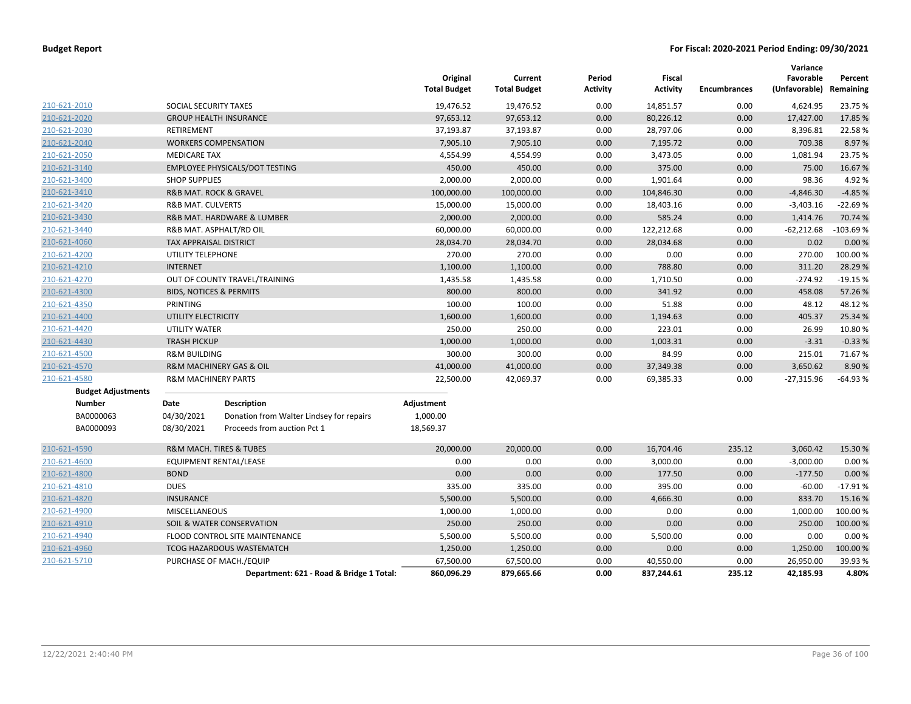**Budget Report** — For Fiscal: 2020-2021 Period Ending: 09/30/2021

| | | Original Total Budget | Current Total Budget | Period Activity | Fiscal Activity | Encumbrances | Variance Favorable (Unfavorable) | Percent Remaining |
|---|---|---|---|---|---|---|---|---|
| 210-621-2010 | SOCIAL SECURITY TAXES | 19,476.52 | 19,476.52 | 0.00 | 14,851.57 | 0.00 | 4,624.95 | 23.75 % |
| 210-621-2020 | GROUP HEALTH INSURANCE | 97,653.12 | 97,653.12 | 0.00 | 80,226.12 | 0.00 | 17,427.00 | 17.85 % |
| 210-621-2030 | RETIREMENT | 37,193.87 | 37,193.87 | 0.00 | 28,797.06 | 0.00 | 8,396.81 | 22.58 % |
| 210-621-2040 | WORKERS COMPENSATION | 7,905.10 | 7,905.10 | 0.00 | 7,195.72 | 0.00 | 709.38 | 8.97 % |
| 210-621-2050 | MEDICARE TAX | 4,554.99 | 4,554.99 | 0.00 | 3,473.05 | 0.00 | 1,081.94 | 23.75 % |
| 210-621-3140 | EMPLOYEE PHYSICALS/DOT TESTING | 450.00 | 450.00 | 0.00 | 375.00 | 0.00 | 75.00 | 16.67 % |
| 210-621-3400 | SHOP SUPPLIES | 2,000.00 | 2,000.00 | 0.00 | 1,901.64 | 0.00 | 98.36 | 4.92 % |
| 210-621-3410 | R&B MAT. ROCK & GRAVEL | 100,000.00 | 100,000.00 | 0.00 | 104,846.30 | 0.00 | -4,846.30 | -4.85 % |
| 210-621-3420 | R&B MAT. CULVERTS | 15,000.00 | 15,000.00 | 0.00 | 18,403.16 | 0.00 | -3,403.16 | -22.69 % |
| 210-621-3430 | R&B MAT. HARDWARE & LUMBER | 2,000.00 | 2,000.00 | 0.00 | 585.24 | 0.00 | 1,414.76 | 70.74 % |
| 210-621-3440 | R&B MAT. ASPHALT/RD OIL | 60,000.00 | 60,000.00 | 0.00 | 122,212.68 | 0.00 | -62,212.68 | -103.69 % |
| 210-621-4060 | TAX APPRAISAL DISTRICT | 28,034.70 | 28,034.70 | 0.00 | 28,034.68 | 0.00 | 0.02 | 0.00 % |
| 210-621-4200 | UTILITY TELEPHONE | 270.00 | 270.00 | 0.00 | 0.00 | 0.00 | 270.00 | 100.00 % |
| 210-621-4210 | INTERNET | 1,100.00 | 1,100.00 | 0.00 | 788.80 | 0.00 | 311.20 | 28.29 % |
| 210-621-4270 | OUT OF COUNTY TRAVEL/TRAINING | 1,435.58 | 1,435.58 | 0.00 | 1,710.50 | 0.00 | -274.92 | -19.15 % |
| 210-621-4300 | BIDS, NOTICES & PERMITS | 800.00 | 800.00 | 0.00 | 341.92 | 0.00 | 458.08 | 57.26 % |
| 210-621-4350 | PRINTING | 100.00 | 100.00 | 0.00 | 51.88 | 0.00 | 48.12 | 48.12 % |
| 210-621-4400 | UTILITY ELECTRICITY | 1,600.00 | 1,600.00 | 0.00 | 1,194.63 | 0.00 | 405.37 | 25.34 % |
| 210-621-4420 | UTILITY WATER | 250.00 | 250.00 | 0.00 | 223.01 | 0.00 | 26.99 | 10.80 % |
| 210-621-4430 | TRASH PICKUP | 1,000.00 | 1,000.00 | 0.00 | 1,003.31 | 0.00 | -3.31 | -0.33 % |
| 210-621-4500 | R&M BUILDING | 300.00 | 300.00 | 0.00 | 84.99 | 0.00 | 215.01 | 71.67 % |
| 210-621-4570 | R&M MACHINERY GAS & OIL | 41,000.00 | 41,000.00 | 0.00 | 37,349.38 | 0.00 | 3,650.62 | 8.90 % |
| 210-621-4580 | R&M MACHINERY PARTS | 22,500.00 | 42,069.37 | 0.00 | 69,385.33 | 0.00 | -27,315.96 | -64.93 % |

**Budget Adjustments**

| Number | Date | Description | Adjustment |
|---|---|---|---|
| BA0000063 | 04/30/2021 | Donation from Walter Lindsey for repairs | 1,000.00 |
| BA0000093 | 08/30/2021 | Proceeds from auction Pct 1 | 18,569.37 |

| | | Original Total Budget | Current Total Budget | Period Activity | Fiscal Activity | Encumbrances | Variance Favorable (Unfavorable) | Percent Remaining |
|---|---|---|---|---|---|---|---|---|
| 210-621-4590 | R&M MACH. TIRES & TUBES | 20,000.00 | 20,000.00 | 0.00 | 16,704.46 | 235.12 | 3,060.42 | 15.30 % |
| 210-621-4600 | EQUIPMENT RENTAL/LEASE | 0.00 | 0.00 | 0.00 | 3,000.00 | 0.00 | -3,000.00 | 0.00 % |
| 210-621-4800 | BOND | 0.00 | 0.00 | 0.00 | 177.50 | 0.00 | -177.50 | 0.00 % |
| 210-621-4810 | DUES | 335.00 | 335.00 | 0.00 | 395.00 | 0.00 | -60.00 | -17.91 % |
| 210-621-4820 | INSURANCE | 5,500.00 | 5,500.00 | 0.00 | 4,666.30 | 0.00 | 833.70 | 15.16 % |
| 210-621-4900 | MISCELLANEOUS | 1,000.00 | 1,000.00 | 0.00 | 0.00 | 0.00 | 1,000.00 | 100.00 % |
| 210-621-4910 | SOIL & WATER CONSERVATION | 250.00 | 250.00 | 0.00 | 0.00 | 0.00 | 250.00 | 100.00 % |
| 210-621-4940 | FLOOD CONTROL SITE MAINTENANCE | 5,500.00 | 5,500.00 | 0.00 | 5,500.00 | 0.00 | 0.00 | 0.00 % |
| 210-621-4960 | TCOG HAZARDOUS WASTEMATCH | 1,250.00 | 1,250.00 | 0.00 | 0.00 | 0.00 | 1,250.00 | 100.00 % |
| 210-621-5710 | PURCHASE OF MACH./EQUIP | 67,500.00 | 67,500.00 | 0.00 | 40,550.00 | 0.00 | 26,950.00 | 39.93 % |
| | **Department: 621 - Road & Bridge 1 Total:** | **860,096.29** | **879,665.66** | **0.00** | **837,244.61** | **235.12** | **42,185.93** | **4.80%** |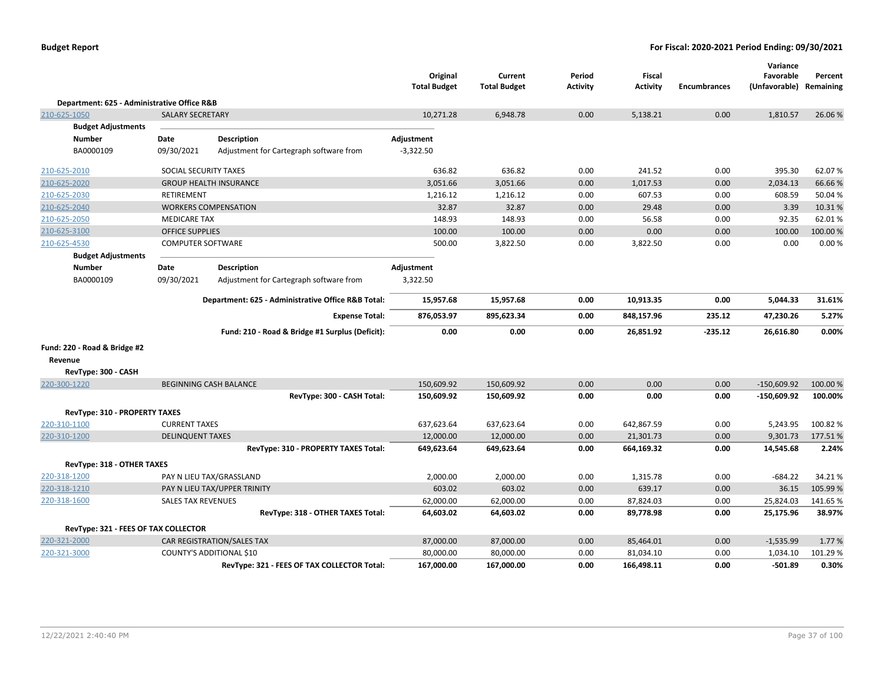**Budget Report** — **For Fiscal: 2020-2021 Period Ending: 09/30/2021**

| | | | Original Total Budget | Current Total Budget | Period Activity | Fiscal Activity | Encumbrances | Variance Favorable (Unfavorable) | Percent Remaining |
|---|---|---|---|---|---|---|---|---|---|
| **Department: 625 - Administrative Office R&B** | | | | | | | | | |
| 210-625-1050 | SALARY SECRETARY | | 10,271.28 | 6,948.78 | 0.00 | 5,138.21 | 0.00 | 1,810.57 | 26.06 % |
| **Budget Adjustments** | | | | | | | | | |
| **Number** | **Date** | **Description** | **Adjustment** | | | | | | |
| BA0000109 | 09/30/2021 | Adjustment for Cartegraph software from | -3,322.50 | | | | | | |
| 210-625-2010 | SOCIAL SECURITY TAXES | | 636.82 | 636.82 | 0.00 | 241.52 | 0.00 | 395.30 | 62.07 % |
| 210-625-2020 | GROUP HEALTH INSURANCE | | 3,051.66 | 3,051.66 | 0.00 | 1,017.53 | 0.00 | 2,034.13 | 66.66 % |
| 210-625-2030 | RETIREMENT | | 1,216.12 | 1,216.12 | 0.00 | 607.53 | 0.00 | 608.59 | 50.04 % |
| 210-625-2040 | WORKERS COMPENSATION | | 32.87 | 32.87 | 0.00 | 29.48 | 0.00 | 3.39 | 10.31 % |
| 210-625-2050 | MEDICARE TAX | | 148.93 | 148.93 | 0.00 | 56.58 | 0.00 | 92.35 | 62.01 % |
| 210-625-3100 | OFFICE SUPPLIES | | 100.00 | 100.00 | 0.00 | 0.00 | 0.00 | 100.00 | 100.00 % |
| 210-625-4530 | COMPUTER SOFTWARE | | 500.00 | 3,822.50 | 0.00 | 3,822.50 | 0.00 | 0.00 | 0.00 % |
| **Budget Adjustments** | | | | | | | | | |
| **Number** | **Date** | **Description** | **Adjustment** | | | | | | |
| BA0000109 | 09/30/2021 | Adjustment for Cartegraph software from | 3,322.50 | | | | | | |
| | | **Department: 625 - Administrative Office R&B Total:** | **15,957.68** | **15,957.68** | **0.00** | **10,913.35** | **0.00** | **5,044.33** | **31.61%** |
| | | **Expense Total:** | **876,053.97** | **895,623.34** | **0.00** | **848,157.96** | **235.12** | **47,230.26** | **5.27%** |
| | | **Fund: 210 - Road & Bridge #1 Surplus (Deficit):** | **0.00** | **0.00** | **0.00** | **26,851.92** | **-235.12** | **26,616.80** | **0.00%** |
| **Fund: 220 - Road & Bridge #2** | | | | | | | | | |
| **Revenue** | | | | | | | | | |
| **RevType: 300 - CASH** | | | | | | | | | |
| 220-300-1220 | BEGINNING CASH BALANCE | | 150,609.92 | 150,609.92 | 0.00 | 0.00 | 0.00 | -150,609.92 | 100.00 % |
| | | **RevType: 300 - CASH Total:** | **150,609.92** | **150,609.92** | **0.00** | **0.00** | **0.00** | **-150,609.92** | **100.00%** |
| **RevType: 310 - PROPERTY TAXES** | | | | | | | | | |
| 220-310-1100 | CURRENT TAXES | | 637,623.64 | 637,623.64 | 0.00 | 642,867.59 | 0.00 | 5,243.95 | 100.82 % |
| 220-310-1200 | DELINQUENT TAXES | | 12,000.00 | 12,000.00 | 0.00 | 21,301.73 | 0.00 | 9,301.73 | 177.51 % |
| | | **RevType: 310 - PROPERTY TAXES Total:** | **649,623.64** | **649,623.64** | **0.00** | **664,169.32** | **0.00** | **14,545.68** | **2.24%** |
| **RevType: 318 - OTHER TAXES** | | | | | | | | | |
| 220-318-1200 | PAY N LIEU TAX/GRASSLAND | | 2,000.00 | 2,000.00 | 0.00 | 1,315.78 | 0.00 | -684.22 | 34.21 % |
| 220-318-1210 | PAY N LIEU TAX/UPPER TRINITY | | 603.02 | 603.02 | 0.00 | 639.17 | 0.00 | 36.15 | 105.99 % |
| 220-318-1600 | SALES TAX REVENUES | | 62,000.00 | 62,000.00 | 0.00 | 87,824.03 | 0.00 | 25,824.03 | 141.65 % |
| | | **RevType: 318 - OTHER TAXES Total:** | **64,603.02** | **64,603.02** | **0.00** | **89,778.98** | **0.00** | **25,175.96** | **38.97%** |
| **RevType: 321 - FEES OF TAX COLLECTOR** | | | | | | | | | |
| 220-321-2000 | CAR REGISTRATION/SALES TAX | | 87,000.00 | 87,000.00 | 0.00 | 85,464.01 | 0.00 | -1,535.99 | 1.77 % |
| 220-321-3000 | COUNTY'S ADDITIONAL $10 | | 80,000.00 | 80,000.00 | 0.00 | 81,034.10 | 0.00 | 1,034.10 | 101.29 % |
| | | **RevType: 321 - FEES OF TAX COLLECTOR Total:** | **167,000.00** | **167,000.00** | **0.00** | **166,498.11** | **0.00** | **-501.89** | **0.30%** |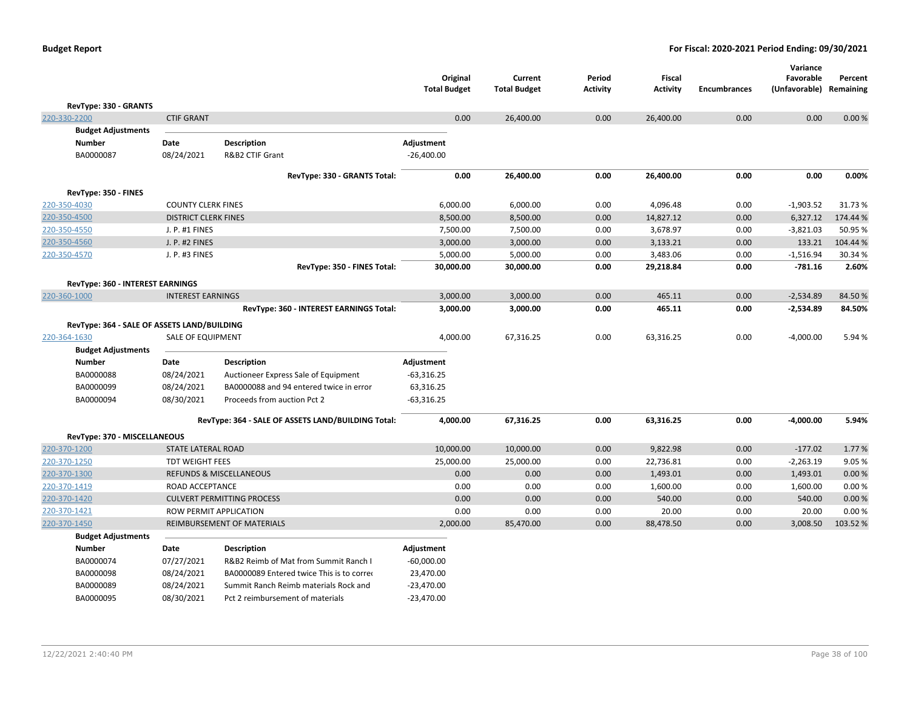## Budget Report

**For Fiscal: 2020-2021 Period Ending: 09/30/2021**

| | | | Original Total Budget | Current Total Budget | Period Activity | Fiscal Activity | Encumbrances | Variance Favorable (Unfavorable) | Percent Remaining |
|---|---|---|---|---|---|---|---|---|---|
| **RevType: 330 - GRANTS** | | | | | | | | | |
| 220-330-2200 | CTIF GRANT | | 0.00 | 26,400.00 | 0.00 | 26,400.00 | 0.00 | 0.00 | 0.00 % |
| **Budget Adjustments** | | | | | | | | | |
| **Number** | **Date** | **Description** | **Adjustment** | | | | | | |
| BA0000087 | 08/24/2021 | R&B2 CTIF Grant | -26,400.00 | | | | | | |
| | | **RevType: 330 - GRANTS Total:** | **0.00** | **26,400.00** | **0.00** | **26,400.00** | **0.00** | **0.00** | **0.00%** |
| **RevType: 350 - FINES** | | | | | | | | | |
| 220-350-4030 | COUNTY CLERK FINES | | 6,000.00 | 6,000.00 | 0.00 | 4,096.48 | 0.00 | -1,903.52 | 31.73 % |
| 220-350-4500 | DISTRICT CLERK FINES | | 8,500.00 | 8,500.00 | 0.00 | 14,827.12 | 0.00 | 6,327.12 | 174.44 % |
| 220-350-4550 | J. P. #1 FINES | | 7,500.00 | 7,500.00 | 0.00 | 3,678.97 | 0.00 | -3,821.03 | 50.95 % |
| 220-350-4560 | J. P. #2 FINES | | 3,000.00 | 3,000.00 | 0.00 | 3,133.21 | 0.00 | 133.21 | 104.44 % |
| 220-350-4570 | J. P. #3 FINES | | 5,000.00 | 5,000.00 | 0.00 | 3,483.06 | 0.00 | -1,516.94 | 30.34 % |
| | | **RevType: 350 - FINES Total:** | **30,000.00** | **30,000.00** | **0.00** | **29,218.84** | **0.00** | **-781.16** | **2.60%** |
| **RevType: 360 - INTEREST EARNINGS** | | | | | | | | | |
| 220-360-1000 | INTEREST EARNINGS | | 3,000.00 | 3,000.00 | 0.00 | 465.11 | 0.00 | -2,534.89 | 84.50 % |
| | | **RevType: 360 - INTEREST EARNINGS Total:** | **3,000.00** | **3,000.00** | **0.00** | **465.11** | **0.00** | **-2,534.89** | **84.50%** |
| **RevType: 364 - SALE OF ASSETS LAND/BUILDING** | | | | | | | | | |
| 220-364-1630 | SALE OF EQUIPMENT | | 4,000.00 | 67,316.25 | 0.00 | 63,316.25 | 0.00 | -4,000.00 | 5.94 % |
| **Budget Adjustments** | | | | | | | | | |
| **Number** | **Date** | **Description** | **Adjustment** | | | | | | |
| BA0000088 | 08/24/2021 | Auctioneer Express Sale of Equipment | -63,316.25 | | | | | | |
| BA0000099 | 08/24/2021 | BA0000088 and 94 entered twice in error | 63,316.25 | | | | | | |
| BA0000094 | 08/30/2021 | Proceeds from auction Pct 2 | -63,316.25 | | | | | | |
| | | **RevType: 364 - SALE OF ASSETS LAND/BUILDING Total:** | **4,000.00** | **67,316.25** | **0.00** | **63,316.25** | **0.00** | **-4,000.00** | **5.94%** |
| **RevType: 370 - MISCELLANEOUS** | | | | | | | | | |
| 220-370-1200 | STATE LATERAL ROAD | | 10,000.00 | 10,000.00 | 0.00 | 9,822.98 | 0.00 | -177.02 | 1.77 % |
| 220-370-1250 | TDT WEIGHT FEES | | 25,000.00 | 25,000.00 | 0.00 | 22,736.81 | 0.00 | -2,263.19 | 9.05 % |
| 220-370-1300 | REFUNDS & MISCELLANEOUS | | 0.00 | 0.00 | 0.00 | 1,493.01 | 0.00 | 1,493.01 | 0.00 % |
| 220-370-1419 | ROAD ACCEPTANCE | | 0.00 | 0.00 | 0.00 | 1,600.00 | 0.00 | 1,600.00 | 0.00 % |
| 220-370-1420 | CULVERT PERMITTING PROCESS | | 0.00 | 0.00 | 0.00 | 540.00 | 0.00 | 540.00 | 0.00 % |
| 220-370-1421 | ROW PERMIT APPLICATION | | 0.00 | 0.00 | 0.00 | 20.00 | 0.00 | 20.00 | 0.00 % |
| 220-370-1450 | REIMBURSEMENT OF MATERIALS | | 2,000.00 | 85,470.00 | 0.00 | 88,478.50 | 0.00 | 3,008.50 | 103.52 % |
| **Budget Adjustments** | | | | | | | | | |
| **Number** | **Date** | **Description** | **Adjustment** | | | | | | |
| BA0000074 | 07/27/2021 | R&B2 Reimb of Mat from Summit Ranch I | -60,000.00 | | | | | | |
| BA0000098 | 08/24/2021 | BA0000089 Entered twice This is to correc | 23,470.00 | | | | | | |
| BA0000089 | 08/24/2021 | Summit Ranch Reimb materials Rock and | -23,470.00 | | | | | | |
| BA0000095 | 08/30/2021 | Pct 2 reimbursement of materials | -23,470.00 | | | | | | |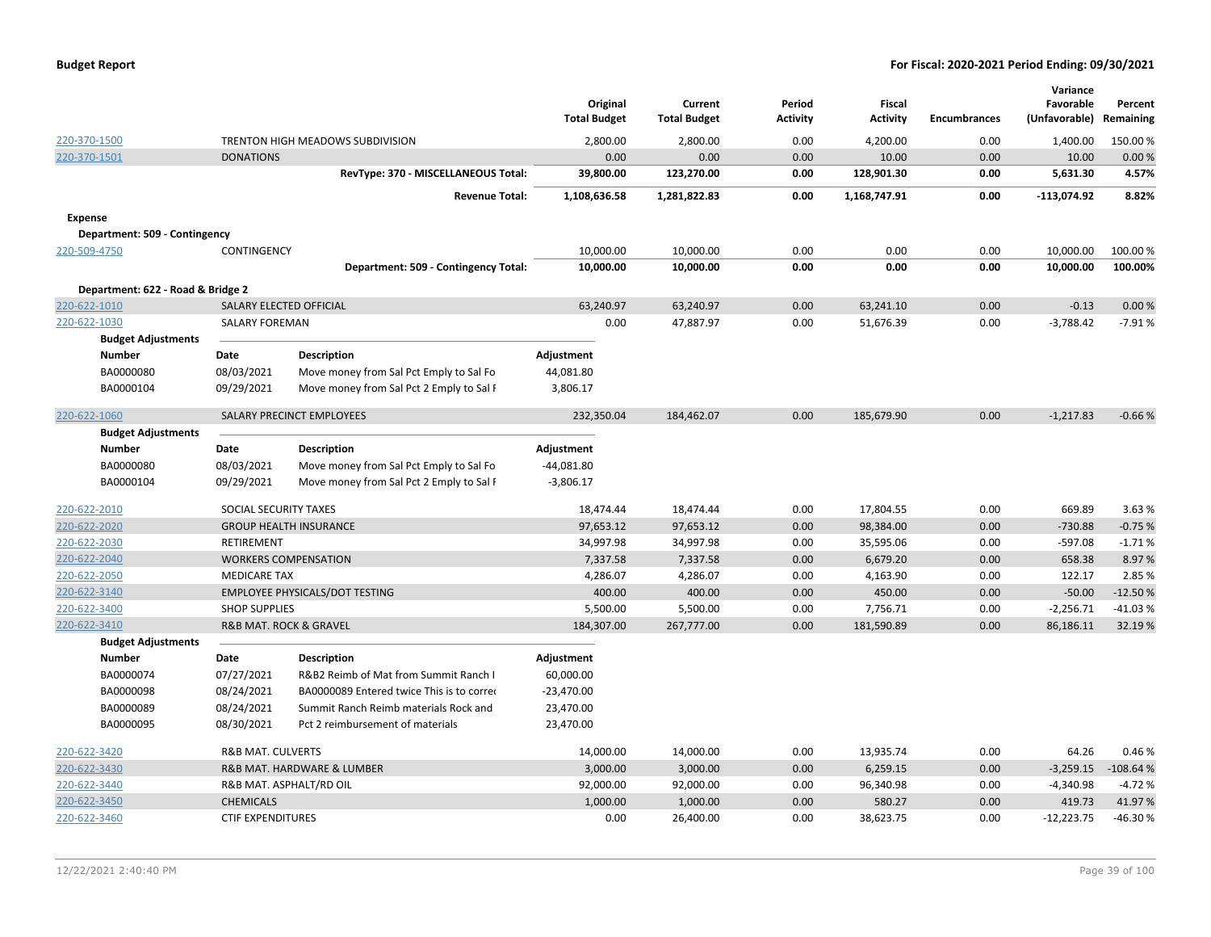**Budget Report** | **For Fiscal: 2020-2021 Period Ending: 09/30/2021**

| | | Original Total Budget | Current Total Budget | Period Activity | Fiscal Activity | Encumbrances | Variance Favorable (Unfavorable) | Percent Remaining |
|---|---|---|---|---|---|---|---|---|
| 220-370-1500 | TRENTON HIGH MEADOWS SUBDIVISION | 2,800.00 | 2,800.00 | 0.00 | 4,200.00 | 0.00 | 1,400.00 | 150.00 % |
| 220-370-1501 | DONATIONS | 0.00 | 0.00 | 0.00 | 10.00 | 0.00 | 10.00 | 0.00 % |
| | **RevType: 370 - MISCELLANEOUS Total:** | **39,800.00** | **123,270.00** | **0.00** | **128,901.30** | **0.00** | **5,631.30** | **4.57%** |
| | **Revenue Total:** | **1,108,636.58** | **1,281,822.83** | **0.00** | **1,168,747.91** | **0.00** | **-113,074.92** | **8.82%** |

**Expense**

**Department: 509 - Contingency**

| | | Original Total Budget | Current Total Budget | Period Activity | Fiscal Activity | Encumbrances | Variance Favorable (Unfavorable) | Percent Remaining |
|---|---|---|---|---|---|---|---|---|
| 220-509-4750 | CONTINGENCY | 10,000.00 | 10,000.00 | 0.00 | 0.00 | 0.00 | 10,000.00 | 100.00 % |
| | **Department: 509 - Contingency Total:** | **10,000.00** | **10,000.00** | **0.00** | **0.00** | **0.00** | **10,000.00** | **100.00%** |

**Department: 622 - Road & Bridge 2**

| | | Original Total Budget | Current Total Budget | Period Activity | Fiscal Activity | Encumbrances | Variance Favorable (Unfavorable) | Percent Remaining |
|---|---|---|---|---|---|---|---|---|
| 220-622-1010 | SALARY ELECTED OFFICIAL | 63,240.97 | 63,240.97 | 0.00 | 63,241.10 | 0.00 | -0.13 | 0.00 % |
| 220-622-1030 | SALARY FOREMAN | 0.00 | 47,887.97 | 0.00 | 51,676.39 | 0.00 | -3,788.42 | -7.91 % |

**Budget Adjustments**

| Number | Date | Description | Adjustment |
|---|---|---|---|
| BA0000080 | 08/03/2021 | Move money from Sal Pct Emply to Sal Fo | 44,081.80 |
| BA0000104 | 09/29/2021 | Move money from Sal Pct 2 Emply to Sal F | 3,806.17 |

| | | Original Total Budget | Current Total Budget | Period Activity | Fiscal Activity | Encumbrances | Variance Favorable (Unfavorable) | Percent Remaining |
|---|---|---|---|---|---|---|---|---|
| 220-622-1060 | SALARY PRECINCT EMPLOYEES | 232,350.04 | 184,462.07 | 0.00 | 185,679.90 | 0.00 | -1,217.83 | -0.66 % |

**Budget Adjustments**

| Number | Date | Description | Adjustment |
|---|---|---|---|
| BA0000080 | 08/03/2021 | Move money from Sal Pct Emply to Sal Fo | -44,081.80 |
| BA0000104 | 09/29/2021 | Move money from Sal Pct 2 Emply to Sal F | -3,806.17 |

| | | Original Total Budget | Current Total Budget | Period Activity | Fiscal Activity | Encumbrances | Variance Favorable (Unfavorable) | Percent Remaining |
|---|---|---|---|---|---|---|---|---|
| 220-622-2010 | SOCIAL SECURITY TAXES | 18,474.44 | 18,474.44 | 0.00 | 17,804.55 | 0.00 | 669.89 | 3.63 % |
| 220-622-2020 | GROUP HEALTH INSURANCE | 97,653.12 | 97,653.12 | 0.00 | 98,384.00 | 0.00 | -730.88 | -0.75 % |
| 220-622-2030 | RETIREMENT | 34,997.98 | 34,997.98 | 0.00 | 35,595.06 | 0.00 | -597.08 | -1.71 % |
| 220-622-2040 | WORKERS COMPENSATION | 7,337.58 | 7,337.58 | 0.00 | 6,679.20 | 0.00 | 658.38 | 8.97 % |
| 220-622-2050 | MEDICARE TAX | 4,286.07 | 4,286.07 | 0.00 | 4,163.90 | 0.00 | 122.17 | 2.85 % |
| 220-622-3140 | EMPLOYEE PHYSICALS/DOT TESTING | 400.00 | 400.00 | 0.00 | 450.00 | 0.00 | -50.00 | -12.50 % |
| 220-622-3400 | SHOP SUPPLIES | 5,500.00 | 5,500.00 | 0.00 | 7,756.71 | 0.00 | -2,256.71 | -41.03 % |
| 220-622-3410 | R&B MAT. ROCK & GRAVEL | 184,307.00 | 267,777.00 | 0.00 | 181,590.89 | 0.00 | 86,186.11 | 32.19 % |

**Budget Adjustments**

| Number | Date | Description | Adjustment |
|---|---|---|---|
| BA0000074 | 07/27/2021 | R&B2 Reimb of Mat from Summit Ranch I | 60,000.00 |
| BA0000098 | 08/24/2021 | BA0000089 Entered twice This is to correc | -23,470.00 |
| BA0000089 | 08/24/2021 | Summit Ranch Reimb materials Rock and | 23,470.00 |
| BA0000095 | 08/30/2021 | Pct 2 reimbursement of materials | 23,470.00 |

| | | Original Total Budget | Current Total Budget | Period Activity | Fiscal Activity | Encumbrances | Variance Favorable (Unfavorable) | Percent Remaining |
|---|---|---|---|---|---|---|---|---|
| 220-622-3420 | R&B MAT. CULVERTS | 14,000.00 | 14,000.00 | 0.00 | 13,935.74 | 0.00 | 64.26 | 0.46 % |
| 220-622-3430 | R&B MAT. HARDWARE & LUMBER | 3,000.00 | 3,000.00 | 0.00 | 6,259.15 | 0.00 | -3,259.15 | -108.64 % |
| 220-622-3440 | R&B MAT. ASPHALT/RD OIL | 92,000.00 | 92,000.00 | 0.00 | 96,340.98 | 0.00 | -4,340.98 | -4.72 % |
| 220-622-3450 | CHEMICALS | 1,000.00 | 1,000.00 | 0.00 | 580.27 | 0.00 | 419.73 | 41.97 % |
| 220-622-3460 | CTIF EXPENDITURES | 0.00 | 26,400.00 | 0.00 | 38,623.75 | 0.00 | -12,223.75 | -46.30 % |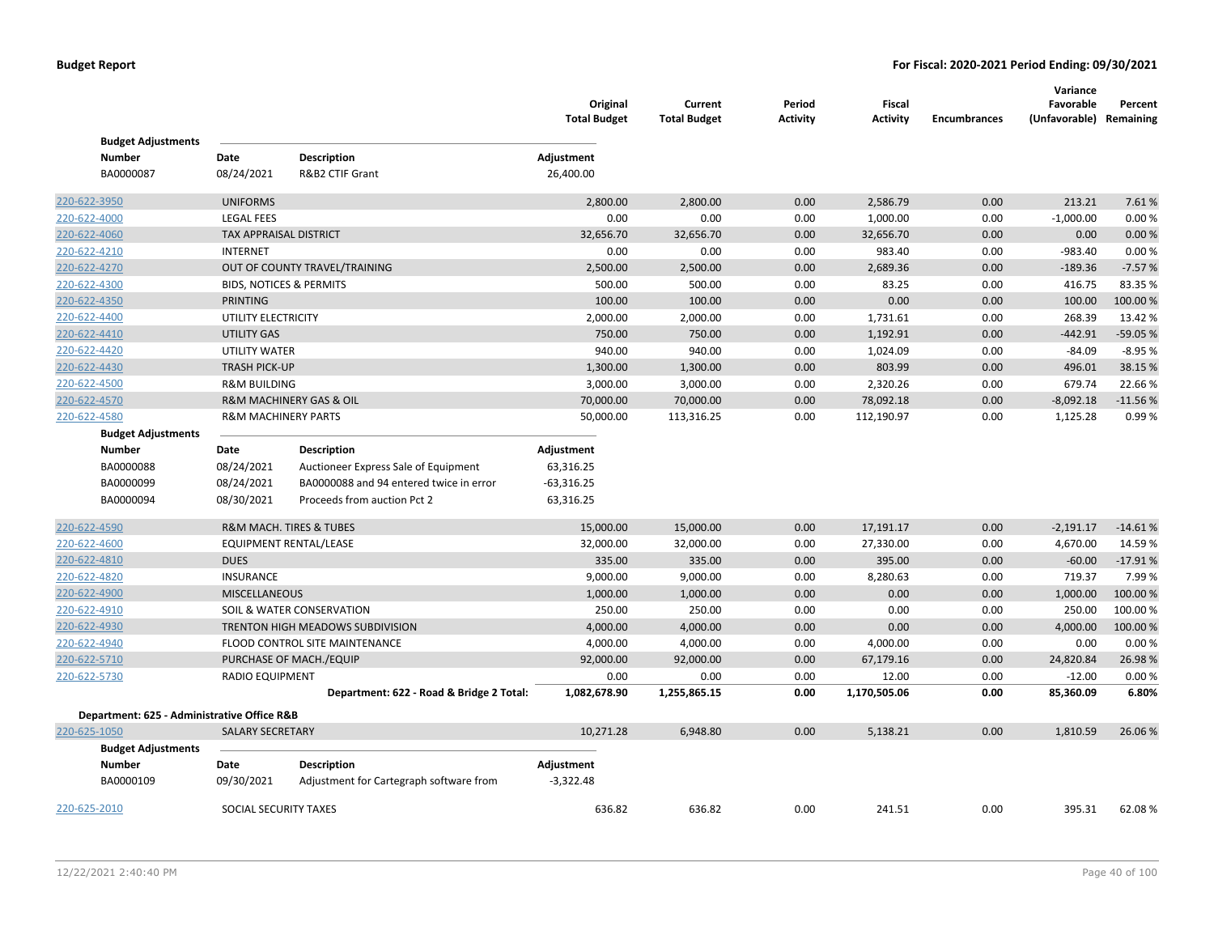**Budget Report** **For Fiscal: 2020-2021 Period Ending: 09/30/2021**

| | | Original Total Budget | Current Total Budget | Period Activity | Fiscal Activity | Encumbrances | Variance Favorable (Unfavorable) | Percent Remaining |
|---|---|---|---|---|---|---|---|---|

**Budget Adjustments**

| Number | Date | Description | Adjustment |
|---|---|---|---|
| BA0000087 | 08/24/2021 | R&B2 CTIF Grant | 26,400.00 |

| Account | Description | Original Total Budget | Current Total Budget | Period Activity | Fiscal Activity | Encumbrances | Variance Favorable (Unfavorable) | Percent Remaining |
|---|---|---|---|---|---|---|---|---|
| 220-622-3950 | UNIFORMS | 2,800.00 | 2,800.00 | 0.00 | 2,586.79 | 0.00 | 213.21 | 7.61 % |
| 220-622-4000 | LEGAL FEES | 0.00 | 0.00 | 0.00 | 1,000.00 | 0.00 | -1,000.00 | 0.00 % |
| 220-622-4060 | TAX APPRAISAL DISTRICT | 32,656.70 | 32,656.70 | 0.00 | 32,656.70 | 0.00 | 0.00 | 0.00 % |
| 220-622-4210 | INTERNET | 0.00 | 0.00 | 0.00 | 983.40 | 0.00 | -983.40 | 0.00 % |
| 220-622-4270 | OUT OF COUNTY TRAVEL/TRAINING | 2,500.00 | 2,500.00 | 0.00 | 2,689.36 | 0.00 | -189.36 | -7.57 % |
| 220-622-4300 | BIDS, NOTICES & PERMITS | 500.00 | 500.00 | 0.00 | 83.25 | 0.00 | 416.75 | 83.35 % |
| 220-622-4350 | PRINTING | 100.00 | 100.00 | 0.00 | 0.00 | 0.00 | 100.00 | 100.00 % |
| 220-622-4400 | UTILITY ELECTRICITY | 2,000.00 | 2,000.00 | 0.00 | 1,731.61 | 0.00 | 268.39 | 13.42 % |
| 220-622-4410 | UTILITY GAS | 750.00 | 750.00 | 0.00 | 1,192.91 | 0.00 | -442.91 | -59.05 % |
| 220-622-4420 | UTILITY WATER | 940.00 | 940.00 | 0.00 | 1,024.09 | 0.00 | -84.09 | -8.95 % |
| 220-622-4430 | TRASH PICK-UP | 1,300.00 | 1,300.00 | 0.00 | 803.99 | 0.00 | 496.01 | 38.15 % |
| 220-622-4500 | R&M BUILDING | 3,000.00 | 3,000.00 | 0.00 | 2,320.26 | 0.00 | 679.74 | 22.66 % |
| 220-622-4570 | R&M MACHINERY GAS & OIL | 70,000.00 | 70,000.00 | 0.00 | 78,092.18 | 0.00 | -8,092.18 | -11.56 % |
| 220-622-4580 | R&M MACHINERY PARTS | 50,000.00 | 113,316.25 | 0.00 | 112,190.97 | 0.00 | 1,125.28 | 0.99 % |

**Budget Adjustments**

| Number | Date | Description | Adjustment |
|---|---|---|---|
| BA0000088 | 08/24/2021 | Auctioneer Express Sale of Equipment | 63,316.25 |
| BA0000099 | 08/24/2021 | BA0000088 and 94 entered twice in error | -63,316.25 |
| BA0000094 | 08/30/2021 | Proceeds from auction Pct 2 | 63,316.25 |

| Account | Description | Original Total Budget | Current Total Budget | Period Activity | Fiscal Activity | Encumbrances | Variance Favorable (Unfavorable) | Percent Remaining |
|---|---|---|---|---|---|---|---|---|
| 220-622-4590 | R&M MACH. TIRES & TUBES | 15,000.00 | 15,000.00 | 0.00 | 17,191.17 | 0.00 | -2,191.17 | -14.61 % |
| 220-622-4600 | EQUIPMENT RENTAL/LEASE | 32,000.00 | 32,000.00 | 0.00 | 27,330.00 | 0.00 | 4,670.00 | 14.59 % |
| 220-622-4810 | DUES | 335.00 | 335.00 | 0.00 | 395.00 | 0.00 | -60.00 | -17.91 % |
| 220-622-4820 | INSURANCE | 9,000.00 | 9,000.00 | 0.00 | 8,280.63 | 0.00 | 719.37 | 7.99 % |
| 220-622-4900 | MISCELLANEOUS | 1,000.00 | 1,000.00 | 0.00 | 0.00 | 0.00 | 1,000.00 | 100.00 % |
| 220-622-4910 | SOIL & WATER CONSERVATION | 250.00 | 250.00 | 0.00 | 0.00 | 0.00 | 250.00 | 100.00 % |
| 220-622-4930 | TRENTON HIGH MEADOWS SUBDIVISION | 4,000.00 | 4,000.00 | 0.00 | 0.00 | 0.00 | 4,000.00 | 100.00 % |
| 220-622-4940 | FLOOD CONTROL SITE MAINTENANCE | 4,000.00 | 4,000.00 | 0.00 | 4,000.00 | 0.00 | 0.00 | 0.00 % |
| 220-622-5710 | PURCHASE OF MACH./EQUIP | 92,000.00 | 92,000.00 | 0.00 | 67,179.16 | 0.00 | 24,820.84 | 26.98 % |
| 220-622-5730 | RADIO EQUIPMENT | 0.00 | 0.00 | 0.00 | 12.00 | 0.00 | -12.00 | 0.00 % |
| | **Department: 622 - Road & Bridge 2 Total:** | **1,082,678.90** | **1,255,865.15** | **0.00** | **1,170,505.06** | **0.00** | **85,360.09** | **6.80%** |

**Department: 625 - Administrative Office R&B**

| Account | Description | Original Total Budget | Current Total Budget | Period Activity | Fiscal Activity | Encumbrances | Variance Favorable (Unfavorable) | Percent Remaining |
|---|---|---|---|---|---|---|---|---|
| 220-625-1050 | SALARY SECRETARY | 10,271.28 | 6,948.80 | 0.00 | 5,138.21 | 0.00 | 1,810.59 | 26.06 % |

**Budget Adjustments**

| Number | Date | Description | Adjustment |
|---|---|---|---|
| BA0000109 | 09/30/2021 | Adjustment for Cartegraph software from | -3,322.48 |

| Account | Description | Original Total Budget | Current Total Budget | Period Activity | Fiscal Activity | Encumbrances | Variance Favorable (Unfavorable) | Percent Remaining |
|---|---|---|---|---|---|---|---|---|
| 220-625-2010 | SOCIAL SECURITY TAXES | 636.82 | 636.82 | 0.00 | 241.51 | 0.00 | 395.31 | 62.08 % |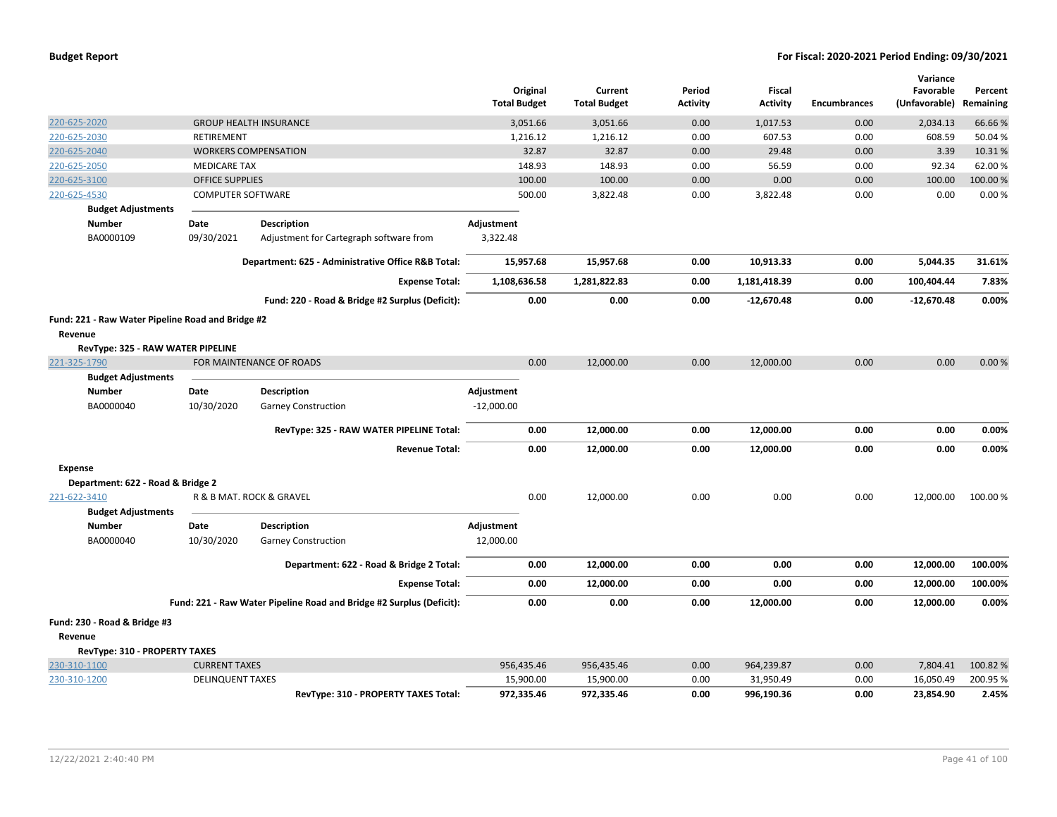**Budget Report** — For Fiscal: 2020-2021 Period Ending: 09/30/2021

| Account | Description | | Original Total Budget | Current Total Budget | Period Activity | Fiscal Activity | Encumbrances | Variance Favorable (Unfavorable) | Percent Remaining |
|---|---|---|---|---|---|---|---|---|---|
| 220-625-2020 | GROUP HEALTH INSURANCE | | 3,051.66 | 3,051.66 | 0.00 | 1,017.53 | 0.00 | 2,034.13 | 66.66 % |
| 220-625-2030 | RETIREMENT | | 1,216.12 | 1,216.12 | 0.00 | 607.53 | 0.00 | 608.59 | 50.04 % |
| 220-625-2040 | WORKERS COMPENSATION | | 32.87 | 32.87 | 0.00 | 29.48 | 0.00 | 3.39 | 10.31 % |
| 220-625-2050 | MEDICARE TAX | | 148.93 | 148.93 | 0.00 | 56.59 | 0.00 | 92.34 | 62.00 % |
| 220-625-3100 | OFFICE SUPPLIES | | 100.00 | 100.00 | 0.00 | 0.00 | 0.00 | 100.00 | 100.00 % |
| 220-625-4530 | COMPUTER SOFTWARE | | 500.00 | 3,822.48 | 0.00 | 3,822.48 | 0.00 | 0.00 | 0.00 % |
| **Budget Adjustments** | | | | | | | | | |
| **Number** | **Date** | **Description** | **Adjustment** | | | | | | |
| BA0000109 | 09/30/2021 | Adjustment for Cartegraph software from | 3,322.48 | | | | | | |
| | | **Department: 625 - Administrative Office R&B Total:** | **15,957.68** | **15,957.68** | **0.00** | **10,913.33** | **0.00** | **5,044.35** | **31.61%** |
| | | **Expense Total:** | **1,108,636.58** | **1,281,822.83** | **0.00** | **1,181,418.39** | **0.00** | **100,404.44** | **7.83%** |
| | | **Fund: 220 - Road & Bridge #2 Surplus (Deficit):** | **0.00** | **0.00** | **0.00** | **-12,670.48** | **0.00** | **-12,670.48** | **0.00%** |

**Fund: 221 - Raw Water Pipeline Road and Bridge #2**

**Revenue**

**RevType: 325 - RAW WATER PIPELINE**

| Account | Description | | Original Total Budget | Current Total Budget | Period Activity | Fiscal Activity | Encumbrances | Variance Favorable (Unfavorable) | Percent Remaining |
|---|---|---|---|---|---|---|---|---|---|
| 221-325-1790 | FOR MAINTENANCE OF ROADS | | 0.00 | 12,000.00 | 0.00 | 12,000.00 | 0.00 | 0.00 | 0.00 % |
| **Budget Adjustments** | | | | | | | | | |
| **Number** | **Date** | **Description** | **Adjustment** | | | | | | |
| BA0000040 | 10/30/2020 | Garney Construction | -12,000.00 | | | | | | |
| | | **RevType: 325 - RAW WATER PIPELINE Total:** | **0.00** | **12,000.00** | **0.00** | **12,000.00** | **0.00** | **0.00** | **0.00%** |
| | | **Revenue Total:** | **0.00** | **12,000.00** | **0.00** | **12,000.00** | **0.00** | **0.00** | **0.00%** |

**Expense**

**Department: 622 - Road & Bridge 2**

| Account | Description | | Original Total Budget | Current Total Budget | Period Activity | Fiscal Activity | Encumbrances | Variance Favorable (Unfavorable) | Percent Remaining |
|---|---|---|---|---|---|---|---|---|---|
| 221-622-3410 | R & B MAT. ROCK & GRAVEL | | 0.00 | 12,000.00 | 0.00 | 0.00 | 0.00 | 12,000.00 | 100.00 % |
| **Budget Adjustments** | | | | | | | | | |
| **Number** | **Date** | **Description** | **Adjustment** | | | | | | |
| BA0000040 | 10/30/2020 | Garney Construction | 12,000.00 | | | | | | |
| | | **Department: 622 - Road & Bridge 2 Total:** | **0.00** | **12,000.00** | **0.00** | **0.00** | **0.00** | **12,000.00** | **100.00%** |
| | | **Expense Total:** | **0.00** | **12,000.00** | **0.00** | **0.00** | **0.00** | **12,000.00** | **100.00%** |
| | | **Fund: 221 - Raw Water Pipeline Road and Bridge #2 Surplus (Deficit):** | **0.00** | **0.00** | **0.00** | **12,000.00** | **0.00** | **12,000.00** | **0.00%** |

**Fund: 230 - Road & Bridge #3**

**Revenue**

**RevType: 310 - PROPERTY TAXES**

| Account | Description | | Original Total Budget | Current Total Budget | Period Activity | Fiscal Activity | Encumbrances | Variance Favorable (Unfavorable) | Percent Remaining |
|---|---|---|---|---|---|---|---|---|---|
| 230-310-1100 | CURRENT TAXES | | 956,435.46 | 956,435.46 | 0.00 | 964,239.87 | 0.00 | 7,804.41 | 100.82 % |
| 230-310-1200 | DELINQUENT TAXES | | 15,900.00 | 15,900.00 | 0.00 | 31,950.49 | 0.00 | 16,050.49 | 200.95 % |
| | | **RevType: 310 - PROPERTY TAXES Total:** | **972,335.46** | **972,335.46** | **0.00** | **996,190.36** | **0.00** | **23,854.90** | **2.45%** |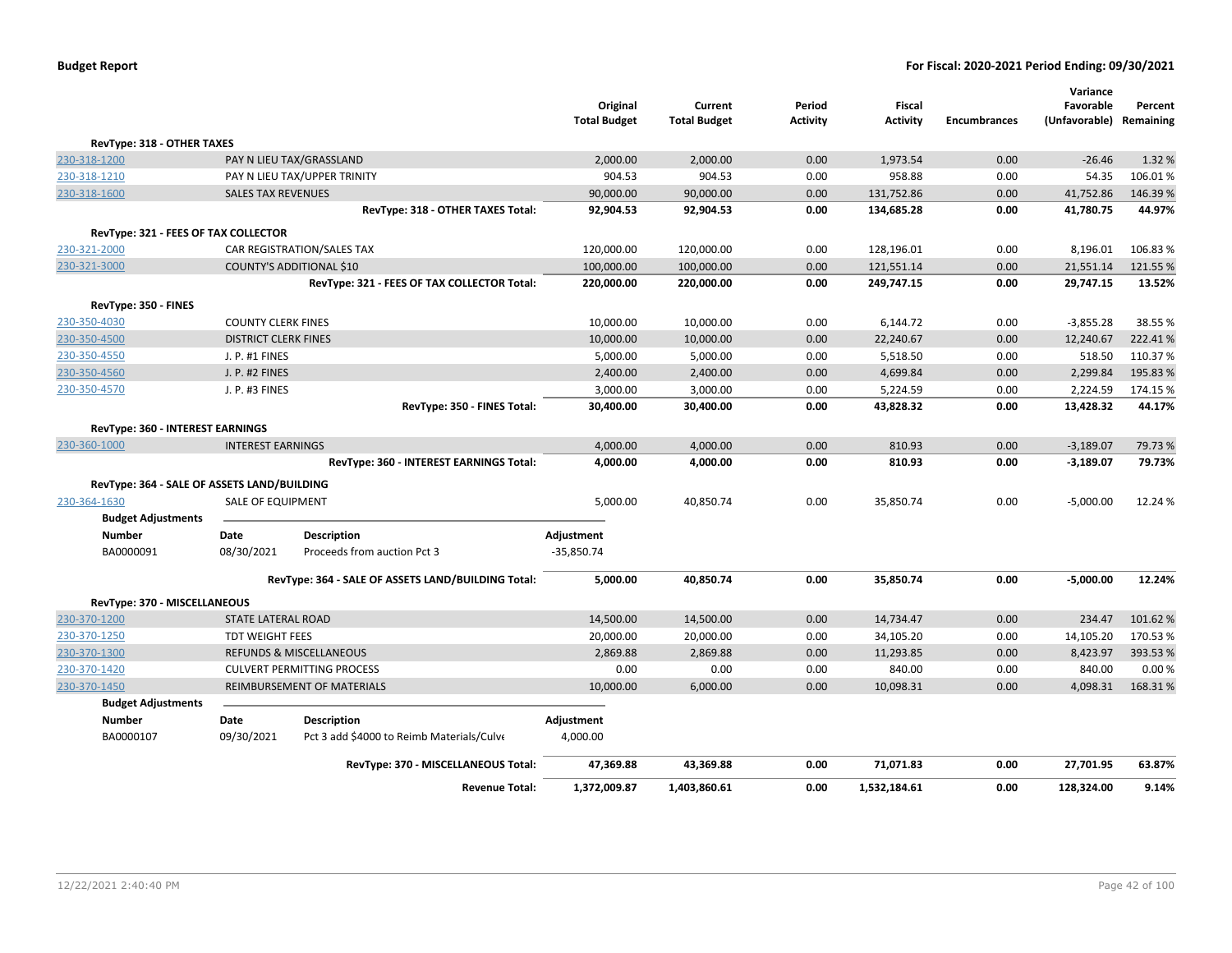**Budget Report**

**For Fiscal: 2020-2021 Period Ending: 09/30/2021**

| | | | Original Total Budget | Current Total Budget | Period Activity | Fiscal Activity | Encumbrances | Variance Favorable (Unfavorable) | Percent Remaining |
|---|---|---|---|---|---|---|---|---|---|
| **RevType: 318 - OTHER TAXES** | | | | | | | | | |
| 230-318-1200 | PAY N LIEU TAX/GRASSLAND | | 2,000.00 | 2,000.00 | 0.00 | 1,973.54 | 0.00 | -26.46 | 1.32 % |
| 230-318-1210 | PAY N LIEU TAX/UPPER TRINITY | | 904.53 | 904.53 | 0.00 | 958.88 | 0.00 | 54.35 | 106.01 % |
| 230-318-1600 | SALES TAX REVENUES | | 90,000.00 | 90,000.00 | 0.00 | 131,752.86 | 0.00 | 41,752.86 | 146.39 % |
| | | **RevType: 318 - OTHER TAXES Total:** | **92,904.53** | **92,904.53** | **0.00** | **134,685.28** | **0.00** | **41,780.75** | **44.97%** |
| **RevType: 321 - FEES OF TAX COLLECTOR** | | | | | | | | | |
| 230-321-2000 | CAR REGISTRATION/SALES TAX | | 120,000.00 | 120,000.00 | 0.00 | 128,196.01 | 0.00 | 8,196.01 | 106.83 % |
| 230-321-3000 | COUNTY'S ADDITIONAL $10 | | 100,000.00 | 100,000.00 | 0.00 | 121,551.14 | 0.00 | 21,551.14 | 121.55 % |
| | | **RevType: 321 - FEES OF TAX COLLECTOR Total:** | **220,000.00** | **220,000.00** | **0.00** | **249,747.15** | **0.00** | **29,747.15** | **13.52%** |
| **RevType: 350 - FINES** | | | | | | | | | |
| 230-350-4030 | COUNTY CLERK FINES | | 10,000.00 | 10,000.00 | 0.00 | 6,144.72 | 0.00 | -3,855.28 | 38.55 % |
| 230-350-4500 | DISTRICT CLERK FINES | | 10,000.00 | 10,000.00 | 0.00 | 22,240.67 | 0.00 | 12,240.67 | 222.41 % |
| 230-350-4550 | J. P. #1 FINES | | 5,000.00 | 5,000.00 | 0.00 | 5,518.50 | 0.00 | 518.50 | 110.37 % |
| 230-350-4560 | J. P. #2 FINES | | 2,400.00 | 2,400.00 | 0.00 | 4,699.84 | 0.00 | 2,299.84 | 195.83 % |
| 230-350-4570 | J. P. #3 FINES | | 3,000.00 | 3,000.00 | 0.00 | 5,224.59 | 0.00 | 2,224.59 | 174.15 % |
| | | **RevType: 350 - FINES Total:** | **30,400.00** | **30,400.00** | **0.00** | **43,828.32** | **0.00** | **13,428.32** | **44.17%** |
| **RevType: 360 - INTEREST EARNINGS** | | | | | | | | | |
| 230-360-1000 | INTEREST EARNINGS | | 4,000.00 | 4,000.00 | 0.00 | 810.93 | 0.00 | -3,189.07 | 79.73 % |
| | | **RevType: 360 - INTEREST EARNINGS Total:** | **4,000.00** | **4,000.00** | **0.00** | **810.93** | **0.00** | **-3,189.07** | **79.73%** |
| **RevType: 364 - SALE OF ASSETS LAND/BUILDING** | | | | | | | | | |
| 230-364-1630 | SALE OF EQUIPMENT | | 5,000.00 | 40,850.74 | 0.00 | 35,850.74 | 0.00 | -5,000.00 | 12.24 % |
| **Budget Adjustments** | | | | | | | | | |
| **Number** | **Date** | **Description** | **Adjustment** | | | | | | |
| BA0000091 | 08/30/2021 | Proceeds from auction Pct 3 | -35,850.74 | | | | | | |
| | | **RevType: 364 - SALE OF ASSETS LAND/BUILDING Total:** | **5,000.00** | **40,850.74** | **0.00** | **35,850.74** | **0.00** | **-5,000.00** | **12.24%** |
| **RevType: 370 - MISCELLANEOUS** | | | | | | | | | |
| 230-370-1200 | STATE LATERAL ROAD | | 14,500.00 | 14,500.00 | 0.00 | 14,734.47 | 0.00 | 234.47 | 101.62 % |
| 230-370-1250 | TDT WEIGHT FEES | | 20,000.00 | 20,000.00 | 0.00 | 34,105.20 | 0.00 | 14,105.20 | 170.53 % |
| 230-370-1300 | REFUNDS & MISCELLANEOUS | | 2,869.88 | 2,869.88 | 0.00 | 11,293.85 | 0.00 | 8,423.97 | 393.53 % |
| 230-370-1420 | CULVERT PERMITTING PROCESS | | 0.00 | 0.00 | 0.00 | 840.00 | 0.00 | 840.00 | 0.00 % |
| 230-370-1450 | REIMBURSEMENT OF MATERIALS | | 10,000.00 | 6,000.00 | 0.00 | 10,098.31 | 0.00 | 4,098.31 | 168.31 % |
| **Budget Adjustments** | | | | | | | | | |
| **Number** | **Date** | **Description** | **Adjustment** | | | | | | |
| BA0000107 | 09/30/2021 | Pct 3 add $4000 to Reimb Materials/Culve | 4,000.00 | | | | | | |
| | | **RevType: 370 - MISCELLANEOUS Total:** | **47,369.88** | **43,369.88** | **0.00** | **71,071.83** | **0.00** | **27,701.95** | **63.87%** |
| | | **Revenue Total:** | **1,372,009.87** | **1,403,860.61** | **0.00** | **1,532,184.61** | **0.00** | **128,324.00** | **9.14%** |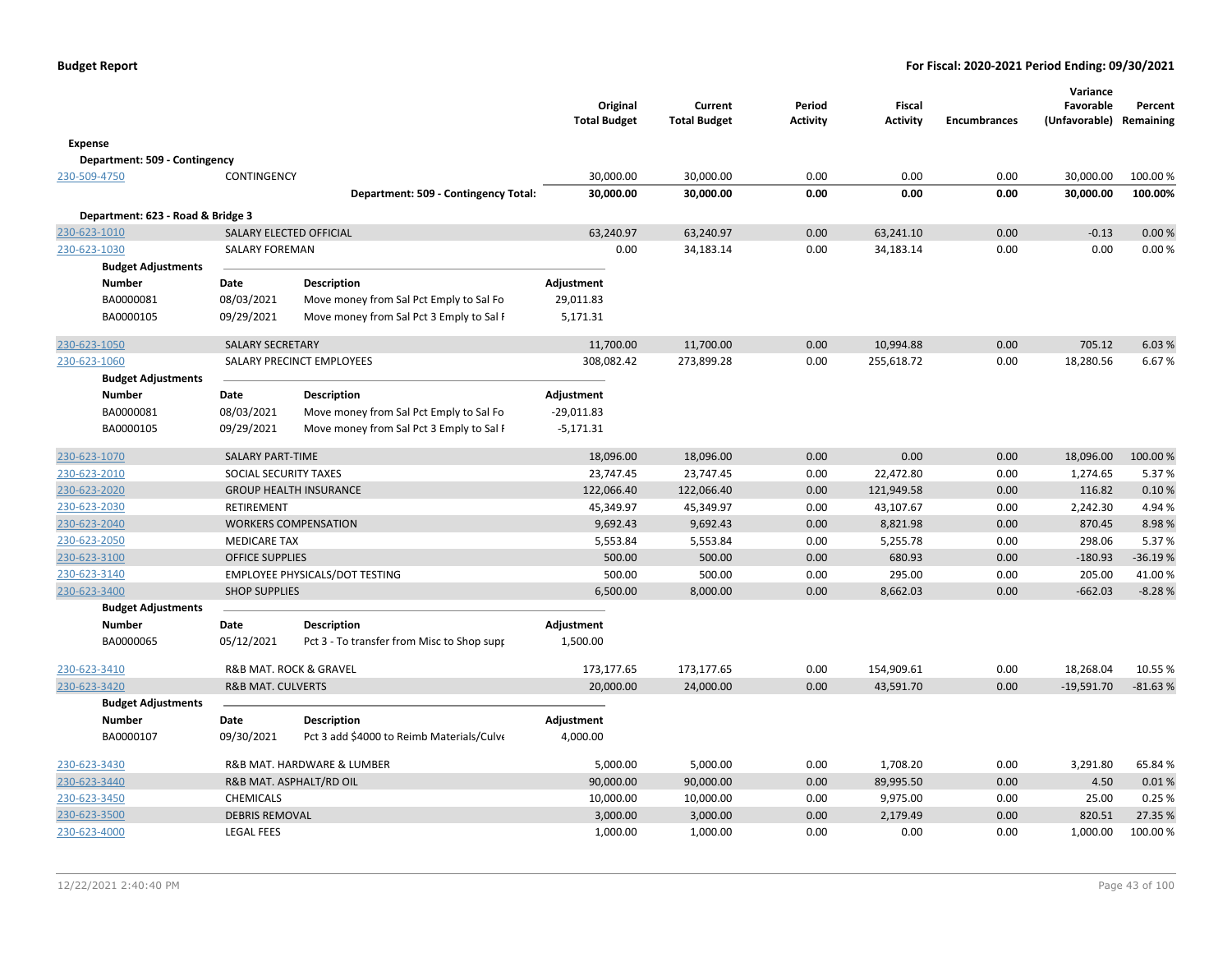**Budget Report** — **For Fiscal: 2020-2021 Period Ending: 09/30/2021**

| | | Original Total Budget | Current Total Budget | Period Activity | Fiscal Activity | Encumbrances | Variance Favorable (Unfavorable) | Percent Remaining |
|---|---|---|---|---|---|---|---|---|
| **Expense** | | | | | | | | |
| **Department: 509 - Contingency** | | | | | | | | |
| 230-509-4750 | CONTINGENCY | 30,000.00 | 30,000.00 | 0.00 | 0.00 | 0.00 | 30,000.00 | 100.00 % |
| | **Department: 509 - Contingency Total:** | **30,000.00** | **30,000.00** | **0.00** | **0.00** | **0.00** | **30,000.00** | **100.00%** |
| **Department: 623 - Road & Bridge 3** | | | | | | | | |
| 230-623-1010 | SALARY ELECTED OFFICIAL | 63,240.97 | 63,240.97 | 0.00 | 63,241.10 | 0.00 | -0.13 | 0.00 % |
| 230-623-1030 | SALARY FOREMAN | 0.00 | 34,183.14 | 0.00 | 34,183.14 | 0.00 | 0.00 | 0.00 % |

**Budget Adjustments**

| Number | Date | Description | Adjustment |
|---|---|---|---|
| BA0000081 | 08/03/2021 | Move money from Sal Pct Emply to Sal Fo | 29,011.83 |
| BA0000105 | 09/29/2021 | Move money from Sal Pct 3 Emply to Sal F | 5,171.31 |

| | | Original Total Budget | Current Total Budget | Period Activity | Fiscal Activity | Encumbrances | Variance Favorable (Unfavorable) | Percent Remaining |
|---|---|---|---|---|---|---|---|---|
| 230-623-1050 | SALARY SECRETARY | 11,700.00 | 11,700.00 | 0.00 | 10,994.88 | 0.00 | 705.12 | 6.03 % |
| 230-623-1060 | SALARY PRECINCT EMPLOYEES | 308,082.42 | 273,899.28 | 0.00 | 255,618.72 | 0.00 | 18,280.56 | 6.67 % |

**Budget Adjustments**

| Number | Date | Description | Adjustment |
|---|---|---|---|
| BA0000081 | 08/03/2021 | Move money from Sal Pct Emply to Sal Fo | -29,011.83 |
| BA0000105 | 09/29/2021 | Move money from Sal Pct 3 Emply to Sal F | -5,171.31 |

| | | Original Total Budget | Current Total Budget | Period Activity | Fiscal Activity | Encumbrances | Variance Favorable (Unfavorable) | Percent Remaining |
|---|---|---|---|---|---|---|---|---|
| 230-623-1070 | SALARY PART-TIME | 18,096.00 | 18,096.00 | 0.00 | 0.00 | 0.00 | 18,096.00 | 100.00 % |
| 230-623-2010 | SOCIAL SECURITY TAXES | 23,747.45 | 23,747.45 | 0.00 | 22,472.80 | 0.00 | 1,274.65 | 5.37 % |
| 230-623-2020 | GROUP HEALTH INSURANCE | 122,066.40 | 122,066.40 | 0.00 | 121,949.58 | 0.00 | 116.82 | 0.10 % |
| 230-623-2030 | RETIREMENT | 45,349.97 | 45,349.97 | 0.00 | 43,107.67 | 0.00 | 2,242.30 | 4.94 % |
| 230-623-2040 | WORKERS COMPENSATION | 9,692.43 | 9,692.43 | 0.00 | 8,821.98 | 0.00 | 870.45 | 8.98 % |
| 230-623-2050 | MEDICARE TAX | 5,553.84 | 5,553.84 | 0.00 | 5,255.78 | 0.00 | 298.06 | 5.37 % |
| 230-623-3100 | OFFICE SUPPLIES | 500.00 | 500.00 | 0.00 | 680.93 | 0.00 | -180.93 | -36.19 % |
| 230-623-3140 | EMPLOYEE PHYSICALS/DOT TESTING | 500.00 | 500.00 | 0.00 | 295.00 | 0.00 | 205.00 | 41.00 % |
| 230-623-3400 | SHOP SUPPLIES | 6,500.00 | 8,000.00 | 0.00 | 8,662.03 | 0.00 | -662.03 | -8.28 % |

**Budget Adjustments**

| Number | Date | Description | Adjustment |
|---|---|---|---|
| BA0000065 | 05/12/2021 | Pct 3 - To transfer from Misc to Shop supp | 1,500.00 |

| | | Original Total Budget | Current Total Budget | Period Activity | Fiscal Activity | Encumbrances | Variance Favorable (Unfavorable) | Percent Remaining |
|---|---|---|---|---|---|---|---|---|
| 230-623-3410 | R&B MAT. ROCK & GRAVEL | 173,177.65 | 173,177.65 | 0.00 | 154,909.61 | 0.00 | 18,268.04 | 10.55 % |
| 230-623-3420 | R&B MAT. CULVERTS | 20,000.00 | 24,000.00 | 0.00 | 43,591.70 | 0.00 | -19,591.70 | -81.63 % |

**Budget Adjustments**

| Number | Date | Description | Adjustment |
|---|---|---|---|
| BA0000107 | 09/30/2021 | Pct 3 add $4000 to Reimb Materials/Culve | 4,000.00 |

| | | Original Total Budget | Current Total Budget | Period Activity | Fiscal Activity | Encumbrances | Variance Favorable (Unfavorable) | Percent Remaining |
|---|---|---|---|---|---|---|---|---|
| 230-623-3430 | R&B MAT. HARDWARE & LUMBER | 5,000.00 | 5,000.00 | 0.00 | 1,708.20 | 0.00 | 3,291.80 | 65.84 % |
| 230-623-3440 | R&B MAT. ASPHALT/RD OIL | 90,000.00 | 90,000.00 | 0.00 | 89,995.50 | 0.00 | 4.50 | 0.01 % |
| 230-623-3450 | CHEMICALS | 10,000.00 | 10,000.00 | 0.00 | 9,975.00 | 0.00 | 25.00 | 0.25 % |
| 230-623-3500 | DEBRIS REMOVAL | 3,000.00 | 3,000.00 | 0.00 | 2,179.49 | 0.00 | 820.51 | 27.35 % |
| 230-623-4000 | LEGAL FEES | 1,000.00 | 1,000.00 | 0.00 | 0.00 | 0.00 | 1,000.00 | 100.00 % |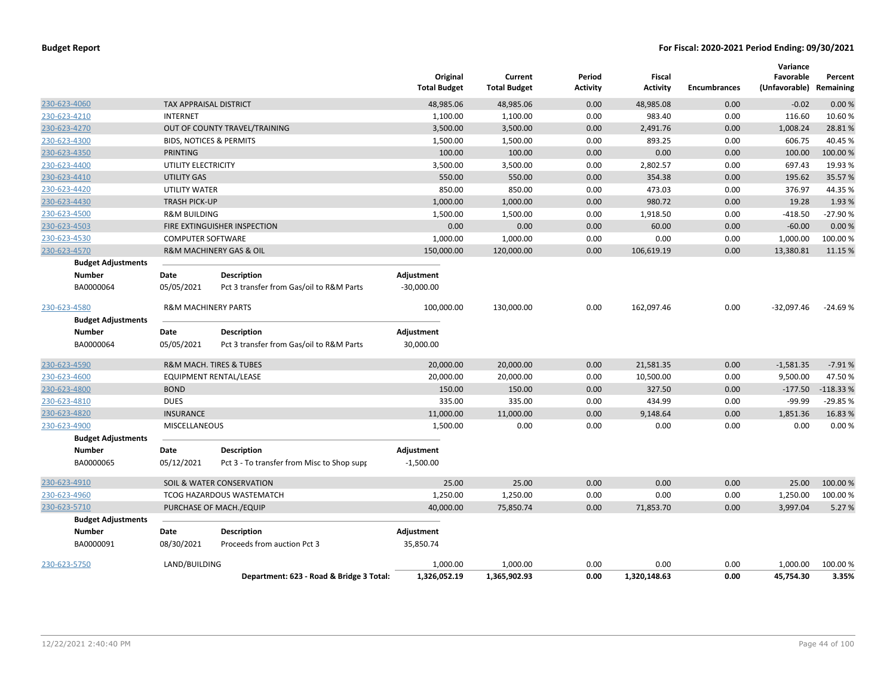**Budget Report** — For Fiscal: 2020-2021 Period Ending: 09/30/2021

| | | Original Total Budget | Current Total Budget | Period Activity | Fiscal Activity | Encumbrances | Variance Favorable (Unfavorable) | Percent Remaining |
|---|---|---|---|---|---|---|---|---|
| 230-623-4060 | TAX APPRAISAL DISTRICT | 48,985.06 | 48,985.06 | 0.00 | 48,985.08 | 0.00 | -0.02 | 0.00 % |
| 230-623-4210 | INTERNET | 1,100.00 | 1,100.00 | 0.00 | 983.40 | 0.00 | 116.60 | 10.60 % |
| 230-623-4270 | OUT OF COUNTY TRAVEL/TRAINING | 3,500.00 | 3,500.00 | 0.00 | 2,491.76 | 0.00 | 1,008.24 | 28.81 % |
| 230-623-4300 | BIDS, NOTICES & PERMITS | 1,500.00 | 1,500.00 | 0.00 | 893.25 | 0.00 | 606.75 | 40.45 % |
| 230-623-4350 | PRINTING | 100.00 | 100.00 | 0.00 | 0.00 | 0.00 | 100.00 | 100.00 % |
| 230-623-4400 | UTILITY ELECTRICITY | 3,500.00 | 3,500.00 | 0.00 | 2,802.57 | 0.00 | 697.43 | 19.93 % |
| 230-623-4410 | UTILITY GAS | 550.00 | 550.00 | 0.00 | 354.38 | 0.00 | 195.62 | 35.57 % |
| 230-623-4420 | UTILITY WATER | 850.00 | 850.00 | 0.00 | 473.03 | 0.00 | 376.97 | 44.35 % |
| 230-623-4430 | TRASH PICK-UP | 1,000.00 | 1,000.00 | 0.00 | 980.72 | 0.00 | 19.28 | 1.93 % |
| 230-623-4500 | R&M BUILDING | 1,500.00 | 1,500.00 | 0.00 | 1,918.50 | 0.00 | -418.50 | -27.90 % |
| 230-623-4503 | FIRE EXTINGUISHER INSPECTION | 0.00 | 0.00 | 0.00 | 60.00 | 0.00 | -60.00 | 0.00 % |
| 230-623-4530 | COMPUTER SOFTWARE | 1,000.00 | 1,000.00 | 0.00 | 0.00 | 0.00 | 1,000.00 | 100.00 % |
| 230-623-4570 | R&M MACHINERY GAS & OIL | 150,000.00 | 120,000.00 | 0.00 | 106,619.19 | 0.00 | 13,380.81 | 11.15 % |

**Budget Adjustments**

| Number | Date | Description | Adjustment |
|---|---|---|---|
| BA0000064 | 05/05/2021 | Pct 3 transfer from Gas/oil to R&M Parts | -30,000.00 |

| | | Original Total Budget | Current Total Budget | Period Activity | Fiscal Activity | Encumbrances | Variance Favorable (Unfavorable) | Percent Remaining |
|---|---|---|---|---|---|---|---|---|
| 230-623-4580 | R&M MACHINERY PARTS | 100,000.00 | 130,000.00 | 0.00 | 162,097.46 | 0.00 | -32,097.46 | -24.69 % |

**Budget Adjustments**

| Number | Date | Description | Adjustment |
|---|---|---|---|
| BA0000064 | 05/05/2021 | Pct 3 transfer from Gas/oil to R&M Parts | 30,000.00 |

| | | Original Total Budget | Current Total Budget | Period Activity | Fiscal Activity | Encumbrances | Variance Favorable (Unfavorable) | Percent Remaining |
|---|---|---|---|---|---|---|---|---|
| 230-623-4590 | R&M MACH. TIRES & TUBES | 20,000.00 | 20,000.00 | 0.00 | 21,581.35 | 0.00 | -1,581.35 | -7.91 % |
| 230-623-4600 | EQUIPMENT RENTAL/LEASE | 20,000.00 | 20,000.00 | 0.00 | 10,500.00 | 0.00 | 9,500.00 | 47.50 % |
| 230-623-4800 | BOND | 150.00 | 150.00 | 0.00 | 327.50 | 0.00 | -177.50 | -118.33 % |
| 230-623-4810 | DUES | 335.00 | 335.00 | 0.00 | 434.99 | 0.00 | -99.99 | -29.85 % |
| 230-623-4820 | INSURANCE | 11,000.00 | 11,000.00 | 0.00 | 9,148.64 | 0.00 | 1,851.36 | 16.83 % |
| 230-623-4900 | MISCELLANEOUS | 1,500.00 | 0.00 | 0.00 | 0.00 | 0.00 | 0.00 | 0.00 % |

**Budget Adjustments**

| Number | Date | Description | Adjustment |
|---|---|---|---|
| BA0000065 | 05/12/2021 | Pct 3 - To transfer from Misc to Shop supp | -1,500.00 |

| | | Original Total Budget | Current Total Budget | Period Activity | Fiscal Activity | Encumbrances | Variance Favorable (Unfavorable) | Percent Remaining |
|---|---|---|---|---|---|---|---|---|
| 230-623-4910 | SOIL & WATER CONSERVATION | 25.00 | 25.00 | 0.00 | 0.00 | 0.00 | 25.00 | 100.00 % |
| 230-623-4960 | TCOG HAZARDOUS WASTEMATCH | 1,250.00 | 1,250.00 | 0.00 | 0.00 | 0.00 | 1,250.00 | 100.00 % |
| 230-623-5710 | PURCHASE OF MACH./EQUIP | 40,000.00 | 75,850.74 | 0.00 | 71,853.70 | 0.00 | 3,997.04 | 5.27 % |

**Budget Adjustments**

| Number | Date | Description | Adjustment |
|---|---|---|---|
| BA0000091 | 08/30/2021 | Proceeds from auction Pct 3 | 35,850.74 |

| | | Original Total Budget | Current Total Budget | Period Activity | Fiscal Activity | Encumbrances | Variance Favorable (Unfavorable) | Percent Remaining |
|---|---|---|---|---|---|---|---|---|
| 230-623-5750 | LAND/BUILDING | 1,000.00 | 1,000.00 | 0.00 | 0.00 | 0.00 | 1,000.00 | 100.00 % |
| | **Department: 623 - Road & Bridge 3 Total:** | **1,326,052.19** | **1,365,902.93** | **0.00** | **1,320,148.63** | **0.00** | **45,754.30** | **3.35%** |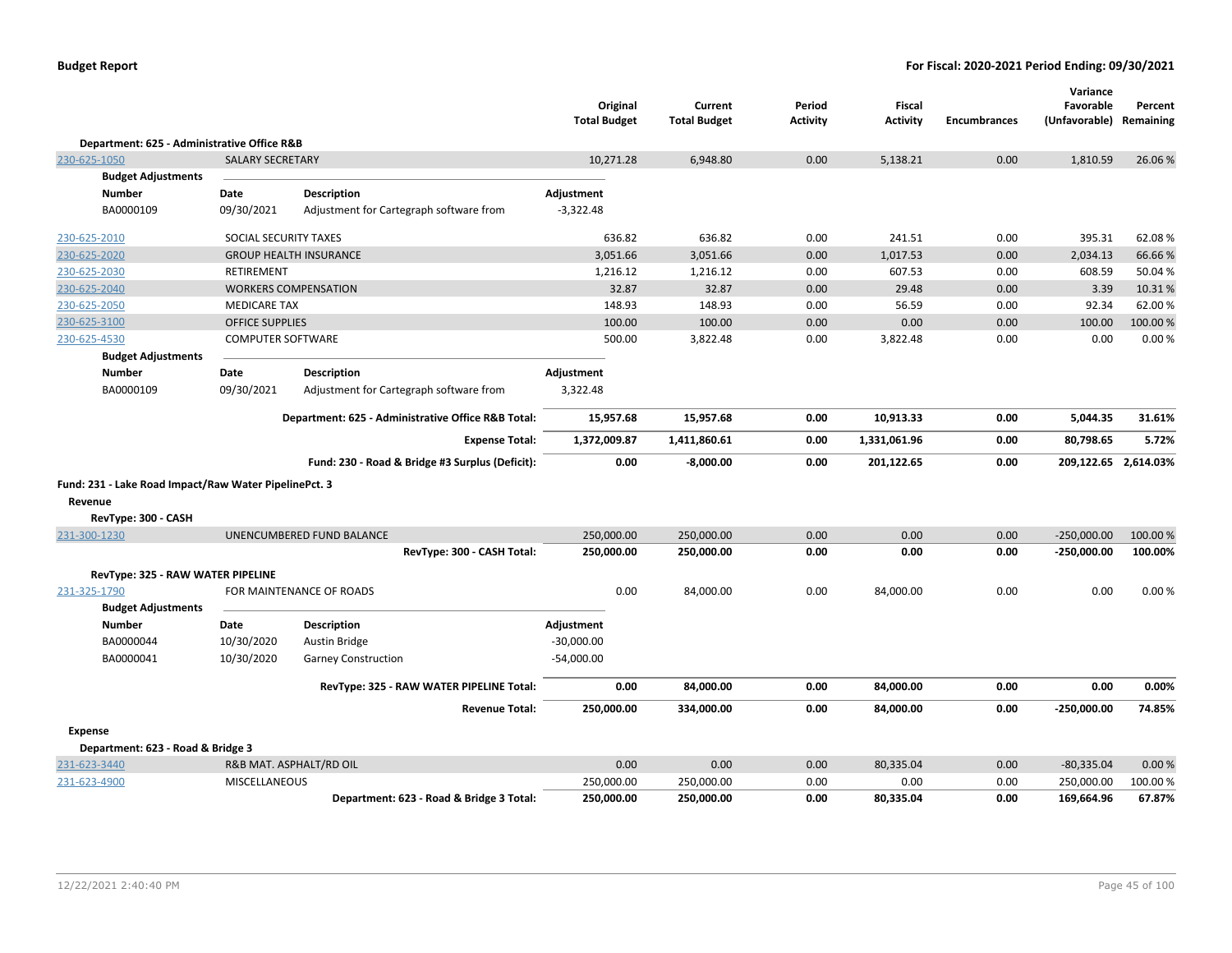**Budget Report** — **For Fiscal: 2020-2021 Period Ending: 09/30/2021**

| | | | Original Total Budget | Current Total Budget | Period Activity | Fiscal Activity | Encumbrances | Variance Favorable (Unfavorable) | Percent Remaining |
|---|---|---|---|---|---|---|---|---|---|
| **Department: 625 - Administrative Office R&B** | | | | | | | | | |
| 230-625-1050 | SALARY SECRETARY | | 10,271.28 | 6,948.80 | 0.00 | 5,138.21 | 0.00 | 1,810.59 | 26.06 % |
| **Budget Adjustments** | | | | | | | | | |
| **Number** | **Date** | **Description** | **Adjustment** | | | | | | |
| BA0000109 | 09/30/2021 | Adjustment for Cartegraph software from | -3,322.48 | | | | | | |
| 230-625-2010 | SOCIAL SECURITY TAXES | | 636.82 | 636.82 | 0.00 | 241.51 | 0.00 | 395.31 | 62.08 % |
| 230-625-2020 | GROUP HEALTH INSURANCE | | 3,051.66 | 3,051.66 | 0.00 | 1,017.53 | 0.00 | 2,034.13 | 66.66 % |
| 230-625-2030 | RETIREMENT | | 1,216.12 | 1,216.12 | 0.00 | 607.53 | 0.00 | 608.59 | 50.04 % |
| 230-625-2040 | WORKERS COMPENSATION | | 32.87 | 32.87 | 0.00 | 29.48 | 0.00 | 3.39 | 10.31 % |
| 230-625-2050 | MEDICARE TAX | | 148.93 | 148.93 | 0.00 | 56.59 | 0.00 | 92.34 | 62.00 % |
| 230-625-3100 | OFFICE SUPPLIES | | 100.00 | 100.00 | 0.00 | 0.00 | 0.00 | 100.00 | 100.00 % |
| 230-625-4530 | COMPUTER SOFTWARE | | 500.00 | 3,822.48 | 0.00 | 3,822.48 | 0.00 | 0.00 | 0.00 % |
| **Budget Adjustments** | | | | | | | | | |
| **Number** | **Date** | **Description** | **Adjustment** | | | | | | |
| BA0000109 | 09/30/2021 | Adjustment for Cartegraph software from | 3,322.48 | | | | | | |
| | | **Department: 625 - Administrative Office R&B Total:** | **15,957.68** | **15,957.68** | **0.00** | **10,913.33** | **0.00** | **5,044.35** | **31.61%** |
| | | **Expense Total:** | **1,372,009.87** | **1,411,860.61** | **0.00** | **1,331,061.96** | **0.00** | **80,798.65** | **5.72%** |
| | | **Fund: 230 - Road & Bridge #3 Surplus (Deficit):** | **0.00** | **-8,000.00** | **0.00** | **201,122.65** | **0.00** | **209,122.65** | **2,614.03%** |
| **Fund: 231 - Lake Road Impact/Raw Water PipelinePct. 3** | | | | | | | | | |
| **Revenue** | | | | | | | | | |
| **RevType: 300 - CASH** | | | | | | | | | |
| 231-300-1230 | UNENCUMBERED FUND BALANCE | | 250,000.00 | 250,000.00 | 0.00 | 0.00 | 0.00 | -250,000.00 | 100.00 % |
| | | **RevType: 300 - CASH Total:** | **250,000.00** | **250,000.00** | **0.00** | **0.00** | **0.00** | **-250,000.00** | **100.00%** |
| **RevType: 325 - RAW WATER PIPELINE** | | | | | | | | | |
| 231-325-1790 | FOR MAINTENANCE OF ROADS | | 0.00 | 84,000.00 | 0.00 | 84,000.00 | 0.00 | 0.00 | 0.00 % |
| **Budget Adjustments** | | | | | | | | | |
| **Number** | **Date** | **Description** | **Adjustment** | | | | | | |
| BA0000044 | 10/30/2020 | Austin Bridge | -30,000.00 | | | | | | |
| BA0000041 | 10/30/2020 | Garney Construction | -54,000.00 | | | | | | |
| | | **RevType: 325 - RAW WATER PIPELINE Total:** | **0.00** | **84,000.00** | **0.00** | **84,000.00** | **0.00** | **0.00** | **0.00%** |
| | | **Revenue Total:** | **250,000.00** | **334,000.00** | **0.00** | **84,000.00** | **0.00** | **-250,000.00** | **74.85%** |
| **Expense** | | | | | | | | | |
| **Department: 623 - Road & Bridge 3** | | | | | | | | | |
| 231-623-3440 | R&B MAT. ASPHALT/RD OIL | | 0.00 | 0.00 | 0.00 | 80,335.04 | 0.00 | -80,335.04 | 0.00 % |
| 231-623-4900 | MISCELLANEOUS | | 250,000.00 | 250,000.00 | 0.00 | 0.00 | 0.00 | 250,000.00 | 100.00 % |
| | | **Department: 623 - Road & Bridge 3 Total:** | **250,000.00** | **250,000.00** | **0.00** | **80,335.04** | **0.00** | **169,664.96** | **67.87%** |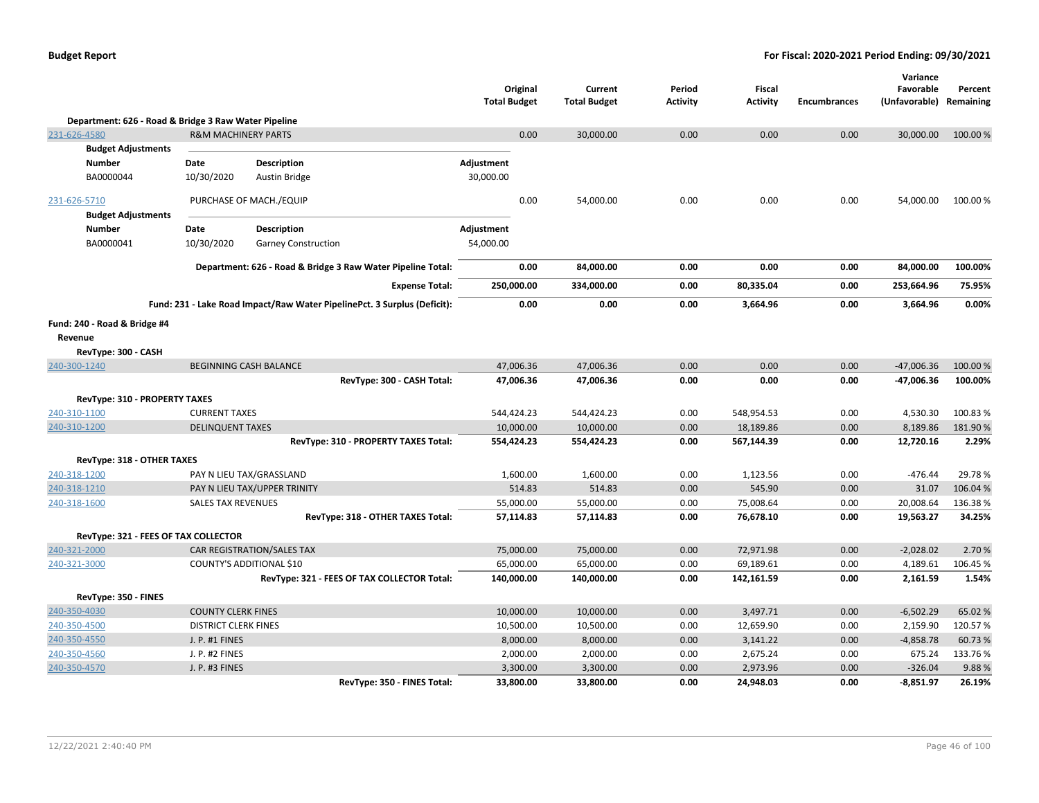**Budget Report** — For Fiscal: 2020-2021 Period Ending: 09/30/2021

| | | Original Total Budget | Current Total Budget | Period Activity | Fiscal Activity | Encumbrances | Variance Favorable (Unfavorable) | Percent Remaining |
|---|---|---|---|---|---|---|---|---|
| **Department: 626 - Road & Bridge 3 Raw Water Pipeline** | | | | | | | | |
| 231-626-4580 | R&M MACHINERY PARTS | 0.00 | 30,000.00 | 0.00 | 0.00 | 0.00 | 30,000.00 | 100.00 % |

**Budget Adjustments**

| Number | Date | Description | Adjustment |
|---|---|---|---|
| BA0000044 | 10/30/2020 | Austin Bridge | 30,000.00 |

| | | Original Total Budget | Current Total Budget | Period Activity | Fiscal Activity | Encumbrances | Variance Favorable (Unfavorable) | Percent Remaining |
|---|---|---|---|---|---|---|---|---|
| 231-626-5710 | PURCHASE OF MACH./EQUIP | 0.00 | 54,000.00 | 0.00 | 0.00 | 0.00 | 54,000.00 | 100.00 % |

**Budget Adjustments**

| Number | Date | Description | Adjustment |
|---|---|---|---|
| BA0000041 | 10/30/2020 | Garney Construction | 54,000.00 |

| | Original Total Budget | Current Total Budget | Period Activity | Fiscal Activity | Encumbrances | Variance Favorable (Unfavorable) | Percent Remaining |
|---|---|---|---|---|---|---|---|
| **Department: 626 - Road & Bridge 3 Raw Water Pipeline Total:** | **0.00** | **84,000.00** | **0.00** | **0.00** | **0.00** | **84,000.00** | **100.00%** |
| **Expense Total:** | **250,000.00** | **334,000.00** | **0.00** | **80,335.04** | **0.00** | **253,664.96** | **75.95%** |
| **Fund: 231 - Lake Road Impact/Raw Water PipelinePct. 3 Surplus (Deficit):** | **0.00** | **0.00** | **0.00** | **3,664.96** | **0.00** | **3,664.96** | **0.00%** |

**Fund: 240 - Road & Bridge #4**

**Revenue**

| | | Original Total Budget | Current Total Budget | Period Activity | Fiscal Activity | Encumbrances | Variance Favorable (Unfavorable) | Percent Remaining |
|---|---|---|---|---|---|---|---|---|
| **RevType: 300 - CASH** | | | | | | | | |
| 240-300-1240 | BEGINNING CASH BALANCE | 47,006.36 | 47,006.36 | 0.00 | 0.00 | 0.00 | -47,006.36 | 100.00 % |
| | **RevType: 300 - CASH Total:** | **47,006.36** | **47,006.36** | **0.00** | **0.00** | **0.00** | **-47,006.36** | **100.00%** |
| **RevType: 310 - PROPERTY TAXES** | | | | | | | | |
| 240-310-1100 | CURRENT TAXES | 544,424.23 | 544,424.23 | 0.00 | 548,954.53 | 0.00 | 4,530.30 | 100.83 % |
| 240-310-1200 | DELINQUENT TAXES | 10,000.00 | 10,000.00 | 0.00 | 18,189.86 | 0.00 | 8,189.86 | 181.90 % |
| | **RevType: 310 - PROPERTY TAXES Total:** | **554,424.23** | **554,424.23** | **0.00** | **567,144.39** | **0.00** | **12,720.16** | **2.29%** |
| **RevType: 318 - OTHER TAXES** | | | | | | | | |
| 240-318-1200 | PAY N LIEU TAX/GRASSLAND | 1,600.00 | 1,600.00 | 0.00 | 1,123.56 | 0.00 | -476.44 | 29.78 % |
| 240-318-1210 | PAY N LIEU TAX/UPPER TRINITY | 514.83 | 514.83 | 0.00 | 545.90 | 0.00 | 31.07 | 106.04 % |
| 240-318-1600 | SALES TAX REVENUES | 55,000.00 | 55,000.00 | 0.00 | 75,008.64 | 0.00 | 20,008.64 | 136.38 % |
| | **RevType: 318 - OTHER TAXES Total:** | **57,114.83** | **57,114.83** | **0.00** | **76,678.10** | **0.00** | **19,563.27** | **34.25%** |
| **RevType: 321 - FEES OF TAX COLLECTOR** | | | | | | | | |
| 240-321-2000 | CAR REGISTRATION/SALES TAX | 75,000.00 | 75,000.00 | 0.00 | 72,971.98 | 0.00 | -2,028.02 | 2.70 % |
| 240-321-3000 | COUNTY'S ADDITIONAL $10 | 65,000.00 | 65,000.00 | 0.00 | 69,189.61 | 0.00 | 4,189.61 | 106.45 % |
| | **RevType: 321 - FEES OF TAX COLLECTOR Total:** | **140,000.00** | **140,000.00** | **0.00** | **142,161.59** | **0.00** | **2,161.59** | **1.54%** |
| **RevType: 350 - FINES** | | | | | | | | |
| 240-350-4030 | COUNTY CLERK FINES | 10,000.00 | 10,000.00 | 0.00 | 3,497.71 | 0.00 | -6,502.29 | 65.02 % |
| 240-350-4500 | DISTRICT CLERK FINES | 10,500.00 | 10,500.00 | 0.00 | 12,659.90 | 0.00 | 2,159.90 | 120.57 % |
| 240-350-4550 | J. P. #1 FINES | 8,000.00 | 8,000.00 | 0.00 | 3,141.22 | 0.00 | -4,858.78 | 60.73 % |
| 240-350-4560 | J. P. #2 FINES | 2,000.00 | 2,000.00 | 0.00 | 2,675.24 | 0.00 | 675.24 | 133.76 % |
| 240-350-4570 | J. P. #3 FINES | 3,300.00 | 3,300.00 | 0.00 | 2,973.96 | 0.00 | -326.04 | 9.88 % |
| | **RevType: 350 - FINES Total:** | **33,800.00** | **33,800.00** | **0.00** | **24,948.03** | **0.00** | **-8,851.97** | **26.19%** |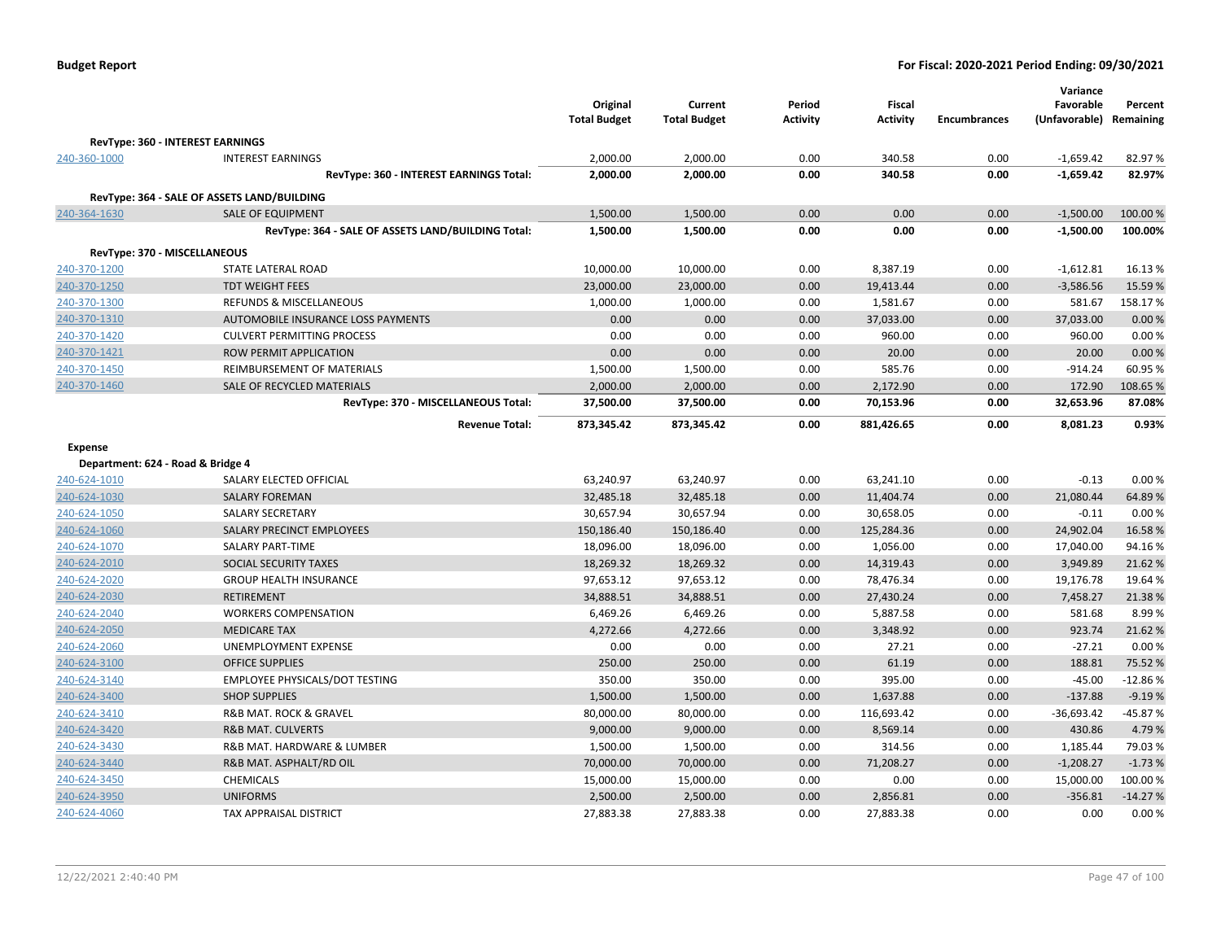**Budget Report** **For Fiscal: 2020-2021 Period Ending: 09/30/2021**

| | | Original Total Budget | Current Total Budget | Period Activity | Fiscal Activity | Encumbrances | Variance Favorable (Unfavorable) | Percent Remaining |
|---|---|---|---|---|---|---|---|---|
| **RevType: 360 - INTEREST EARNINGS** | | | | | | | | |
| 240-360-1000 | INTEREST EARNINGS | 2,000.00 | 2,000.00 | 0.00 | 340.58 | 0.00 | -1,659.42 | 82.97 % |
| | **RevType: 360 - INTEREST EARNINGS Total:** | **2,000.00** | **2,000.00** | **0.00** | **340.58** | **0.00** | **-1,659.42** | **82.97%** |
| **RevType: 364 - SALE OF ASSETS LAND/BUILDING** | | | | | | | | |
| 240-364-1630 | SALE OF EQUIPMENT | 1,500.00 | 1,500.00 | 0.00 | 0.00 | 0.00 | -1,500.00 | 100.00 % |
| | **RevType: 364 - SALE OF ASSETS LAND/BUILDING Total:** | **1,500.00** | **1,500.00** | **0.00** | **0.00** | **0.00** | **-1,500.00** | **100.00%** |
| **RevType: 370 - MISCELLANEOUS** | | | | | | | | |
| 240-370-1200 | STATE LATERAL ROAD | 10,000.00 | 10,000.00 | 0.00 | 8,387.19 | 0.00 | -1,612.81 | 16.13 % |
| 240-370-1250 | TDT WEIGHT FEES | 23,000.00 | 23,000.00 | 0.00 | 19,413.44 | 0.00 | -3,586.56 | 15.59 % |
| 240-370-1300 | REFUNDS & MISCELLANEOUS | 1,000.00 | 1,000.00 | 0.00 | 1,581.67 | 0.00 | 581.67 | 158.17 % |
| 240-370-1310 | AUTOMOBILE INSURANCE LOSS PAYMENTS | 0.00 | 0.00 | 0.00 | 37,033.00 | 0.00 | 37,033.00 | 0.00 % |
| 240-370-1420 | CULVERT PERMITTING PROCESS | 0.00 | 0.00 | 0.00 | 960.00 | 0.00 | 960.00 | 0.00 % |
| 240-370-1421 | ROW PERMIT APPLICATION | 0.00 | 0.00 | 0.00 | 20.00 | 0.00 | 20.00 | 0.00 % |
| 240-370-1450 | REIMBURSEMENT OF MATERIALS | 1,500.00 | 1,500.00 | 0.00 | 585.76 | 0.00 | -914.24 | 60.95 % |
| 240-370-1460 | SALE OF RECYCLED MATERIALS | 2,000.00 | 2,000.00 | 0.00 | 2,172.90 | 0.00 | 172.90 | 108.65 % |
| | **RevType: 370 - MISCELLANEOUS Total:** | **37,500.00** | **37,500.00** | **0.00** | **70,153.96** | **0.00** | **32,653.96** | **87.08%** |
| | **Revenue Total:** | **873,345.42** | **873,345.42** | **0.00** | **881,426.65** | **0.00** | **8,081.23** | **0.93%** |
| **Expense** | | | | | | | | |
| **Department: 624 - Road & Bridge 4** | | | | | | | | |
| 240-624-1010 | SALARY ELECTED OFFICIAL | 63,240.97 | 63,240.97 | 0.00 | 63,241.10 | 0.00 | -0.13 | 0.00 % |
| 240-624-1030 | SALARY FOREMAN | 32,485.18 | 32,485.18 | 0.00 | 11,404.74 | 0.00 | 21,080.44 | 64.89 % |
| 240-624-1050 | SALARY SECRETARY | 30,657.94 | 30,657.94 | 0.00 | 30,658.05 | 0.00 | -0.11 | 0.00 % |
| 240-624-1060 | SALARY PRECINCT EMPLOYEES | 150,186.40 | 150,186.40 | 0.00 | 125,284.36 | 0.00 | 24,902.04 | 16.58 % |
| 240-624-1070 | SALARY PART-TIME | 18,096.00 | 18,096.00 | 0.00 | 1,056.00 | 0.00 | 17,040.00 | 94.16 % |
| 240-624-2010 | SOCIAL SECURITY TAXES | 18,269.32 | 18,269.32 | 0.00 | 14,319.43 | 0.00 | 3,949.89 | 21.62 % |
| 240-624-2020 | GROUP HEALTH INSURANCE | 97,653.12 | 97,653.12 | 0.00 | 78,476.34 | 0.00 | 19,176.78 | 19.64 % |
| 240-624-2030 | RETIREMENT | 34,888.51 | 34,888.51 | 0.00 | 27,430.24 | 0.00 | 7,458.27 | 21.38 % |
| 240-624-2040 | WORKERS COMPENSATION | 6,469.26 | 6,469.26 | 0.00 | 5,887.58 | 0.00 | 581.68 | 8.99 % |
| 240-624-2050 | MEDICARE TAX | 4,272.66 | 4,272.66 | 0.00 | 3,348.92 | 0.00 | 923.74 | 21.62 % |
| 240-624-2060 | UNEMPLOYMENT EXPENSE | 0.00 | 0.00 | 0.00 | 27.21 | 0.00 | -27.21 | 0.00 % |
| 240-624-3100 | OFFICE SUPPLIES | 250.00 | 250.00 | 0.00 | 61.19 | 0.00 | 188.81 | 75.52 % |
| 240-624-3140 | EMPLOYEE PHYSICALS/DOT TESTING | 350.00 | 350.00 | 0.00 | 395.00 | 0.00 | -45.00 | -12.86 % |
| 240-624-3400 | SHOP SUPPLIES | 1,500.00 | 1,500.00 | 0.00 | 1,637.88 | 0.00 | -137.88 | -9.19 % |
| 240-624-3410 | R&B MAT. ROCK & GRAVEL | 80,000.00 | 80,000.00 | 0.00 | 116,693.42 | 0.00 | -36,693.42 | -45.87 % |
| 240-624-3420 | R&B MAT. CULVERTS | 9,000.00 | 9,000.00 | 0.00 | 8,569.14 | 0.00 | 430.86 | 4.79 % |
| 240-624-3430 | R&B MAT. HARDWARE & LUMBER | 1,500.00 | 1,500.00 | 0.00 | 314.56 | 0.00 | 1,185.44 | 79.03 % |
| 240-624-3440 | R&B MAT. ASPHALT/RD OIL | 70,000.00 | 70,000.00 | 0.00 | 71,208.27 | 0.00 | -1,208.27 | -1.73 % |
| 240-624-3450 | CHEMICALS | 15,000.00 | 15,000.00 | 0.00 | 0.00 | 0.00 | 15,000.00 | 100.00 % |
| 240-624-3950 | UNIFORMS | 2,500.00 | 2,500.00 | 0.00 | 2,856.81 | 0.00 | -356.81 | -14.27 % |
| 240-624-4060 | TAX APPRAISAL DISTRICT | 27,883.38 | 27,883.38 | 0.00 | 27,883.38 | 0.00 | 0.00 | 0.00 % |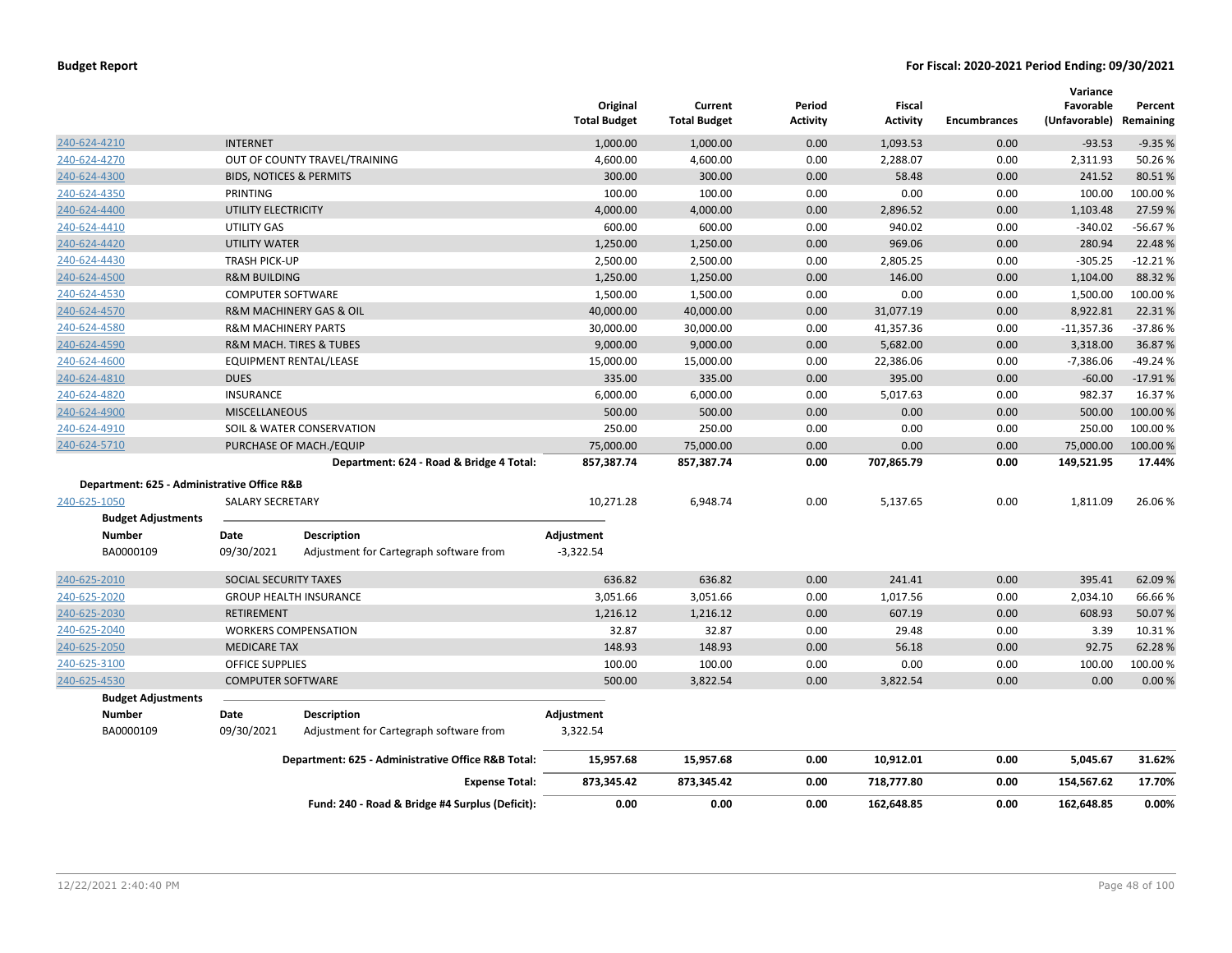| | | Original Total Budget | Current Total Budget | Period Activity | Fiscal Activity | Encumbrances | Variance Favorable (Unfavorable) | Percent Remaining |
|---|---|---|---|---|---|---|---|---|
| 240-624-4210 | INTERNET | 1,000.00 | 1,000.00 | 0.00 | 1,093.53 | 0.00 | -93.53 | -9.35 % |
| 240-624-4270 | OUT OF COUNTY TRAVEL/TRAINING | 4,600.00 | 4,600.00 | 0.00 | 2,288.07 | 0.00 | 2,311.93 | 50.26 % |
| 240-624-4300 | BIDS, NOTICES & PERMITS | 300.00 | 300.00 | 0.00 | 58.48 | 0.00 | 241.52 | 80.51 % |
| 240-624-4350 | PRINTING | 100.00 | 100.00 | 0.00 | 0.00 | 0.00 | 100.00 | 100.00 % |
| 240-624-4400 | UTILITY ELECTRICITY | 4,000.00 | 4,000.00 | 0.00 | 2,896.52 | 0.00 | 1,103.48 | 27.59 % |
| 240-624-4410 | UTILITY GAS | 600.00 | 600.00 | 0.00 | 940.02 | 0.00 | -340.02 | -56.67 % |
| 240-624-4420 | UTILITY WATER | 1,250.00 | 1,250.00 | 0.00 | 969.06 | 0.00 | 280.94 | 22.48 % |
| 240-624-4430 | TRASH PICK-UP | 2,500.00 | 2,500.00 | 0.00 | 2,805.25 | 0.00 | -305.25 | -12.21 % |
| 240-624-4500 | R&M BUILDING | 1,250.00 | 1,250.00 | 0.00 | 146.00 | 0.00 | 1,104.00 | 88.32 % |
| 240-624-4530 | COMPUTER SOFTWARE | 1,500.00 | 1,500.00 | 0.00 | 0.00 | 0.00 | 1,500.00 | 100.00 % |
| 240-624-4570 | R&M MACHINERY GAS & OIL | 40,000.00 | 40,000.00 | 0.00 | 31,077.19 | 0.00 | 8,922.81 | 22.31 % |
| 240-624-4580 | R&M MACHINERY PARTS | 30,000.00 | 30,000.00 | 0.00 | 41,357.36 | 0.00 | -11,357.36 | -37.86 % |
| 240-624-4590 | R&M MACH. TIRES & TUBES | 9,000.00 | 9,000.00 | 0.00 | 5,682.00 | 0.00 | 3,318.00 | 36.87 % |
| 240-624-4600 | EQUIPMENT RENTAL/LEASE | 15,000.00 | 15,000.00 | 0.00 | 22,386.06 | 0.00 | -7,386.06 | -49.24 % |
| 240-624-4810 | DUES | 335.00 | 335.00 | 0.00 | 395.00 | 0.00 | -60.00 | -17.91 % |
| 240-624-4820 | INSURANCE | 6,000.00 | 6,000.00 | 0.00 | 5,017.63 | 0.00 | 982.37 | 16.37 % |
| 240-624-4900 | MISCELLANEOUS | 500.00 | 500.00 | 0.00 | 0.00 | 0.00 | 500.00 | 100.00 % |
| 240-624-4910 | SOIL & WATER CONSERVATION | 250.00 | 250.00 | 0.00 | 0.00 | 0.00 | 250.00 | 100.00 % |
| 240-624-5710 | PURCHASE OF MACH./EQUIP | 75,000.00 | 75,000.00 | 0.00 | 0.00 | 0.00 | 75,000.00 | 100.00 % |
| | **Department: 624 - Road & Bridge 4 Total:** | **857,387.74** | **857,387.74** | **0.00** | **707,865.79** | **0.00** | **149,521.95** | **17.44%** |

**Department: 625 - Administrative Office R&B**

| | | Original Total Budget | Current Total Budget | Period Activity | Fiscal Activity | Encumbrances | Variance Favorable (Unfavorable) | Percent Remaining |
|---|---|---|---|---|---|---|---|---|
| 240-625-1050 | SALARY SECRETARY | 10,271.28 | 6,948.74 | 0.00 | 5,137.65 | 0.00 | 1,811.09 | 26.06 % |

**Budget Adjustments**

| Number | Date | Description | Adjustment |
|---|---|---|---|
| BA0000109 | 09/30/2021 | Adjustment for Cartegraph software from | -3,322.54 |

| | | Original Total Budget | Current Total Budget | Period Activity | Fiscal Activity | Encumbrances | Variance Favorable (Unfavorable) | Percent Remaining |
|---|---|---|---|---|---|---|---|---|
| 240-625-2010 | SOCIAL SECURITY TAXES | 636.82 | 636.82 | 0.00 | 241.41 | 0.00 | 395.41 | 62.09 % |
| 240-625-2020 | GROUP HEALTH INSURANCE | 3,051.66 | 3,051.66 | 0.00 | 1,017.56 | 0.00 | 2,034.10 | 66.66 % |
| 240-625-2030 | RETIREMENT | 1,216.12 | 1,216.12 | 0.00 | 607.19 | 0.00 | 608.93 | 50.07 % |
| 240-625-2040 | WORKERS COMPENSATION | 32.87 | 32.87 | 0.00 | 29.48 | 0.00 | 3.39 | 10.31 % |
| 240-625-2050 | MEDICARE TAX | 148.93 | 148.93 | 0.00 | 56.18 | 0.00 | 92.75 | 62.28 % |
| 240-625-3100 | OFFICE SUPPLIES | 100.00 | 100.00 | 0.00 | 0.00 | 0.00 | 100.00 | 100.00 % |
| 240-625-4530 | COMPUTER SOFTWARE | 500.00 | 3,822.54 | 0.00 | 3,822.54 | 0.00 | 0.00 | 0.00 % |

**Budget Adjustments**

| Number | Date | Description | Adjustment |
|---|---|---|---|
| BA0000109 | 09/30/2021 | Adjustment for Cartegraph software from | 3,322.54 |

| | Original Total Budget | Current Total Budget | Period Activity | Fiscal Activity | Encumbrances | Variance Favorable (Unfavorable) | Percent Remaining |
|---|---|---|---|---|---|---|---|
| **Department: 625 - Administrative Office R&B Total:** | **15,957.68** | **15,957.68** | **0.00** | **10,912.01** | **0.00** | **5,045.67** | **31.62%** |
| **Expense Total:** | **873,345.42** | **873,345.42** | **0.00** | **718,777.80** | **0.00** | **154,567.62** | **17.70%** |
| **Fund: 240 - Road & Bridge #4 Surplus (Deficit):** | **0.00** | **0.00** | **0.00** | **162,648.85** | **0.00** | **162,648.85** | **0.00%** |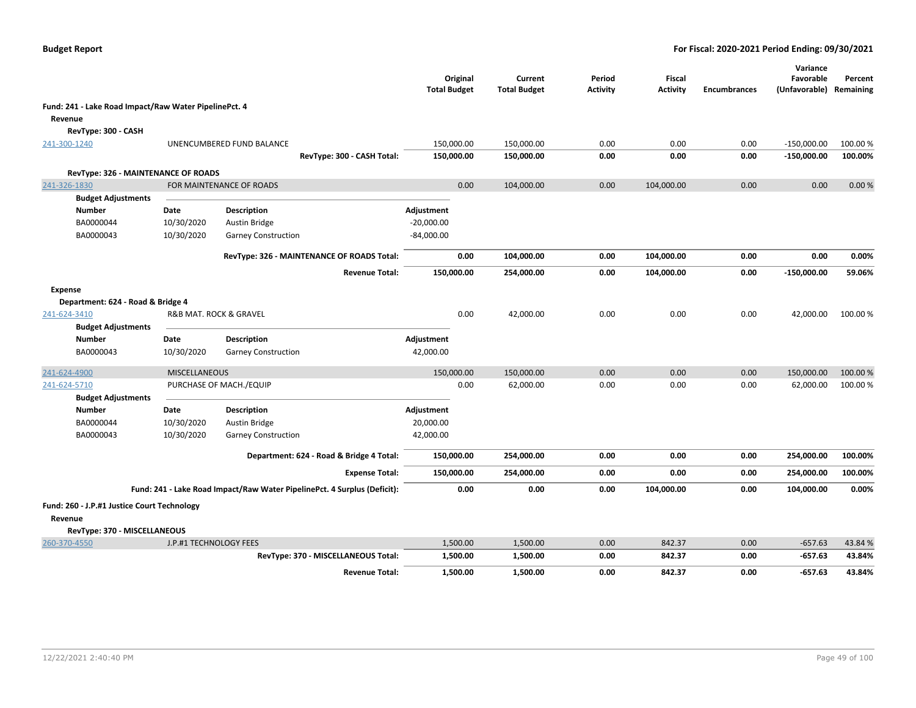**Budget Report** — For Fiscal: 2020-2021 Period Ending: 09/30/2021

| | | | Original Total Budget | Current Total Budget | Period Activity | Fiscal Activity | Encumbrances | Variance Favorable (Unfavorable) | Percent Remaining |
|---|---|---|---|---|---|---|---|---|---|
| **Fund: 241 - Lake Road Impact/Raw Water PipelinePct. 4** | | | | | | | | | |
| **Revenue** | | | | | | | | | |
| **RevType: 300 - CASH** | | | | | | | | | |
| 241-300-1240 | UNENCUMBERED FUND BALANCE | | 150,000.00 | 150,000.00 | 0.00 | 0.00 | 0.00 | -150,000.00 | 100.00 % |
| | | **RevType: 300 - CASH Total:** | **150,000.00** | **150,000.00** | **0.00** | **0.00** | **0.00** | **-150,000.00** | **100.00%** |
| **RevType: 326 - MAINTENANCE OF ROADS** | | | | | | | | | |
| 241-326-1830 | FOR MAINTENANCE OF ROADS | | 0.00 | 104,000.00 | 0.00 | 104,000.00 | 0.00 | 0.00 | 0.00 % |
| **Budget Adjustments** | | | | | | | | | |
| **Number** | **Date** | **Description** | **Adjustment** | | | | | | |
| BA0000044 | 10/30/2020 | Austin Bridge | -20,000.00 | | | | | | |
| BA0000043 | 10/30/2020 | Garney Construction | -84,000.00 | | | | | | |
| | | **RevType: 326 - MAINTENANCE OF ROADS Total:** | **0.00** | **104,000.00** | **0.00** | **104,000.00** | **0.00** | **0.00** | **0.00%** |
| | | **Revenue Total:** | **150,000.00** | **254,000.00** | **0.00** | **104,000.00** | **0.00** | **-150,000.00** | **59.06%** |
| **Expense** | | | | | | | | | |
| **Department: 624 - Road & Bridge 4** | | | | | | | | | |
| 241-624-3410 | R&B MAT. ROCK & GRAVEL | | 0.00 | 42,000.00 | 0.00 | 0.00 | 0.00 | 42,000.00 | 100.00 % |
| **Budget Adjustments** | | | | | | | | | |
| **Number** | **Date** | **Description** | **Adjustment** | | | | | | |
| BA0000043 | 10/30/2020 | Garney Construction | 42,000.00 | | | | | | |
| 241-624-4900 | MISCELLANEOUS | | 150,000.00 | 150,000.00 | 0.00 | 0.00 | 0.00 | 150,000.00 | 100.00 % |
| 241-624-5710 | PURCHASE OF MACH./EQUIP | | 0.00 | 62,000.00 | 0.00 | 0.00 | 0.00 | 62,000.00 | 100.00 % |
| **Budget Adjustments** | | | | | | | | | |
| **Number** | **Date** | **Description** | **Adjustment** | | | | | | |
| BA0000044 | 10/30/2020 | Austin Bridge | 20,000.00 | | | | | | |
| BA0000043 | 10/30/2020 | Garney Construction | 42,000.00 | | | | | | |
| | | **Department: 624 - Road & Bridge 4 Total:** | **150,000.00** | **254,000.00** | **0.00** | **0.00** | **0.00** | **254,000.00** | **100.00%** |
| | | **Expense Total:** | **150,000.00** | **254,000.00** | **0.00** | **0.00** | **0.00** | **254,000.00** | **100.00%** |
| | | **Fund: 241 - Lake Road Impact/Raw Water PipelinePct. 4 Surplus (Deficit):** | **0.00** | **0.00** | **0.00** | **104,000.00** | **0.00** | **104,000.00** | **0.00%** |
| **Fund: 260 - J.P.#1 Justice Court Technology** | | | | | | | | | |
| **Revenue** | | | | | | | | | |
| **RevType: 370 - MISCELLANEOUS** | | | | | | | | | |
| 260-370-4550 | J.P.#1 TECHNOLOGY FEES | | 1,500.00 | 1,500.00 | 0.00 | 842.37 | 0.00 | -657.63 | 43.84 % |
| | | **RevType: 370 - MISCELLANEOUS Total:** | **1,500.00** | **1,500.00** | **0.00** | **842.37** | **0.00** | **-657.63** | **43.84%** |
| | | **Revenue Total:** | **1,500.00** | **1,500.00** | **0.00** | **842.37** | **0.00** | **-657.63** | **43.84%** |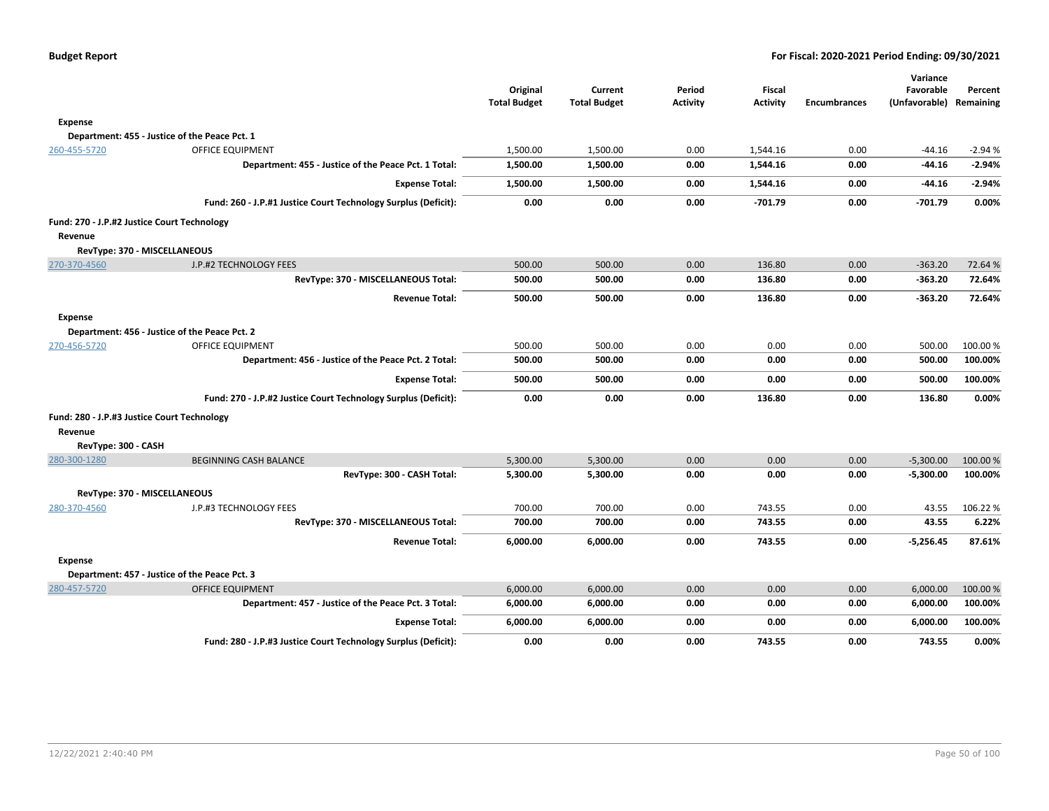| | | Original Total Budget | Current Total Budget | Period Activity | Fiscal Activity | Encumbrances | Variance Favorable (Unfavorable) | Percent Remaining |
|---|---|---|---|---|---|---|---|---|
| **Expense** | | | | | | | | |
| **Department: 455 - Justice of the Peace Pct. 1** | | | | | | | | |
| 260-455-5720 | OFFICE EQUIPMENT | 1,500.00 | 1,500.00 | 0.00 | 1,544.16 | 0.00 | -44.16 | -2.94 % |
| | **Department: 455 - Justice of the Peace Pct. 1 Total:** | **1,500.00** | **1,500.00** | **0.00** | **1,544.16** | **0.00** | **-44.16** | **-2.94%** |
| | **Expense Total:** | **1,500.00** | **1,500.00** | **0.00** | **1,544.16** | **0.00** | **-44.16** | **-2.94%** |
| | **Fund: 260 - J.P.#1 Justice Court Technology Surplus (Deficit):** | **0.00** | **0.00** | **0.00** | **-701.79** | **0.00** | **-701.79** | **0.00%** |
| **Fund: 270 - J.P.#2 Justice Court Technology** | | | | | | | | |
| **Revenue** | | | | | | | | |
| **RevType: 370 - MISCELLANEOUS** | | | | | | | | |
| 270-370-4560 | J.P.#2 TECHNOLOGY FEES | 500.00 | 500.00 | 0.00 | 136.80 | 0.00 | -363.20 | 72.64 % |
| | **RevType: 370 - MISCELLANEOUS Total:** | **500.00** | **500.00** | **0.00** | **136.80** | **0.00** | **-363.20** | **72.64%** |
| | **Revenue Total:** | **500.00** | **500.00** | **0.00** | **136.80** | **0.00** | **-363.20** | **72.64%** |
| **Expense** | | | | | | | | |
| **Department: 456 - Justice of the Peace Pct. 2** | | | | | | | | |
| 270-456-5720 | OFFICE EQUIPMENT | 500.00 | 500.00 | 0.00 | 0.00 | 0.00 | 500.00 | 100.00 % |
| | **Department: 456 - Justice of the Peace Pct. 2 Total:** | **500.00** | **500.00** | **0.00** | **0.00** | **0.00** | **500.00** | **100.00%** |
| | **Expense Total:** | **500.00** | **500.00** | **0.00** | **0.00** | **0.00** | **500.00** | **100.00%** |
| | **Fund: 270 - J.P.#2 Justice Court Technology Surplus (Deficit):** | **0.00** | **0.00** | **0.00** | **136.80** | **0.00** | **136.80** | **0.00%** |
| **Fund: 280 - J.P.#3 Justice Court Technology** | | | | | | | | |
| **Revenue** | | | | | | | | |
| **RevType: 300 - CASH** | | | | | | | | |
| 280-300-1280 | BEGINNING CASH BALANCE | 5,300.00 | 5,300.00 | 0.00 | 0.00 | 0.00 | -5,300.00 | 100.00 % |
| | **RevType: 300 - CASH Total:** | **5,300.00** | **5,300.00** | **0.00** | **0.00** | **0.00** | **-5,300.00** | **100.00%** |
| **RevType: 370 - MISCELLANEOUS** | | | | | | | | |
| 280-370-4560 | J.P.#3 TECHNOLOGY FEES | 700.00 | 700.00 | 0.00 | 743.55 | 0.00 | 43.55 | 106.22 % |
| | **RevType: 370 - MISCELLANEOUS Total:** | **700.00** | **700.00** | **0.00** | **743.55** | **0.00** | **43.55** | **6.22%** |
| | **Revenue Total:** | **6,000.00** | **6,000.00** | **0.00** | **743.55** | **0.00** | **-5,256.45** | **87.61%** |
| **Expense** | | | | | | | | |
| **Department: 457 - Justice of the Peace Pct. 3** | | | | | | | | |
| 280-457-5720 | OFFICE EQUIPMENT | 6,000.00 | 6,000.00 | 0.00 | 0.00 | 0.00 | 6,000.00 | 100.00 % |
| | **Department: 457 - Justice of the Peace Pct. 3 Total:** | **6,000.00** | **6,000.00** | **0.00** | **0.00** | **0.00** | **6,000.00** | **100.00%** |
| | **Expense Total:** | **6,000.00** | **6,000.00** | **0.00** | **0.00** | **0.00** | **6,000.00** | **100.00%** |
| | **Fund: 280 - J.P.#3 Justice Court Technology Surplus (Deficit):** | **0.00** | **0.00** | **0.00** | **743.55** | **0.00** | **743.55** | **0.00%** |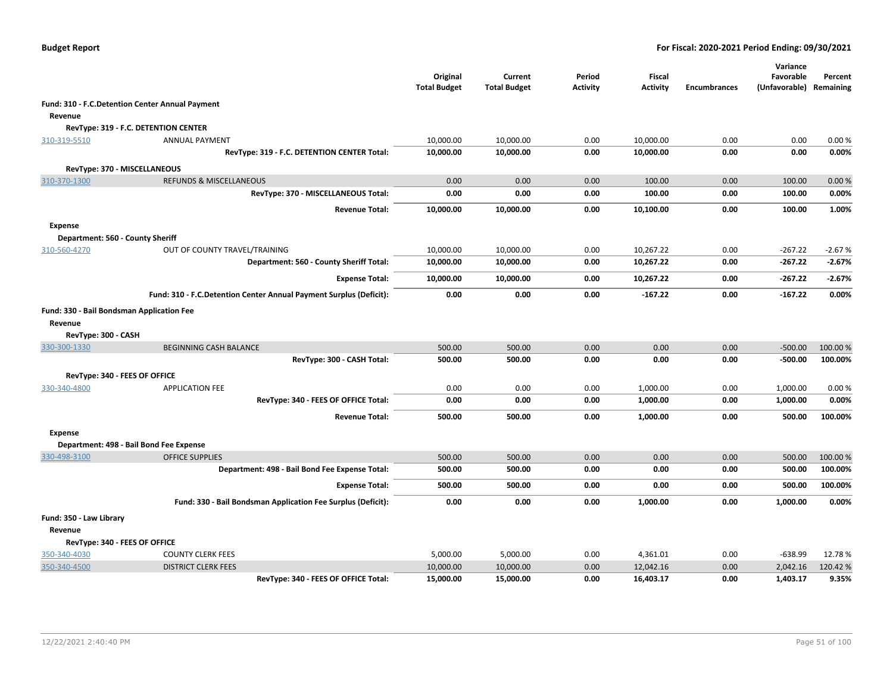| | | Original Total Budget | Current Total Budget | Period Activity | Fiscal Activity | Encumbrances | Variance Favorable (Unfavorable) | Percent Remaining |
|---|---|---|---|---|---|---|---|---|
| **Fund: 310 - F.C.Detention Center Annual Payment** | | | | | | | | |
| **Revenue** | | | | | | | | |
| **RevType: 319 - F.C. DETENTION CENTER** | | | | | | | | |
| 310-319-5510 | ANNUAL PAYMENT | 10,000.00 | 10,000.00 | 0.00 | 10,000.00 | 0.00 | 0.00 | 0.00 % |
| | **RevType: 319 - F.C. DETENTION CENTER Total:** | **10,000.00** | **10,000.00** | **0.00** | **10,000.00** | **0.00** | **0.00** | **0.00%** |
| **RevType: 370 - MISCELLANEOUS** | | | | | | | | |
| 310-370-1300 | REFUNDS & MISCELLANEOUS | 0.00 | 0.00 | 0.00 | 100.00 | 0.00 | 100.00 | 0.00 % |
| | **RevType: 370 - MISCELLANEOUS Total:** | **0.00** | **0.00** | **0.00** | **100.00** | **0.00** | **100.00** | **0.00%** |
| | **Revenue Total:** | **10,000.00** | **10,000.00** | **0.00** | **10,100.00** | **0.00** | **100.00** | **1.00%** |
| **Expense** | | | | | | | | |
| **Department: 560 - County Sheriff** | | | | | | | | |
| 310-560-4270 | OUT OF COUNTY TRAVEL/TRAINING | 10,000.00 | 10,000.00 | 0.00 | 10,267.22 | 0.00 | -267.22 | -2.67 % |
| | **Department: 560 - County Sheriff Total:** | **10,000.00** | **10,000.00** | **0.00** | **10,267.22** | **0.00** | **-267.22** | **-2.67%** |
| | **Expense Total:** | **10,000.00** | **10,000.00** | **0.00** | **10,267.22** | **0.00** | **-267.22** | **-2.67%** |
| | **Fund: 310 - F.C.Detention Center Annual Payment Surplus (Deficit):** | **0.00** | **0.00** | **0.00** | **-167.22** | **0.00** | **-167.22** | **0.00%** |
| **Fund: 330 - Bail Bondsman Application Fee** | | | | | | | | |
| **Revenue** | | | | | | | | |
| **RevType: 300 - CASH** | | | | | | | | |
| 330-300-1330 | BEGINNING CASH BALANCE | 500.00 | 500.00 | 0.00 | 0.00 | 0.00 | -500.00 | 100.00 % |
| | **RevType: 300 - CASH Total:** | **500.00** | **500.00** | **0.00** | **0.00** | **0.00** | **-500.00** | **100.00%** |
| **RevType: 340 - FEES OF OFFICE** | | | | | | | | |
| 330-340-4800 | APPLICATION FEE | 0.00 | 0.00 | 0.00 | 1,000.00 | 0.00 | 1,000.00 | 0.00 % |
| | **RevType: 340 - FEES OF OFFICE Total:** | **0.00** | **0.00** | **0.00** | **1,000.00** | **0.00** | **1,000.00** | **0.00%** |
| | **Revenue Total:** | **500.00** | **500.00** | **0.00** | **1,000.00** | **0.00** | **500.00** | **100.00%** |
| **Expense** | | | | | | | | |
| **Department: 498 - Bail Bond Fee Expense** | | | | | | | | |
| 330-498-3100 | OFFICE SUPPLIES | 500.00 | 500.00 | 0.00 | 0.00 | 0.00 | 500.00 | 100.00 % |
| | **Department: 498 - Bail Bond Fee Expense Total:** | **500.00** | **500.00** | **0.00** | **0.00** | **0.00** | **500.00** | **100.00%** |
| | **Expense Total:** | **500.00** | **500.00** | **0.00** | **0.00** | **0.00** | **500.00** | **100.00%** |
| | **Fund: 330 - Bail Bondsman Application Fee Surplus (Deficit):** | **0.00** | **0.00** | **0.00** | **1,000.00** | **0.00** | **1,000.00** | **0.00%** |
| **Fund: 350 - Law Library** | | | | | | | | |
| **Revenue** | | | | | | | | |
| **RevType: 340 - FEES OF OFFICE** | | | | | | | | |
| 350-340-4030 | COUNTY CLERK FEES | 5,000.00 | 5,000.00 | 0.00 | 4,361.01 | 0.00 | -638.99 | 12.78 % |
| 350-340-4500 | DISTRICT CLERK FEES | 10,000.00 | 10,000.00 | 0.00 | 12,042.16 | 0.00 | 2,042.16 | 120.42 % |
| | **RevType: 340 - FEES OF OFFICE Total:** | **15,000.00** | **15,000.00** | **0.00** | **16,403.17** | **0.00** | **1,403.17** | **9.35%** |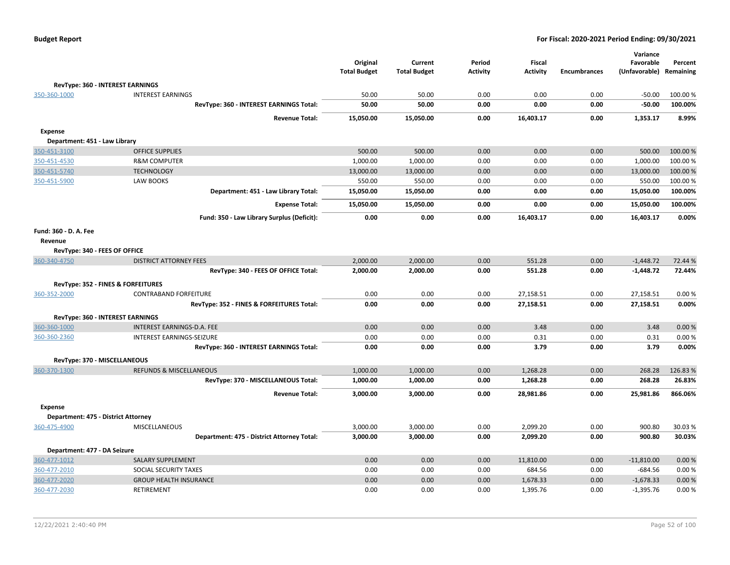| | | Original Total Budget | Current Total Budget | Period Activity | Fiscal Activity | Encumbrances | Variance Favorable (Unfavorable) | Percent Remaining |
|---|---|---|---|---|---|---|---|---|
| **RevType: 360 - INTEREST EARNINGS** | | | | | | | | |
| 350-360-1000 | INTEREST EARNINGS | 50.00 | 50.00 | 0.00 | 0.00 | 0.00 | -50.00 | 100.00 % |
| | **RevType: 360 - INTEREST EARNINGS Total:** | **50.00** | **50.00** | **0.00** | **0.00** | **0.00** | **-50.00** | **100.00%** |
| | **Revenue Total:** | **15,050.00** | **15,050.00** | **0.00** | **16,403.17** | **0.00** | **1,353.17** | **8.99%** |
| **Expense** | | | | | | | | |
| **Department: 451 - Law Library** | | | | | | | | |
| 350-451-3100 | OFFICE SUPPLIES | 500.00 | 500.00 | 0.00 | 0.00 | 0.00 | 500.00 | 100.00 % |
| 350-451-4530 | R&M COMPUTER | 1,000.00 | 1,000.00 | 0.00 | 0.00 | 0.00 | 1,000.00 | 100.00 % |
| 350-451-5740 | TECHNOLOGY | 13,000.00 | 13,000.00 | 0.00 | 0.00 | 0.00 | 13,000.00 | 100.00 % |
| 350-451-5900 | LAW BOOKS | 550.00 | 550.00 | 0.00 | 0.00 | 0.00 | 550.00 | 100.00 % |
| | **Department: 451 - Law Library Total:** | **15,050.00** | **15,050.00** | **0.00** | **0.00** | **0.00** | **15,050.00** | **100.00%** |
| | **Expense Total:** | **15,050.00** | **15,050.00** | **0.00** | **0.00** | **0.00** | **15,050.00** | **100.00%** |
| | **Fund: 350 - Law Library Surplus (Deficit):** | **0.00** | **0.00** | **0.00** | **16,403.17** | **0.00** | **16,403.17** | **0.00%** |
| **Fund: 360 - D. A. Fee** | | | | | | | | |
| **Revenue** | | | | | | | | |
| **RevType: 340 - FEES OF OFFICE** | | | | | | | | |
| 360-340-4750 | DISTRICT ATTORNEY FEES | 2,000.00 | 2,000.00 | 0.00 | 551.28 | 0.00 | -1,448.72 | 72.44 % |
| | **RevType: 340 - FEES OF OFFICE Total:** | **2,000.00** | **2,000.00** | **0.00** | **551.28** | **0.00** | **-1,448.72** | **72.44%** |
| **RevType: 352 - FINES & FORFEITURES** | | | | | | | | |
| 360-352-2000 | CONTRABAND FORFEITURE | 0.00 | 0.00 | 0.00 | 27,158.51 | 0.00 | 27,158.51 | 0.00 % |
| | **RevType: 352 - FINES & FORFEITURES Total:** | **0.00** | **0.00** | **0.00** | **27,158.51** | **0.00** | **27,158.51** | **0.00%** |
| **RevType: 360 - INTEREST EARNINGS** | | | | | | | | |
| 360-360-1000 | INTEREST EARNINGS-D.A. FEE | 0.00 | 0.00 | 0.00 | 3.48 | 0.00 | 3.48 | 0.00 % |
| 360-360-2360 | INTEREST EARNINGS-SEIZURE | 0.00 | 0.00 | 0.00 | 0.31 | 0.00 | 0.31 | 0.00 % |
| | **RevType: 360 - INTEREST EARNINGS Total:** | **0.00** | **0.00** | **0.00** | **3.79** | **0.00** | **3.79** | **0.00%** |
| **RevType: 370 - MISCELLANEOUS** | | | | | | | | |
| 360-370-1300 | REFUNDS & MISCELLANEOUS | 1,000.00 | 1,000.00 | 0.00 | 1,268.28 | 0.00 | 268.28 | 126.83 % |
| | **RevType: 370 - MISCELLANEOUS Total:** | **1,000.00** | **1,000.00** | **0.00** | **1,268.28** | **0.00** | **268.28** | **26.83%** |
| | **Revenue Total:** | **3,000.00** | **3,000.00** | **0.00** | **28,981.86** | **0.00** | **25,981.86** | **866.06%** |
| **Expense** | | | | | | | | |
| **Department: 475 - District Attorney** | | | | | | | | |
| 360-475-4900 | MISCELLANEOUS | 3,000.00 | 3,000.00 | 0.00 | 2,099.20 | 0.00 | 900.80 | 30.03 % |
| | **Department: 475 - District Attorney Total:** | **3,000.00** | **3,000.00** | **0.00** | **2,099.20** | **0.00** | **900.80** | **30.03%** |
| **Department: 477 - DA Seizure** | | | | | | | | |
| 360-477-1012 | SALARY SUPPLEMENT | 0.00 | 0.00 | 0.00 | 11,810.00 | 0.00 | -11,810.00 | 0.00 % |
| 360-477-2010 | SOCIAL SECURITY TAXES | 0.00 | 0.00 | 0.00 | 684.56 | 0.00 | -684.56 | 0.00 % |
| 360-477-2020 | GROUP HEALTH INSURANCE | 0.00 | 0.00 | 0.00 | 1,678.33 | 0.00 | -1,678.33 | 0.00 % |
| 360-477-2030 | RETIREMENT | 0.00 | 0.00 | 0.00 | 1,395.76 | 0.00 | -1,395.76 | 0.00 % |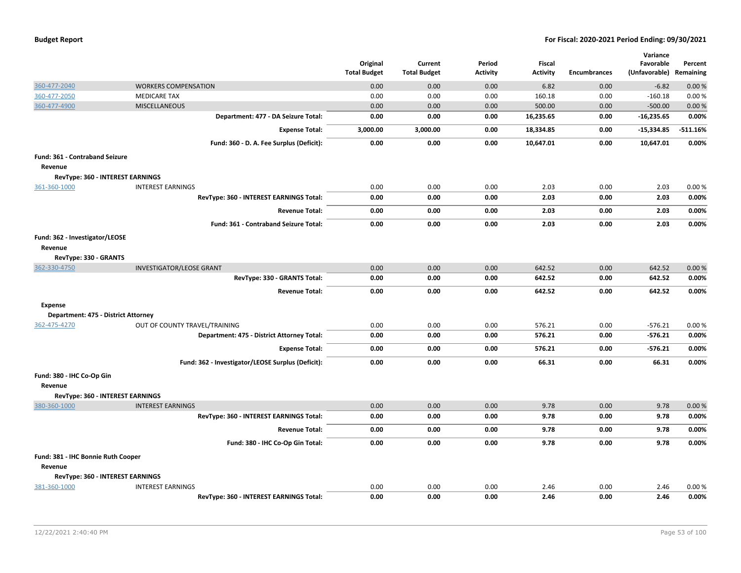|  |  | Original Total Budget | Current Total Budget | Period Activity | Fiscal Activity | Encumbrances | Variance Favorable (Unfavorable) | Percent Remaining |
|---|---|---|---|---|---|---|---|---|
| 360-477-2040 | WORKERS COMPENSATION | 0.00 | 0.00 | 0.00 | 6.82 | 0.00 | -6.82 | 0.00 % |
| 360-477-2050 | MEDICARE TAX | 0.00 | 0.00 | 0.00 | 160.18 | 0.00 | -160.18 | 0.00 % |
| 360-477-4900 | MISCELLANEOUS | 0.00 | 0.00 | 0.00 | 500.00 | 0.00 | -500.00 | 0.00 % |
|  | **Department: 477 - DA Seizure Total:** | **0.00** | **0.00** | **0.00** | **16,235.65** | **0.00** | **-16,235.65** | **0.00%** |
|  | **Expense Total:** | **3,000.00** | **3,000.00** | **0.00** | **18,334.85** | **0.00** | **-15,334.85** | **-511.16%** |
|  | **Fund: 360 - D. A. Fee Surplus (Deficit):** | **0.00** | **0.00** | **0.00** | **10,647.01** | **0.00** | **10,647.01** | **0.00%** |
| **Fund: 361 - Contraband Seizure** |  |  |  |  |  |  |  |  |
| **Revenue** |  |  |  |  |  |  |  |  |
| **RevType: 360 - INTEREST EARNINGS** |  |  |  |  |  |  |  |  |
| 361-360-1000 | INTEREST EARNINGS | 0.00 | 0.00 | 0.00 | 2.03 | 0.00 | 2.03 | 0.00 % |
|  | **RevType: 360 - INTEREST EARNINGS Total:** | **0.00** | **0.00** | **0.00** | **2.03** | **0.00** | **2.03** | **0.00%** |
|  | **Revenue Total:** | **0.00** | **0.00** | **0.00** | **2.03** | **0.00** | **2.03** | **0.00%** |
|  | **Fund: 361 - Contraband Seizure Total:** | **0.00** | **0.00** | **0.00** | **2.03** | **0.00** | **2.03** | **0.00%** |
| **Fund: 362 - Investigator/LEOSE** |  |  |  |  |  |  |  |  |
| **Revenue** |  |  |  |  |  |  |  |  |
| **RevType: 330 - GRANTS** |  |  |  |  |  |  |  |  |
| 362-330-4750 | INVESTIGATOR/LEOSE GRANT | 0.00 | 0.00 | 0.00 | 642.52 | 0.00 | 642.52 | 0.00 % |
|  | **RevType: 330 - GRANTS Total:** | **0.00** | **0.00** | **0.00** | **642.52** | **0.00** | **642.52** | **0.00%** |
|  | **Revenue Total:** | **0.00** | **0.00** | **0.00** | **642.52** | **0.00** | **642.52** | **0.00%** |
| **Expense** |  |  |  |  |  |  |  |  |
| **Department: 475 - District Attorney** |  |  |  |  |  |  |  |  |
| 362-475-4270 | OUT OF COUNTY TRAVEL/TRAINING | 0.00 | 0.00 | 0.00 | 576.21 | 0.00 | -576.21 | 0.00 % |
|  | **Department: 475 - District Attorney Total:** | **0.00** | **0.00** | **0.00** | **576.21** | **0.00** | **-576.21** | **0.00%** |
|  | **Expense Total:** | **0.00** | **0.00** | **0.00** | **576.21** | **0.00** | **-576.21** | **0.00%** |
|  | **Fund: 362 - Investigator/LEOSE Surplus (Deficit):** | **0.00** | **0.00** | **0.00** | **66.31** | **0.00** | **66.31** | **0.00%** |
| **Fund: 380 - IHC Co-Op Gin** |  |  |  |  |  |  |  |  |
| **Revenue** |  |  |  |  |  |  |  |  |
| **RevType: 360 - INTEREST EARNINGS** |  |  |  |  |  |  |  |  |
| 380-360-1000 | INTEREST EARNINGS | 0.00 | 0.00 | 0.00 | 9.78 | 0.00 | 9.78 | 0.00 % |
|  | **RevType: 360 - INTEREST EARNINGS Total:** | **0.00** | **0.00** | **0.00** | **9.78** | **0.00** | **9.78** | **0.00%** |
|  | **Revenue Total:** | **0.00** | **0.00** | **0.00** | **9.78** | **0.00** | **9.78** | **0.00%** |
|  | **Fund: 380 - IHC Co-Op Gin Total:** | **0.00** | **0.00** | **0.00** | **9.78** | **0.00** | **9.78** | **0.00%** |
| **Fund: 381 - IHC Bonnie Ruth Cooper** |  |  |  |  |  |  |  |  |
| **Revenue** |  |  |  |  |  |  |  |  |
| **RevType: 360 - INTEREST EARNINGS** |  |  |  |  |  |  |  |  |
| 381-360-1000 | INTEREST EARNINGS | 0.00 | 0.00 | 0.00 | 2.46 | 0.00 | 2.46 | 0.00 % |
|  | **RevType: 360 - INTEREST EARNINGS Total:** | **0.00** | **0.00** | **0.00** | **2.46** | **0.00** | **2.46** | **0.00%** |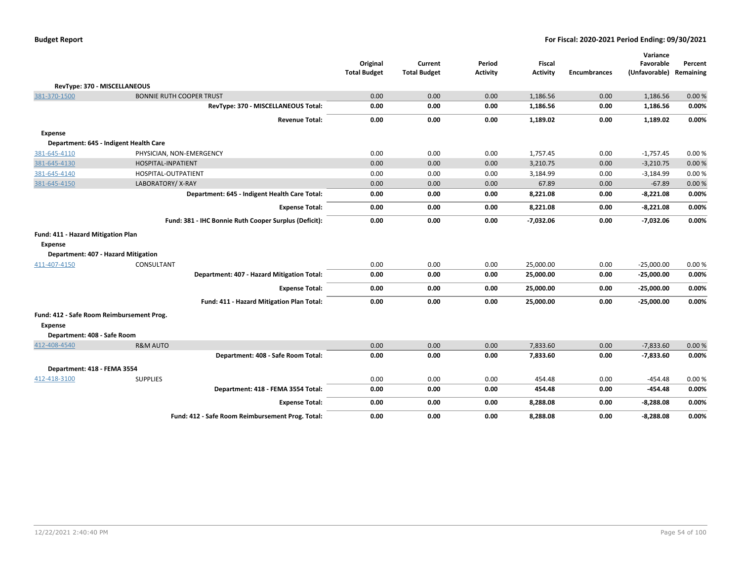| | | Original Total Budget | Current Total Budget | Period Activity | Fiscal Activity | Encumbrances | Variance Favorable (Unfavorable) | Percent Remaining |
|---|---|---|---|---|---|---|---|---|
| **RevType: 370 - MISCELLANEOUS** | | | | | | | | |
| 381-370-1500 | BONNIE RUTH COOPER TRUST | 0.00 | 0.00 | 0.00 | 1,186.56 | 0.00 | 1,186.56 | 0.00 % |
| | **RevType: 370 - MISCELLANEOUS Total:** | **0.00** | **0.00** | **0.00** | **1,186.56** | **0.00** | **1,186.56** | **0.00%** |
| | **Revenue Total:** | **0.00** | **0.00** | **0.00** | **1,189.02** | **0.00** | **1,189.02** | **0.00%** |
| **Expense** | | | | | | | | |
| **Department: 645 - Indigent Health Care** | | | | | | | | |
| 381-645-4110 | PHYSICIAN, NON-EMERGENCY | 0.00 | 0.00 | 0.00 | 1,757.45 | 0.00 | -1,757.45 | 0.00 % |
| 381-645-4130 | HOSPITAL-INPATIENT | 0.00 | 0.00 | 0.00 | 3,210.75 | 0.00 | -3,210.75 | 0.00 % |
| 381-645-4140 | HOSPITAL-OUTPATIENT | 0.00 | 0.00 | 0.00 | 3,184.99 | 0.00 | -3,184.99 | 0.00 % |
| 381-645-4150 | LABORATORY/ X-RAY | 0.00 | 0.00 | 0.00 | 67.89 | 0.00 | -67.89 | 0.00 % |
| | **Department: 645 - Indigent Health Care Total:** | **0.00** | **0.00** | **0.00** | **8,221.08** | **0.00** | **-8,221.08** | **0.00%** |
| | **Expense Total:** | **0.00** | **0.00** | **0.00** | **8,221.08** | **0.00** | **-8,221.08** | **0.00%** |
| | **Fund: 381 - IHC Bonnie Ruth Cooper Surplus (Deficit):** | **0.00** | **0.00** | **0.00** | **-7,032.06** | **0.00** | **-7,032.06** | **0.00%** |
| **Fund: 411 - Hazard Mitigation Plan** | | | | | | | | |
| **Expense** | | | | | | | | |
| **Department: 407 - Hazard Mitigation** | | | | | | | | |
| 411-407-4150 | CONSULTANT | 0.00 | 0.00 | 0.00 | 25,000.00 | 0.00 | -25,000.00 | 0.00 % |
| | **Department: 407 - Hazard Mitigation Total:** | **0.00** | **0.00** | **0.00** | **25,000.00** | **0.00** | **-25,000.00** | **0.00%** |
| | **Expense Total:** | **0.00** | **0.00** | **0.00** | **25,000.00** | **0.00** | **-25,000.00** | **0.00%** |
| | **Fund: 411 - Hazard Mitigation Plan Total:** | **0.00** | **0.00** | **0.00** | **25,000.00** | **0.00** | **-25,000.00** | **0.00%** |
| **Fund: 412 - Safe Room Reimbursement Prog.** | | | | | | | | |
| **Expense** | | | | | | | | |
| **Department: 408 - Safe Room** | | | | | | | | |
| 412-408-4540 | R&M AUTO | 0.00 | 0.00 | 0.00 | 7,833.60 | 0.00 | -7,833.60 | 0.00 % |
| | **Department: 408 - Safe Room Total:** | **0.00** | **0.00** | **0.00** | **7,833.60** | **0.00** | **-7,833.60** | **0.00%** |
| **Department: 418 - FEMA 3554** | | | | | | | | |
| 412-418-3100 | SUPPLIES | 0.00 | 0.00 | 0.00 | 454.48 | 0.00 | -454.48 | 0.00 % |
| | **Department: 418 - FEMA 3554 Total:** | **0.00** | **0.00** | **0.00** | **454.48** | **0.00** | **-454.48** | **0.00%** |
| | **Expense Total:** | **0.00** | **0.00** | **0.00** | **8,288.08** | **0.00** | **-8,288.08** | **0.00%** |
| | **Fund: 412 - Safe Room Reimbursement Prog. Total:** | **0.00** | **0.00** | **0.00** | **8,288.08** | **0.00** | **-8,288.08** | **0.00%** |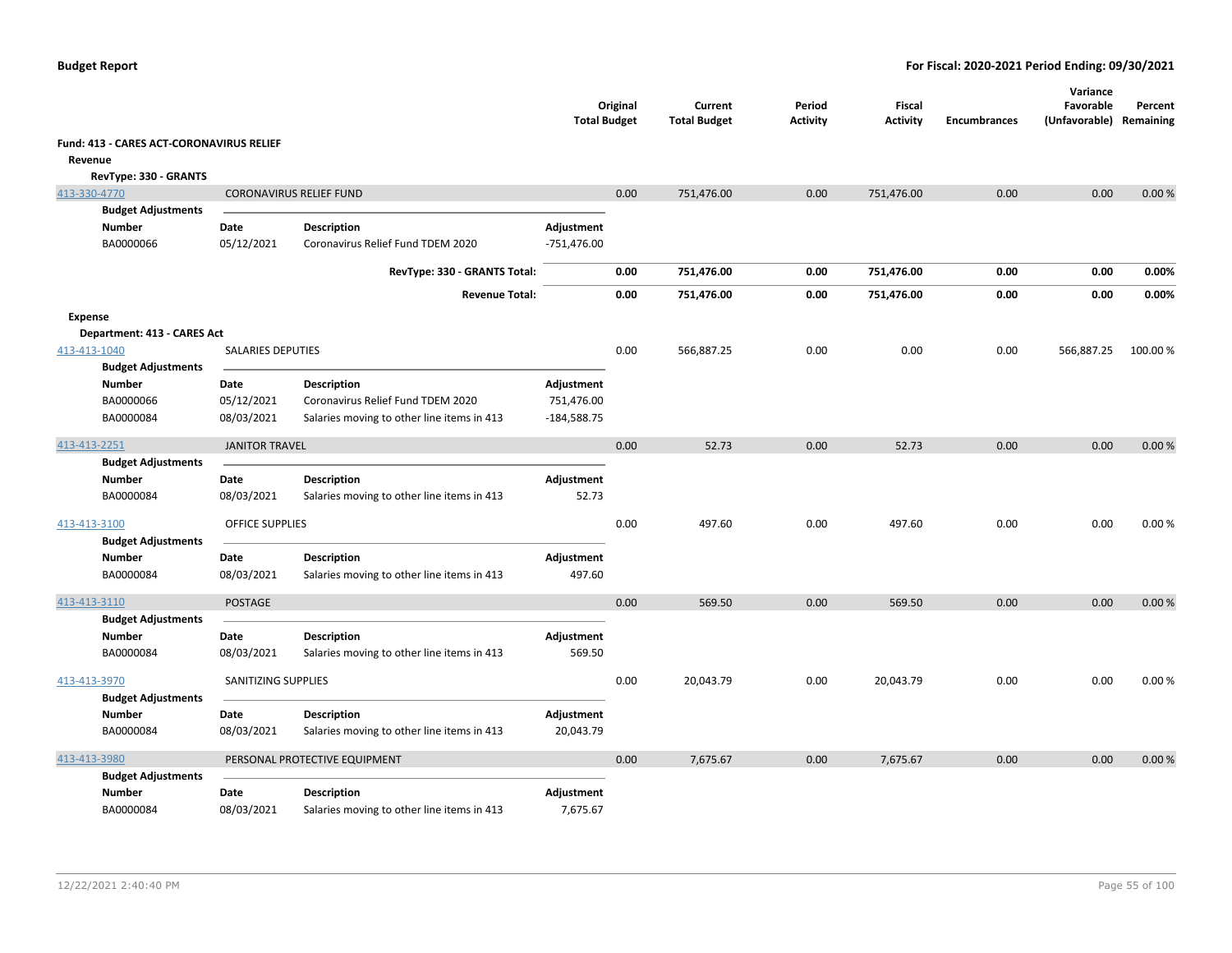**Budget Report** — **For Fiscal: 2020-2021 Period Ending: 09/30/2021**

| | | | Original Total Budget | Current Total Budget | Period Activity | Fiscal Activity | Encumbrances | Variance Favorable (Unfavorable) | Percent Remaining |
|---|---|---|---|---|---|---|---|---|---|
| **Fund: 413 - CARES ACT-CORONAVIRUS RELIEF** | | | | | | | | | |
| **Revenue** | | | | | | | | | |
| **RevType: 330 - GRANTS** | | | | | | | | | |
| 413-330-4770 | CORONAVIRUS RELIEF FUND | | 0.00 | 751,476.00 | 0.00 | 751,476.00 | 0.00 | 0.00 | 0.00 % |
| **Budget Adjustments** | | | | | | | | | |
| **Number** | **Date** | **Description** | **Adjustment** | | | | | | |
| BA0000066 | 05/12/2021 | Coronavirus Relief Fund TDEM 2020 | -751,476.00 | | | | | | |
| | | **RevType: 330 - GRANTS Total:** | **0.00** | **751,476.00** | **0.00** | **751,476.00** | **0.00** | **0.00** | **0.00%** |
| | | **Revenue Total:** | **0.00** | **751,476.00** | **0.00** | **751,476.00** | **0.00** | **0.00** | **0.00%** |
| **Expense** | | | | | | | | | |
| **Department: 413 - CARES Act** | | | | | | | | | |
| 413-413-1040 | SALARIES DEPUTIES | | 0.00 | 566,887.25 | 0.00 | 0.00 | 0.00 | 566,887.25 | 100.00 % |
| **Budget Adjustments** | | | | | | | | | |
| **Number** | **Date** | **Description** | **Adjustment** | | | | | | |
| BA0000066 | 05/12/2021 | Coronavirus Relief Fund TDEM 2020 | 751,476.00 | | | | | | |
| BA0000084 | 08/03/2021 | Salaries moving to other line items in 413 | -184,588.75 | | | | | | |
| 413-413-2251 | JANITOR TRAVEL | | 0.00 | 52.73 | 0.00 | 52.73 | 0.00 | 0.00 | 0.00 % |
| **Budget Adjustments** | | | | | | | | | |
| **Number** | **Date** | **Description** | **Adjustment** | | | | | | |
| BA0000084 | 08/03/2021 | Salaries moving to other line items in 413 | 52.73 | | | | | | |
| 413-413-3100 | OFFICE SUPPLIES | | 0.00 | 497.60 | 0.00 | 497.60 | 0.00 | 0.00 | 0.00 % |
| **Budget Adjustments** | | | | | | | | | |
| **Number** | **Date** | **Description** | **Adjustment** | | | | | | |
| BA0000084 | 08/03/2021 | Salaries moving to other line items in 413 | 497.60 | | | | | | |
| 413-413-3110 | POSTAGE | | 0.00 | 569.50 | 0.00 | 569.50 | 0.00 | 0.00 | 0.00 % |
| **Budget Adjustments** | | | | | | | | | |
| **Number** | **Date** | **Description** | **Adjustment** | | | | | | |
| BA0000084 | 08/03/2021 | Salaries moving to other line items in 413 | 569.50 | | | | | | |
| 413-413-3970 | SANITIZING SUPPLIES | | 0.00 | 20,043.79 | 0.00 | 20,043.79 | 0.00 | 0.00 | 0.00 % |
| **Budget Adjustments** | | | | | | | | | |
| **Number** | **Date** | **Description** | **Adjustment** | | | | | | |
| BA0000084 | 08/03/2021 | Salaries moving to other line items in 413 | 20,043.79 | | | | | | |
| 413-413-3980 | PERSONAL PROTECTIVE EQUIPMENT | | 0.00 | 7,675.67 | 0.00 | 7,675.67 | 0.00 | 0.00 | 0.00 % |
| **Budget Adjustments** | | | | | | | | | |
| **Number** | **Date** | **Description** | **Adjustment** | | | | | | |
| BA0000084 | 08/03/2021 | Salaries moving to other line items in 413 | 7,675.67 | | | | | | |

12/22/2021 2:40:40 PM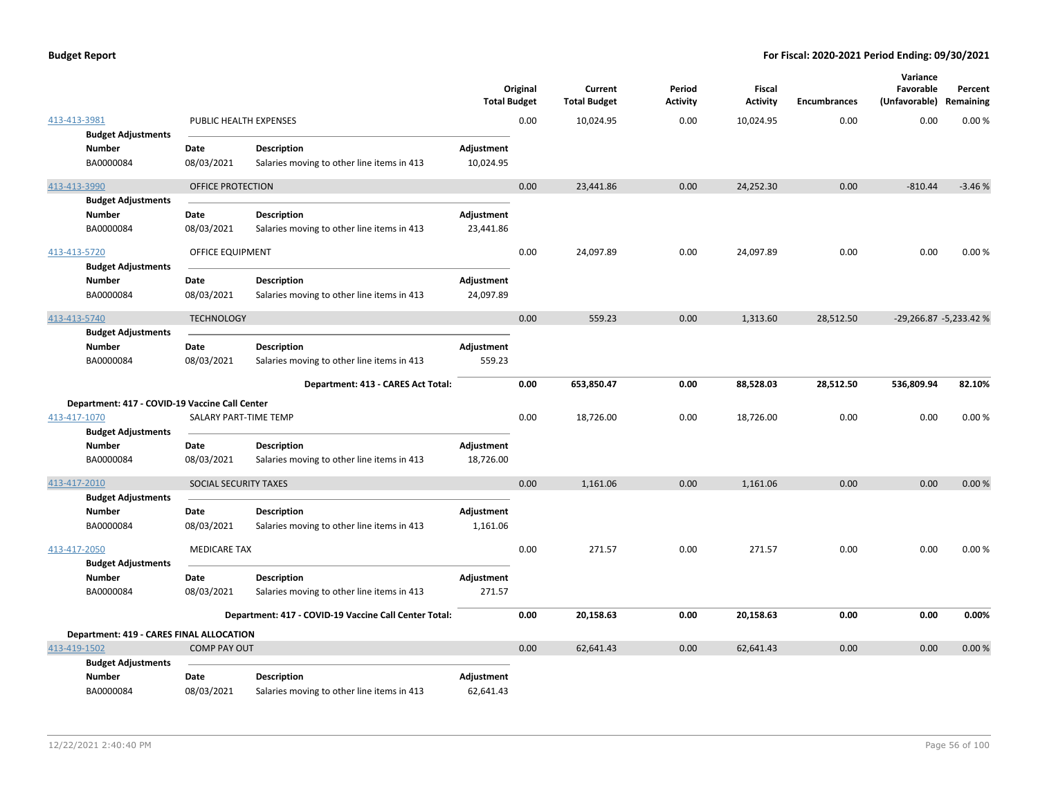## Budget Report

**For Fiscal: 2020-2021 Period Ending: 09/30/2021**

| | | | Original Total Budget | Current Total Budget | Period Activity | Fiscal Activity | Encumbrances | Variance Favorable (Unfavorable) | Percent Remaining |
|---|---|---|---|---|---|---|---|---|---|
| 413-413-3981 | PUBLIC HEALTH EXPENSES | | 0.00 | 10,024.95 | 0.00 | 10,024.95 | 0.00 | 0.00 | 0.00 % |
| **Budget Adjustments** | | | | | | | | | |
| **Number** | **Date** | **Description** | **Adjustment** | | | | | | |
| BA0000084 | 08/03/2021 | Salaries moving to other line items in 413 | 10,024.95 | | | | | | |
| 413-413-3990 | OFFICE PROTECTION | | 0.00 | 23,441.86 | 0.00 | 24,252.30 | 0.00 | -810.44 | -3.46 % |
| **Budget Adjustments** | | | | | | | | | |
| **Number** | **Date** | **Description** | **Adjustment** | | | | | | |
| BA0000084 | 08/03/2021 | Salaries moving to other line items in 413 | 23,441.86 | | | | | | |
| 413-413-5720 | OFFICE EQUIPMENT | | 0.00 | 24,097.89 | 0.00 | 24,097.89 | 0.00 | 0.00 | 0.00 % |
| **Budget Adjustments** | | | | | | | | | |
| **Number** | **Date** | **Description** | **Adjustment** | | | | | | |
| BA0000084 | 08/03/2021 | Salaries moving to other line items in 413 | 24,097.89 | | | | | | |
| 413-413-5740 | TECHNOLOGY | | 0.00 | 559.23 | 0.00 | 1,313.60 | 28,512.50 | -29,266.87 | -5,233.42 % |
| **Budget Adjustments** | | | | | | | | | |
| **Number** | **Date** | **Description** | **Adjustment** | | | | | | |
| BA0000084 | 08/03/2021 | Salaries moving to other line items in 413 | 559.23 | | | | | | |
| | | **Department: 413 - CARES Act Total:** | **0.00** | **653,850.47** | **0.00** | **88,528.03** | **28,512.50** | **536,809.94** | **82.10%** |
| **Department: 417 - COVID-19 Vaccine Call Center** | | | | | | | | | |
| 413-417-1070 | SALARY PART-TIME TEMP | | 0.00 | 18,726.00 | 0.00 | 18,726.00 | 0.00 | 0.00 | 0.00 % |
| **Budget Adjustments** | | | | | | | | | |
| **Number** | **Date** | **Description** | **Adjustment** | | | | | | |
| BA0000084 | 08/03/2021 | Salaries moving to other line items in 413 | 18,726.00 | | | | | | |
| 413-417-2010 | SOCIAL SECURITY TAXES | | 0.00 | 1,161.06 | 0.00 | 1,161.06 | 0.00 | 0.00 | 0.00 % |
| **Budget Adjustments** | | | | | | | | | |
| **Number** | **Date** | **Description** | **Adjustment** | | | | | | |
| BA0000084 | 08/03/2021 | Salaries moving to other line items in 413 | 1,161.06 | | | | | | |
| 413-417-2050 | MEDICARE TAX | | 0.00 | 271.57 | 0.00 | 271.57 | 0.00 | 0.00 | 0.00 % |
| **Budget Adjustments** | | | | | | | | | |
| **Number** | **Date** | **Description** | **Adjustment** | | | | | | |
| BA0000084 | 08/03/2021 | Salaries moving to other line items in 413 | 271.57 | | | | | | |
| | | **Department: 417 - COVID-19 Vaccine Call Center Total:** | **0.00** | **20,158.63** | **0.00** | **20,158.63** | **0.00** | **0.00** | **0.00%** |
| **Department: 419 - CARES FINAL ALLOCATION** | | | | | | | | | |
| 413-419-1502 | COMP PAY OUT | | 0.00 | 62,641.43 | 0.00 | 62,641.43 | 0.00 | 0.00 | 0.00 % |
| **Budget Adjustments** | | | | | | | | | |
| **Number** | **Date** | **Description** | **Adjustment** | | | | | | |
| BA0000084 | 08/03/2021 | Salaries moving to other line items in 413 | 62,641.43 | | | | | | |

12/22/2021 2:40:40 PM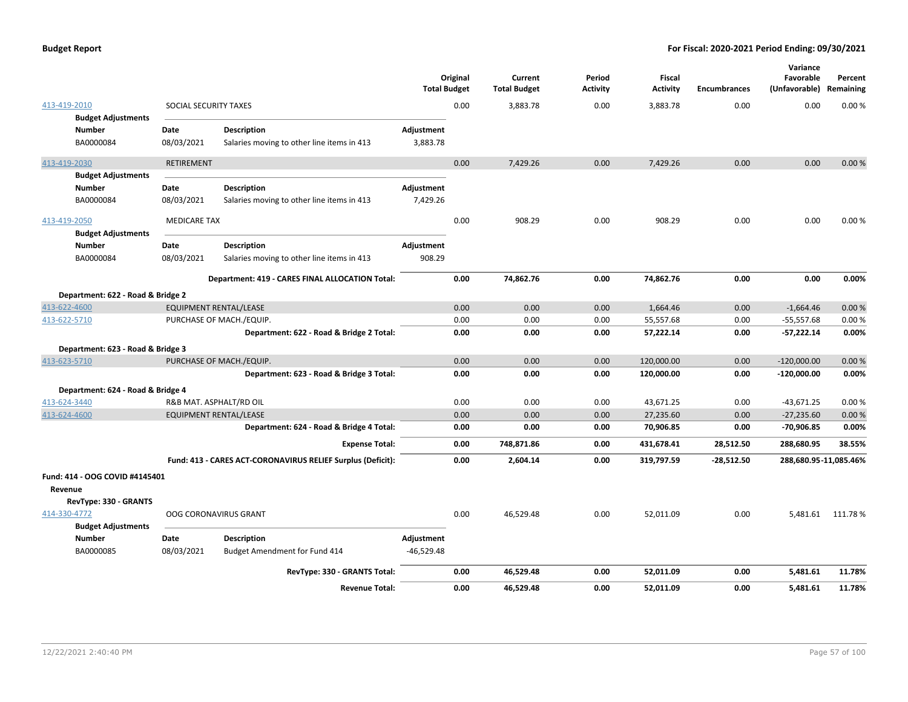**Budget Report** | **For Fiscal: 2020-2021 Period Ending: 09/30/2021**

| | | Original Total Budget | Current Total Budget | Period Activity | Fiscal Activity | Encumbrances | Variance Favorable (Unfavorable) | Percent Remaining |
|---|---|---|---|---|---|---|---|---|
| 413-419-2010 | SOCIAL SECURITY TAXES | 0.00 | 3,883.78 | 0.00 | 3,883.78 | 0.00 | 0.00 | 0.00 % |

**Budget Adjustments**

| Number | Date | Description | Adjustment |
|---|---|---|---|
| BA0000084 | 08/03/2021 | Salaries moving to other line items in 413 | 3,883.78 |

| | | Original Total Budget | Current Total Budget | Period Activity | Fiscal Activity | Encumbrances | Variance Favorable (Unfavorable) | Percent Remaining |
|---|---|---|---|---|---|---|---|---|
| 413-419-2030 | RETIREMENT | 0.00 | 7,429.26 | 0.00 | 7,429.26 | 0.00 | 0.00 | 0.00 % |

**Budget Adjustments**

| Number | Date | Description | Adjustment |
|---|---|---|---|
| BA0000084 | 08/03/2021 | Salaries moving to other line items in 413 | 7,429.26 |

| | | Original Total Budget | Current Total Budget | Period Activity | Fiscal Activity | Encumbrances | Variance Favorable (Unfavorable) | Percent Remaining |
|---|---|---|---|---|---|---|---|---|
| 413-419-2050 | MEDICARE TAX | 0.00 | 908.29 | 0.00 | 908.29 | 0.00 | 0.00 | 0.00 % |

**Budget Adjustments**

| Number | Date | Description | Adjustment |
|---|---|---|---|
| BA0000084 | 08/03/2021 | Salaries moving to other line items in 413 | 908.29 |

| | | Original Total Budget | Current Total Budget | Period Activity | Fiscal Activity | Encumbrances | Variance Favorable (Unfavorable) | Percent Remaining |
|---|---|---|---|---|---|---|---|---|
| | **Department: 419 - CARES FINAL ALLOCATION Total:** | **0.00** | **74,862.76** | **0.00** | **74,862.76** | **0.00** | **0.00** | **0.00%** |
| **Department: 622 - Road & Bridge 2** | | | | | | | | |
| 413-622-4600 | EQUIPMENT RENTAL/LEASE | 0.00 | 0.00 | 0.00 | 1,664.46 | 0.00 | -1,664.46 | 0.00 % |
| 413-622-5710 | PURCHASE OF MACH./EQUIP. | 0.00 | 0.00 | 0.00 | 55,557.68 | 0.00 | -55,557.68 | 0.00 % |
| | **Department: 622 - Road & Bridge 2 Total:** | **0.00** | **0.00** | **0.00** | **57,222.14** | **0.00** | **-57,222.14** | **0.00%** |
| **Department: 623 - Road & Bridge 3** | | | | | | | | |
| 413-623-5710 | PURCHASE OF MACH./EQUIP. | 0.00 | 0.00 | 0.00 | 120,000.00 | 0.00 | -120,000.00 | 0.00 % |
| | **Department: 623 - Road & Bridge 3 Total:** | **0.00** | **0.00** | **0.00** | **120,000.00** | **0.00** | **-120,000.00** | **0.00%** |
| **Department: 624 - Road & Bridge 4** | | | | | | | | |
| 413-624-3440 | R&B MAT. ASPHALT/RD OIL | 0.00 | 0.00 | 0.00 | 43,671.25 | 0.00 | -43,671.25 | 0.00 % |
| 413-624-4600 | EQUIPMENT RENTAL/LEASE | 0.00 | 0.00 | 0.00 | 27,235.60 | 0.00 | -27,235.60 | 0.00 % |
| | **Department: 624 - Road & Bridge 4 Total:** | **0.00** | **0.00** | **0.00** | **70,906.85** | **0.00** | **-70,906.85** | **0.00%** |
| | **Expense Total:** | **0.00** | **748,871.86** | **0.00** | **431,678.41** | **28,512.50** | **288,680.95** | **38.55%** |
| | **Fund: 413 - CARES ACT-CORONAVIRUS RELIEF Surplus (Deficit):** | **0.00** | **2,604.14** | **0.00** | **319,797.59** | **-28,512.50** | **288,680.95** | **-11,085.46%** |

**Fund: 414 - OOG COVID #4145401**

**Revenue**

**RevType: 330 - GRANTS**

| | | Original Total Budget | Current Total Budget | Period Activity | Fiscal Activity | Encumbrances | Variance Favorable (Unfavorable) | Percent Remaining |
|---|---|---|---|---|---|---|---|---|
| 414-330-4772 | OOG CORONAVIRUS GRANT | 0.00 | 46,529.48 | 0.00 | 52,011.09 | 0.00 | 5,481.61 | 111.78 % |

**Budget Adjustments**

| Number | Date | Description | Adjustment |
|---|---|---|---|
| BA0000085 | 08/03/2021 | Budget Amendment for Fund 414 | -46,529.48 |

| | | Original Total Budget | Current Total Budget | Period Activity | Fiscal Activity | Encumbrances | Variance Favorable (Unfavorable) | Percent Remaining |
|---|---|---|---|---|---|---|---|---|
| | **RevType: 330 - GRANTS Total:** | **0.00** | **46,529.48** | **0.00** | **52,011.09** | **0.00** | **5,481.61** | **11.78%** |
| | **Revenue Total:** | **0.00** | **46,529.48** | **0.00** | **52,011.09** | **0.00** | **5,481.61** | **11.78%** |

12/22/2021 2:40:40 PM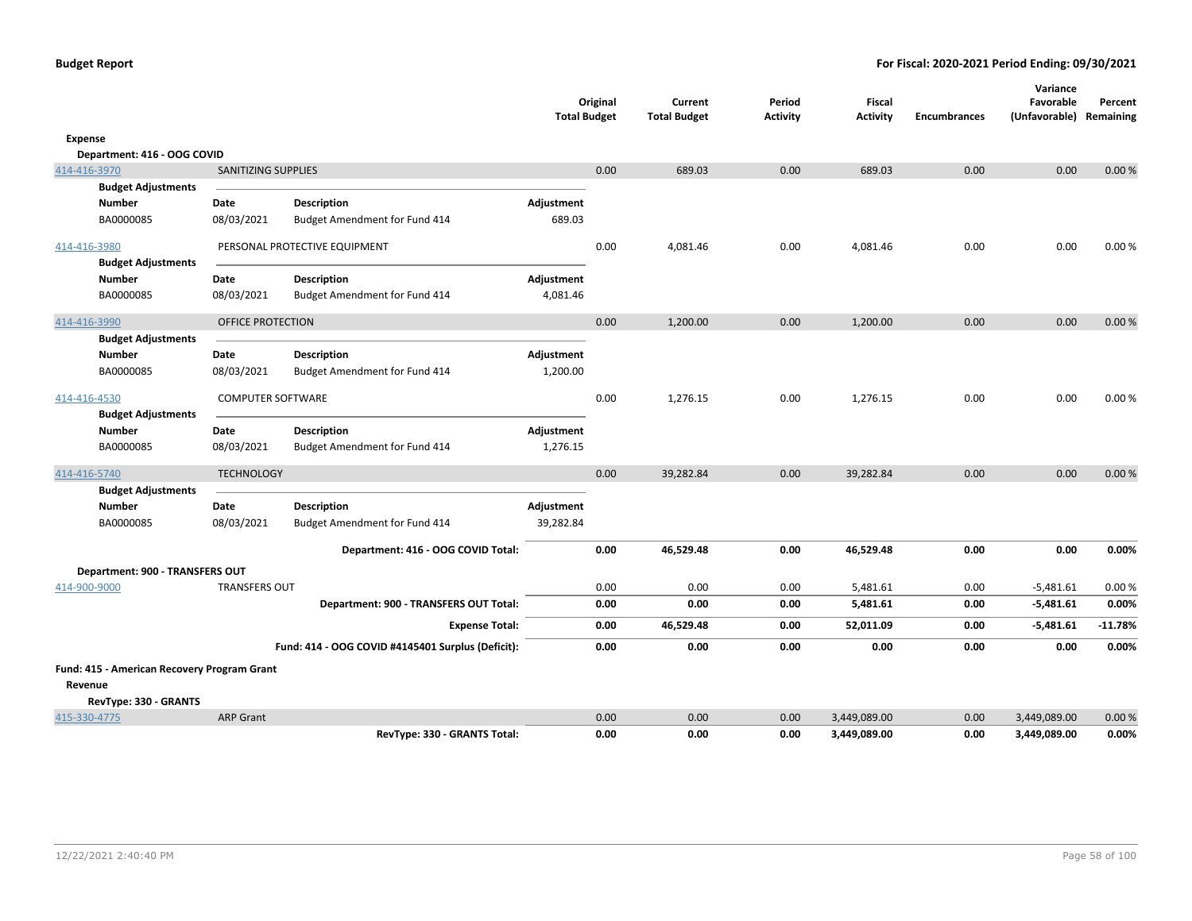| | | Original Total Budget | Current Total Budget | Period Activity | Fiscal Activity | Encumbrances | Variance Favorable (Unfavorable) | Percent Remaining |
|---|---|---|---|---|---|---|---|---|
| **Expense** | | | | | | | | |
| **Department: 416 - OOG COVID** | | | | | | | | |
| 414-416-3970 | SANITIZING SUPPLIES | 0.00 | 689.03 | 0.00 | 689.03 | 0.00 | 0.00 | 0.00 % |
| 414-416-3980 | PERSONAL PROTECTIVE EQUIPMENT | 0.00 | 4,081.46 | 0.00 | 4,081.46 | 0.00 | 0.00 | 0.00 % |
| 414-416-3990 | OFFICE PROTECTION | 0.00 | 1,200.00 | 0.00 | 1,200.00 | 0.00 | 0.00 | 0.00 % |
| 414-416-4530 | COMPUTER SOFTWARE | 0.00 | 1,276.15 | 0.00 | 1,276.15 | 0.00 | 0.00 | 0.00 % |
| 414-416-5740 | TECHNOLOGY | 0.00 | 39,282.84 | 0.00 | 39,282.84 | 0.00 | 0.00 | 0.00 % |
| | **Department: 416 - OOG COVID Total:** | **0.00** | **46,529.48** | **0.00** | **46,529.48** | **0.00** | **0.00** | **0.00%** |
| **Department: 900 - TRANSFERS OUT** | | | | | | | | |
| 414-900-9000 | TRANSFERS OUT | 0.00 | 0.00 | 0.00 | 5,481.61 | 0.00 | -5,481.61 | 0.00 % |
| | **Department: 900 - TRANSFERS OUT Total:** | **0.00** | **0.00** | **0.00** | **5,481.61** | **0.00** | **-5,481.61** | **0.00%** |
| | **Expense Total:** | **0.00** | **46,529.48** | **0.00** | **52,011.09** | **0.00** | **-5,481.61** | **-11.78%** |
| | **Fund: 414 - OOG COVID #4145401 Surplus (Deficit):** | **0.00** | **0.00** | **0.00** | **0.00** | **0.00** | **0.00** | **0.00%** |

Budget Adjustments:

| Account | Number | Date | Description | Adjustment |
|---|---|---|---|---|
| 414-416-3970 | BA0000085 | 08/03/2021 | Budget Amendment for Fund 414 | 689.03 |
| 414-416-3980 | BA0000085 | 08/03/2021 | Budget Amendment for Fund 414 | 4,081.46 |
| 414-416-3990 | BA0000085 | 08/03/2021 | Budget Amendment for Fund 414 | 1,200.00 |
| 414-416-4530 | BA0000085 | 08/03/2021 | Budget Amendment for Fund 414 | 1,276.15 |
| 414-416-5740 | BA0000085 | 08/03/2021 | Budget Amendment for Fund 414 | 39,282.84 |

**Fund: 415 - American Recovery Program Grant**

| | | Original Total Budget | Current Total Budget | Period Activity | Fiscal Activity | Encumbrances | Variance Favorable (Unfavorable) | Percent Remaining |
|---|---|---|---|---|---|---|---|---|
| **Revenue** | | | | | | | | |
| **RevType: 330 - GRANTS** | | | | | | | | |
| 415-330-4775 | ARP Grant | 0.00 | 0.00 | 0.00 | 3,449,089.00 | 0.00 | 3,449,089.00 | 0.00 % |
| | **RevType: 330 - GRANTS Total:** | **0.00** | **0.00** | **0.00** | **3,449,089.00** | **0.00** | **3,449,089.00** | **0.00%** |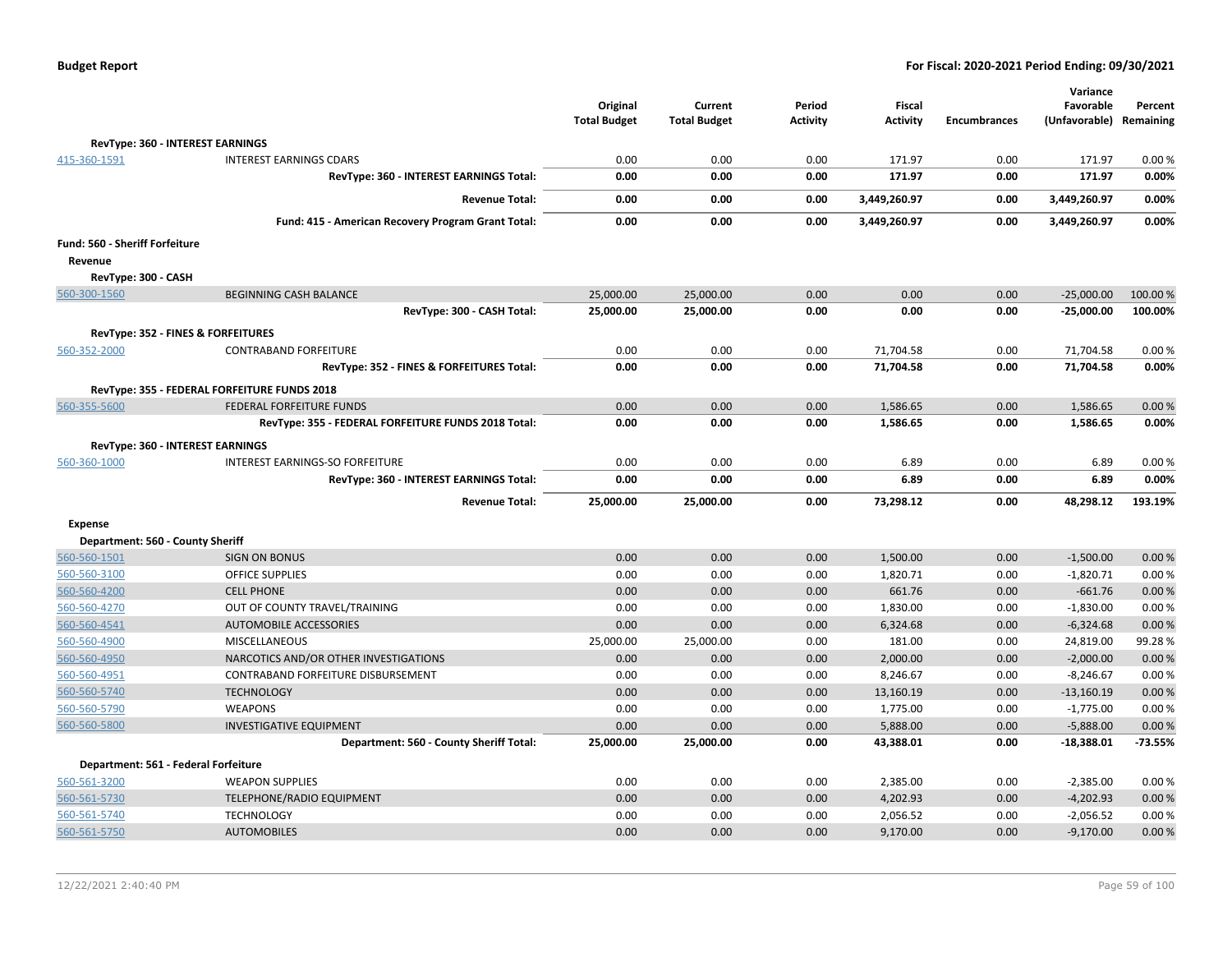| | | Original Total Budget | Current Total Budget | Period Activity | Fiscal Activity | Encumbrances | Variance Favorable (Unfavorable) | Percent Remaining |
|---|---|---|---|---|---|---|---|---|
| **RevType: 360 - INTEREST EARNINGS** | | | | | | | | |
| 415-360-1591 | INTEREST EARNINGS CDARS | 0.00 | 0.00 | 0.00 | 171.97 | 0.00 | 171.97 | 0.00 % |
| | **RevType: 360 - INTEREST EARNINGS Total:** | **0.00** | **0.00** | **0.00** | **171.97** | **0.00** | **171.97** | **0.00%** |
| | **Revenue Total:** | **0.00** | **0.00** | **0.00** | **3,449,260.97** | **0.00** | **3,449,260.97** | **0.00%** |
| | **Fund: 415 - American Recovery Program Grant Total:** | **0.00** | **0.00** | **0.00** | **3,449,260.97** | **0.00** | **3,449,260.97** | **0.00%** |
| **Fund: 560 - Sheriff Forfeiture** | | | | | | | | |
| **Revenue** | | | | | | | | |
| **RevType: 300 - CASH** | | | | | | | | |
| 560-300-1560 | BEGINNING CASH BALANCE | 25,000.00 | 25,000.00 | 0.00 | 0.00 | 0.00 | -25,000.00 | 100.00 % |
| | **RevType: 300 - CASH Total:** | **25,000.00** | **25,000.00** | **0.00** | **0.00** | **0.00** | **-25,000.00** | **100.00%** |
| **RevType: 352 - FINES & FORFEITURES** | | | | | | | | |
| 560-352-2000 | CONTRABAND FORFEITURE | 0.00 | 0.00 | 0.00 | 71,704.58 | 0.00 | 71,704.58 | 0.00 % |
| | **RevType: 352 - FINES & FORFEITURES Total:** | **0.00** | **0.00** | **0.00** | **71,704.58** | **0.00** | **71,704.58** | **0.00%** |
| **RevType: 355 - FEDERAL FORFEITURE FUNDS 2018** | | | | | | | | |
| 560-355-5600 | FEDERAL FORFEITURE FUNDS | 0.00 | 0.00 | 0.00 | 1,586.65 | 0.00 | 1,586.65 | 0.00 % |
| | **RevType: 355 - FEDERAL FORFEITURE FUNDS 2018 Total:** | **0.00** | **0.00** | **0.00** | **1,586.65** | **0.00** | **1,586.65** | **0.00%** |
| **RevType: 360 - INTEREST EARNINGS** | | | | | | | | |
| 560-360-1000 | INTEREST EARNINGS-SO FORFEITURE | 0.00 | 0.00 | 0.00 | 6.89 | 0.00 | 6.89 | 0.00 % |
| | **RevType: 360 - INTEREST EARNINGS Total:** | **0.00** | **0.00** | **0.00** | **6.89** | **0.00** | **6.89** | **0.00%** |
| | **Revenue Total:** | **25,000.00** | **25,000.00** | **0.00** | **73,298.12** | **0.00** | **48,298.12** | **193.19%** |
| **Expense** | | | | | | | | |
| **Department: 560 - County Sheriff** | | | | | | | | |
| 560-560-1501 | SIGN ON BONUS | 0.00 | 0.00 | 0.00 | 1,500.00 | 0.00 | -1,500.00 | 0.00 % |
| 560-560-3100 | OFFICE SUPPLIES | 0.00 | 0.00 | 0.00 | 1,820.71 | 0.00 | -1,820.71 | 0.00 % |
| 560-560-4200 | CELL PHONE | 0.00 | 0.00 | 0.00 | 661.76 | 0.00 | -661.76 | 0.00 % |
| 560-560-4270 | OUT OF COUNTY TRAVEL/TRAINING | 0.00 | 0.00 | 0.00 | 1,830.00 | 0.00 | -1,830.00 | 0.00 % |
| 560-560-4541 | AUTOMOBILE ACCESSORIES | 0.00 | 0.00 | 0.00 | 6,324.68 | 0.00 | -6,324.68 | 0.00 % |
| 560-560-4900 | MISCELLANEOUS | 25,000.00 | 25,000.00 | 0.00 | 181.00 | 0.00 | 24,819.00 | 99.28 % |
| 560-560-4950 | NARCOTICS AND/OR OTHER INVESTIGATIONS | 0.00 | 0.00 | 0.00 | 2,000.00 | 0.00 | -2,000.00 | 0.00 % |
| 560-560-4951 | CONTRABAND FORFEITURE DISBURSEMENT | 0.00 | 0.00 | 0.00 | 8,246.67 | 0.00 | -8,246.67 | 0.00 % |
| 560-560-5740 | TECHNOLOGY | 0.00 | 0.00 | 0.00 | 13,160.19 | 0.00 | -13,160.19 | 0.00 % |
| 560-560-5790 | WEAPONS | 0.00 | 0.00 | 0.00 | 1,775.00 | 0.00 | -1,775.00 | 0.00 % |
| 560-560-5800 | INVESTIGATIVE EQUIPMENT | 0.00 | 0.00 | 0.00 | 5,888.00 | 0.00 | -5,888.00 | 0.00 % |
| | **Department: 560 - County Sheriff Total:** | **25,000.00** | **25,000.00** | **0.00** | **43,388.01** | **0.00** | **-18,388.01** | **-73.55%** |
| **Department: 561 - Federal Forfeiture** | | | | | | | | |
| 560-561-3200 | WEAPON SUPPLIES | 0.00 | 0.00 | 0.00 | 2,385.00 | 0.00 | -2,385.00 | 0.00 % |
| 560-561-5730 | TELEPHONE/RADIO EQUIPMENT | 0.00 | 0.00 | 0.00 | 4,202.93 | 0.00 | -4,202.93 | 0.00 % |
| 560-561-5740 | TECHNOLOGY | 0.00 | 0.00 | 0.00 | 2,056.52 | 0.00 | -2,056.52 | 0.00 % |
| 560-561-5750 | AUTOMOBILES | 0.00 | 0.00 | 0.00 | 9,170.00 | 0.00 | -9,170.00 | 0.00 % |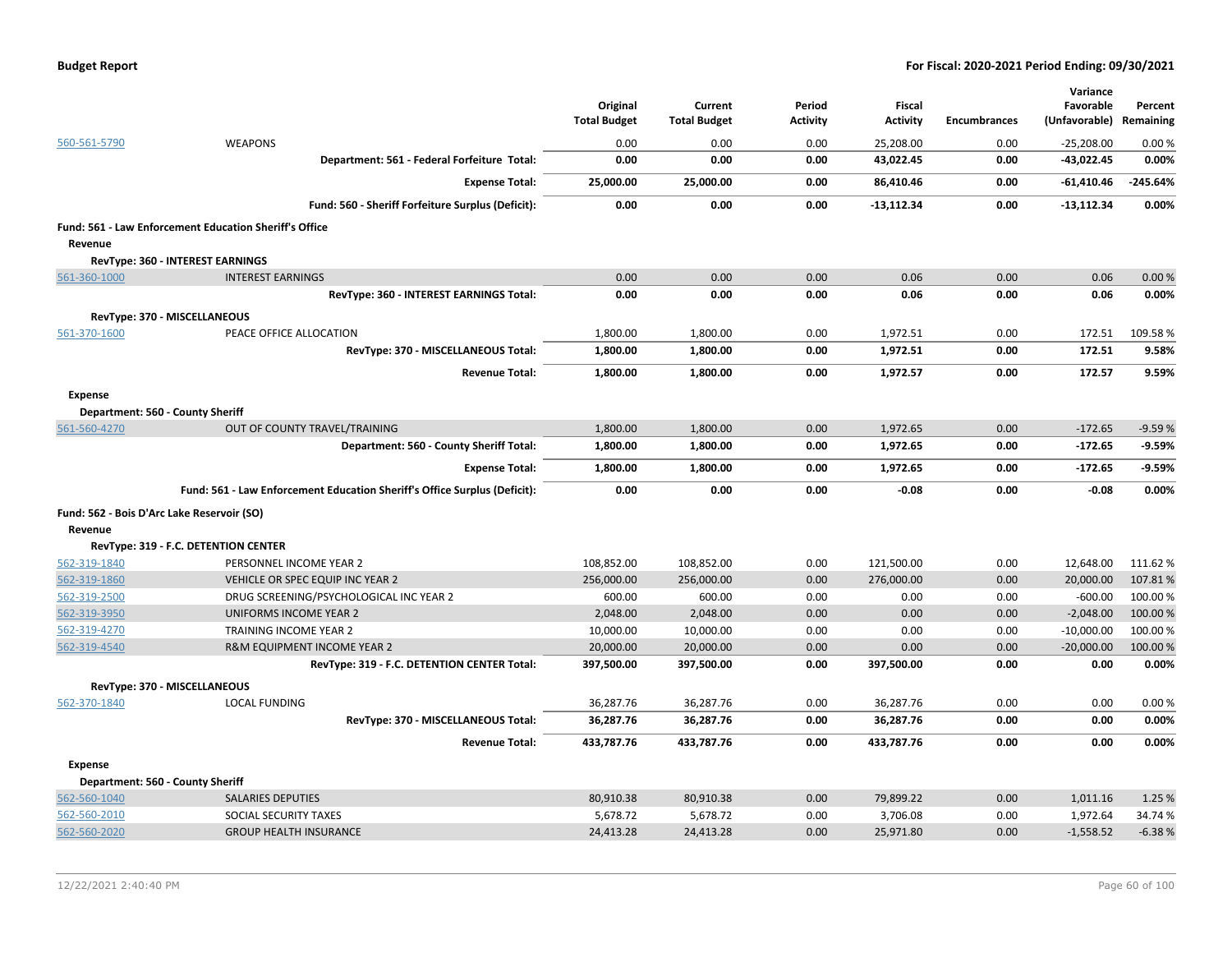**Budget Report** | **For Fiscal: 2020-2021 Period Ending: 09/30/2021**

| | | Original Total Budget | Current Total Budget | Period Activity | Fiscal Activity | Encumbrances | Variance Favorable (Unfavorable) | Percent Remaining |
|---|---|---|---|---|---|---|---|---|
| 560-561-5790 | WEAPONS | 0.00 | 0.00 | 0.00 | 25,208.00 | 0.00 | -25,208.00 | 0.00 % |
| | **Department: 561 - Federal Forfeiture Total:** | **0.00** | **0.00** | **0.00** | **43,022.45** | **0.00** | **-43,022.45** | **0.00%** |
| | **Expense Total:** | **25,000.00** | **25,000.00** | **0.00** | **86,410.46** | **0.00** | **-61,410.46** | **-245.64%** |
| | **Fund: 560 - Sheriff Forfeiture Surplus (Deficit):** | **0.00** | **0.00** | **0.00** | **-13,112.34** | **0.00** | **-13,112.34** | **0.00%** |
| **Fund: 561 - Law Enforcement Education Sheriff's Office** | | | | | | | | |
| **Revenue** | | | | | | | | |
| **RevType: 360 - INTEREST EARNINGS** | | | | | | | | |
| 561-360-1000 | INTEREST EARNINGS | 0.00 | 0.00 | 0.00 | 0.06 | 0.00 | 0.06 | 0.00 % |
| | **RevType: 360 - INTEREST EARNINGS Total:** | **0.00** | **0.00** | **0.00** | **0.06** | **0.00** | **0.06** | **0.00%** |
| **RevType: 370 - MISCELLANEOUS** | | | | | | | | |
| 561-370-1600 | PEACE OFFICE ALLOCATION | 1,800.00 | 1,800.00 | 0.00 | 1,972.51 | 0.00 | 172.51 | 109.58 % |
| | **RevType: 370 - MISCELLANEOUS Total:** | **1,800.00** | **1,800.00** | **0.00** | **1,972.51** | **0.00** | **172.51** | **9.58%** |
| | **Revenue Total:** | **1,800.00** | **1,800.00** | **0.00** | **1,972.57** | **0.00** | **172.57** | **9.59%** |
| **Expense** | | | | | | | | |
| **Department: 560 - County Sheriff** | | | | | | | | |
| 561-560-4270 | OUT OF COUNTY TRAVEL/TRAINING | 1,800.00 | 1,800.00 | 0.00 | 1,972.65 | 0.00 | -172.65 | -9.59 % |
| | **Department: 560 - County Sheriff Total:** | **1,800.00** | **1,800.00** | **0.00** | **1,972.65** | **0.00** | **-172.65** | **-9.59%** |
| | **Expense Total:** | **1,800.00** | **1,800.00** | **0.00** | **1,972.65** | **0.00** | **-172.65** | **-9.59%** |
| | **Fund: 561 - Law Enforcement Education Sheriff's Office Surplus (Deficit):** | **0.00** | **0.00** | **0.00** | **-0.08** | **0.00** | **-0.08** | **0.00%** |
| **Fund: 562 - Bois D'Arc Lake Reservoir (SO)** | | | | | | | | |
| **Revenue** | | | | | | | | |
| **RevType: 319 - F.C. DETENTION CENTER** | | | | | | | | |
| 562-319-1840 | PERSONNEL INCOME YEAR 2 | 108,852.00 | 108,852.00 | 0.00 | 121,500.00 | 0.00 | 12,648.00 | 111.62 % |
| 562-319-1860 | VEHICLE OR SPEC EQUIP INC YEAR 2 | 256,000.00 | 256,000.00 | 0.00 | 276,000.00 | 0.00 | 20,000.00 | 107.81 % |
| 562-319-2500 | DRUG SCREENING/PSYCHOLOGICAL INC YEAR 2 | 600.00 | 600.00 | 0.00 | 0.00 | 0.00 | -600.00 | 100.00 % |
| 562-319-3950 | UNIFORMS INCOME YEAR 2 | 2,048.00 | 2,048.00 | 0.00 | 0.00 | 0.00 | -2,048.00 | 100.00 % |
| 562-319-4270 | TRAINING INCOME YEAR 2 | 10,000.00 | 10,000.00 | 0.00 | 0.00 | 0.00 | -10,000.00 | 100.00 % |
| 562-319-4540 | R&M EQUIPMENT INCOME YEAR 2 | 20,000.00 | 20,000.00 | 0.00 | 0.00 | 0.00 | -20,000.00 | 100.00 % |
| | **RevType: 319 - F.C. DETENTION CENTER Total:** | **397,500.00** | **397,500.00** | **0.00** | **397,500.00** | **0.00** | **0.00** | **0.00%** |
| **RevType: 370 - MISCELLANEOUS** | | | | | | | | |
| 562-370-1840 | LOCAL FUNDING | 36,287.76 | 36,287.76 | 0.00 | 36,287.76 | 0.00 | 0.00 | 0.00 % |
| | **RevType: 370 - MISCELLANEOUS Total:** | **36,287.76** | **36,287.76** | **0.00** | **36,287.76** | **0.00** | **0.00** | **0.00%** |
| | **Revenue Total:** | **433,787.76** | **433,787.76** | **0.00** | **433,787.76** | **0.00** | **0.00** | **0.00%** |
| **Expense** | | | | | | | | |
| **Department: 560 - County Sheriff** | | | | | | | | |
| 562-560-1040 | SALARIES DEPUTIES | 80,910.38 | 80,910.38 | 0.00 | 79,899.22 | 0.00 | 1,011.16 | 1.25 % |
| 562-560-2010 | SOCIAL SECURITY TAXES | 5,678.72 | 5,678.72 | 0.00 | 3,706.08 | 0.00 | 1,972.64 | 34.74 % |
| 562-560-2020 | GROUP HEALTH INSURANCE | 24,413.28 | 24,413.28 | 0.00 | 25,971.80 | 0.00 | -1,558.52 | -6.38 % |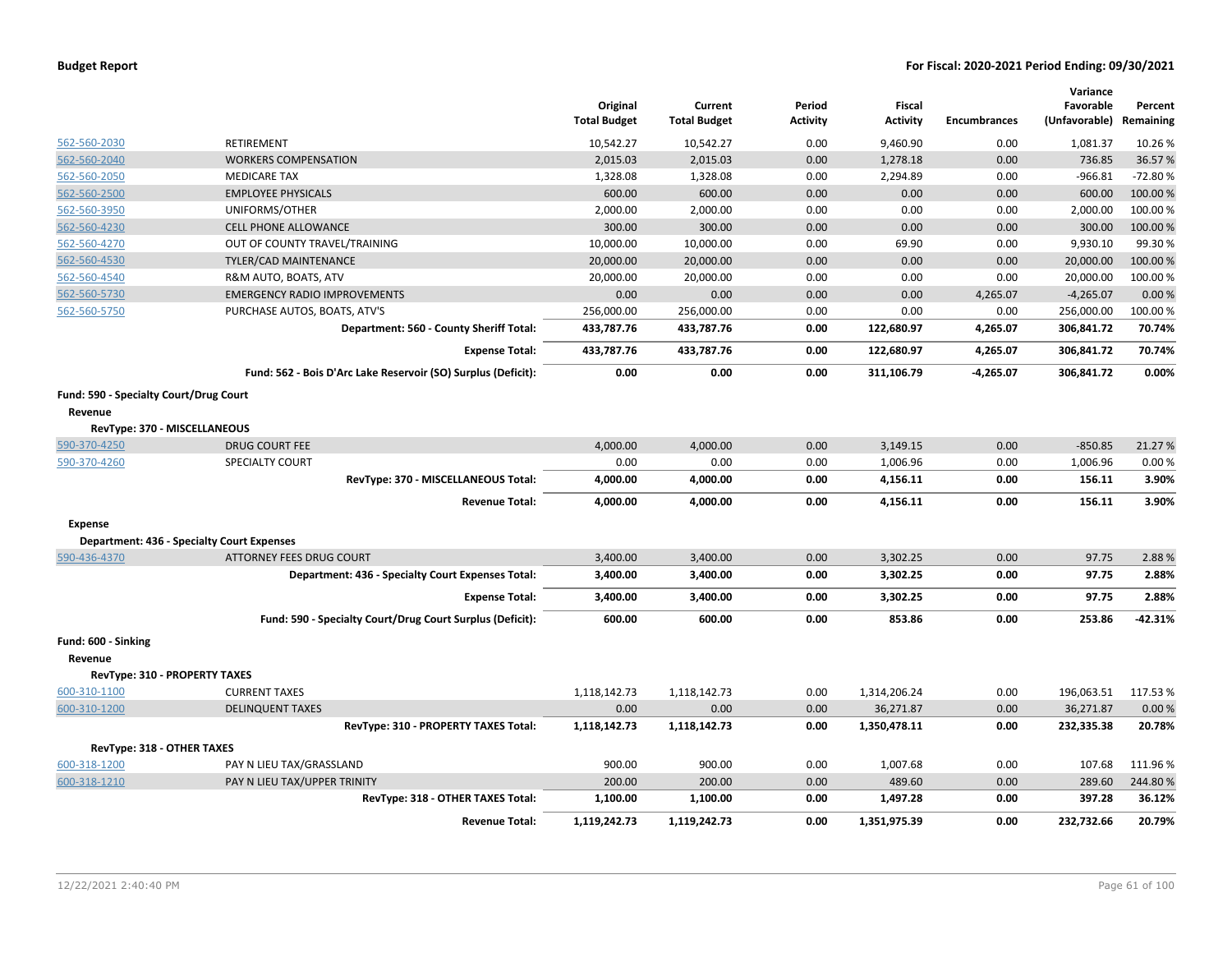**Budget Report** | **For Fiscal: 2020-2021 Period Ending: 09/30/2021**

| | | Original Total Budget | Current Total Budget | Period Activity | Fiscal Activity | Encumbrances | Variance Favorable (Unfavorable) | Percent Remaining |
|---|---|---|---|---|---|---|---|---|
| 562-560-2030 | RETIREMENT | 10,542.27 | 10,542.27 | 0.00 | 9,460.90 | 0.00 | 1,081.37 | 10.26 % |
| 562-560-2040 | WORKERS COMPENSATION | 2,015.03 | 2,015.03 | 0.00 | 1,278.18 | 0.00 | 736.85 | 36.57 % |
| 562-560-2050 | MEDICARE TAX | 1,328.08 | 1,328.08 | 0.00 | 2,294.89 | 0.00 | -966.81 | -72.80 % |
| 562-560-2500 | EMPLOYEE PHYSICALS | 600.00 | 600.00 | 0.00 | 0.00 | 0.00 | 600.00 | 100.00 % |
| 562-560-3950 | UNIFORMS/OTHER | 2,000.00 | 2,000.00 | 0.00 | 0.00 | 0.00 | 2,000.00 | 100.00 % |
| 562-560-4230 | CELL PHONE ALLOWANCE | 300.00 | 300.00 | 0.00 | 0.00 | 0.00 | 300.00 | 100.00 % |
| 562-560-4270 | OUT OF COUNTY TRAVEL/TRAINING | 10,000.00 | 10,000.00 | 0.00 | 69.90 | 0.00 | 9,930.10 | 99.30 % |
| 562-560-4530 | TYLER/CAD MAINTENANCE | 20,000.00 | 20,000.00 | 0.00 | 0.00 | 0.00 | 20,000.00 | 100.00 % |
| 562-560-4540 | R&M AUTO, BOATS, ATV | 20,000.00 | 20,000.00 | 0.00 | 0.00 | 0.00 | 20,000.00 | 100.00 % |
| 562-560-5730 | EMERGENCY RADIO IMPROVEMENTS | 0.00 | 0.00 | 0.00 | 0.00 | 4,265.07 | -4,265.07 | 0.00 % |
| 562-560-5750 | PURCHASE AUTOS, BOATS, ATV'S | 256,000.00 | 256,000.00 | 0.00 | 0.00 | 0.00 | 256,000.00 | 100.00 % |
| | **Department: 560 - County Sheriff Total:** | **433,787.76** | **433,787.76** | **0.00** | **122,680.97** | **4,265.07** | **306,841.72** | **70.74%** |
| | **Expense Total:** | **433,787.76** | **433,787.76** | **0.00** | **122,680.97** | **4,265.07** | **306,841.72** | **70.74%** |
| | **Fund: 562 - Bois D'Arc Lake Reservoir (SO) Surplus (Deficit):** | **0.00** | **0.00** | **0.00** | **311,106.79** | **-4,265.07** | **306,841.72** | **0.00%** |
| **Fund: 590 - Specialty Court/Drug Court** | | | | | | | | |
| **Revenue** | | | | | | | | |
| **RevType: 370 - MISCELLANEOUS** | | | | | | | | |
| 590-370-4250 | DRUG COURT FEE | 4,000.00 | 4,000.00 | 0.00 | 3,149.15 | 0.00 | -850.85 | 21.27 % |
| 590-370-4260 | SPECIALTY COURT | 0.00 | 0.00 | 0.00 | 1,006.96 | 0.00 | 1,006.96 | 0.00 % |
| | **RevType: 370 - MISCELLANEOUS Total:** | **4,000.00** | **4,000.00** | **0.00** | **4,156.11** | **0.00** | **156.11** | **3.90%** |
| | **Revenue Total:** | **4,000.00** | **4,000.00** | **0.00** | **4,156.11** | **0.00** | **156.11** | **3.90%** |
| **Expense** | | | | | | | | |
| **Department: 436 - Specialty Court Expenses** | | | | | | | | |
| 590-436-4370 | ATTORNEY FEES DRUG COURT | 3,400.00 | 3,400.00 | 0.00 | 3,302.25 | 0.00 | 97.75 | 2.88 % |
| | **Department: 436 - Specialty Court Expenses Total:** | **3,400.00** | **3,400.00** | **0.00** | **3,302.25** | **0.00** | **97.75** | **2.88%** |
| | **Expense Total:** | **3,400.00** | **3,400.00** | **0.00** | **3,302.25** | **0.00** | **97.75** | **2.88%** |
| | **Fund: 590 - Specialty Court/Drug Court Surplus (Deficit):** | **600.00** | **600.00** | **0.00** | **853.86** | **0.00** | **253.86** | **-42.31%** |
| **Fund: 600 - Sinking** | | | | | | | | |
| **Revenue** | | | | | | | | |
| **RevType: 310 - PROPERTY TAXES** | | | | | | | | |
| 600-310-1100 | CURRENT TAXES | 1,118,142.73 | 1,118,142.73 | 0.00 | 1,314,206.24 | 0.00 | 196,063.51 | 117.53 % |
| 600-310-1200 | DELINQUENT TAXES | 0.00 | 0.00 | 0.00 | 36,271.87 | 0.00 | 36,271.87 | 0.00 % |
| | **RevType: 310 - PROPERTY TAXES Total:** | **1,118,142.73** | **1,118,142.73** | **0.00** | **1,350,478.11** | **0.00** | **232,335.38** | **20.78%** |
| **RevType: 318 - OTHER TAXES** | | | | | | | | |
| 600-318-1200 | PAY N LIEU TAX/GRASSLAND | 900.00 | 900.00 | 0.00 | 1,007.68 | 0.00 | 107.68 | 111.96 % |
| 600-318-1210 | PAY N LIEU TAX/UPPER TRINITY | 200.00 | 200.00 | 0.00 | 489.60 | 0.00 | 289.60 | 244.80 % |
| | **RevType: 318 - OTHER TAXES Total:** | **1,100.00** | **1,100.00** | **0.00** | **1,497.28** | **0.00** | **397.28** | **36.12%** |
| | **Revenue Total:** | **1,119,242.73** | **1,119,242.73** | **0.00** | **1,351,975.39** | **0.00** | **232,732.66** | **20.79%** |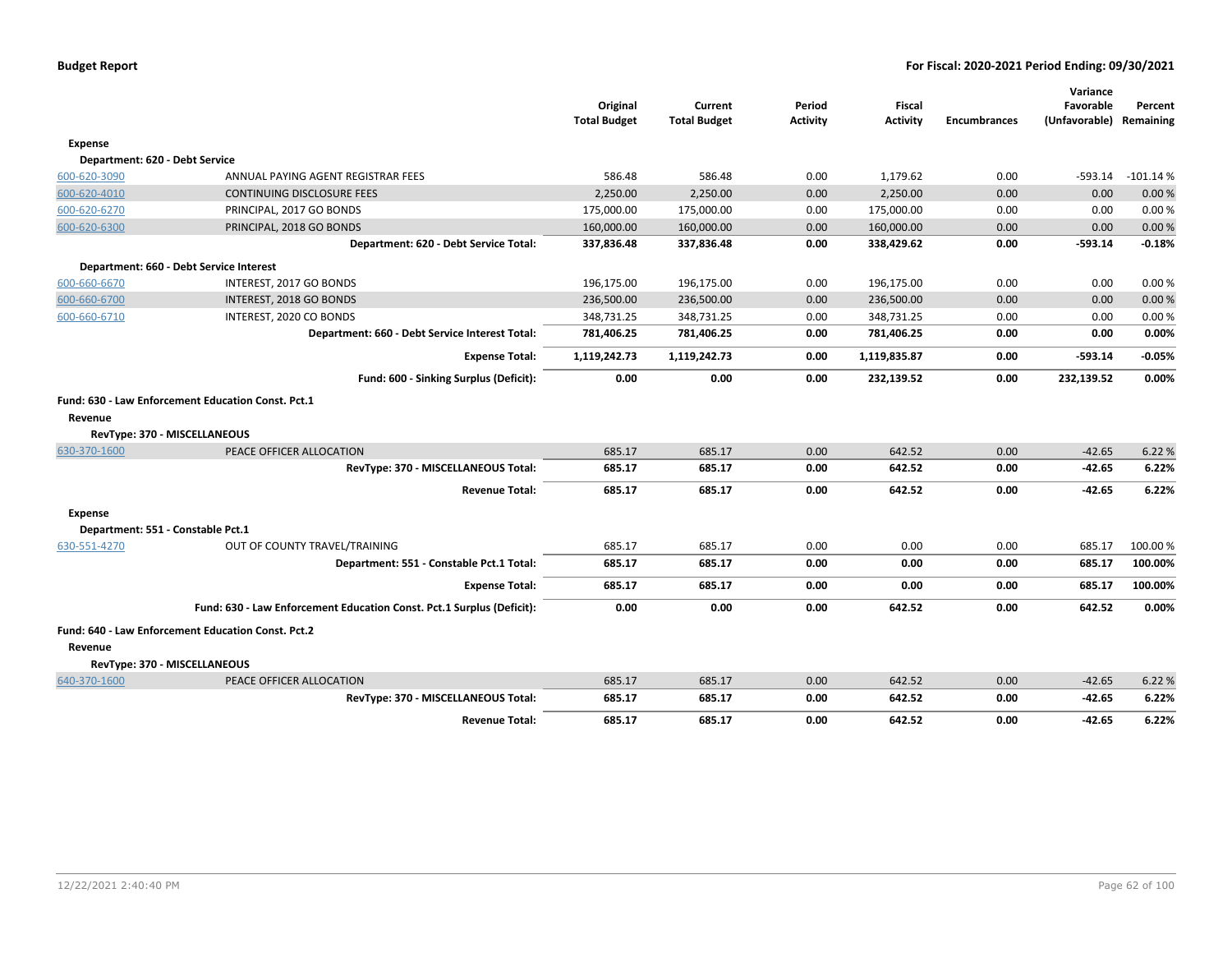| | | Original Total Budget | Current Total Budget | Period Activity | Fiscal Activity | Encumbrances | Variance Favorable (Unfavorable) | Percent Remaining |
|---|---|---|---|---|---|---|---|---|
| **Expense** | | | | | | | | |
| **Department: 620 - Debt Service** | | | | | | | | |
| 600-620-3090 | ANNUAL PAYING AGENT REGISTRAR FEES | 586.48 | 586.48 | 0.00 | 1,179.62 | 0.00 | -593.14 | -101.14 % |
| 600-620-4010 | CONTINUING DISCLOSURE FEES | 2,250.00 | 2,250.00 | 0.00 | 2,250.00 | 0.00 | 0.00 | 0.00 % |
| 600-620-6270 | PRINCIPAL, 2017 GO BONDS | 175,000.00 | 175,000.00 | 0.00 | 175,000.00 | 0.00 | 0.00 | 0.00 % |
| 600-620-6300 | PRINCIPAL, 2018 GO BONDS | 160,000.00 | 160,000.00 | 0.00 | 160,000.00 | 0.00 | 0.00 | 0.00 % |
| | **Department: 620 - Debt Service Total:** | **337,836.48** | **337,836.48** | **0.00** | **338,429.62** | **0.00** | **-593.14** | **-0.18%** |
| **Department: 660 - Debt Service Interest** | | | | | | | | |
| 600-660-6670 | INTEREST, 2017 GO BONDS | 196,175.00 | 196,175.00 | 0.00 | 196,175.00 | 0.00 | 0.00 | 0.00 % |
| 600-660-6700 | INTEREST, 2018 GO BONDS | 236,500.00 | 236,500.00 | 0.00 | 236,500.00 | 0.00 | 0.00 | 0.00 % |
| 600-660-6710 | INTEREST, 2020 CO BONDS | 348,731.25 | 348,731.25 | 0.00 | 348,731.25 | 0.00 | 0.00 | 0.00 % |
| | **Department: 660 - Debt Service Interest Total:** | **781,406.25** | **781,406.25** | **0.00** | **781,406.25** | **0.00** | **0.00** | **0.00%** |
| | **Expense Total:** | **1,119,242.73** | **1,119,242.73** | **0.00** | **1,119,835.87** | **0.00** | **-593.14** | **-0.05%** |
| | **Fund: 600 - Sinking Surplus (Deficit):** | **0.00** | **0.00** | **0.00** | **232,139.52** | **0.00** | **232,139.52** | **0.00%** |
| **Fund: 630 - Law Enforcement Education Const. Pct.1** | | | | | | | | |
| **Revenue** | | | | | | | | |
| **RevType: 370 - MISCELLANEOUS** | | | | | | | | |
| 630-370-1600 | PEACE OFFICER ALLOCATION | 685.17 | 685.17 | 0.00 | 642.52 | 0.00 | -42.65 | 6.22 % |
| | **RevType: 370 - MISCELLANEOUS Total:** | **685.17** | **685.17** | **0.00** | **642.52** | **0.00** | **-42.65** | **6.22%** |
| | **Revenue Total:** | **685.17** | **685.17** | **0.00** | **642.52** | **0.00** | **-42.65** | **6.22%** |
| **Expense** | | | | | | | | |
| **Department: 551 - Constable Pct.1** | | | | | | | | |
| 630-551-4270 | OUT OF COUNTY TRAVEL/TRAINING | 685.17 | 685.17 | 0.00 | 0.00 | 0.00 | 685.17 | 100.00 % |
| | **Department: 551 - Constable Pct.1 Total:** | **685.17** | **685.17** | **0.00** | **0.00** | **0.00** | **685.17** | **100.00%** |
| | **Expense Total:** | **685.17** | **685.17** | **0.00** | **0.00** | **0.00** | **685.17** | **100.00%** |
| | **Fund: 630 - Law Enforcement Education Const. Pct.1 Surplus (Deficit):** | **0.00** | **0.00** | **0.00** | **642.52** | **0.00** | **642.52** | **0.00%** |
| **Fund: 640 - Law Enforcement Education Const. Pct.2** | | | | | | | | |
| **Revenue** | | | | | | | | |
| **RevType: 370 - MISCELLANEOUS** | | | | | | | | |
| 640-370-1600 | PEACE OFFICER ALLOCATION | 685.17 | 685.17 | 0.00 | 642.52 | 0.00 | -42.65 | 6.22 % |
| | **RevType: 370 - MISCELLANEOUS Total:** | **685.17** | **685.17** | **0.00** | **642.52** | **0.00** | **-42.65** | **6.22%** |
| | **Revenue Total:** | **685.17** | **685.17** | **0.00** | **642.52** | **0.00** | **-42.65** | **6.22%** |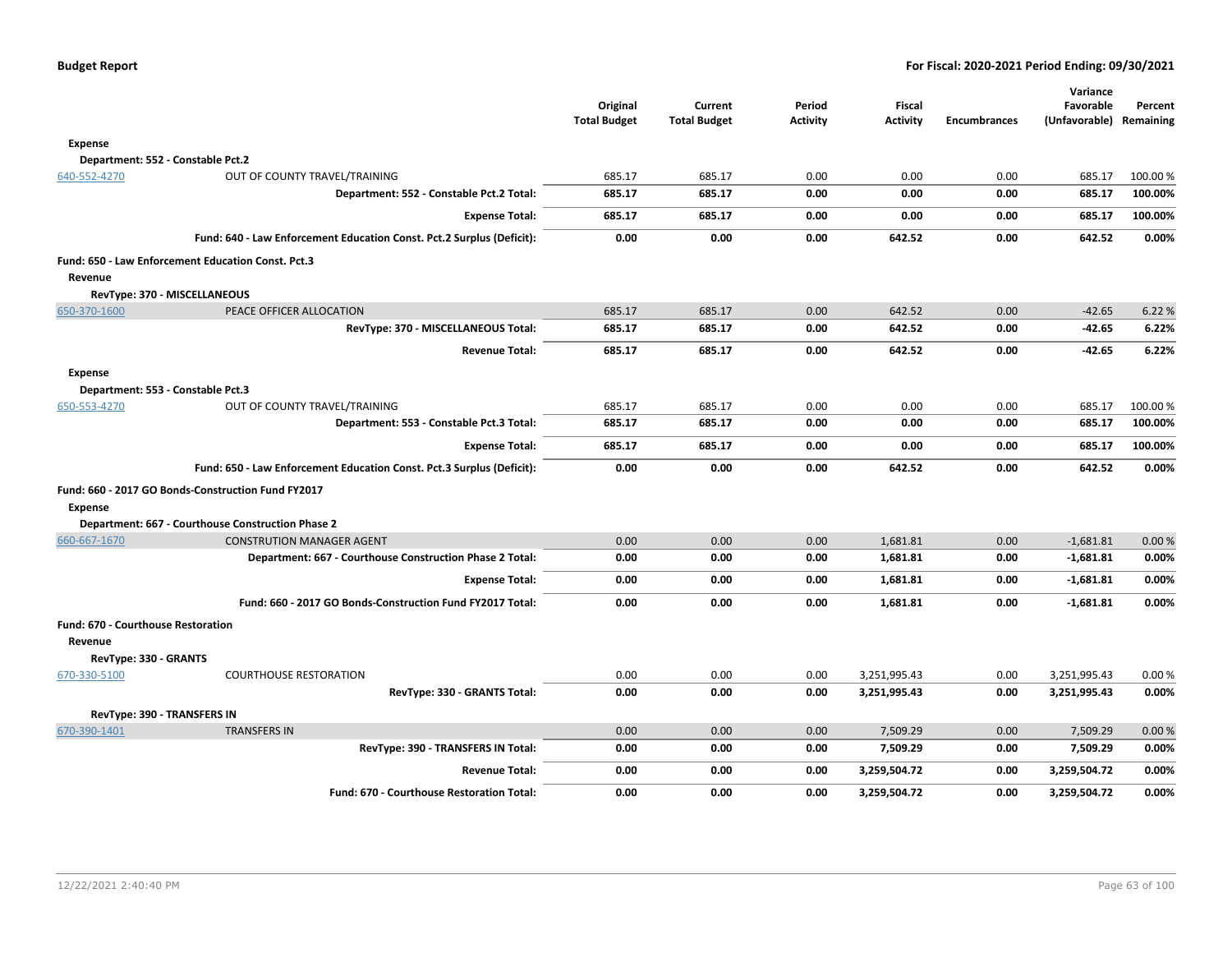| | | Original Total Budget | Current Total Budget | Period Activity | Fiscal Activity | Encumbrances | Variance Favorable (Unfavorable) | Percent Remaining |
|---|---|---|---|---|---|---|---|---|
| **Expense** | | | | | | | | |
| **Department: 552 - Constable Pct.2** | | | | | | | | |
| 640-552-4270 | OUT OF COUNTY TRAVEL/TRAINING | 685.17 | 685.17 | 0.00 | 0.00 | 0.00 | 685.17 | 100.00 % |
| | **Department: 552 - Constable Pct.2 Total:** | **685.17** | **685.17** | **0.00** | **0.00** | **0.00** | **685.17** | **100.00%** |
| | **Expense Total:** | **685.17** | **685.17** | **0.00** | **0.00** | **0.00** | **685.17** | **100.00%** |
| | **Fund: 640 - Law Enforcement Education Const. Pct.2 Surplus (Deficit):** | **0.00** | **0.00** | **0.00** | **642.52** | **0.00** | **642.52** | **0.00%** |
| **Fund: 650 - Law Enforcement Education Const. Pct.3** | | | | | | | | |
| **Revenue** | | | | | | | | |
| **RevType: 370 - MISCELLANEOUS** | | | | | | | | |
| 650-370-1600 | PEACE OFFICER ALLOCATION | 685.17 | 685.17 | 0.00 | 642.52 | 0.00 | -42.65 | 6.22 % |
| | **RevType: 370 - MISCELLANEOUS Total:** | **685.17** | **685.17** | **0.00** | **642.52** | **0.00** | **-42.65** | **6.22%** |
| | **Revenue Total:** | **685.17** | **685.17** | **0.00** | **642.52** | **0.00** | **-42.65** | **6.22%** |
| **Expense** | | | | | | | | |
| **Department: 553 - Constable Pct.3** | | | | | | | | |
| 650-553-4270 | OUT OF COUNTY TRAVEL/TRAINING | 685.17 | 685.17 | 0.00 | 0.00 | 0.00 | 685.17 | 100.00 % |
| | **Department: 553 - Constable Pct.3 Total:** | **685.17** | **685.17** | **0.00** | **0.00** | **0.00** | **685.17** | **100.00%** |
| | **Expense Total:** | **685.17** | **685.17** | **0.00** | **0.00** | **0.00** | **685.17** | **100.00%** |
| | **Fund: 650 - Law Enforcement Education Const. Pct.3 Surplus (Deficit):** | **0.00** | **0.00** | **0.00** | **642.52** | **0.00** | **642.52** | **0.00%** |
| **Fund: 660 - 2017 GO Bonds-Construction Fund FY2017** | | | | | | | | |
| **Expense** | | | | | | | | |
| **Department: 667 - Courthouse Construction Phase 2** | | | | | | | | |
| 660-667-1670 | CONSTRUTION MANAGER AGENT | 0.00 | 0.00 | 0.00 | 1,681.81 | 0.00 | -1,681.81 | 0.00 % |
| | **Department: 667 - Courthouse Construction Phase 2 Total:** | **0.00** | **0.00** | **0.00** | **1,681.81** | **0.00** | **-1,681.81** | **0.00%** |
| | **Expense Total:** | **0.00** | **0.00** | **0.00** | **1,681.81** | **0.00** | **-1,681.81** | **0.00%** |
| | **Fund: 660 - 2017 GO Bonds-Construction Fund FY2017 Total:** | **0.00** | **0.00** | **0.00** | **1,681.81** | **0.00** | **-1,681.81** | **0.00%** |
| **Fund: 670 - Courthouse Restoration** | | | | | | | | |
| **Revenue** | | | | | | | | |
| **RevType: 330 - GRANTS** | | | | | | | | |
| 670-330-5100 | COURTHOUSE RESTORATION | 0.00 | 0.00 | 0.00 | 3,251,995.43 | 0.00 | 3,251,995.43 | 0.00 % |
| | **RevType: 330 - GRANTS Total:** | **0.00** | **0.00** | **0.00** | **3,251,995.43** | **0.00** | **3,251,995.43** | **0.00%** |
| **RevType: 390 - TRANSFERS IN** | | | | | | | | |
| 670-390-1401 | TRANSFERS IN | 0.00 | 0.00 | 0.00 | 7,509.29 | 0.00 | 7,509.29 | 0.00 % |
| | **RevType: 390 - TRANSFERS IN Total:** | **0.00** | **0.00** | **0.00** | **7,509.29** | **0.00** | **7,509.29** | **0.00%** |
| | **Revenue Total:** | **0.00** | **0.00** | **0.00** | **3,259,504.72** | **0.00** | **3,259,504.72** | **0.00%** |
| | **Fund: 670 - Courthouse Restoration Total:** | **0.00** | **0.00** | **0.00** | **3,259,504.72** | **0.00** | **3,259,504.72** | **0.00%** |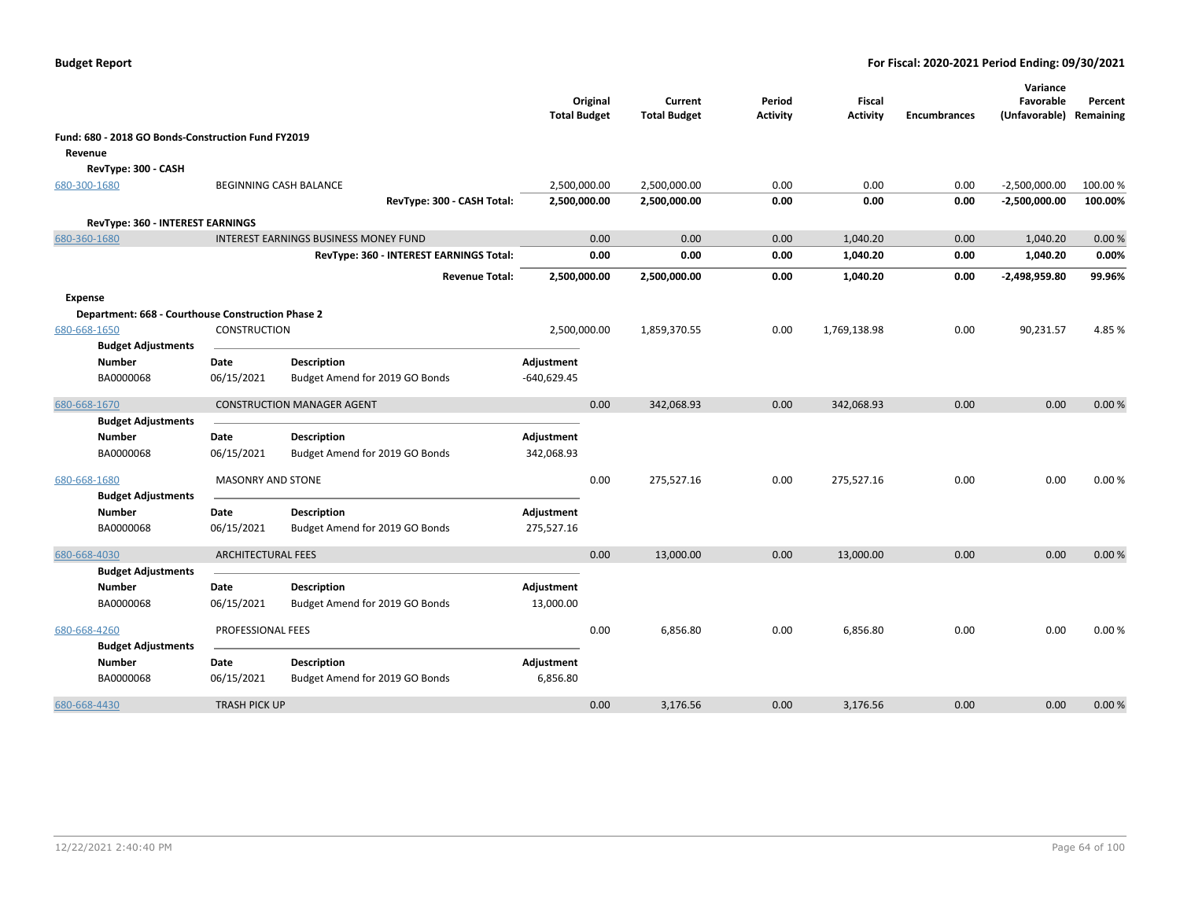**Budget Report** — **For Fiscal: 2020-2021 Period Ending: 09/30/2021**

| | | Original Total Budget | Current Total Budget | Period Activity | Fiscal Activity | Encumbrances | Variance Favorable (Unfavorable) | Percent Remaining |
|---|---|---|---|---|---|---|---|---|
| **Fund: 680 - 2018 GO Bonds-Construction Fund FY2019** | | | | | | | | |
| **Revenue** | | | | | | | | |
| **RevType: 300 - CASH** | | | | | | | | |
| 680-300-1680 | BEGINNING CASH BALANCE | 2,500,000.00 | 2,500,000.00 | 0.00 | 0.00 | 0.00 | -2,500,000.00 | 100.00 % |
| | **RevType: 300 - CASH Total:** | **2,500,000.00** | **2,500,000.00** | **0.00** | **0.00** | **0.00** | **-2,500,000.00** | **100.00%** |
| **RevType: 360 - INTEREST EARNINGS** | | | | | | | | |
| 680-360-1680 | INTEREST EARNINGS BUSINESS MONEY FUND | 0.00 | 0.00 | 0.00 | 1,040.20 | 0.00 | 1,040.20 | 0.00 % |
| | **RevType: 360 - INTEREST EARNINGS Total:** | **0.00** | **0.00** | **0.00** | **1,040.20** | **0.00** | **1,040.20** | **0.00%** |
| | **Revenue Total:** | **2,500,000.00** | **2,500,000.00** | **0.00** | **1,040.20** | **0.00** | **-2,498,959.80** | **99.96%** |
| **Expense** | | | | | | | | |
| **Department: 668 - Courthouse Construction Phase 2** | | | | | | | | |
| 680-668-1650 | CONSTRUCTION | 2,500,000.00 | 1,859,370.55 | 0.00 | 1,769,138.98 | 0.00 | 90,231.57 | 4.85 % |

**Budget Adjustments**

| Number | Date | Description | Adjustment |
|---|---|---|---|
| BA0000068 | 06/15/2021 | Budget Amend for 2019 GO Bonds | -640,629.45 |

| | | Original Total Budget | Current Total Budget | Period Activity | Fiscal Activity | Encumbrances | Variance Favorable (Unfavorable) | Percent Remaining |
|---|---|---|---|---|---|---|---|---|
| 680-668-1670 | CONSTRUCTION MANAGER AGENT | 0.00 | 342,068.93 | 0.00 | 342,068.93 | 0.00 | 0.00 | 0.00 % |

**Budget Adjustments**

| Number | Date | Description | Adjustment |
|---|---|---|---|
| BA0000068 | 06/15/2021 | Budget Amend for 2019 GO Bonds | 342,068.93 |

| | | Original Total Budget | Current Total Budget | Period Activity | Fiscal Activity | Encumbrances | Variance Favorable (Unfavorable) | Percent Remaining |
|---|---|---|---|---|---|---|---|---|
| 680-668-1680 | MASONRY AND STONE | 0.00 | 275,527.16 | 0.00 | 275,527.16 | 0.00 | 0.00 | 0.00 % |

**Budget Adjustments**

| Number | Date | Description | Adjustment |
|---|---|---|---|
| BA0000068 | 06/15/2021 | Budget Amend for 2019 GO Bonds | 275,527.16 |

| | | Original Total Budget | Current Total Budget | Period Activity | Fiscal Activity | Encumbrances | Variance Favorable (Unfavorable) | Percent Remaining |
|---|---|---|---|---|---|---|---|---|
| 680-668-4030 | ARCHITECTURAL FEES | 0.00 | 13,000.00 | 0.00 | 13,000.00 | 0.00 | 0.00 | 0.00 % |

**Budget Adjustments**

| Number | Date | Description | Adjustment |
|---|---|---|---|
| BA0000068 | 06/15/2021 | Budget Amend for 2019 GO Bonds | 13,000.00 |

| | | Original Total Budget | Current Total Budget | Period Activity | Fiscal Activity | Encumbrances | Variance Favorable (Unfavorable) | Percent Remaining |
|---|---|---|---|---|---|---|---|---|
| 680-668-4260 | PROFESSIONAL FEES | 0.00 | 6,856.80 | 0.00 | 6,856.80 | 0.00 | 0.00 | 0.00 % |

**Budget Adjustments**

| Number | Date | Description | Adjustment |
|---|---|---|---|
| BA0000068 | 06/15/2021 | Budget Amend for 2019 GO Bonds | 6,856.80 |

| | | Original Total Budget | Current Total Budget | Period Activity | Fiscal Activity | Encumbrances | Variance Favorable (Unfavorable) | Percent Remaining |
|---|---|---|---|---|---|---|---|---|
| 680-668-4430 | TRASH PICK UP | 0.00 | 3,176.56 | 0.00 | 3,176.56 | 0.00 | 0.00 | 0.00 % |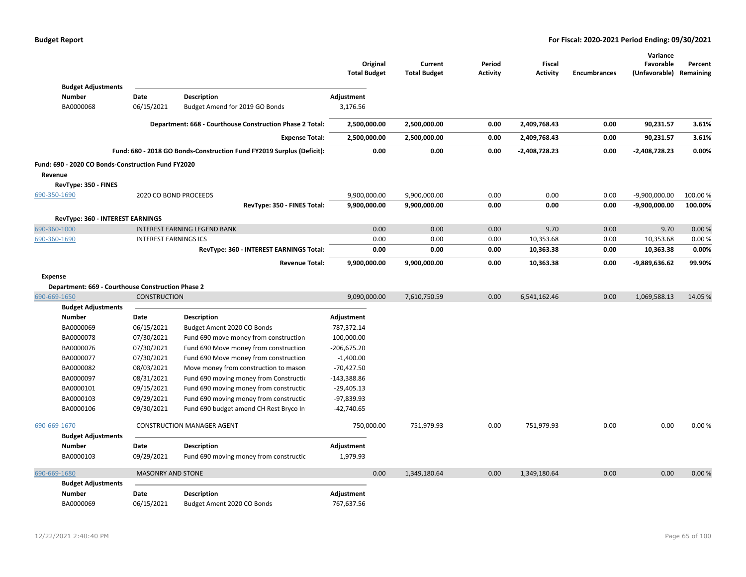**Budget Report** — For Fiscal: 2020-2021 Period Ending: 09/30/2021

| | | Original Total Budget | Current Total Budget | Period Activity | Fiscal Activity | Encumbrances | Variance Favorable (Unfavorable) | Percent Remaining |
|---|---|---|---|---|---|---|---|---|

**Budget Adjustments**

| Number | Date | Description | Adjustment |
|---|---|---|---|
| BA0000068 | 06/15/2021 | Budget Amend for 2019 GO Bonds | 3,176.56 |

| | Original Total Budget | Current Total Budget | Period Activity | Fiscal Activity | Encumbrances | Variance Favorable (Unfavorable) | Percent Remaining |
|---|---|---|---|---|---|---|---|
| **Department: 668 - Courthouse Construction Phase 2 Total:** | **2,500,000.00** | **2,500,000.00** | **0.00** | **2,409,768.43** | **0.00** | **90,231.57** | **3.61%** |
| **Expense Total:** | **2,500,000.00** | **2,500,000.00** | **0.00** | **2,409,768.43** | **0.00** | **90,231.57** | **3.61%** |
| **Fund: 680 - 2018 GO Bonds-Construction Fund FY2019 Surplus (Deficit):** | **0.00** | **0.00** | **0.00** | **-2,408,728.23** | **0.00** | **-2,408,728.23** | **0.00%** |

**Fund: 690 - 2020 CO Bonds-Construction Fund FY2020**

**Revenue**

**RevType: 350 - FINES**

| Account | Description | Original Total Budget | Current Total Budget | Period Activity | Fiscal Activity | Encumbrances | Variance Favorable (Unfavorable) | Percent Remaining |
|---|---|---|---|---|---|---|---|---|
| 690-350-1690 | 2020 CO BOND PROCEEDS | 9,900,000.00 | 9,900,000.00 | 0.00 | 0.00 | 0.00 | -9,900,000.00 | 100.00 % |
| | **RevType: 350 - FINES Total:** | **9,900,000.00** | **9,900,000.00** | **0.00** | **0.00** | **0.00** | **-9,900,000.00** | **100.00%** |

**RevType: 360 - INTEREST EARNINGS**

| Account | Description | Original Total Budget | Current Total Budget | Period Activity | Fiscal Activity | Encumbrances | Variance Favorable (Unfavorable) | Percent Remaining |
|---|---|---|---|---|---|---|---|---|
| 690-360-1000 | INTEREST EARNING LEGEND BANK | 0.00 | 0.00 | 0.00 | 9.70 | 0.00 | 9.70 | 0.00 % |
| 690-360-1690 | INTEREST EARNINGS ICS | 0.00 | 0.00 | 0.00 | 10,353.68 | 0.00 | 10,353.68 | 0.00 % |
| | **RevType: 360 - INTEREST EARNINGS Total:** | **0.00** | **0.00** | **0.00** | **10,363.38** | **0.00** | **10,363.38** | **0.00%** |
| | **Revenue Total:** | **9,900,000.00** | **9,900,000.00** | **0.00** | **10,363.38** | **0.00** | **-9,889,636.62** | **99.90%** |

**Expense**

**Department: 669 - Courthouse Construction Phase 2**

| Account | Description | Original Total Budget | Current Total Budget | Period Activity | Fiscal Activity | Encumbrances | Variance Favorable (Unfavorable) | Percent Remaining |
|---|---|---|---|---|---|---|---|---|
| 690-669-1650 | CONSTRUCTION | 9,090,000.00 | 7,610,750.59 | 0.00 | 6,541,162.46 | 0.00 | 1,069,588.13 | 14.05 % |

**Budget Adjustments**

| Number | Date | Description | Adjustment |
|---|---|---|---|
| BA0000069 | 06/15/2021 | Budget Ament 2020 CO Bonds | -787,372.14 |
| BA0000078 | 07/30/2021 | Fund 690 move money from construction | -100,000.00 |
| BA0000076 | 07/30/2021 | Fund 690 Move money from construction | -206,675.20 |
| BA0000077 | 07/30/2021 | Fund 690 Move money from construction | -1,400.00 |
| BA0000082 | 08/03/2021 | Move money from construction to mason | -70,427.50 |
| BA0000097 | 08/31/2021 | Fund 690 moving money from Constructio | -143,388.86 |
| BA0000101 | 09/15/2021 | Fund 690 moving money from constructic | -29,405.13 |
| BA0000103 | 09/29/2021 | Fund 690 moving money from constructic | -97,839.93 |
| BA0000106 | 09/30/2021 | Fund 690 budget amend CH Rest Bryco In | -42,740.65 |

| Account | Description | Original Total Budget | Current Total Budget | Period Activity | Fiscal Activity | Encumbrances | Variance Favorable (Unfavorable) | Percent Remaining |
|---|---|---|---|---|---|---|---|---|
| 690-669-1670 | CONSTRUCTION MANAGER AGENT | 750,000.00 | 751,979.93 | 0.00 | 751,979.93 | 0.00 | 0.00 | 0.00 % |

**Budget Adjustments**

| Number | Date | Description | Adjustment |
|---|---|---|---|
| BA0000103 | 09/29/2021 | Fund 690 moving money from constructic | 1,979.93 |

| Account | Description | Original Total Budget | Current Total Budget | Period Activity | Fiscal Activity | Encumbrances | Variance Favorable (Unfavorable) | Percent Remaining |
|---|---|---|---|---|---|---|---|---|
| 690-669-1680 | MASONRY AND STONE | 0.00 | 1,349,180.64 | 0.00 | 1,349,180.64 | 0.00 | 0.00 | 0.00 % |

**Budget Adjustments**

| Number | Date | Description | Adjustment |
|---|---|---|---|
| BA0000069 | 06/15/2021 | Budget Ament 2020 CO Bonds | 767,637.56 |

12/22/2021 2:40:40 PM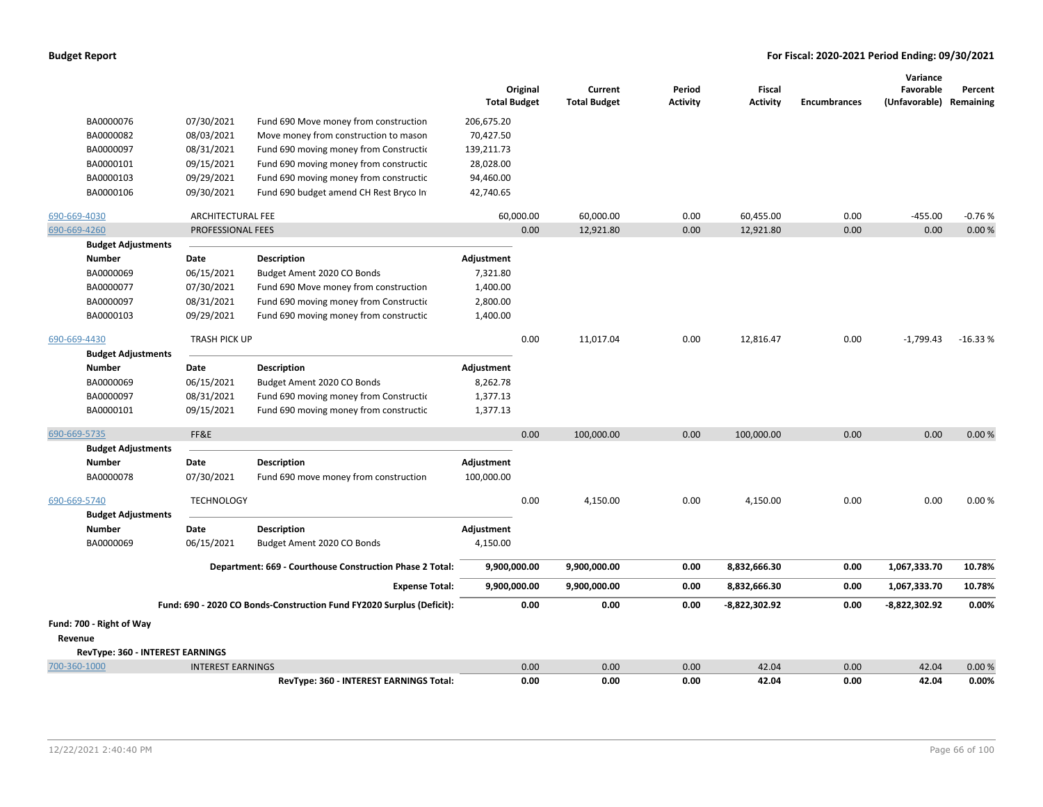**Budget Report** — **For Fiscal: 2020-2021 Period Ending: 09/30/2021**

| | | | Original Total Budget | Current Total Budget | Period Activity | Fiscal Activity | Encumbrances | Variance Favorable (Unfavorable) | Percent Remaining |
|---|---|---|---|---|---|---|---|---|---|
| BA0000076 | 07/30/2021 | Fund 690 Move money from construction | 206,675.20 | | | | | | |
| BA0000082 | 08/03/2021 | Move money from construction to mason | 70,427.50 | | | | | | |
| BA0000097 | 08/31/2021 | Fund 690 moving money from Constructio | 139,211.73 | | | | | | |
| BA0000101 | 09/15/2021 | Fund 690 moving money from constructic | 28,028.00 | | | | | | |
| BA0000103 | 09/29/2021 | Fund 690 moving money from constructic | 94,460.00 | | | | | | |
| BA0000106 | 09/30/2021 | Fund 690 budget amend CH Rest Bryco In | 42,740.65 | | | | | | |
| 690-669-4030 | ARCHITECTURAL FEE | | 60,000.00 | 60,000.00 | 0.00 | 60,455.00 | 0.00 | -455.00 | -0.76 % |
| 690-669-4260 | PROFESSIONAL FEES | | 0.00 | 12,921.80 | 0.00 | 12,921.80 | 0.00 | 0.00 | 0.00 % |
| **Budget Adjustments** | | | | | | | | | |
| **Number** | **Date** | **Description** | **Adjustment** | | | | | | |
| BA0000069 | 06/15/2021 | Budget Ament 2020 CO Bonds | 7,321.80 | | | | | | |
| BA0000077 | 07/30/2021 | Fund 690 Move money from construction | 1,400.00 | | | | | | |
| BA0000097 | 08/31/2021 | Fund 690 moving money from Constructio | 2,800.00 | | | | | | |
| BA0000103 | 09/29/2021 | Fund 690 moving money from constructic | 1,400.00 | | | | | | |
| 690-669-4430 | TRASH PICK UP | | 0.00 | 11,017.04 | 0.00 | 12,816.47 | 0.00 | -1,799.43 | -16.33 % |
| **Budget Adjustments** | | | | | | | | | |
| **Number** | **Date** | **Description** | **Adjustment** | | | | | | |
| BA0000069 | 06/15/2021 | Budget Ament 2020 CO Bonds | 8,262.78 | | | | | | |
| BA0000097 | 08/31/2021 | Fund 690 moving money from Constructio | 1,377.13 | | | | | | |
| BA0000101 | 09/15/2021 | Fund 690 moving money from constructic | 1,377.13 | | | | | | |
| 690-669-5735 | FF&E | | 0.00 | 100,000.00 | 0.00 | 100,000.00 | 0.00 | 0.00 | 0.00 % |
| **Budget Adjustments** | | | | | | | | | |
| **Number** | **Date** | **Description** | **Adjustment** | | | | | | |
| BA0000078 | 07/30/2021 | Fund 690 move money from construction | 100,000.00 | | | | | | |
| 690-669-5740 | TECHNOLOGY | | 0.00 | 4,150.00 | 0.00 | 4,150.00 | 0.00 | 0.00 | 0.00 % |
| **Budget Adjustments** | | | | | | | | | |
| **Number** | **Date** | **Description** | **Adjustment** | | | | | | |
| BA0000069 | 06/15/2021 | Budget Ament 2020 CO Bonds | 4,150.00 | | | | | | |
| | | **Department: 669 - Courthouse Construction Phase 2 Total:** | **9,900,000.00** | **9,900,000.00** | **0.00** | **8,832,666.30** | **0.00** | **1,067,333.70** | **10.78%** |
| | | **Expense Total:** | **9,900,000.00** | **9,900,000.00** | **0.00** | **8,832,666.30** | **0.00** | **1,067,333.70** | **10.78%** |
| | | **Fund: 690 - 2020 CO Bonds-Construction Fund FY2020 Surplus (Deficit):** | **0.00** | **0.00** | **0.00** | **-8,822,302.92** | **0.00** | **-8,822,302.92** | **0.00%** |

**Fund: 700 - Right of Way**

**Revenue**

**RevType: 360 - INTEREST EARNINGS**

| | | Original Total Budget | Current Total Budget | Period Activity | Fiscal Activity | Encumbrances | Variance Favorable (Unfavorable) | Percent Remaining |
|---|---|---|---|---|---|---|---|---|
| 700-360-1000 | INTEREST EARNINGS | 0.00 | 0.00 | 0.00 | 42.04 | 0.00 | 42.04 | 0.00 % |
| | **RevType: 360 - INTEREST EARNINGS Total:** | **0.00** | **0.00** | **0.00** | **42.04** | **0.00** | **42.04** | **0.00%** |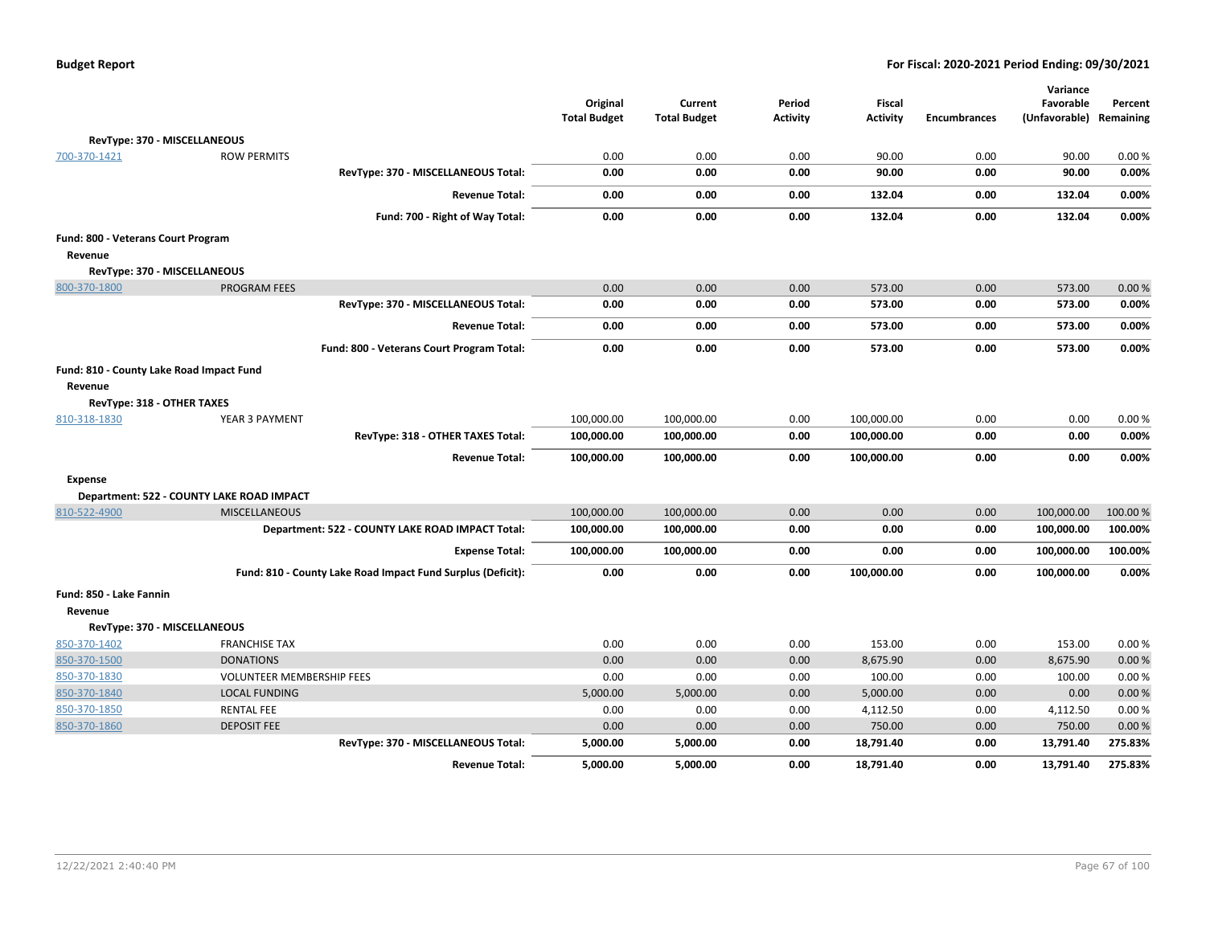| | | Original Total Budget | Current Total Budget | Period Activity | Fiscal Activity | Encumbrances | Variance Favorable (Unfavorable) | Percent Remaining |
|---|---|---|---|---|---|---|---|---|
| **RevType: 370 - MISCELLANEOUS** | | | | | | | | |
| 700-370-1421 | ROW PERMITS | 0.00 | 0.00 | 0.00 | 90.00 | 0.00 | 90.00 | 0.00 % |
| | **RevType: 370 - MISCELLANEOUS Total:** | **0.00** | **0.00** | **0.00** | **90.00** | **0.00** | **90.00** | **0.00%** |
| | **Revenue Total:** | **0.00** | **0.00** | **0.00** | **132.04** | **0.00** | **132.04** | **0.00%** |
| | **Fund: 700 - Right of Way Total:** | **0.00** | **0.00** | **0.00** | **132.04** | **0.00** | **132.04** | **0.00%** |
| **Fund: 800 - Veterans Court Program** | | | | | | | | |
| **Revenue** | | | | | | | | |
| **RevType: 370 - MISCELLANEOUS** | | | | | | | | |
| 800-370-1800 | PROGRAM FEES | 0.00 | 0.00 | 0.00 | 573.00 | 0.00 | 573.00 | 0.00 % |
| | **RevType: 370 - MISCELLANEOUS Total:** | **0.00** | **0.00** | **0.00** | **573.00** | **0.00** | **573.00** | **0.00%** |
| | **Revenue Total:** | **0.00** | **0.00** | **0.00** | **573.00** | **0.00** | **573.00** | **0.00%** |
| | **Fund: 800 - Veterans Court Program Total:** | **0.00** | **0.00** | **0.00** | **573.00** | **0.00** | **573.00** | **0.00%** |
| **Fund: 810 - County Lake Road Impact Fund** | | | | | | | | |
| **Revenue** | | | | | | | | |
| **RevType: 318 - OTHER TAXES** | | | | | | | | |
| 810-318-1830 | YEAR 3 PAYMENT | 100,000.00 | 100,000.00 | 0.00 | 100,000.00 | 0.00 | 0.00 | 0.00 % |
| | **RevType: 318 - OTHER TAXES Total:** | **100,000.00** | **100,000.00** | **0.00** | **100,000.00** | **0.00** | **0.00** | **0.00%** |
| | **Revenue Total:** | **100,000.00** | **100,000.00** | **0.00** | **100,000.00** | **0.00** | **0.00** | **0.00%** |
| **Expense** | | | | | | | | |
| **Department: 522 - COUNTY LAKE ROAD IMPACT** | | | | | | | | |
| 810-522-4900 | MISCELLANEOUS | 100,000.00 | 100,000.00 | 0.00 | 0.00 | 0.00 | 100,000.00 | 100.00 % |
| | **Department: 522 - COUNTY LAKE ROAD IMPACT Total:** | **100,000.00** | **100,000.00** | **0.00** | **0.00** | **0.00** | **100,000.00** | **100.00%** |
| | **Expense Total:** | **100,000.00** | **100,000.00** | **0.00** | **0.00** | **0.00** | **100,000.00** | **100.00%** |
| | **Fund: 810 - County Lake Road Impact Fund Surplus (Deficit):** | **0.00** | **0.00** | **0.00** | **100,000.00** | **0.00** | **100,000.00** | **0.00%** |
| **Fund: 850 - Lake Fannin** | | | | | | | | |
| **Revenue** | | | | | | | | |
| **RevType: 370 - MISCELLANEOUS** | | | | | | | | |
| 850-370-1402 | FRANCHISE TAX | 0.00 | 0.00 | 0.00 | 153.00 | 0.00 | 153.00 | 0.00 % |
| 850-370-1500 | DONATIONS | 0.00 | 0.00 | 0.00 | 8,675.90 | 0.00 | 8,675.90 | 0.00 % |
| 850-370-1830 | VOLUNTEER MEMBERSHIP FEES | 0.00 | 0.00 | 0.00 | 100.00 | 0.00 | 100.00 | 0.00 % |
| 850-370-1840 | LOCAL FUNDING | 5,000.00 | 5,000.00 | 0.00 | 5,000.00 | 0.00 | 0.00 | 0.00 % |
| 850-370-1850 | RENTAL FEE | 0.00 | 0.00 | 0.00 | 4,112.50 | 0.00 | 4,112.50 | 0.00 % |
| 850-370-1860 | DEPOSIT FEE | 0.00 | 0.00 | 0.00 | 750.00 | 0.00 | 750.00 | 0.00 % |
| | **RevType: 370 - MISCELLANEOUS Total:** | **5,000.00** | **5,000.00** | **0.00** | **18,791.40** | **0.00** | **13,791.40** | **275.83%** |
| | **Revenue Total:** | **5,000.00** | **5,000.00** | **0.00** | **18,791.40** | **0.00** | **13,791.40** | **275.83%** |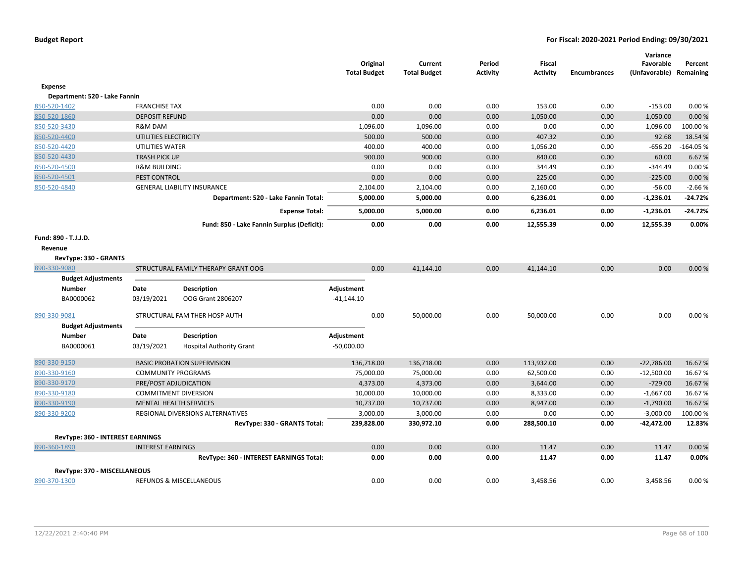**Budget Report** — **For Fiscal: 2020-2021 Period Ending: 09/30/2021**

| | | Original Total Budget | Current Total Budget | Period Activity | Fiscal Activity | Encumbrances | Variance Favorable (Unfavorable) | Percent Remaining |
|---|---|---|---|---|---|---|---|---|
| **Expense** | | | | | | | | |
| **Department: 520 - Lake Fannin** | | | | | | | | |
| 850-520-1402 | FRANCHISE TAX | 0.00 | 0.00 | 0.00 | 153.00 | 0.00 | -153.00 | 0.00 % |
| 850-520-1860 | DEPOSIT REFUND | 0.00 | 0.00 | 0.00 | 1,050.00 | 0.00 | -1,050.00 | 0.00 % |
| 850-520-3430 | R&M DAM | 1,096.00 | 1,096.00 | 0.00 | 0.00 | 0.00 | 1,096.00 | 100.00 % |
| 850-520-4400 | UTILITIES ELECTRICITY | 500.00 | 500.00 | 0.00 | 407.32 | 0.00 | 92.68 | 18.54 % |
| 850-520-4420 | UTILITIES WATER | 400.00 | 400.00 | 0.00 | 1,056.20 | 0.00 | -656.20 | -164.05 % |
| 850-520-4430 | TRASH PICK UP | 900.00 | 900.00 | 0.00 | 840.00 | 0.00 | 60.00 | 6.67 % |
| 850-520-4500 | R&M BUILDING | 0.00 | 0.00 | 0.00 | 344.49 | 0.00 | -344.49 | 0.00 % |
| 850-520-4501 | PEST CONTROL | 0.00 | 0.00 | 0.00 | 225.00 | 0.00 | -225.00 | 0.00 % |
| 850-520-4840 | GENERAL LIABILITY INSURANCE | 2,104.00 | 2,104.00 | 0.00 | 2,160.00 | 0.00 | -56.00 | -2.66 % |
| | **Department: 520 - Lake Fannin Total:** | **5,000.00** | **5,000.00** | **0.00** | **6,236.01** | **0.00** | **-1,236.01** | **-24.72%** |
| | **Expense Total:** | **5,000.00** | **5,000.00** | **0.00** | **6,236.01** | **0.00** | **-1,236.01** | **-24.72%** |
| | **Fund: 850 - Lake Fannin Surplus (Deficit):** | **0.00** | **0.00** | **0.00** | **12,555.39** | **0.00** | **12,555.39** | **0.00%** |

**Fund: 890 - T.J.J.D.**

**Revenue**

**RevType: 330 - GRANTS**

| | | Original Total Budget | Current Total Budget | Period Activity | Fiscal Activity | Encumbrances | Variance Favorable (Unfavorable) | Percent Remaining |
|---|---|---|---|---|---|---|---|---|
| 890-330-9080 | STRUCTURAL FAMILY THERAPY GRANT OOG | 0.00 | 41,144.10 | 0.00 | 41,144.10 | 0.00 | 0.00 | 0.00 % |

**Budget Adjustments**

| Number | Date | Description | Adjustment |
|---|---|---|---|
| BA0000062 | 03/19/2021 | OOG Grant 2806207 | -41,144.10 |

| | | Original Total Budget | Current Total Budget | Period Activity | Fiscal Activity | Encumbrances | Variance Favorable (Unfavorable) | Percent Remaining |
|---|---|---|---|---|---|---|---|---|
| 890-330-9081 | STRUCTURAL FAM THER HOSP AUTH | 0.00 | 50,000.00 | 0.00 | 50,000.00 | 0.00 | 0.00 | 0.00 % |

**Budget Adjustments**

| Number | Date | Description | Adjustment |
|---|---|---|---|
| BA0000061 | 03/19/2021 | Hospital Authority Grant | -50,000.00 |

| | | Original Total Budget | Current Total Budget | Period Activity | Fiscal Activity | Encumbrances | Variance Favorable (Unfavorable) | Percent Remaining |
|---|---|---|---|---|---|---|---|---|
| 890-330-9150 | BASIC PROBATION SUPERVISION | 136,718.00 | 136,718.00 | 0.00 | 113,932.00 | 0.00 | -22,786.00 | 16.67 % |
| 890-330-9160 | COMMUNITY PROGRAMS | 75,000.00 | 75,000.00 | 0.00 | 62,500.00 | 0.00 | -12,500.00 | 16.67 % |
| 890-330-9170 | PRE/POST ADJUDICATION | 4,373.00 | 4,373.00 | 0.00 | 3,644.00 | 0.00 | -729.00 | 16.67 % |
| 890-330-9180 | COMMITMENT DIVERSION | 10,000.00 | 10,000.00 | 0.00 | 8,333.00 | 0.00 | -1,667.00 | 16.67 % |
| 890-330-9190 | MENTAL HEALTH SERVICES | 10,737.00 | 10,737.00 | 0.00 | 8,947.00 | 0.00 | -1,790.00 | 16.67 % |
| 890-330-9200 | REGIONAL DIVERSIONS ALTERNATIVES | 3,000.00 | 3,000.00 | 0.00 | 0.00 | 0.00 | -3,000.00 | 100.00 % |
| | **RevType: 330 - GRANTS Total:** | **239,828.00** | **330,972.10** | **0.00** | **288,500.10** | **0.00** | **-42,472.00** | **12.83%** |
| **RevType: 360 - INTEREST EARNINGS** | | | | | | | | |
| 890-360-1890 | INTEREST EARNINGS | 0.00 | 0.00 | 0.00 | 11.47 | 0.00 | 11.47 | 0.00 % |
| | **RevType: 360 - INTEREST EARNINGS Total:** | **0.00** | **0.00** | **0.00** | **11.47** | **0.00** | **11.47** | **0.00%** |
| **RevType: 370 - MISCELLANEOUS** | | | | | | | | |
| 890-370-1300 | REFUNDS & MISCELLANEOUS | 0.00 | 0.00 | 0.00 | 3,458.56 | 0.00 | 3,458.56 | 0.00 % |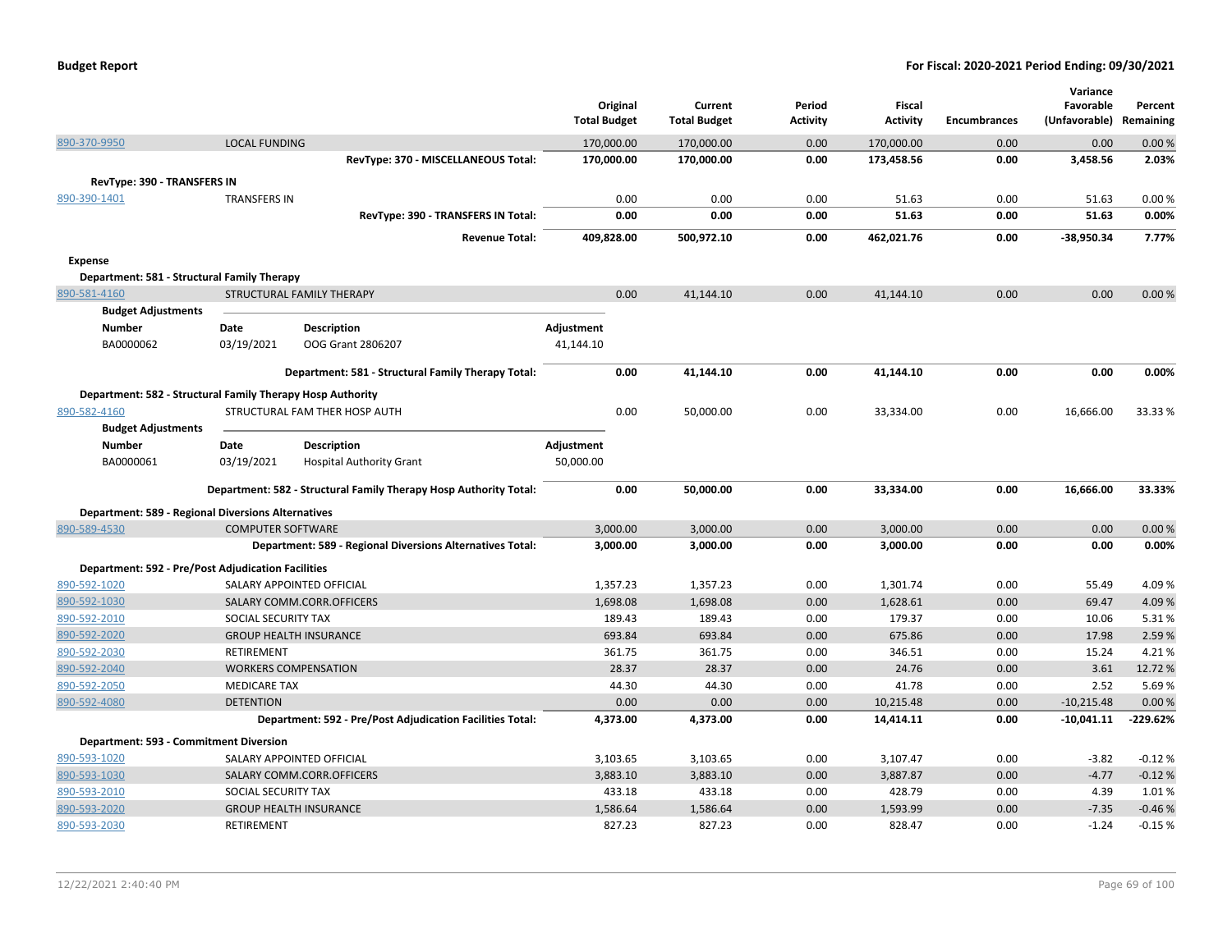**Budget Report** — **For Fiscal: 2020-2021 Period Ending: 09/30/2021**

| | | | Original Total Budget | Current Total Budget | Period Activity | Fiscal Activity | Encumbrances | Variance Favorable (Unfavorable) | Percent Remaining |
|---|---|---|---|---|---|---|---|---|---|
| 890-370-9950 | LOCAL FUNDING | | 170,000.00 | 170,000.00 | 0.00 | 170,000.00 | 0.00 | 0.00 | 0.00 % |
| | | **RevType: 370 - MISCELLANEOUS Total:** | **170,000.00** | **170,000.00** | **0.00** | **173,458.56** | **0.00** | **3,458.56** | **2.03%** |
| **RevType: 390 - TRANSFERS IN** | | | | | | | | | |
| 890-390-1401 | TRANSFERS IN | | 0.00 | 0.00 | 0.00 | 51.63 | 0.00 | 51.63 | 0.00 % |
| | | **RevType: 390 - TRANSFERS IN Total:** | **0.00** | **0.00** | **0.00** | **51.63** | **0.00** | **51.63** | **0.00%** |
| | | **Revenue Total:** | **409,828.00** | **500,972.10** | **0.00** | **462,021.76** | **0.00** | **-38,950.34** | **7.77%** |
| **Expense** | | | | | | | | | |
| **Department: 581 - Structural Family Therapy** | | | | | | | | | |
| 890-581-4160 | STRUCTURAL FAMILY THERAPY | | 0.00 | 41,144.10 | 0.00 | 41,144.10 | 0.00 | 0.00 | 0.00 % |

**Budget Adjustments**

| Number | Date | Description | Adjustment |
|---|---|---|---|
| BA0000062 | 03/19/2021 | OOG Grant 2806207 | 41,144.10 |

| | Original Total Budget | Current Total Budget | Period Activity | Fiscal Activity | Encumbrances | Variance Favorable (Unfavorable) | Percent Remaining |
|---|---|---|---|---|---|---|---|
| **Department: 581 - Structural Family Therapy Total:** | **0.00** | **41,144.10** | **0.00** | **41,144.10** | **0.00** | **0.00** | **0.00%** |

**Department: 582 - Structural Family Therapy Hosp Authority**

| | | Original Total Budget | Current Total Budget | Period Activity | Fiscal Activity | Encumbrances | Variance Favorable (Unfavorable) | Percent Remaining |
|---|---|---|---|---|---|---|---|---|
| 890-582-4160 | STRUCTURAL FAM THER HOSP AUTH | 0.00 | 50,000.00 | 0.00 | 33,334.00 | 0.00 | 16,666.00 | 33.33 % |

**Budget Adjustments**

| Number | Date | Description | Adjustment |
|---|---|---|---|
| BA0000061 | 03/19/2021 | Hospital Authority Grant | 50,000.00 |

| | | | Original Total Budget | Current Total Budget | Period Activity | Fiscal Activity | Encumbrances | Variance Favorable (Unfavorable) | Percent Remaining |
|---|---|---|---|---|---|---|---|---|---|
| | | **Department: 582 - Structural Family Therapy Hosp Authority Total:** | **0.00** | **50,000.00** | **0.00** | **33,334.00** | **0.00** | **16,666.00** | **33.33%** |
| **Department: 589 - Regional Diversions Alternatives** | | | | | | | | | |
| 890-589-4530 | COMPUTER SOFTWARE | | 3,000.00 | 3,000.00 | 0.00 | 3,000.00 | 0.00 | 0.00 | 0.00 % |
| | | **Department: 589 - Regional Diversions Alternatives Total:** | **3,000.00** | **3,000.00** | **0.00** | **3,000.00** | **0.00** | **0.00** | **0.00%** |
| **Department: 592 - Pre/Post Adjudication Facilities** | | | | | | | | | |
| 890-592-1020 | SALARY APPOINTED OFFICIAL | | 1,357.23 | 1,357.23 | 0.00 | 1,301.74 | 0.00 | 55.49 | 4.09 % |
| 890-592-1030 | SALARY COMM.CORR.OFFICERS | | 1,698.08 | 1,698.08 | 0.00 | 1,628.61 | 0.00 | 69.47 | 4.09 % |
| 890-592-2010 | SOCIAL SECURITY TAX | | 189.43 | 189.43 | 0.00 | 179.37 | 0.00 | 10.06 | 5.31 % |
| 890-592-2020 | GROUP HEALTH INSURANCE | | 693.84 | 693.84 | 0.00 | 675.86 | 0.00 | 17.98 | 2.59 % |
| 890-592-2030 | RETIREMENT | | 361.75 | 361.75 | 0.00 | 346.51 | 0.00 | 15.24 | 4.21 % |
| 890-592-2040 | WORKERS COMPENSATION | | 28.37 | 28.37 | 0.00 | 24.76 | 0.00 | 3.61 | 12.72 % |
| 890-592-2050 | MEDICARE TAX | | 44.30 | 44.30 | 0.00 | 41.78 | 0.00 | 2.52 | 5.69 % |
| 890-592-4080 | DETENTION | | 0.00 | 0.00 | 0.00 | 10,215.48 | 0.00 | -10,215.48 | 0.00 % |
| | | **Department: 592 - Pre/Post Adjudication Facilities Total:** | **4,373.00** | **4,373.00** | **0.00** | **14,414.11** | **0.00** | **-10,041.11** | **-229.62%** |
| **Department: 593 - Commitment Diversion** | | | | | | | | | |
| 890-593-1020 | SALARY APPOINTED OFFICIAL | | 3,103.65 | 3,103.65 | 0.00 | 3,107.47 | 0.00 | -3.82 | -0.12 % |
| 890-593-1030 | SALARY COMM.CORR.OFFICERS | | 3,883.10 | 3,883.10 | 0.00 | 3,887.87 | 0.00 | -4.77 | -0.12 % |
| 890-593-2010 | SOCIAL SECURITY TAX | | 433.18 | 433.18 | 0.00 | 428.79 | 0.00 | 4.39 | 1.01 % |
| 890-593-2020 | GROUP HEALTH INSURANCE | | 1,586.64 | 1,586.64 | 0.00 | 1,593.99 | 0.00 | -7.35 | -0.46 % |
| 890-593-2030 | RETIREMENT | | 827.23 | 827.23 | 0.00 | 828.47 | 0.00 | -1.24 | -0.15 % |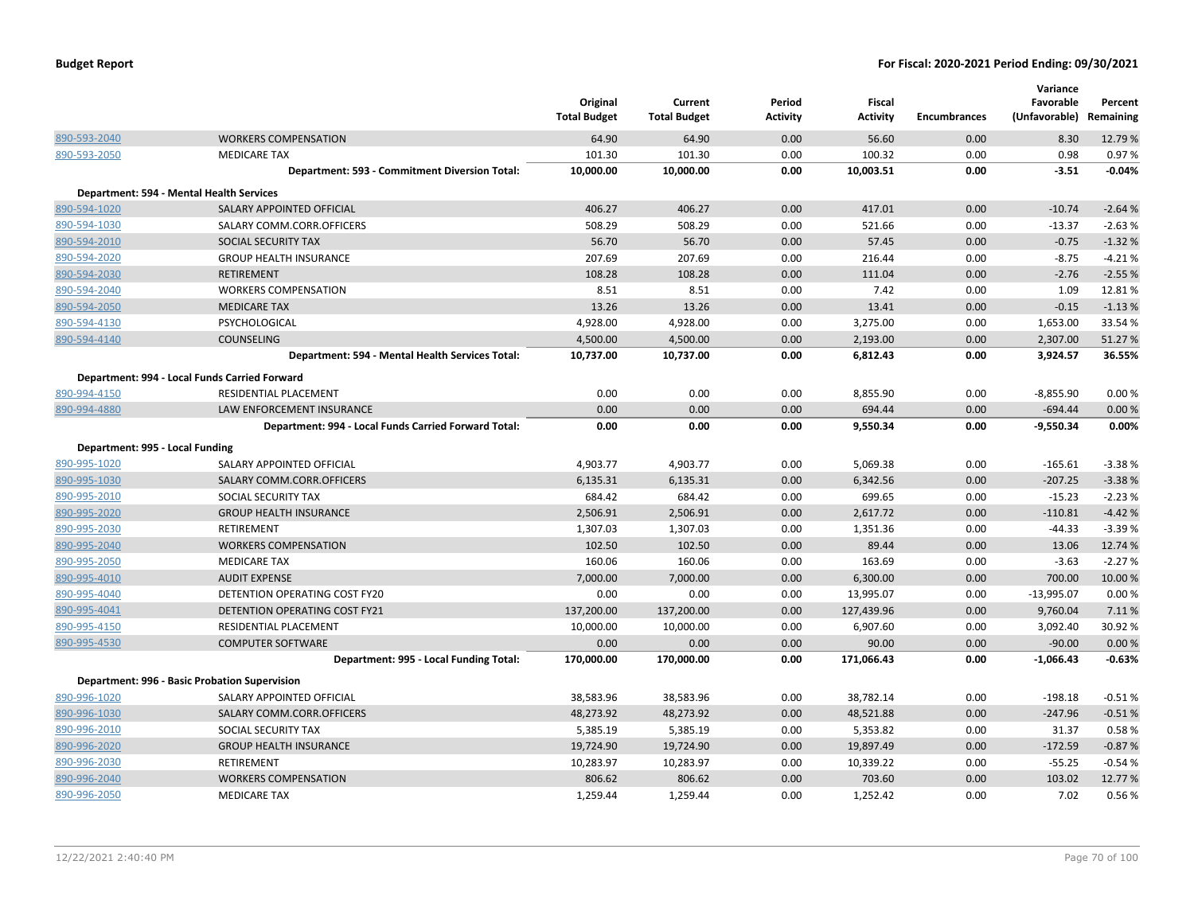**Budget Report** — **For Fiscal: 2020-2021 Period Ending: 09/30/2021**

| | | Original Total Budget | Current Total Budget | Period Activity | Fiscal Activity | Encumbrances | Variance Favorable (Unfavorable) | Percent Remaining |
|---|---|---|---|---|---|---|---|---|
| 890-593-2040 | WORKERS COMPENSATION | 64.90 | 64.90 | 0.00 | 56.60 | 0.00 | 8.30 | 12.79 % |
| 890-593-2050 | MEDICARE TAX | 101.30 | 101.30 | 0.00 | 100.32 | 0.00 | 0.98 | 0.97 % |
| | **Department: 593 - Commitment Diversion Total:** | **10,000.00** | **10,000.00** | **0.00** | **10,003.51** | **0.00** | **-3.51** | **-0.04%** |
| **Department: 594 - Mental Health Services** | | | | | | | | |
| 890-594-1020 | SALARY APPOINTED OFFICIAL | 406.27 | 406.27 | 0.00 | 417.01 | 0.00 | -10.74 | -2.64 % |
| 890-594-1030 | SALARY COMM.CORR.OFFICERS | 508.29 | 508.29 | 0.00 | 521.66 | 0.00 | -13.37 | -2.63 % |
| 890-594-2010 | SOCIAL SECURITY TAX | 56.70 | 56.70 | 0.00 | 57.45 | 0.00 | -0.75 | -1.32 % |
| 890-594-2020 | GROUP HEALTH INSURANCE | 207.69 | 207.69 | 0.00 | 216.44 | 0.00 | -8.75 | -4.21 % |
| 890-594-2030 | RETIREMENT | 108.28 | 108.28 | 0.00 | 111.04 | 0.00 | -2.76 | -2.55 % |
| 890-594-2040 | WORKERS COMPENSATION | 8.51 | 8.51 | 0.00 | 7.42 | 0.00 | 1.09 | 12.81 % |
| 890-594-2050 | MEDICARE TAX | 13.26 | 13.26 | 0.00 | 13.41 | 0.00 | -0.15 | -1.13 % |
| 890-594-4130 | PSYCHOLOGICAL | 4,928.00 | 4,928.00 | 0.00 | 3,275.00 | 0.00 | 1,653.00 | 33.54 % |
| 890-594-4140 | COUNSELING | 4,500.00 | 4,500.00 | 0.00 | 2,193.00 | 0.00 | 2,307.00 | 51.27 % |
| | **Department: 594 - Mental Health Services Total:** | **10,737.00** | **10,737.00** | **0.00** | **6,812.43** | **0.00** | **3,924.57** | **36.55%** |
| **Department: 994 - Local Funds Carried Forward** | | | | | | | | |
| 890-994-4150 | RESIDENTIAL PLACEMENT | 0.00 | 0.00 | 0.00 | 8,855.90 | 0.00 | -8,855.90 | 0.00 % |
| 890-994-4880 | LAW ENFORCEMENT INSURANCE | 0.00 | 0.00 | 0.00 | 694.44 | 0.00 | -694.44 | 0.00 % |
| | **Department: 994 - Local Funds Carried Forward Total:** | **0.00** | **0.00** | **0.00** | **9,550.34** | **0.00** | **-9,550.34** | **0.00%** |
| **Department: 995 - Local Funding** | | | | | | | | |
| 890-995-1020 | SALARY APPOINTED OFFICIAL | 4,903.77 | 4,903.77 | 0.00 | 5,069.38 | 0.00 | -165.61 | -3.38 % |
| 890-995-1030 | SALARY COMM.CORR.OFFICERS | 6,135.31 | 6,135.31 | 0.00 | 6,342.56 | 0.00 | -207.25 | -3.38 % |
| 890-995-2010 | SOCIAL SECURITY TAX | 684.42 | 684.42 | 0.00 | 699.65 | 0.00 | -15.23 | -2.23 % |
| 890-995-2020 | GROUP HEALTH INSURANCE | 2,506.91 | 2,506.91 | 0.00 | 2,617.72 | 0.00 | -110.81 | -4.42 % |
| 890-995-2030 | RETIREMENT | 1,307.03 | 1,307.03 | 0.00 | 1,351.36 | 0.00 | -44.33 | -3.39 % |
| 890-995-2040 | WORKERS COMPENSATION | 102.50 | 102.50 | 0.00 | 89.44 | 0.00 | 13.06 | 12.74 % |
| 890-995-2050 | MEDICARE TAX | 160.06 | 160.06 | 0.00 | 163.69 | 0.00 | -3.63 | -2.27 % |
| 890-995-4010 | AUDIT EXPENSE | 7,000.00 | 7,000.00 | 0.00 | 6,300.00 | 0.00 | 700.00 | 10.00 % |
| 890-995-4040 | DETENTION OPERATING COST FY20 | 0.00 | 0.00 | 0.00 | 13,995.07 | 0.00 | -13,995.07 | 0.00 % |
| 890-995-4041 | DETENTION OPERATING COST FY21 | 137,200.00 | 137,200.00 | 0.00 | 127,439.96 | 0.00 | 9,760.04 | 7.11 % |
| 890-995-4150 | RESIDENTIAL PLACEMENT | 10,000.00 | 10,000.00 | 0.00 | 6,907.60 | 0.00 | 3,092.40 | 30.92 % |
| 890-995-4530 | COMPUTER SOFTWARE | 0.00 | 0.00 | 0.00 | 90.00 | 0.00 | -90.00 | 0.00 % |
| | **Department: 995 - Local Funding Total:** | **170,000.00** | **170,000.00** | **0.00** | **171,066.43** | **0.00** | **-1,066.43** | **-0.63%** |
| **Department: 996 - Basic Probation Supervision** | | | | | | | | |
| 890-996-1020 | SALARY APPOINTED OFFICIAL | 38,583.96 | 38,583.96 | 0.00 | 38,782.14 | 0.00 | -198.18 | -0.51 % |
| 890-996-1030 | SALARY COMM.CORR.OFFICERS | 48,273.92 | 48,273.92 | 0.00 | 48,521.88 | 0.00 | -247.96 | -0.51 % |
| 890-996-2010 | SOCIAL SECURITY TAX | 5,385.19 | 5,385.19 | 0.00 | 5,353.82 | 0.00 | 31.37 | 0.58 % |
| 890-996-2020 | GROUP HEALTH INSURANCE | 19,724.90 | 19,724.90 | 0.00 | 19,897.49 | 0.00 | -172.59 | -0.87 % |
| 890-996-2030 | RETIREMENT | 10,283.97 | 10,283.97 | 0.00 | 10,339.22 | 0.00 | -55.25 | -0.54 % |
| 890-996-2040 | WORKERS COMPENSATION | 806.62 | 806.62 | 0.00 | 703.60 | 0.00 | 103.02 | 12.77 % |
| 890-996-2050 | MEDICARE TAX | 1,259.44 | 1,259.44 | 0.00 | 1,252.42 | 0.00 | 7.02 | 0.56 % |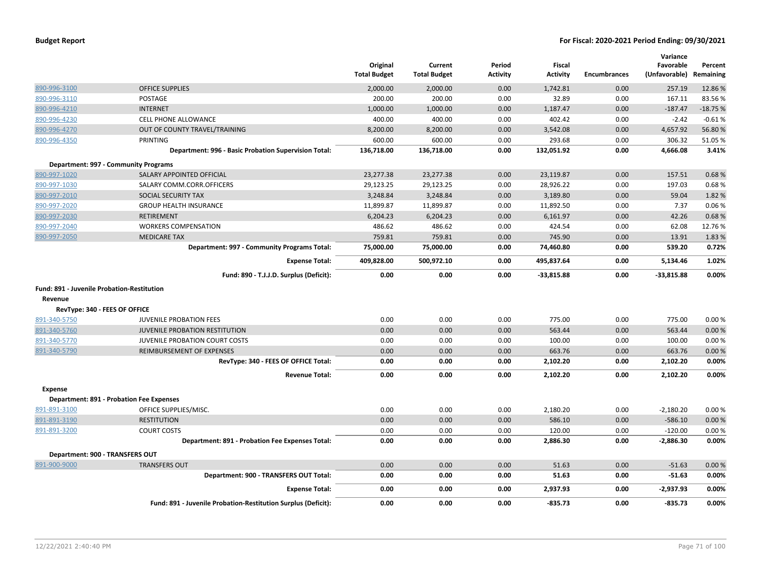| | | Original Total Budget | Current Total Budget | Period Activity | Fiscal Activity | Encumbrances | Variance Favorable (Unfavorable) | Percent Remaining |
|---|---|---|---|---|---|---|---|---|
| 890-996-3100 | OFFICE SUPPLIES | 2,000.00 | 2,000.00 | 0.00 | 1,742.81 | 0.00 | 257.19 | 12.86 % |
| 890-996-3110 | POSTAGE | 200.00 | 200.00 | 0.00 | 32.89 | 0.00 | 167.11 | 83.56 % |
| 890-996-4210 | INTERNET | 1,000.00 | 1,000.00 | 0.00 | 1,187.47 | 0.00 | -187.47 | -18.75 % |
| 890-996-4230 | CELL PHONE ALLOWANCE | 400.00 | 400.00 | 0.00 | 402.42 | 0.00 | -2.42 | -0.61 % |
| 890-996-4270 | OUT OF COUNTY TRAVEL/TRAINING | 8,200.00 | 8,200.00 | 0.00 | 3,542.08 | 0.00 | 4,657.92 | 56.80 % |
| 890-996-4350 | PRINTING | 600.00 | 600.00 | 0.00 | 293.68 | 0.00 | 306.32 | 51.05 % |
| | **Department: 996 - Basic Probation Supervision Total:** | **136,718.00** | **136,718.00** | **0.00** | **132,051.92** | **0.00** | **4,666.08** | **3.41%** |
| **Department: 997 - Community Programs** | | | | | | | | |
| 890-997-1020 | SALARY APPOINTED OFFICIAL | 23,277.38 | 23,277.38 | 0.00 | 23,119.87 | 0.00 | 157.51 | 0.68 % |
| 890-997-1030 | SALARY COMM.CORR.OFFICERS | 29,123.25 | 29,123.25 | 0.00 | 28,926.22 | 0.00 | 197.03 | 0.68 % |
| 890-997-2010 | SOCIAL SECURITY TAX | 3,248.84 | 3,248.84 | 0.00 | 3,189.80 | 0.00 | 59.04 | 1.82 % |
| 890-997-2020 | GROUP HEALTH INSURANCE | 11,899.87 | 11,899.87 | 0.00 | 11,892.50 | 0.00 | 7.37 | 0.06 % |
| 890-997-2030 | RETIREMENT | 6,204.23 | 6,204.23 | 0.00 | 6,161.97 | 0.00 | 42.26 | 0.68 % |
| 890-997-2040 | WORKERS COMPENSATION | 486.62 | 486.62 | 0.00 | 424.54 | 0.00 | 62.08 | 12.76 % |
| 890-997-2050 | MEDICARE TAX | 759.81 | 759.81 | 0.00 | 745.90 | 0.00 | 13.91 | 1.83 % |
| | **Department: 997 - Community Programs Total:** | **75,000.00** | **75,000.00** | **0.00** | **74,460.80** | **0.00** | **539.20** | **0.72%** |
| | **Expense Total:** | **409,828.00** | **500,972.10** | **0.00** | **495,837.64** | **0.00** | **5,134.46** | **1.02%** |
| | **Fund: 890 - T.J.J.D. Surplus (Deficit):** | **0.00** | **0.00** | **0.00** | **-33,815.88** | **0.00** | **-33,815.88** | **0.00%** |
| **Fund: 891 - Juvenile Probation-Restitution** | | | | | | | | |
| **Revenue** | | | | | | | | |
| **RevType: 340 - FEES OF OFFICE** | | | | | | | | |
| 891-340-5750 | JUVENILE PROBATION FEES | 0.00 | 0.00 | 0.00 | 775.00 | 0.00 | 775.00 | 0.00 % |
| 891-340-5760 | JUVENILE PROBATION RESTITUTION | 0.00 | 0.00 | 0.00 | 563.44 | 0.00 | 563.44 | 0.00 % |
| 891-340-5770 | JUVENILE PROBATION COURT COSTS | 0.00 | 0.00 | 0.00 | 100.00 | 0.00 | 100.00 | 0.00 % |
| 891-340-5790 | REIMBURSEMENT OF EXPENSES | 0.00 | 0.00 | 0.00 | 663.76 | 0.00 | 663.76 | 0.00 % |
| | **RevType: 340 - FEES OF OFFICE Total:** | **0.00** | **0.00** | **0.00** | **2,102.20** | **0.00** | **2,102.20** | **0.00%** |
| | **Revenue Total:** | **0.00** | **0.00** | **0.00** | **2,102.20** | **0.00** | **2,102.20** | **0.00%** |
| **Expense** | | | | | | | | |
| **Department: 891 - Probation Fee Expenses** | | | | | | | | |
| 891-891-3100 | OFFICE SUPPLIES/MISC. | 0.00 | 0.00 | 0.00 | 2,180.20 | 0.00 | -2,180.20 | 0.00 % |
| 891-891-3190 | RESTITUTION | 0.00 | 0.00 | 0.00 | 586.10 | 0.00 | -586.10 | 0.00 % |
| 891-891-3200 | COURT COSTS | 0.00 | 0.00 | 0.00 | 120.00 | 0.00 | -120.00 | 0.00 % |
| | **Department: 891 - Probation Fee Expenses Total:** | **0.00** | **0.00** | **0.00** | **2,886.30** | **0.00** | **-2,886.30** | **0.00%** |
| **Department: 900 - TRANSFERS OUT** | | | | | | | | |
| 891-900-9000 | TRANSFERS OUT | 0.00 | 0.00 | 0.00 | 51.63 | 0.00 | -51.63 | 0.00 % |
| | **Department: 900 - TRANSFERS OUT Total:** | **0.00** | **0.00** | **0.00** | **51.63** | **0.00** | **-51.63** | **0.00%** |
| | **Expense Total:** | **0.00** | **0.00** | **0.00** | **2,937.93** | **0.00** | **-2,937.93** | **0.00%** |
| | **Fund: 891 - Juvenile Probation-Restitution Surplus (Deficit):** | **0.00** | **0.00** | **0.00** | **-835.73** | **0.00** | **-835.73** | **0.00%** |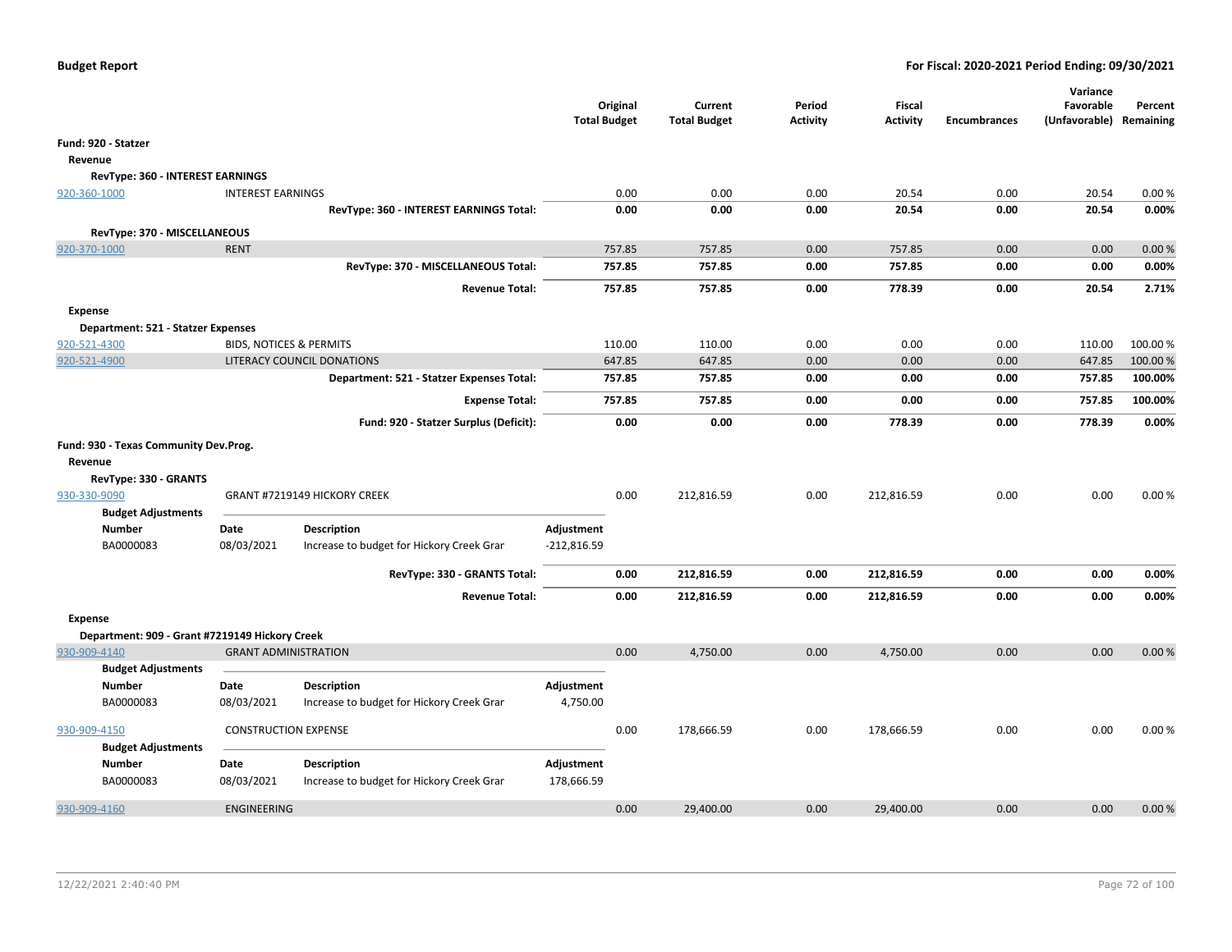| | | Original Total Budget | Current Total Budget | Period Activity | Fiscal Activity | Encumbrances | Variance Favorable (Unfavorable) | Percent Remaining |
|---|---|---|---|---|---|---|---|---|
| **Fund: 920 - Statzer** | | | | | | | | |
| **Revenue** | | | | | | | | |
| **RevType: 360 - INTEREST EARNINGS** | | | | | | | | |
| 920-360-1000 | INTEREST EARNINGS | 0.00 | 0.00 | 0.00 | 20.54 | 0.00 | 20.54 | 0.00 % |
| | **RevType: 360 - INTEREST EARNINGS Total:** | **0.00** | **0.00** | **0.00** | **20.54** | **0.00** | **20.54** | **0.00%** |
| **RevType: 370 - MISCELLANEOUS** | | | | | | | | |
| 920-370-1000 | RENT | 757.85 | 757.85 | 0.00 | 757.85 | 0.00 | 0.00 | 0.00 % |
| | **RevType: 370 - MISCELLANEOUS Total:** | **757.85** | **757.85** | **0.00** | **757.85** | **0.00** | **0.00** | **0.00%** |
| | **Revenue Total:** | **757.85** | **757.85** | **0.00** | **778.39** | **0.00** | **20.54** | **2.71%** |
| **Expense** | | | | | | | | |
| **Department: 521 - Statzer Expenses** | | | | | | | | |
| 920-521-4300 | BIDS, NOTICES & PERMITS | 110.00 | 110.00 | 0.00 | 0.00 | 0.00 | 110.00 | 100.00 % |
| 920-521-4900 | LITERACY COUNCIL DONATIONS | 647.85 | 647.85 | 0.00 | 0.00 | 0.00 | 647.85 | 100.00 % |
| | **Department: 521 - Statzer Expenses Total:** | **757.85** | **757.85** | **0.00** | **0.00** | **0.00** | **757.85** | **100.00%** |
| | **Expense Total:** | **757.85** | **757.85** | **0.00** | **0.00** | **0.00** | **757.85** | **100.00%** |
| | **Fund: 920 - Statzer Surplus (Deficit):** | **0.00** | **0.00** | **0.00** | **778.39** | **0.00** | **778.39** | **0.00%** |
| **Fund: 930 - Texas Community Dev.Prog.** | | | | | | | | |
| **Revenue** | | | | | | | | |
| **RevType: 330 - GRANTS** | | | | | | | | |
| 930-330-9090 | GRANT #7219149 HICKORY CREEK | 0.00 | 212,816.59 | 0.00 | 212,816.59 | 0.00 | 0.00 | 0.00 % |

**Budget Adjustments**

| Number | Date | Description | Adjustment |
|---|---|---|---|
| BA0000083 | 08/03/2021 | Increase to budget for Hickory Creek Grar | -212,816.59 |

| | | Original Total Budget | Current Total Budget | Period Activity | Fiscal Activity | Encumbrances | Variance Favorable (Unfavorable) | Percent Remaining |
|---|---|---|---|---|---|---|---|---|
| | **RevType: 330 - GRANTS Total:** | **0.00** | **212,816.59** | **0.00** | **212,816.59** | **0.00** | **0.00** | **0.00%** |
| | **Revenue Total:** | **0.00** | **212,816.59** | **0.00** | **212,816.59** | **0.00** | **0.00** | **0.00%** |
| **Expense** | | | | | | | | |
| **Department: 909 - Grant #7219149 Hickory Creek** | | | | | | | | |
| 930-909-4140 | GRANT ADMINISTRATION | 0.00 | 4,750.00 | 0.00 | 4,750.00 | 0.00 | 0.00 | 0.00 % |

**Budget Adjustments**

| Number | Date | Description | Adjustment |
|---|---|---|---|
| BA0000083 | 08/03/2021 | Increase to budget for Hickory Creek Grar | 4,750.00 |

| | | Original Total Budget | Current Total Budget | Period Activity | Fiscal Activity | Encumbrances | Variance Favorable (Unfavorable) | Percent Remaining |
|---|---|---|---|---|---|---|---|---|
| 930-909-4150 | CONSTRUCTION EXPENSE | 0.00 | 178,666.59 | 0.00 | 178,666.59 | 0.00 | 0.00 | 0.00 % |

**Budget Adjustments**

| Number | Date | Description | Adjustment |
|---|---|---|---|
| BA0000083 | 08/03/2021 | Increase to budget for Hickory Creek Grar | 178,666.59 |

| | | Original Total Budget | Current Total Budget | Period Activity | Fiscal Activity | Encumbrances | Variance Favorable (Unfavorable) | Percent Remaining |
|---|---|---|---|---|---|---|---|---|
| 930-909-4160 | ENGINEERING | 0.00 | 29,400.00 | 0.00 | 29,400.00 | 0.00 | 0.00 | 0.00 % |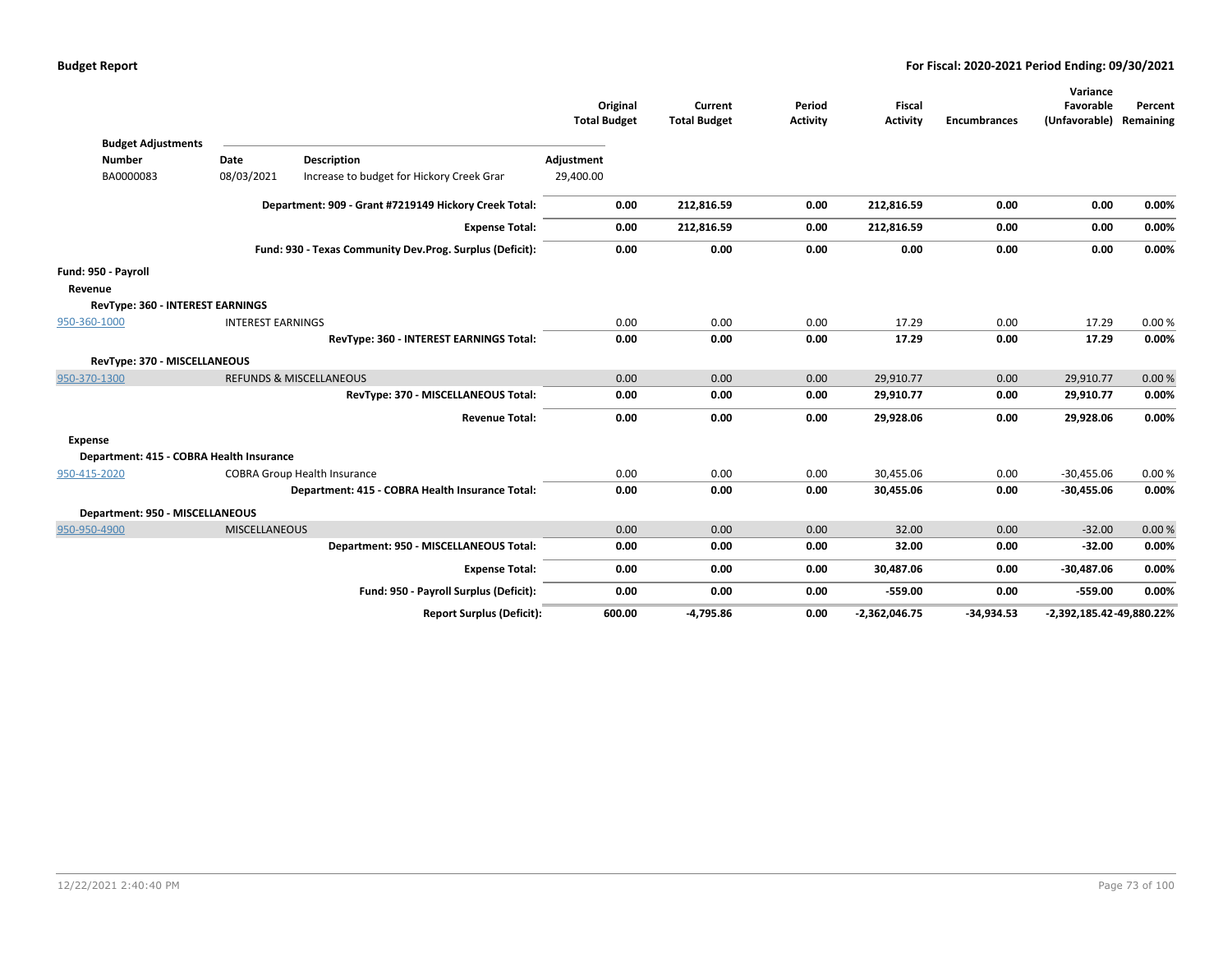**Budget Report** | **For Fiscal: 2020-2021 Period Ending: 09/30/2021**

| | | | Original Total Budget | Current Total Budget | Period Activity | Fiscal Activity | Encumbrances | Variance Favorable (Unfavorable) | Percent Remaining |
|---|---|---|---|---|---|---|---|---|---|
| **Budget Adjustments** | | | | | | | | | |
| **Number** | **Date** | **Description** | **Adjustment** | | | | | | |
| BA0000083 | 08/03/2021 | Increase to budget for Hickory Creek Grar | 29,400.00 | | | | | | |
| | | **Department: 909 - Grant #7219149 Hickory Creek Total:** | **0.00** | **212,816.59** | **0.00** | **212,816.59** | **0.00** | **0.00** | **0.00%** |
| | | **Expense Total:** | **0.00** | **212,816.59** | **0.00** | **212,816.59** | **0.00** | **0.00** | **0.00%** |
| | | **Fund: 930 - Texas Community Dev.Prog. Surplus (Deficit):** | **0.00** | **0.00** | **0.00** | **0.00** | **0.00** | **0.00** | **0.00%** |
| **Fund: 950 - Payroll** | | | | | | | | | |
| **Revenue** | | | | | | | | | |
| **RevType: 360 - INTEREST EARNINGS** | | | | | | | | | |
| 950-360-1000 | INTEREST EARNINGS | | 0.00 | 0.00 | 0.00 | 17.29 | 0.00 | 17.29 | 0.00 % |
| | | **RevType: 360 - INTEREST EARNINGS Total:** | **0.00** | **0.00** | **0.00** | **17.29** | **0.00** | **17.29** | **0.00%** |
| **RevType: 370 - MISCELLANEOUS** | | | | | | | | | |
| 950-370-1300 | REFUNDS & MISCELLANEOUS | | 0.00 | 0.00 | 0.00 | 29,910.77 | 0.00 | 29,910.77 | 0.00 % |
| | | **RevType: 370 - MISCELLANEOUS Total:** | **0.00** | **0.00** | **0.00** | **29,910.77** | **0.00** | **29,910.77** | **0.00%** |
| | | **Revenue Total:** | **0.00** | **0.00** | **0.00** | **29,928.06** | **0.00** | **29,928.06** | **0.00%** |
| **Expense** | | | | | | | | | |
| **Department: 415 - COBRA Health Insurance** | | | | | | | | | |
| 950-415-2020 | COBRA Group Health Insurance | | 0.00 | 0.00 | 0.00 | 30,455.06 | 0.00 | -30,455.06 | 0.00 % |
| | | **Department: 415 - COBRA Health Insurance Total:** | **0.00** | **0.00** | **0.00** | **30,455.06** | **0.00** | **-30,455.06** | **0.00%** |
| **Department: 950 - MISCELLANEOUS** | | | | | | | | | |
| 950-950-4900 | MISCELLANEOUS | | 0.00 | 0.00 | 0.00 | 32.00 | 0.00 | -32.00 | 0.00 % |
| | | **Department: 950 - MISCELLANEOUS Total:** | **0.00** | **0.00** | **0.00** | **32.00** | **0.00** | **-32.00** | **0.00%** |
| | | **Expense Total:** | **0.00** | **0.00** | **0.00** | **30,487.06** | **0.00** | **-30,487.06** | **0.00%** |
| | | **Fund: 950 - Payroll Surplus (Deficit):** | **0.00** | **0.00** | **0.00** | **-559.00** | **0.00** | **-559.00** | **0.00%** |
| | | **Report Surplus (Deficit):** | **600.00** | **-4,795.86** | **0.00** | **-2,362,046.75** | **-34,934.53** | **-2,392,185.42** | **-49,880.22%** |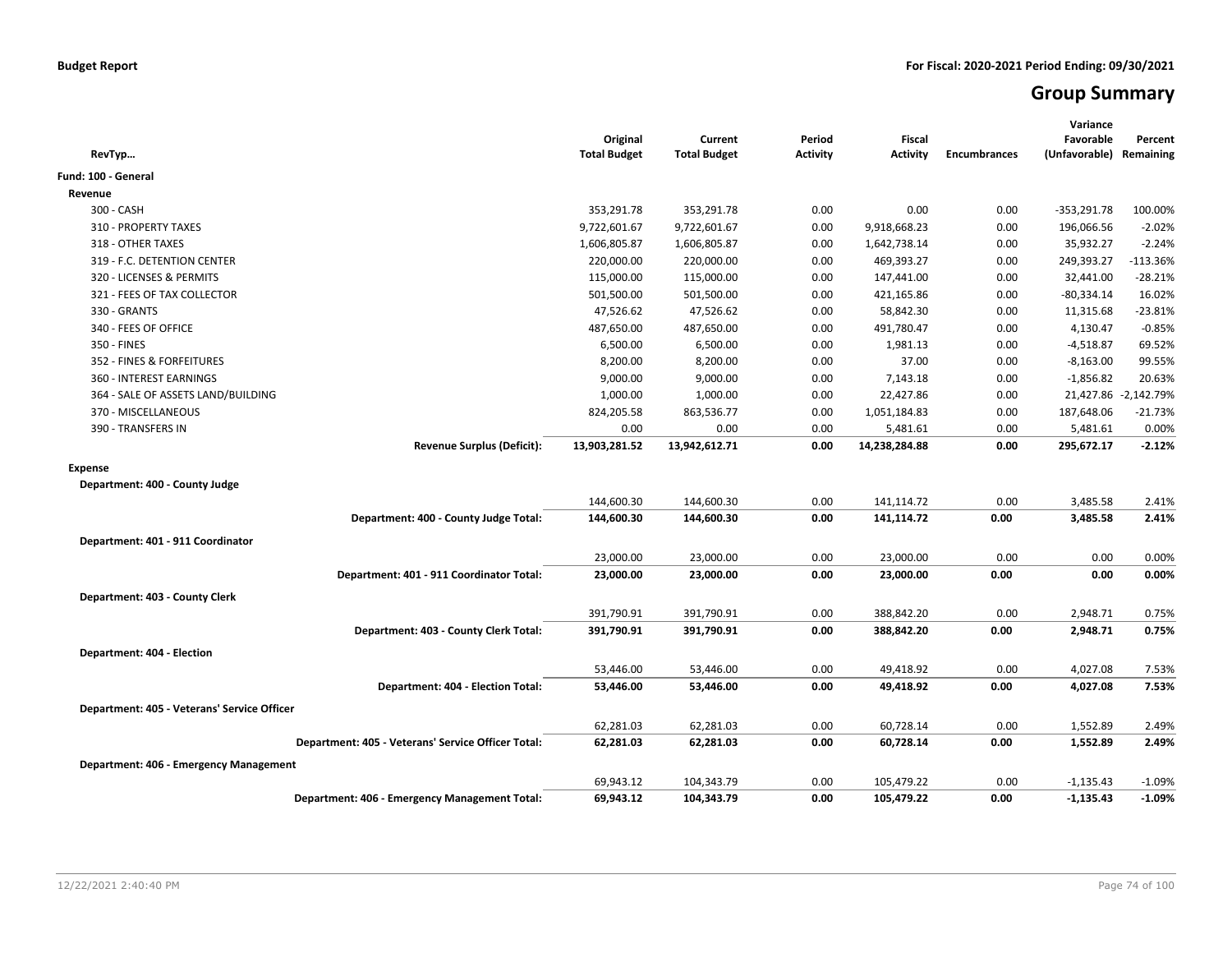**Budget Report** **For Fiscal: 2020-2021 Period Ending: 09/30/2021**

# Group Summary

| RevTyp… | Original Total Budget | Current Total Budget | Period Activity | Fiscal Activity | Encumbrances | Variance Favorable (Unfavorable) | Percent Remaining |
|---|---|---|---|---|---|---|---|
| **Fund: 100 - General** | | | | | | | |
| **Revenue** | | | | | | | |
| 300 - CASH | 353,291.78 | 353,291.78 | 0.00 | 0.00 | 0.00 | -353,291.78 | 100.00% |
| 310 - PROPERTY TAXES | 9,722,601.67 | 9,722,601.67 | 0.00 | 9,918,668.23 | 0.00 | 196,066.56 | -2.02% |
| 318 - OTHER TAXES | 1,606,805.87 | 1,606,805.87 | 0.00 | 1,642,738.14 | 0.00 | 35,932.27 | -2.24% |
| 319 - F.C. DETENTION CENTER | 220,000.00 | 220,000.00 | 0.00 | 469,393.27 | 0.00 | 249,393.27 | -113.36% |
| 320 - LICENSES & PERMITS | 115,000.00 | 115,000.00 | 0.00 | 147,441.00 | 0.00 | 32,441.00 | -28.21% |
| 321 - FEES OF TAX COLLECTOR | 501,500.00 | 501,500.00 | 0.00 | 421,165.86 | 0.00 | -80,334.14 | 16.02% |
| 330 - GRANTS | 47,526.62 | 47,526.62 | 0.00 | 58,842.30 | 0.00 | 11,315.68 | -23.81% |
| 340 - FEES OF OFFICE | 487,650.00 | 487,650.00 | 0.00 | 491,780.47 | 0.00 | 4,130.47 | -0.85% |
| 350 - FINES | 6,500.00 | 6,500.00 | 0.00 | 1,981.13 | 0.00 | -4,518.87 | 69.52% |
| 352 - FINES & FORFEITURES | 8,200.00 | 8,200.00 | 0.00 | 37.00 | 0.00 | -8,163.00 | 99.55% |
| 360 - INTEREST EARNINGS | 9,000.00 | 9,000.00 | 0.00 | 7,143.18 | 0.00 | -1,856.82 | 20.63% |
| 364 - SALE OF ASSETS LAND/BUILDING | 1,000.00 | 1,000.00 | 0.00 | 22,427.86 | 0.00 | 21,427.86 | -2,142.79% |
| 370 - MISCELLANEOUS | 824,205.58 | 863,536.77 | 0.00 | 1,051,184.83 | 0.00 | 187,648.06 | -21.73% |
| 390 - TRANSFERS IN | 0.00 | 0.00 | 0.00 | 5,481.61 | 0.00 | 5,481.61 | 0.00% |
| **Revenue Surplus (Deficit):** | **13,903,281.52** | **13,942,612.71** | **0.00** | **14,238,284.88** | **0.00** | **295,672.17** | **-2.12%** |
| **Expense** | | | | | | | |
| **Department: 400 - County Judge** | | | | | | | |
| | 144,600.30 | 144,600.30 | 0.00 | 141,114.72 | 0.00 | 3,485.58 | 2.41% |
| **Department: 400 - County Judge Total:** | **144,600.30** | **144,600.30** | **0.00** | **141,114.72** | **0.00** | **3,485.58** | **2.41%** |
| **Department: 401 - 911 Coordinator** | | | | | | | |
| | 23,000.00 | 23,000.00 | 0.00 | 23,000.00 | 0.00 | 0.00 | 0.00% |
| **Department: 401 - 911 Coordinator Total:** | **23,000.00** | **23,000.00** | **0.00** | **23,000.00** | **0.00** | **0.00** | **0.00%** |
| **Department: 403 - County Clerk** | | | | | | | |
| | 391,790.91 | 391,790.91 | 0.00 | 388,842.20 | 0.00 | 2,948.71 | 0.75% |
| **Department: 403 - County Clerk Total:** | **391,790.91** | **391,790.91** | **0.00** | **388,842.20** | **0.00** | **2,948.71** | **0.75%** |
| **Department: 404 - Election** | | | | | | | |
| | 53,446.00 | 53,446.00 | 0.00 | 49,418.92 | 0.00 | 4,027.08 | 7.53% |
| **Department: 404 - Election Total:** | **53,446.00** | **53,446.00** | **0.00** | **49,418.92** | **0.00** | **4,027.08** | **7.53%** |
| **Department: 405 - Veterans' Service Officer** | | | | | | | |
| | 62,281.03 | 62,281.03 | 0.00 | 60,728.14 | 0.00 | 1,552.89 | 2.49% |
| **Department: 405 - Veterans' Service Officer Total:** | **62,281.03** | **62,281.03** | **0.00** | **60,728.14** | **0.00** | **1,552.89** | **2.49%** |
| **Department: 406 - Emergency Management** | | | | | | | |
| | 69,943.12 | 104,343.79 | 0.00 | 105,479.22 | 0.00 | -1,135.43 | -1.09% |
| **Department: 406 - Emergency Management Total:** | **69,943.12** | **104,343.79** | **0.00** | **105,479.22** | **0.00** | **-1,135.43** | **-1.09%** |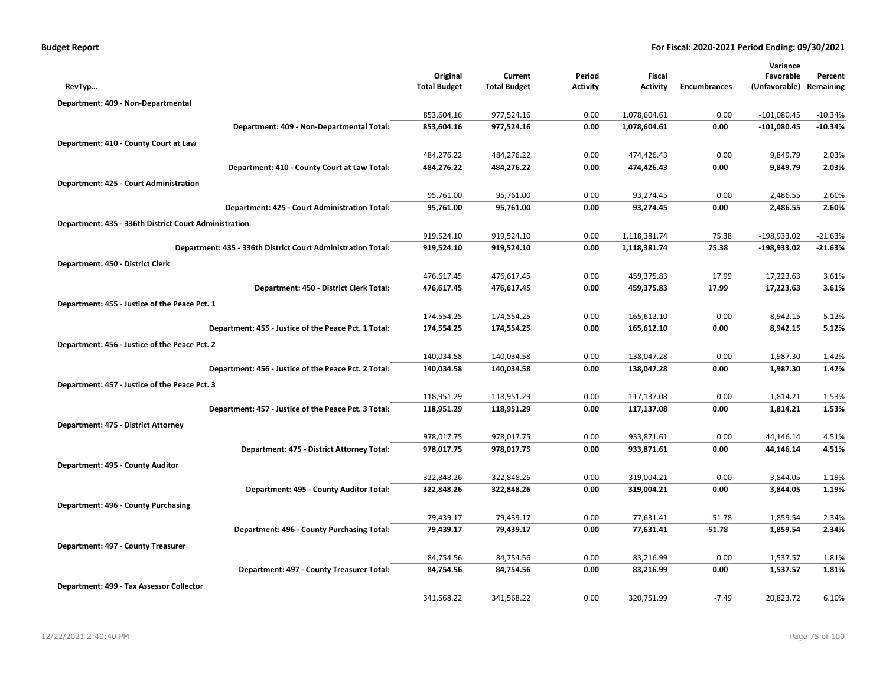**Budget Report** | **For Fiscal: 2020-2021 Period Ending: 09/30/2021**

| RevTyp… | Original Total Budget | Current Total Budget | Period Activity | Fiscal Activity | Encumbrances | Variance Favorable (Unfavorable) | Percent Remaining |
|---|---|---|---|---|---|---|---|
| **Department: 409 - Non-Departmental** | | | | | | | |
| | 853,604.16 | 977,524.16 | 0.00 | 1,078,604.61 | 0.00 | -101,080.45 | -10.34% |
| **Department: 409 - Non-Departmental Total:** | **853,604.16** | **977,524.16** | **0.00** | **1,078,604.61** | **0.00** | **-101,080.45** | **-10.34%** |
| **Department: 410 - County Court at Law** | | | | | | | |
| | 484,276.22 | 484,276.22 | 0.00 | 474,426.43 | 0.00 | 9,849.79 | 2.03% |
| **Department: 410 - County Court at Law Total:** | **484,276.22** | **484,276.22** | **0.00** | **474,426.43** | **0.00** | **9,849.79** | **2.03%** |
| **Department: 425 - Court Administration** | | | | | | | |
| | 95,761.00 | 95,761.00 | 0.00 | 93,274.45 | 0.00 | 2,486.55 | 2.60% |
| **Department: 425 - Court Administration Total:** | **95,761.00** | **95,761.00** | **0.00** | **93,274.45** | **0.00** | **2,486.55** | **2.60%** |
| **Department: 435 - 336th District Court Administration** | | | | | | | |
| | 919,524.10 | 919,524.10 | 0.00 | 1,118,381.74 | 75.38 | -198,933.02 | -21.63% |
| **Department: 435 - 336th District Court Administration Total:** | **919,524.10** | **919,524.10** | **0.00** | **1,118,381.74** | **75.38** | **-198,933.02** | **-21.63%** |
| **Department: 450 - District Clerk** | | | | | | | |
| | 476,617.45 | 476,617.45 | 0.00 | 459,375.83 | 17.99 | 17,223.63 | 3.61% |
| **Department: 450 - District Clerk Total:** | **476,617.45** | **476,617.45** | **0.00** | **459,375.83** | **17.99** | **17,223.63** | **3.61%** |
| **Department: 455 - Justice of the Peace Pct. 1** | | | | | | | |
| | 174,554.25 | 174,554.25 | 0.00 | 165,612.10 | 0.00 | 8,942.15 | 5.12% |
| **Department: 455 - Justice of the Peace Pct. 1 Total:** | **174,554.25** | **174,554.25** | **0.00** | **165,612.10** | **0.00** | **8,942.15** | **5.12%** |
| **Department: 456 - Justice of the Peace Pct. 2** | | | | | | | |
| | 140,034.58 | 140,034.58 | 0.00 | 138,047.28 | 0.00 | 1,987.30 | 1.42% |
| **Department: 456 - Justice of the Peace Pct. 2 Total:** | **140,034.58** | **140,034.58** | **0.00** | **138,047.28** | **0.00** | **1,987.30** | **1.42%** |
| **Department: 457 - Justice of the Peace Pct. 3** | | | | | | | |
| | 118,951.29 | 118,951.29 | 0.00 | 117,137.08 | 0.00 | 1,814.21 | 1.53% |
| **Department: 457 - Justice of the Peace Pct. 3 Total:** | **118,951.29** | **118,951.29** | **0.00** | **117,137.08** | **0.00** | **1,814.21** | **1.53%** |
| **Department: 475 - District Attorney** | | | | | | | |
| | 978,017.75 | 978,017.75 | 0.00 | 933,871.61 | 0.00 | 44,146.14 | 4.51% |
| **Department: 475 - District Attorney Total:** | **978,017.75** | **978,017.75** | **0.00** | **933,871.61** | **0.00** | **44,146.14** | **4.51%** |
| **Department: 495 - County Auditor** | | | | | | | |
| | 322,848.26 | 322,848.26 | 0.00 | 319,004.21 | 0.00 | 3,844.05 | 1.19% |
| **Department: 495 - County Auditor Total:** | **322,848.26** | **322,848.26** | **0.00** | **319,004.21** | **0.00** | **3,844.05** | **1.19%** |
| **Department: 496 - County Purchasing** | | | | | | | |
| | 79,439.17 | 79,439.17 | 0.00 | 77,631.41 | -51.78 | 1,859.54 | 2.34% |
| **Department: 496 - County Purchasing Total:** | **79,439.17** | **79,439.17** | **0.00** | **77,631.41** | **-51.78** | **1,859.54** | **2.34%** |
| **Department: 497 - County Treasurer** | | | | | | | |
| | 84,754.56 | 84,754.56 | 0.00 | 83,216.99 | 0.00 | 1,537.57 | 1.81% |
| **Department: 497 - County Treasurer Total:** | **84,754.56** | **84,754.56** | **0.00** | **83,216.99** | **0.00** | **1,537.57** | **1.81%** |
| **Department: 499 - Tax Assessor Collector** | | | | | | | |
| | 341,568.22 | 341,568.22 | 0.00 | 320,751.99 | -7.49 | 20,823.72 | 6.10% |

12/22/2021 2:40:40 PM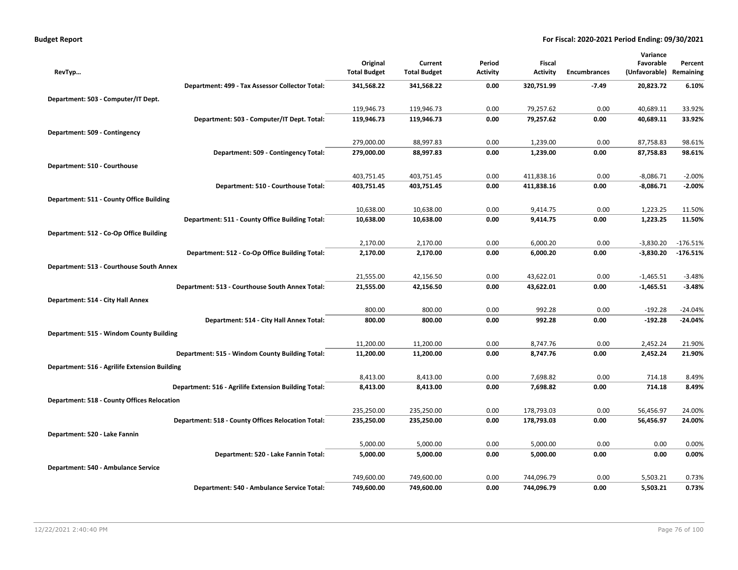| RevTyp... | Original Total Budget | Current Total Budget | Period Activity | Fiscal Activity | Encumbrances | Variance Favorable (Unfavorable) | Percent Remaining |
|---|---|---|---|---|---|---|---|
| **Department: 499 - Tax Assessor Collector Total:** | **341,568.22** | **341,568.22** | **0.00** | **320,751.99** | **-7.49** | **20,823.72** | **6.10%** |
| **Department: 503 - Computer/IT Dept.** | | | | | | | |
| | 119,946.73 | 119,946.73 | 0.00 | 79,257.62 | 0.00 | 40,689.11 | 33.92% |
| **Department: 503 - Computer/IT Dept. Total:** | **119,946.73** | **119,946.73** | **0.00** | **79,257.62** | **0.00** | **40,689.11** | **33.92%** |
| **Department: 509 - Contingency** | | | | | | | |
| | 279,000.00 | 88,997.83 | 0.00 | 1,239.00 | 0.00 | 87,758.83 | 98.61% |
| **Department: 509 - Contingency Total:** | **279,000.00** | **88,997.83** | **0.00** | **1,239.00** | **0.00** | **87,758.83** | **98.61%** |
| **Department: 510 - Courthouse** | | | | | | | |
| | 403,751.45 | 403,751.45 | 0.00 | 411,838.16 | 0.00 | -8,086.71 | -2.00% |
| **Department: 510 - Courthouse Total:** | **403,751.45** | **403,751.45** | **0.00** | **411,838.16** | **0.00** | **-8,086.71** | **-2.00%** |
| **Department: 511 - County Office Building** | | | | | | | |
| | 10,638.00 | 10,638.00 | 0.00 | 9,414.75 | 0.00 | 1,223.25 | 11.50% |
| **Department: 511 - County Office Building Total:** | **10,638.00** | **10,638.00** | **0.00** | **9,414.75** | **0.00** | **1,223.25** | **11.50%** |
| **Department: 512 - Co-Op Office Building** | | | | | | | |
| | 2,170.00 | 2,170.00 | 0.00 | 6,000.20 | 0.00 | -3,830.20 | -176.51% |
| **Department: 512 - Co-Op Office Building Total:** | **2,170.00** | **2,170.00** | **0.00** | **6,000.20** | **0.00** | **-3,830.20** | **-176.51%** |
| **Department: 513 - Courthouse South Annex** | | | | | | | |
| | 21,555.00 | 42,156.50 | 0.00 | 43,622.01 | 0.00 | -1,465.51 | -3.48% |
| **Department: 513 - Courthouse South Annex Total:** | **21,555.00** | **42,156.50** | **0.00** | **43,622.01** | **0.00** | **-1,465.51** | **-3.48%** |
| **Department: 514 - City Hall Annex** | | | | | | | |
| | 800.00 | 800.00 | 0.00 | 992.28 | 0.00 | -192.28 | -24.04% |
| **Department: 514 - City Hall Annex Total:** | **800.00** | **800.00** | **0.00** | **992.28** | **0.00** | **-192.28** | **-24.04%** |
| **Department: 515 - Windom County Building** | | | | | | | |
| | 11,200.00 | 11,200.00 | 0.00 | 8,747.76 | 0.00 | 2,452.24 | 21.90% |
| **Department: 515 - Windom County Building Total:** | **11,200.00** | **11,200.00** | **0.00** | **8,747.76** | **0.00** | **2,452.24** | **21.90%** |
| **Department: 516 - Agrilife Extension Building** | | | | | | | |
| | 8,413.00 | 8,413.00 | 0.00 | 7,698.82 | 0.00 | 714.18 | 8.49% |
| **Department: 516 - Agrilife Extension Building Total:** | **8,413.00** | **8,413.00** | **0.00** | **7,698.82** | **0.00** | **714.18** | **8.49%** |
| **Department: 518 - County Offices Relocation** | | | | | | | |
| | 235,250.00 | 235,250.00 | 0.00 | 178,793.03 | 0.00 | 56,456.97 | 24.00% |
| **Department: 518 - County Offices Relocation Total:** | **235,250.00** | **235,250.00** | **0.00** | **178,793.03** | **0.00** | **56,456.97** | **24.00%** |
| **Department: 520 - Lake Fannin** | | | | | | | |
| | 5,000.00 | 5,000.00 | 0.00 | 5,000.00 | 0.00 | 0.00 | 0.00% |
| **Department: 520 - Lake Fannin Total:** | **5,000.00** | **5,000.00** | **0.00** | **5,000.00** | **0.00** | **0.00** | **0.00%** |
| **Department: 540 - Ambulance Service** | | | | | | | |
| | 749,600.00 | 749,600.00 | 0.00 | 744,096.79 | 0.00 | 5,503.21 | 0.73% |
| **Department: 540 - Ambulance Service Total:** | **749,600.00** | **749,600.00** | **0.00** | **744,096.79** | **0.00** | **5,503.21** | **0.73%** |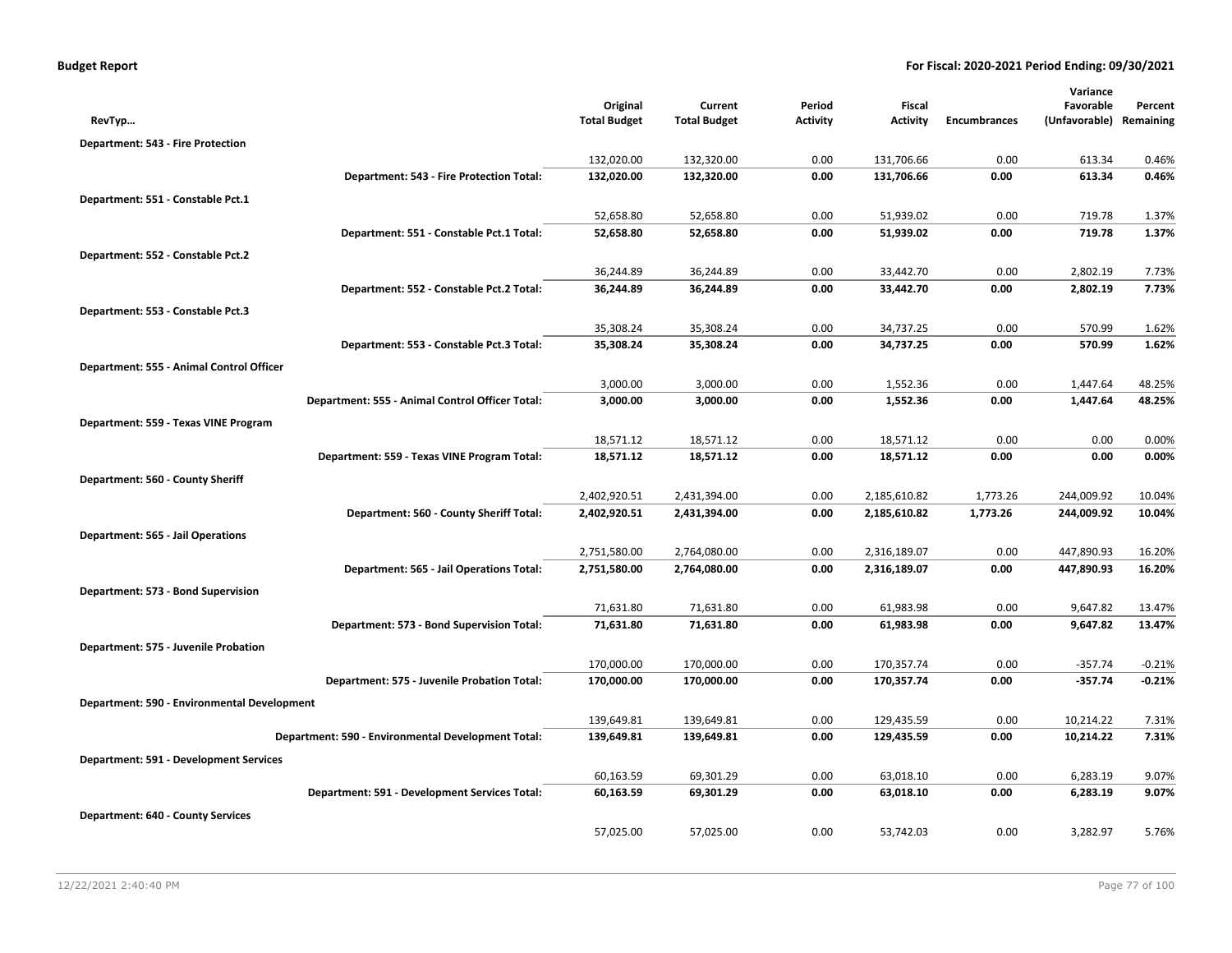**Budget Report** — **For Fiscal: 2020-2021 Period Ending: 09/30/2021**

| RevTyp… | Original Total Budget | Current Total Budget | Period Activity | Fiscal Activity | Encumbrances | Variance Favorable (Unfavorable) | Percent Remaining |
|---|---|---|---|---|---|---|---|
| **Department: 543 - Fire Protection** | | | | | | | |
| | 132,020.00 | 132,320.00 | 0.00 | 131,706.66 | 0.00 | 613.34 | 0.46% |
| **Department: 543 - Fire Protection Total:** | **132,020.00** | **132,320.00** | **0.00** | **131,706.66** | **0.00** | **613.34** | **0.46%** |
| **Department: 551 - Constable Pct.1** | | | | | | | |
| | 52,658.80 | 52,658.80 | 0.00 | 51,939.02 | 0.00 | 719.78 | 1.37% |
| **Department: 551 - Constable Pct.1 Total:** | **52,658.80** | **52,658.80** | **0.00** | **51,939.02** | **0.00** | **719.78** | **1.37%** |
| **Department: 552 - Constable Pct.2** | | | | | | | |
| | 36,244.89 | 36,244.89 | 0.00 | 33,442.70 | 0.00 | 2,802.19 | 7.73% |
| **Department: 552 - Constable Pct.2 Total:** | **36,244.89** | **36,244.89** | **0.00** | **33,442.70** | **0.00** | **2,802.19** | **7.73%** |
| **Department: 553 - Constable Pct.3** | | | | | | | |
| | 35,308.24 | 35,308.24 | 0.00 | 34,737.25 | 0.00 | 570.99 | 1.62% |
| **Department: 553 - Constable Pct.3 Total:** | **35,308.24** | **35,308.24** | **0.00** | **34,737.25** | **0.00** | **570.99** | **1.62%** |
| **Department: 555 - Animal Control Officer** | | | | | | | |
| | 3,000.00 | 3,000.00 | 0.00 | 1,552.36 | 0.00 | 1,447.64 | 48.25% |
| **Department: 555 - Animal Control Officer Total:** | **3,000.00** | **3,000.00** | **0.00** | **1,552.36** | **0.00** | **1,447.64** | **48.25%** |
| **Department: 559 - Texas VINE Program** | | | | | | | |
| | 18,571.12 | 18,571.12 | 0.00 | 18,571.12 | 0.00 | 0.00 | 0.00% |
| **Department: 559 - Texas VINE Program Total:** | **18,571.12** | **18,571.12** | **0.00** | **18,571.12** | **0.00** | **0.00** | **0.00%** |
| **Department: 560 - County Sheriff** | | | | | | | |
| | 2,402,920.51 | 2,431,394.00 | 0.00 | 2,185,610.82 | 1,773.26 | 244,009.92 | 10.04% |
| **Department: 560 - County Sheriff Total:** | **2,402,920.51** | **2,431,394.00** | **0.00** | **2,185,610.82** | **1,773.26** | **244,009.92** | **10.04%** |
| **Department: 565 - Jail Operations** | | | | | | | |
| | 2,751,580.00 | 2,764,080.00 | 0.00 | 2,316,189.07 | 0.00 | 447,890.93 | 16.20% |
| **Department: 565 - Jail Operations Total:** | **2,751,580.00** | **2,764,080.00** | **0.00** | **2,316,189.07** | **0.00** | **447,890.93** | **16.20%** |
| **Department: 573 - Bond Supervision** | | | | | | | |
| | 71,631.80 | 71,631.80 | 0.00 | 61,983.98 | 0.00 | 9,647.82 | 13.47% |
| **Department: 573 - Bond Supervision Total:** | **71,631.80** | **71,631.80** | **0.00** | **61,983.98** | **0.00** | **9,647.82** | **13.47%** |
| **Department: 575 - Juvenile Probation** | | | | | | | |
| | 170,000.00 | 170,000.00 | 0.00 | 170,357.74 | 0.00 | -357.74 | -0.21% |
| **Department: 575 - Juvenile Probation Total:** | **170,000.00** | **170,000.00** | **0.00** | **170,357.74** | **0.00** | **-357.74** | **-0.21%** |
| **Department: 590 - Environmental Development** | | | | | | | |
| | 139,649.81 | 139,649.81 | 0.00 | 129,435.59 | 0.00 | 10,214.22 | 7.31% |
| **Department: 590 - Environmental Development Total:** | **139,649.81** | **139,649.81** | **0.00** | **129,435.59** | **0.00** | **10,214.22** | **7.31%** |
| **Department: 591 - Development Services** | | | | | | | |
| | 60,163.59 | 69,301.29 | 0.00 | 63,018.10 | 0.00 | 6,283.19 | 9.07% |
| **Department: 591 - Development Services Total:** | **60,163.59** | **69,301.29** | **0.00** | **63,018.10** | **0.00** | **6,283.19** | **9.07%** |
| **Department: 640 - County Services** | | | | | | | |
| | 57,025.00 | 57,025.00 | 0.00 | 53,742.03 | 0.00 | 3,282.97 | 5.76% |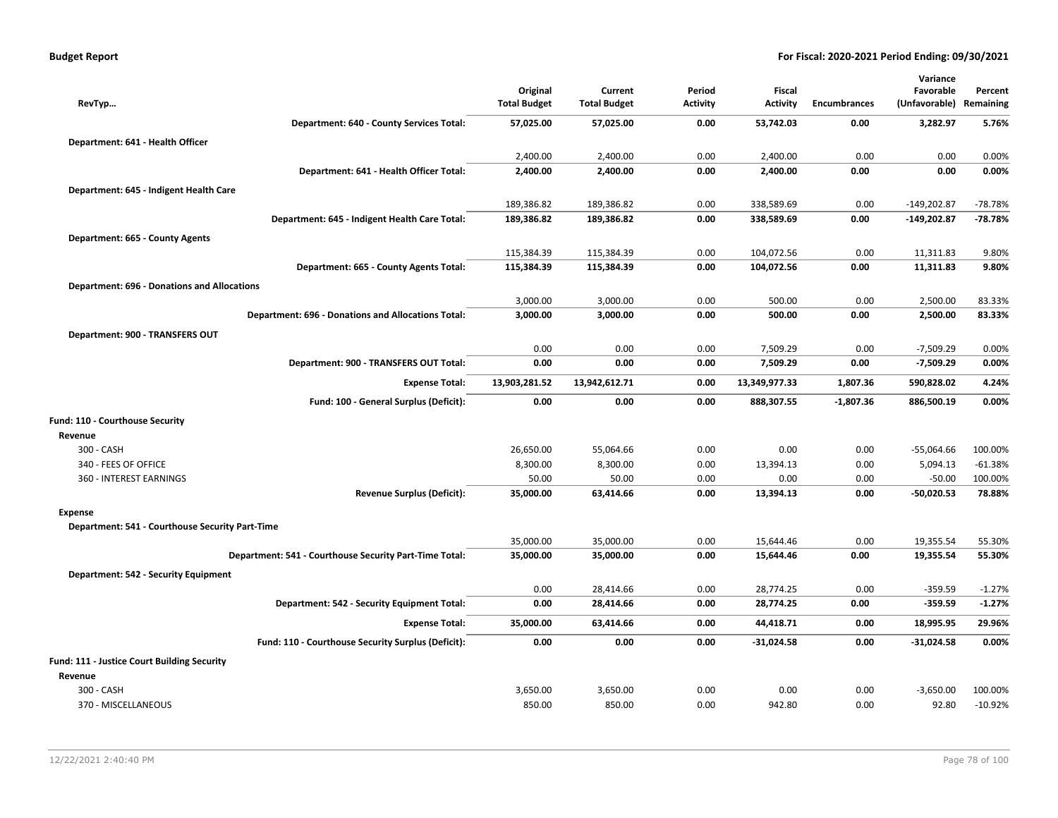**Budget Report** — **For Fiscal: 2020-2021 Period Ending: 09/30/2021**

| RevTyp... | Original Total Budget | Current Total Budget | Period Activity | Fiscal Activity | Encumbrances | Variance Favorable (Unfavorable) | Percent Remaining |
|---|---|---|---|---|---|---|---|
| **Department: 640 - County Services Total:** | **57,025.00** | **57,025.00** | **0.00** | **53,742.03** | **0.00** | **3,282.97** | **5.76%** |
| **Department: 641 - Health Officer** | | | | | | | |
| | 2,400.00 | 2,400.00 | 0.00 | 2,400.00 | 0.00 | 0.00 | 0.00% |
| **Department: 641 - Health Officer Total:** | **2,400.00** | **2,400.00** | **0.00** | **2,400.00** | **0.00** | **0.00** | **0.00%** |
| **Department: 645 - Indigent Health Care** | | | | | | | |
| | 189,386.82 | 189,386.82 | 0.00 | 338,589.69 | 0.00 | -149,202.87 | -78.78% |
| **Department: 645 - Indigent Health Care Total:** | **189,386.82** | **189,386.82** | **0.00** | **338,589.69** | **0.00** | **-149,202.87** | **-78.78%** |
| **Department: 665 - County Agents** | | | | | | | |
| | 115,384.39 | 115,384.39 | 0.00 | 104,072.56 | 0.00 | 11,311.83 | 9.80% |
| **Department: 665 - County Agents Total:** | **115,384.39** | **115,384.39** | **0.00** | **104,072.56** | **0.00** | **11,311.83** | **9.80%** |
| **Department: 696 - Donations and Allocations** | | | | | | | |
| | 3,000.00 | 3,000.00 | 0.00 | 500.00 | 0.00 | 2,500.00 | 83.33% |
| **Department: 696 - Donations and Allocations Total:** | **3,000.00** | **3,000.00** | **0.00** | **500.00** | **0.00** | **2,500.00** | **83.33%** |
| **Department: 900 - TRANSFERS OUT** | | | | | | | |
| | 0.00 | 0.00 | 0.00 | 7,509.29 | 0.00 | -7,509.29 | 0.00% |
| **Department: 900 - TRANSFERS OUT Total:** | **0.00** | **0.00** | **0.00** | **7,509.29** | **0.00** | **-7,509.29** | **0.00%** |
| **Expense Total:** | **13,903,281.52** | **13,942,612.71** | **0.00** | **13,349,977.33** | **1,807.36** | **590,828.02** | **4.24%** |
| **Fund: 100 - General Surplus (Deficit):** | **0.00** | **0.00** | **0.00** | **888,307.55** | **-1,807.36** | **886,500.19** | **0.00%** |
| **Fund: 110 - Courthouse Security** | | | | | | | |
| **Revenue** | | | | | | | |
| 300 - CASH | 26,650.00 | 55,064.66 | 0.00 | 0.00 | 0.00 | -55,064.66 | 100.00% |
| 340 - FEES OF OFFICE | 8,300.00 | 8,300.00 | 0.00 | 13,394.13 | 0.00 | 5,094.13 | -61.38% |
| 360 - INTEREST EARNINGS | 50.00 | 50.00 | 0.00 | 0.00 | 0.00 | -50.00 | 100.00% |
| **Revenue Surplus (Deficit):** | **35,000.00** | **63,414.66** | **0.00** | **13,394.13** | **0.00** | **-50,020.53** | **78.88%** |
| **Expense** | | | | | | | |
| **Department: 541 - Courthouse Security Part-Time** | | | | | | | |
| | 35,000.00 | 35,000.00 | 0.00 | 15,644.46 | 0.00 | 19,355.54 | 55.30% |
| **Department: 541 - Courthouse Security Part-Time Total:** | **35,000.00** | **35,000.00** | **0.00** | **15,644.46** | **0.00** | **19,355.54** | **55.30%** |
| **Department: 542 - Security Equipment** | | | | | | | |
| | 0.00 | 28,414.66 | 0.00 | 28,774.25 | 0.00 | -359.59 | -1.27% |
| **Department: 542 - Security Equipment Total:** | **0.00** | **28,414.66** | **0.00** | **28,774.25** | **0.00** | **-359.59** | **-1.27%** |
| **Expense Total:** | **35,000.00** | **63,414.66** | **0.00** | **44,418.71** | **0.00** | **18,995.95** | **29.96%** |
| **Fund: 110 - Courthouse Security Surplus (Deficit):** | **0.00** | **0.00** | **0.00** | **-31,024.58** | **0.00** | **-31,024.58** | **0.00%** |
| **Fund: 111 - Justice Court Building Security** | | | | | | | |
| **Revenue** | | | | | | | |
| 300 - CASH | 3,650.00 | 3,650.00 | 0.00 | 0.00 | 0.00 | -3,650.00 | 100.00% |
| 370 - MISCELLANEOUS | 850.00 | 850.00 | 0.00 | 942.80 | 0.00 | 92.80 | -10.92% |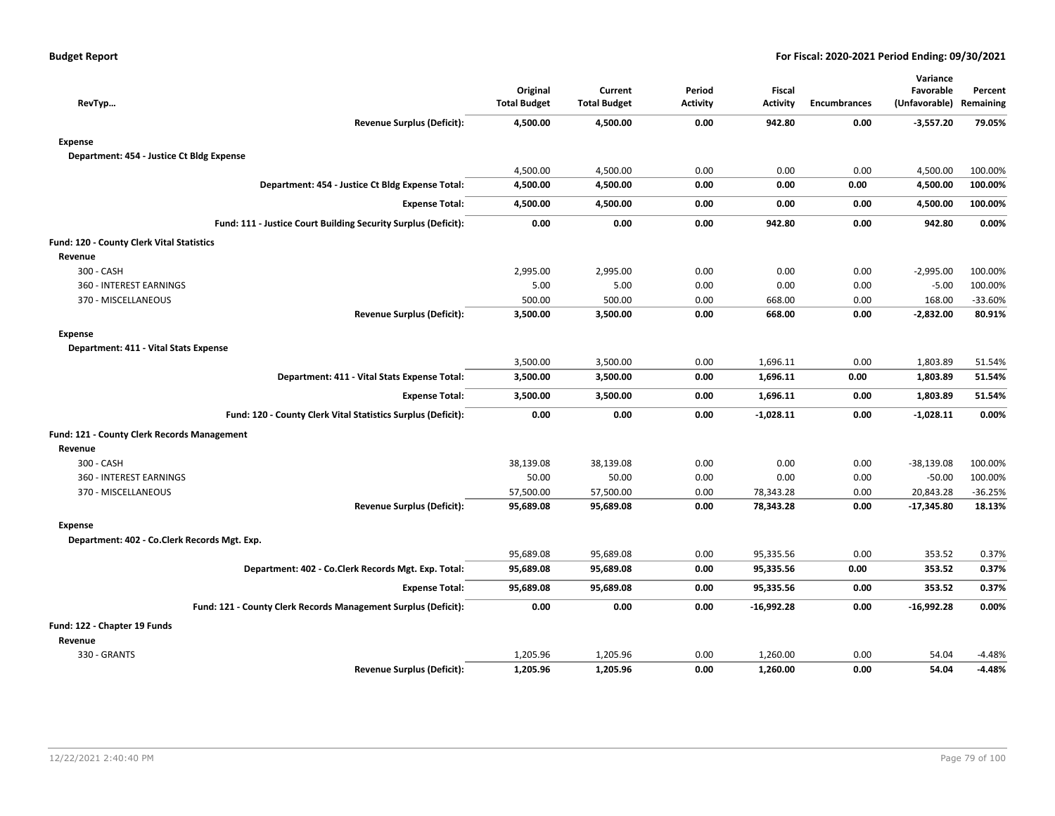**Budget Report** — **For Fiscal: 2020-2021 Period Ending: 09/30/2021**

| RevTyp… | Original Total Budget | Current Total Budget | Period Activity | Fiscal Activity | Encumbrances | Variance Favorable (Unfavorable) | Percent Remaining |
|---|---|---|---|---|---|---|---|
| **Revenue Surplus (Deficit):** | **4,500.00** | **4,500.00** | **0.00** | **942.80** | **0.00** | **-3,557.20** | **79.05%** |
| **Expense** | | | | | | | |
| **Department: 454 - Justice Ct Bldg Expense** | | | | | | | |
| | 4,500.00 | 4,500.00 | 0.00 | 0.00 | 0.00 | 4,500.00 | 100.00% |
| **Department: 454 - Justice Ct Bldg Expense Total:** | **4,500.00** | **4,500.00** | **0.00** | **0.00** | **0.00** | **4,500.00** | **100.00%** |
| **Expense Total:** | **4,500.00** | **4,500.00** | **0.00** | **0.00** | **0.00** | **4,500.00** | **100.00%** |
| **Fund: 111 - Justice Court Building Security Surplus (Deficit):** | **0.00** | **0.00** | **0.00** | **942.80** | **0.00** | **942.80** | **0.00%** |
| **Fund: 120 - County Clerk Vital Statistics** | | | | | | | |
| **Revenue** | | | | | | | |
| 300 - CASH | 2,995.00 | 2,995.00 | 0.00 | 0.00 | 0.00 | -2,995.00 | 100.00% |
| 360 - INTEREST EARNINGS | 5.00 | 5.00 | 0.00 | 0.00 | 0.00 | -5.00 | 100.00% |
| 370 - MISCELLANEOUS | 500.00 | 500.00 | 0.00 | 668.00 | 0.00 | 168.00 | -33.60% |
| **Revenue Surplus (Deficit):** | **3,500.00** | **3,500.00** | **0.00** | **668.00** | **0.00** | **-2,832.00** | **80.91%** |
| **Expense** | | | | | | | |
| **Department: 411 - Vital Stats Expense** | | | | | | | |
| | 3,500.00 | 3,500.00 | 0.00 | 1,696.11 | 0.00 | 1,803.89 | 51.54% |
| **Department: 411 - Vital Stats Expense Total:** | **3,500.00** | **3,500.00** | **0.00** | **1,696.11** | **0.00** | **1,803.89** | **51.54%** |
| **Expense Total:** | **3,500.00** | **3,500.00** | **0.00** | **1,696.11** | **0.00** | **1,803.89** | **51.54%** |
| **Fund: 120 - County Clerk Vital Statistics Surplus (Deficit):** | **0.00** | **0.00** | **0.00** | **-1,028.11** | **0.00** | **-1,028.11** | **0.00%** |
| **Fund: 121 - County Clerk Records Management** | | | | | | | |
| **Revenue** | | | | | | | |
| 300 - CASH | 38,139.08 | 38,139.08 | 0.00 | 0.00 | 0.00 | -38,139.08 | 100.00% |
| 360 - INTEREST EARNINGS | 50.00 | 50.00 | 0.00 | 0.00 | 0.00 | -50.00 | 100.00% |
| 370 - MISCELLANEOUS | 57,500.00 | 57,500.00 | 0.00 | 78,343.28 | 0.00 | 20,843.28 | -36.25% |
| **Revenue Surplus (Deficit):** | **95,689.08** | **95,689.08** | **0.00** | **78,343.28** | **0.00** | **-17,345.80** | **18.13%** |
| **Expense** | | | | | | | |
| **Department: 402 - Co.Clerk Records Mgt. Exp.** | | | | | | | |
| | 95,689.08 | 95,689.08 | 0.00 | 95,335.56 | 0.00 | 353.52 | 0.37% |
| **Department: 402 - Co.Clerk Records Mgt. Exp. Total:** | **95,689.08** | **95,689.08** | **0.00** | **95,335.56** | **0.00** | **353.52** | **0.37%** |
| **Expense Total:** | **95,689.08** | **95,689.08** | **0.00** | **95,335.56** | **0.00** | **353.52** | **0.37%** |
| **Fund: 121 - County Clerk Records Management Surplus (Deficit):** | **0.00** | **0.00** | **0.00** | **-16,992.28** | **0.00** | **-16,992.28** | **0.00%** |
| **Fund: 122 - Chapter 19 Funds** | | | | | | | |
| **Revenue** | | | | | | | |
| 330 - GRANTS | 1,205.96 | 1,205.96 | 0.00 | 1,260.00 | 0.00 | 54.04 | -4.48% |
| **Revenue Surplus (Deficit):** | **1,205.96** | **1,205.96** | **0.00** | **1,260.00** | **0.00** | **54.04** | **-4.48%** |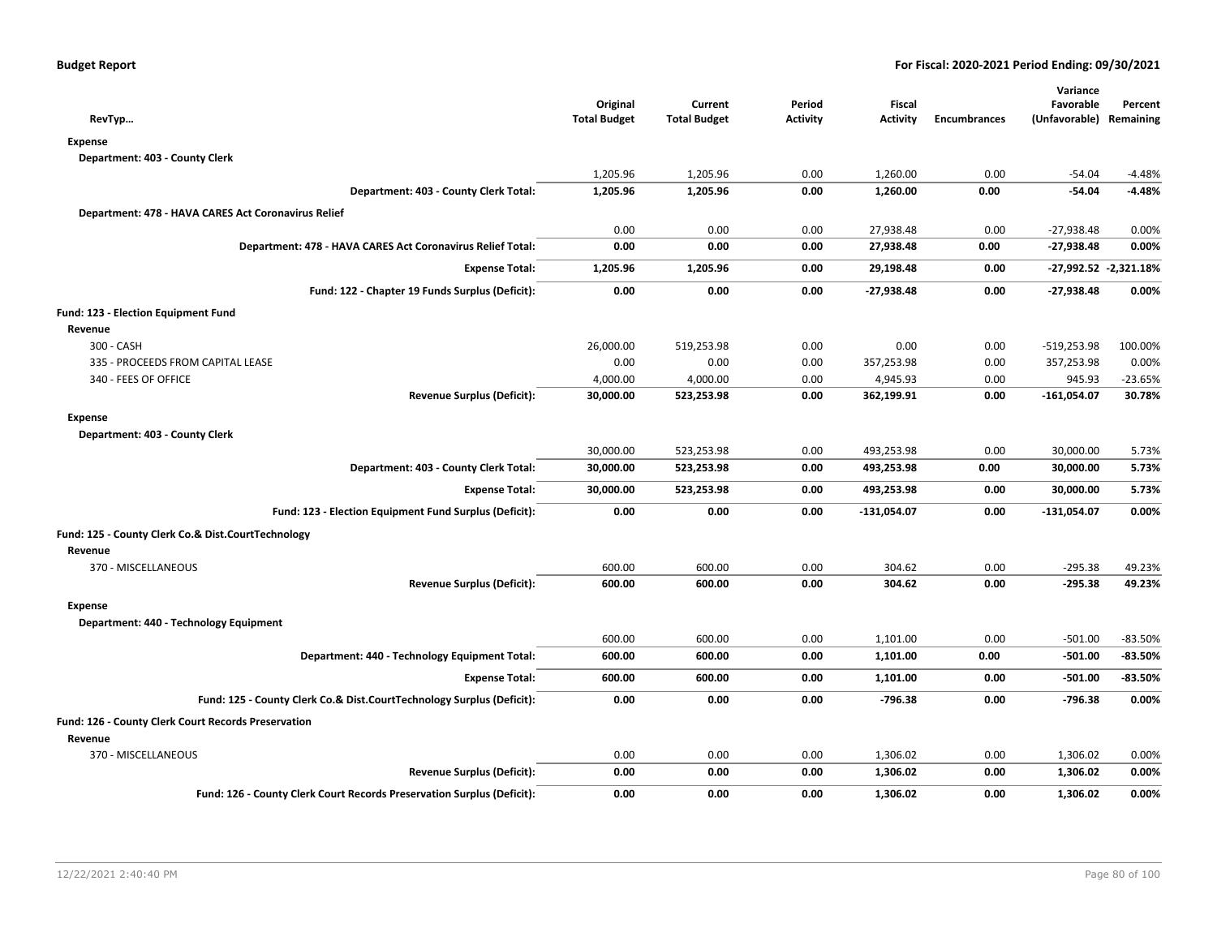**Budget Report** — **For Fiscal: 2020-2021 Period Ending: 09/30/2021**

| RevTyp… | Original Total Budget | Current Total Budget | Period Activity | Fiscal Activity | Encumbrances | Variance Favorable (Unfavorable) | Percent Remaining |
|---|---|---|---|---|---|---|---|
| **Expense** | | | | | | | |
| **Department: 403 - County Clerk** | | | | | | | |
| | 1,205.96 | 1,205.96 | 0.00 | 1,260.00 | 0.00 | -54.04 | -4.48% |
| **Department: 403 - County Clerk Total:** | **1,205.96** | **1,205.96** | **0.00** | **1,260.00** | **0.00** | **-54.04** | **-4.48%** |
| **Department: 478 - HAVA CARES Act Coronavirus Relief** | | | | | | | |
| | 0.00 | 0.00 | 0.00 | 27,938.48 | 0.00 | -27,938.48 | 0.00% |
| **Department: 478 - HAVA CARES Act Coronavirus Relief Total:** | **0.00** | **0.00** | **0.00** | **27,938.48** | **0.00** | **-27,938.48** | **0.00%** |
| **Expense Total:** | **1,205.96** | **1,205.96** | **0.00** | **29,198.48** | **0.00** | **-27,992.52** | **-2,321.18%** |
| **Fund: 122 - Chapter 19 Funds Surplus (Deficit):** | **0.00** | **0.00** | **0.00** | **-27,938.48** | **0.00** | **-27,938.48** | **0.00%** |
| **Fund: 123 - Election Equipment Fund** | | | | | | | |
| **Revenue** | | | | | | | |
| 300 - CASH | 26,000.00 | 519,253.98 | 0.00 | 0.00 | 0.00 | -519,253.98 | 100.00% |
| 335 - PROCEEDS FROM CAPITAL LEASE | 0.00 | 0.00 | 0.00 | 357,253.98 | 0.00 | 357,253.98 | 0.00% |
| 340 - FEES OF OFFICE | 4,000.00 | 4,000.00 | 0.00 | 4,945.93 | 0.00 | 945.93 | -23.65% |
| **Revenue Surplus (Deficit):** | **30,000.00** | **523,253.98** | **0.00** | **362,199.91** | **0.00** | **-161,054.07** | **30.78%** |
| **Expense** | | | | | | | |
| **Department: 403 - County Clerk** | | | | | | | |
| | 30,000.00 | 523,253.98 | 0.00 | 493,253.98 | 0.00 | 30,000.00 | 5.73% |
| **Department: 403 - County Clerk Total:** | **30,000.00** | **523,253.98** | **0.00** | **493,253.98** | **0.00** | **30,000.00** | **5.73%** |
| **Expense Total:** | **30,000.00** | **523,253.98** | **0.00** | **493,253.98** | **0.00** | **30,000.00** | **5.73%** |
| **Fund: 123 - Election Equipment Fund Surplus (Deficit):** | **0.00** | **0.00** | **0.00** | **-131,054.07** | **0.00** | **-131,054.07** | **0.00%** |
| **Fund: 125 - County Clerk Co.& Dist.CourtTechnology** | | | | | | | |
| **Revenue** | | | | | | | |
| 370 - MISCELLANEOUS | 600.00 | 600.00 | 0.00 | 304.62 | 0.00 | -295.38 | 49.23% |
| **Revenue Surplus (Deficit):** | **600.00** | **600.00** | **0.00** | **304.62** | **0.00** | **-295.38** | **49.23%** |
| **Expense** | | | | | | | |
| **Department: 440 - Technology Equipment** | | | | | | | |
| | 600.00 | 600.00 | 0.00 | 1,101.00 | 0.00 | -501.00 | -83.50% |
| **Department: 440 - Technology Equipment Total:** | **600.00** | **600.00** | **0.00** | **1,101.00** | **0.00** | **-501.00** | **-83.50%** |
| **Expense Total:** | **600.00** | **600.00** | **0.00** | **1,101.00** | **0.00** | **-501.00** | **-83.50%** |
| **Fund: 125 - County Clerk Co.& Dist.CourtTechnology Surplus (Deficit):** | **0.00** | **0.00** | **0.00** | **-796.38** | **0.00** | **-796.38** | **0.00%** |
| **Fund: 126 - County Clerk Court Records Preservation** | | | | | | | |
| **Revenue** | | | | | | | |
| 370 - MISCELLANEOUS | 0.00 | 0.00 | 0.00 | 1,306.02 | 0.00 | 1,306.02 | 0.00% |
| **Revenue Surplus (Deficit):** | **0.00** | **0.00** | **0.00** | **1,306.02** | **0.00** | **1,306.02** | **0.00%** |
| **Fund: 126 - County Clerk Court Records Preservation Surplus (Deficit):** | **0.00** | **0.00** | **0.00** | **1,306.02** | **0.00** | **1,306.02** | **0.00%** |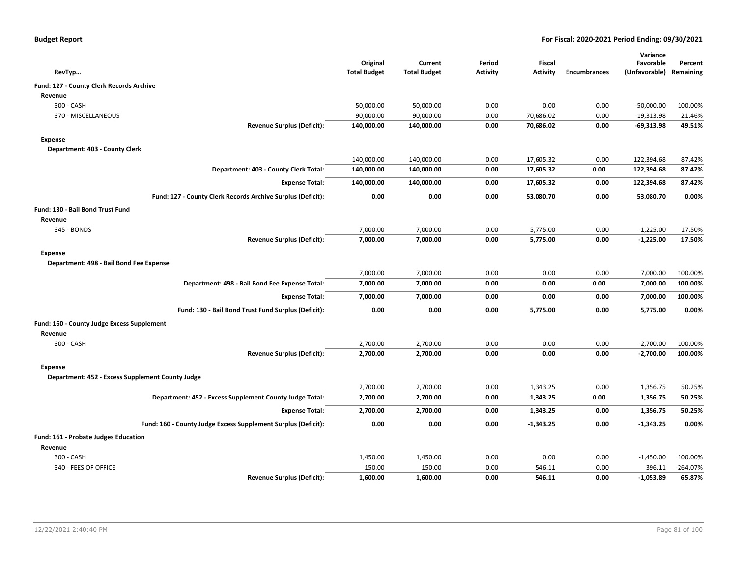**Budget Report** | **For Fiscal: 2020-2021 Period Ending: 09/30/2021**

| RevTyp... | Original Total Budget | Current Total Budget | Period Activity | Fiscal Activity | Encumbrances | Variance Favorable (Unfavorable) | Percent Remaining |
|---|---|---|---|---|---|---|---|
| **Fund: 127 - County Clerk Records Archive** | | | | | | | |
| **Revenue** | | | | | | | |
| 300 - CASH | 50,000.00 | 50,000.00 | 0.00 | 0.00 | 0.00 | -50,000.00 | 100.00% |
| 370 - MISCELLANEOUS | 90,000.00 | 90,000.00 | 0.00 | 70,686.02 | 0.00 | -19,313.98 | 21.46% |
| **Revenue Surplus (Deficit):** | **140,000.00** | **140,000.00** | **0.00** | **70,686.02** | **0.00** | **-69,313.98** | **49.51%** |
| **Expense** | | | | | | | |
| **Department: 403 - County Clerk** | | | | | | | |
| | 140,000.00 | 140,000.00 | 0.00 | 17,605.32 | 0.00 | 122,394.68 | 87.42% |
| **Department: 403 - County Clerk Total:** | **140,000.00** | **140,000.00** | **0.00** | **17,605.32** | **0.00** | **122,394.68** | **87.42%** |
| **Expense Total:** | **140,000.00** | **140,000.00** | **0.00** | **17,605.32** | **0.00** | **122,394.68** | **87.42%** |
| **Fund: 127 - County Clerk Records Archive Surplus (Deficit):** | **0.00** | **0.00** | **0.00** | **53,080.70** | **0.00** | **53,080.70** | **0.00%** |
| **Fund: 130 - Bail Bond Trust Fund** | | | | | | | |
| **Revenue** | | | | | | | |
| 345 - BONDS | 7,000.00 | 7,000.00 | 0.00 | 5,775.00 | 0.00 | -1,225.00 | 17.50% |
| **Revenue Surplus (Deficit):** | **7,000.00** | **7,000.00** | **0.00** | **5,775.00** | **0.00** | **-1,225.00** | **17.50%** |
| **Expense** | | | | | | | |
| **Department: 498 - Bail Bond Fee Expense** | | | | | | | |
| | 7,000.00 | 7,000.00 | 0.00 | 0.00 | 0.00 | 7,000.00 | 100.00% |
| **Department: 498 - Bail Bond Fee Expense Total:** | **7,000.00** | **7,000.00** | **0.00** | **0.00** | **0.00** | **7,000.00** | **100.00%** |
| **Expense Total:** | **7,000.00** | **7,000.00** | **0.00** | **0.00** | **0.00** | **7,000.00** | **100.00%** |
| **Fund: 130 - Bail Bond Trust Fund Surplus (Deficit):** | **0.00** | **0.00** | **0.00** | **5,775.00** | **0.00** | **5,775.00** | **0.00%** |
| **Fund: 160 - County Judge Excess Supplement** | | | | | | | |
| **Revenue** | | | | | | | |
| 300 - CASH | 2,700.00 | 2,700.00 | 0.00 | 0.00 | 0.00 | -2,700.00 | 100.00% |
| **Revenue Surplus (Deficit):** | **2,700.00** | **2,700.00** | **0.00** | **0.00** | **0.00** | **-2,700.00** | **100.00%** |
| **Expense** | | | | | | | |
| **Department: 452 - Excess Supplement County Judge** | | | | | | | |
| | 2,700.00 | 2,700.00 | 0.00 | 1,343.25 | 0.00 | 1,356.75 | 50.25% |
| **Department: 452 - Excess Supplement County Judge Total:** | **2,700.00** | **2,700.00** | **0.00** | **1,343.25** | **0.00** | **1,356.75** | **50.25%** |
| **Expense Total:** | **2,700.00** | **2,700.00** | **0.00** | **1,343.25** | **0.00** | **1,356.75** | **50.25%** |
| **Fund: 160 - County Judge Excess Supplement Surplus (Deficit):** | **0.00** | **0.00** | **0.00** | **-1,343.25** | **0.00** | **-1,343.25** | **0.00%** |
| **Fund: 161 - Probate Judges Education** | | | | | | | |
| **Revenue** | | | | | | | |
| 300 - CASH | 1,450.00 | 1,450.00 | 0.00 | 0.00 | 0.00 | -1,450.00 | 100.00% |
| 340 - FEES OF OFFICE | 150.00 | 150.00 | 0.00 | 546.11 | 0.00 | 396.11 | -264.07% |
| **Revenue Surplus (Deficit):** | **1,600.00** | **1,600.00** | **0.00** | **546.11** | **0.00** | **-1,053.89** | **65.87%** |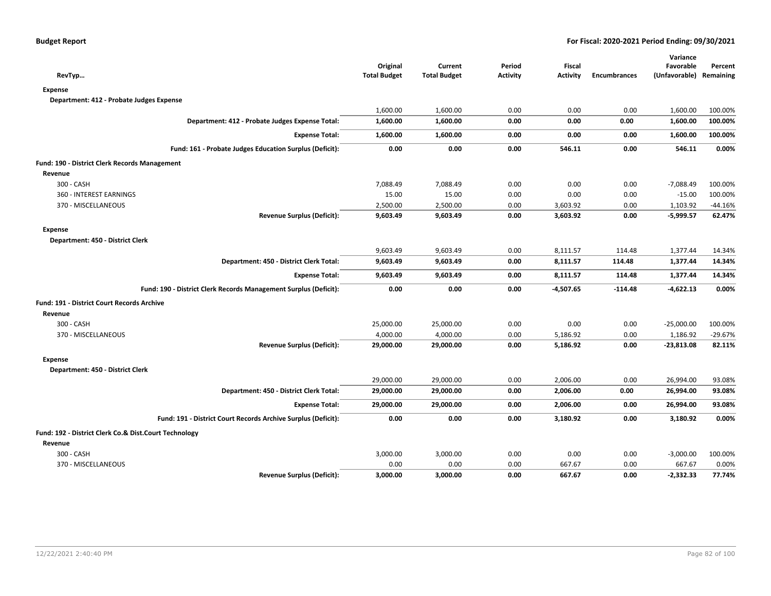**Budget Report** | **For Fiscal: 2020-2021 Period Ending: 09/30/2021**

| RevTyp… | Original Total Budget | Current Total Budget | Period Activity | Fiscal Activity | Encumbrances | Variance Favorable (Unfavorable) | Percent Remaining |
|---|---|---|---|---|---|---|---|
| **Expense** | | | | | | | |
| **Department: 412 - Probate Judges Expense** | | | | | | | |
| | 1,600.00 | 1,600.00 | 0.00 | 0.00 | 0.00 | 1,600.00 | 100.00% |
| **Department: 412 - Probate Judges Expense Total:** | **1,600.00** | **1,600.00** | **0.00** | **0.00** | **0.00** | **1,600.00** | **100.00%** |
| **Expense Total:** | **1,600.00** | **1,600.00** | **0.00** | **0.00** | **0.00** | **1,600.00** | **100.00%** |
| **Fund: 161 - Probate Judges Education Surplus (Deficit):** | **0.00** | **0.00** | **0.00** | **546.11** | **0.00** | **546.11** | **0.00%** |
| **Fund: 190 - District Clerk Records Management** | | | | | | | |
| **Revenue** | | | | | | | |
| 300 - CASH | 7,088.49 | 7,088.49 | 0.00 | 0.00 | 0.00 | -7,088.49 | 100.00% |
| 360 - INTEREST EARNINGS | 15.00 | 15.00 | 0.00 | 0.00 | 0.00 | -15.00 | 100.00% |
| 370 - MISCELLANEOUS | 2,500.00 | 2,500.00 | 0.00 | 3,603.92 | 0.00 | 1,103.92 | -44.16% |
| **Revenue Surplus (Deficit):** | **9,603.49** | **9,603.49** | **0.00** | **3,603.92** | **0.00** | **-5,999.57** | **62.47%** |
| **Expense** | | | | | | | |
| **Department: 450 - District Clerk** | | | | | | | |
| | 9,603.49 | 9,603.49 | 0.00 | 8,111.57 | 114.48 | 1,377.44 | 14.34% |
| **Department: 450 - District Clerk Total:** | **9,603.49** | **9,603.49** | **0.00** | **8,111.57** | **114.48** | **1,377.44** | **14.34%** |
| **Expense Total:** | **9,603.49** | **9,603.49** | **0.00** | **8,111.57** | **114.48** | **1,377.44** | **14.34%** |
| **Fund: 190 - District Clerk Records Management Surplus (Deficit):** | **0.00** | **0.00** | **0.00** | **-4,507.65** | **-114.48** | **-4,622.13** | **0.00%** |
| **Fund: 191 - District Court Records Archive** | | | | | | | |
| **Revenue** | | | | | | | |
| 300 - CASH | 25,000.00 | 25,000.00 | 0.00 | 0.00 | 0.00 | -25,000.00 | 100.00% |
| 370 - MISCELLANEOUS | 4,000.00 | 4,000.00 | 0.00 | 5,186.92 | 0.00 | 1,186.92 | -29.67% |
| **Revenue Surplus (Deficit):** | **29,000.00** | **29,000.00** | **0.00** | **5,186.92** | **0.00** | **-23,813.08** | **82.11%** |
| **Expense** | | | | | | | |
| **Department: 450 - District Clerk** | | | | | | | |
| | 29,000.00 | 29,000.00 | 0.00 | 2,006.00 | 0.00 | 26,994.00 | 93.08% |
| **Department: 450 - District Clerk Total:** | **29,000.00** | **29,000.00** | **0.00** | **2,006.00** | **0.00** | **26,994.00** | **93.08%** |
| **Expense Total:** | **29,000.00** | **29,000.00** | **0.00** | **2,006.00** | **0.00** | **26,994.00** | **93.08%** |
| **Fund: 191 - District Court Records Archive Surplus (Deficit):** | **0.00** | **0.00** | **0.00** | **3,180.92** | **0.00** | **3,180.92** | **0.00%** |
| **Fund: 192 - District Clerk Co.& Dist.Court Technology** | | | | | | | |
| **Revenue** | | | | | | | |
| 300 - CASH | 3,000.00 | 3,000.00 | 0.00 | 0.00 | 0.00 | -3,000.00 | 100.00% |
| 370 - MISCELLANEOUS | 0.00 | 0.00 | 0.00 | 667.67 | 0.00 | 667.67 | 0.00% |
| **Revenue Surplus (Deficit):** | **3,000.00** | **3,000.00** | **0.00** | **667.67** | **0.00** | **-2,332.33** | **77.74%** |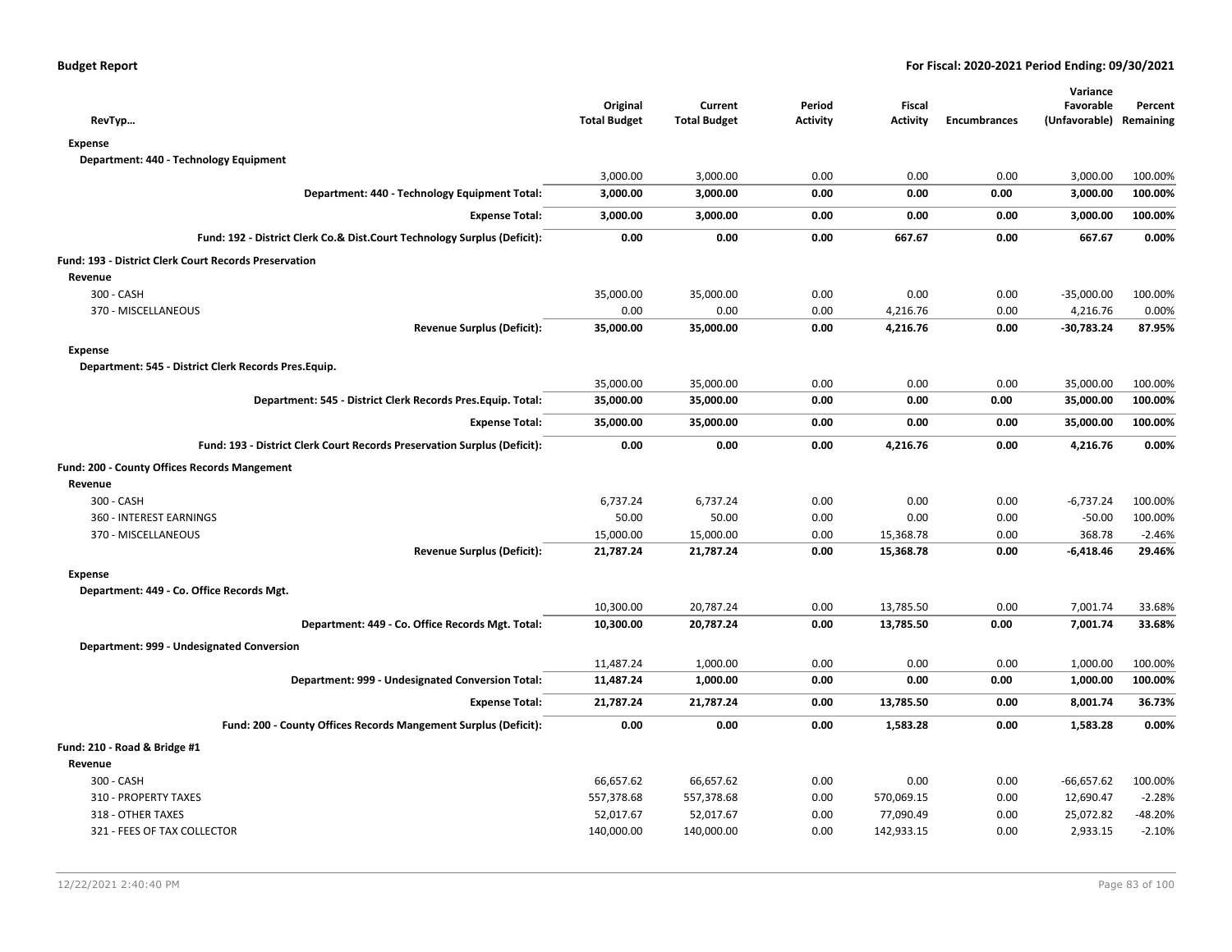**Budget Report** — **For Fiscal: 2020-2021 Period Ending: 09/30/2021**

| RevTyp… | Original Total Budget | Current Total Budget | Period Activity | Fiscal Activity | Encumbrances | Variance Favorable (Unfavorable) | Percent Remaining |
|---|---|---|---|---|---|---|---|
| **Expense** | | | | | | | |
| **Department: 440 - Technology Equipment** | | | | | | | |
| | 3,000.00 | 3,000.00 | 0.00 | 0.00 | 0.00 | 3,000.00 | 100.00% |
| **Department: 440 - Technology Equipment Total:** | **3,000.00** | **3,000.00** | **0.00** | **0.00** | **0.00** | **3,000.00** | **100.00%** |
| **Expense Total:** | **3,000.00** | **3,000.00** | **0.00** | **0.00** | **0.00** | **3,000.00** | **100.00%** |
| **Fund: 192 - District Clerk Co.& Dist.Court Technology Surplus (Deficit):** | **0.00** | **0.00** | **0.00** | **667.67** | **0.00** | **667.67** | **0.00%** |
| **Fund: 193 - District Clerk Court Records Preservation** | | | | | | | |
| **Revenue** | | | | | | | |
| 300 - CASH | 35,000.00 | 35,000.00 | 0.00 | 0.00 | 0.00 | -35,000.00 | 100.00% |
| 370 - MISCELLANEOUS | 0.00 | 0.00 | 0.00 | 4,216.76 | 0.00 | 4,216.76 | 0.00% |
| **Revenue Surplus (Deficit):** | **35,000.00** | **35,000.00** | **0.00** | **4,216.76** | **0.00** | **-30,783.24** | **87.95%** |
| **Expense** | | | | | | | |
| **Department: 545 - District Clerk Records Pres.Equip.** | | | | | | | |
| | 35,000.00 | 35,000.00 | 0.00 | 0.00 | 0.00 | 35,000.00 | 100.00% |
| **Department: 545 - District Clerk Records Pres.Equip. Total:** | **35,000.00** | **35,000.00** | **0.00** | **0.00** | **0.00** | **35,000.00** | **100.00%** |
| **Expense Total:** | **35,000.00** | **35,000.00** | **0.00** | **0.00** | **0.00** | **35,000.00** | **100.00%** |
| **Fund: 193 - District Clerk Court Records Preservation Surplus (Deficit):** | **0.00** | **0.00** | **0.00** | **4,216.76** | **0.00** | **4,216.76** | **0.00%** |
| **Fund: 200 - County Offices Records Mangement** | | | | | | | |
| **Revenue** | | | | | | | |
| 300 - CASH | 6,737.24 | 6,737.24 | 0.00 | 0.00 | 0.00 | -6,737.24 | 100.00% |
| 360 - INTEREST EARNINGS | 50.00 | 50.00 | 0.00 | 0.00 | 0.00 | -50.00 | 100.00% |
| 370 - MISCELLANEOUS | 15,000.00 | 15,000.00 | 0.00 | 15,368.78 | 0.00 | 368.78 | -2.46% |
| **Revenue Surplus (Deficit):** | **21,787.24** | **21,787.24** | **0.00** | **15,368.78** | **0.00** | **-6,418.46** | **29.46%** |
| **Expense** | | | | | | | |
| **Department: 449 - Co. Office Records Mgt.** | | | | | | | |
| | 10,300.00 | 20,787.24 | 0.00 | 13,785.50 | 0.00 | 7,001.74 | 33.68% |
| **Department: 449 - Co. Office Records Mgt. Total:** | **10,300.00** | **20,787.24** | **0.00** | **13,785.50** | **0.00** | **7,001.74** | **33.68%** |
| **Department: 999 - Undesignated Conversion** | | | | | | | |
| | 11,487.24 | 1,000.00 | 0.00 | 0.00 | 0.00 | 1,000.00 | 100.00% |
| **Department: 999 - Undesignated Conversion Total:** | **11,487.24** | **1,000.00** | **0.00** | **0.00** | **0.00** | **1,000.00** | **100.00%** |
| **Expense Total:** | **21,787.24** | **21,787.24** | **0.00** | **13,785.50** | **0.00** | **8,001.74** | **36.73%** |
| **Fund: 200 - County Offices Records Mangement Surplus (Deficit):** | **0.00** | **0.00** | **0.00** | **1,583.28** | **0.00** | **1,583.28** | **0.00%** |
| **Fund: 210 - Road & Bridge #1** | | | | | | | |
| **Revenue** | | | | | | | |
| 300 - CASH | 66,657.62 | 66,657.62 | 0.00 | 0.00 | 0.00 | -66,657.62 | 100.00% |
| 310 - PROPERTY TAXES | 557,378.68 | 557,378.68 | 0.00 | 570,069.15 | 0.00 | 12,690.47 | -2.28% |
| 318 - OTHER TAXES | 52,017.67 | 52,017.67 | 0.00 | 77,090.49 | 0.00 | 25,072.82 | -48.20% |
| 321 - FEES OF TAX COLLECTOR | 140,000.00 | 140,000.00 | 0.00 | 142,933.15 | 0.00 | 2,933.15 | -2.10% |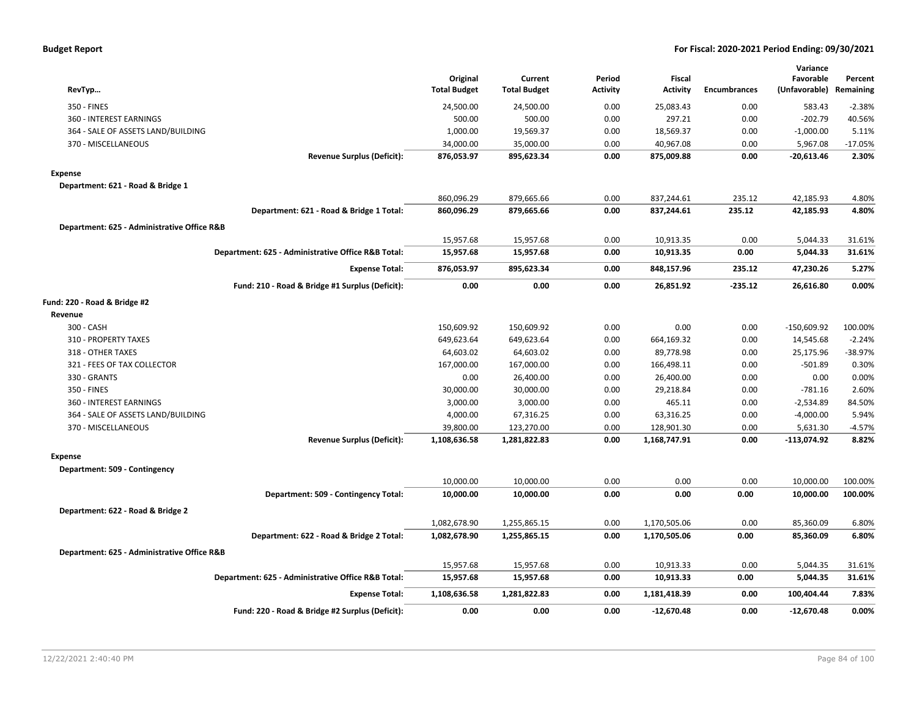**Budget Report** **For Fiscal: 2020-2021 Period Ending: 09/30/2021**

| RevTyp… | Original Total Budget | Current Total Budget | Period Activity | Fiscal Activity | Encumbrances | Variance Favorable (Unfavorable) | Percent Remaining |
|---|---|---|---|---|---|---|---|
| 350 - FINES | 24,500.00 | 24,500.00 | 0.00 | 25,083.43 | 0.00 | 583.43 | -2.38% |
| 360 - INTEREST EARNINGS | 500.00 | 500.00 | 0.00 | 297.21 | 0.00 | -202.79 | 40.56% |
| 364 - SALE OF ASSETS LAND/BUILDING | 1,000.00 | 19,569.37 | 0.00 | 18,569.37 | 0.00 | -1,000.00 | 5.11% |
| 370 - MISCELLANEOUS | 34,000.00 | 35,000.00 | 0.00 | 40,967.08 | 0.00 | 5,967.08 | -17.05% |
| **Revenue Surplus (Deficit):** | **876,053.97** | **895,623.34** | **0.00** | **875,009.88** | **0.00** | **-20,613.46** | **2.30%** |
| **Expense** | | | | | | | |
| **Department: 621 - Road & Bridge 1** | | | | | | | |
| | 860,096.29 | 879,665.66 | 0.00 | 837,244.61 | 235.12 | 42,185.93 | 4.80% |
| **Department: 621 - Road & Bridge 1 Total:** | **860,096.29** | **879,665.66** | **0.00** | **837,244.61** | **235.12** | **42,185.93** | **4.80%** |
| **Department: 625 - Administrative Office R&B** | | | | | | | |
| | 15,957.68 | 15,957.68 | 0.00 | 10,913.35 | 0.00 | 5,044.33 | 31.61% |
| **Department: 625 - Administrative Office R&B Total:** | **15,957.68** | **15,957.68** | **0.00** | **10,913.35** | **0.00** | **5,044.33** | **31.61%** |
| **Expense Total:** | **876,053.97** | **895,623.34** | **0.00** | **848,157.96** | **235.12** | **47,230.26** | **5.27%** |
| **Fund: 210 - Road & Bridge #1 Surplus (Deficit):** | **0.00** | **0.00** | **0.00** | **26,851.92** | **-235.12** | **26,616.80** | **0.00%** |
| **Fund: 220 - Road & Bridge #2** | | | | | | | |
| **Revenue** | | | | | | | |
| 300 - CASH | 150,609.92 | 150,609.92 | 0.00 | 0.00 | 0.00 | -150,609.92 | 100.00% |
| 310 - PROPERTY TAXES | 649,623.64 | 649,623.64 | 0.00 | 664,169.32 | 0.00 | 14,545.68 | -2.24% |
| 318 - OTHER TAXES | 64,603.02 | 64,603.02 | 0.00 | 89,778.98 | 0.00 | 25,175.96 | -38.97% |
| 321 - FEES OF TAX COLLECTOR | 167,000.00 | 167,000.00 | 0.00 | 166,498.11 | 0.00 | -501.89 | 0.30% |
| 330 - GRANTS | 0.00 | 26,400.00 | 0.00 | 26,400.00 | 0.00 | 0.00 | 0.00% |
| 350 - FINES | 30,000.00 | 30,000.00 | 0.00 | 29,218.84 | 0.00 | -781.16 | 2.60% |
| 360 - INTEREST EARNINGS | 3,000.00 | 3,000.00 | 0.00 | 465.11 | 0.00 | -2,534.89 | 84.50% |
| 364 - SALE OF ASSETS LAND/BUILDING | 4,000.00 | 67,316.25 | 0.00 | 63,316.25 | 0.00 | -4,000.00 | 5.94% |
| 370 - MISCELLANEOUS | 39,800.00 | 123,270.00 | 0.00 | 128,901.30 | 0.00 | 5,631.30 | -4.57% |
| **Revenue Surplus (Deficit):** | **1,108,636.58** | **1,281,822.83** | **0.00** | **1,168,747.91** | **0.00** | **-113,074.92** | **8.82%** |
| **Expense** | | | | | | | |
| **Department: 509 - Contingency** | | | | | | | |
| | 10,000.00 | 10,000.00 | 0.00 | 0.00 | 0.00 | 10,000.00 | 100.00% |
| **Department: 509 - Contingency Total:** | **10,000.00** | **10,000.00** | **0.00** | **0.00** | **0.00** | **10,000.00** | **100.00%** |
| **Department: 622 - Road & Bridge 2** | | | | | | | |
| | 1,082,678.90 | 1,255,865.15 | 0.00 | 1,170,505.06 | 0.00 | 85,360.09 | 6.80% |
| **Department: 622 - Road & Bridge 2 Total:** | **1,082,678.90** | **1,255,865.15** | **0.00** | **1,170,505.06** | **0.00** | **85,360.09** | **6.80%** |
| **Department: 625 - Administrative Office R&B** | | | | | | | |
| | 15,957.68 | 15,957.68 | 0.00 | 10,913.33 | 0.00 | 5,044.35 | 31.61% |
| **Department: 625 - Administrative Office R&B Total:** | **15,957.68** | **15,957.68** | **0.00** | **10,913.33** | **0.00** | **5,044.35** | **31.61%** |
| **Expense Total:** | **1,108,636.58** | **1,281,822.83** | **0.00** | **1,181,418.39** | **0.00** | **100,404.44** | **7.83%** |
| **Fund: 220 - Road & Bridge #2 Surplus (Deficit):** | **0.00** | **0.00** | **0.00** | **-12,670.48** | **0.00** | **-12,670.48** | **0.00%** |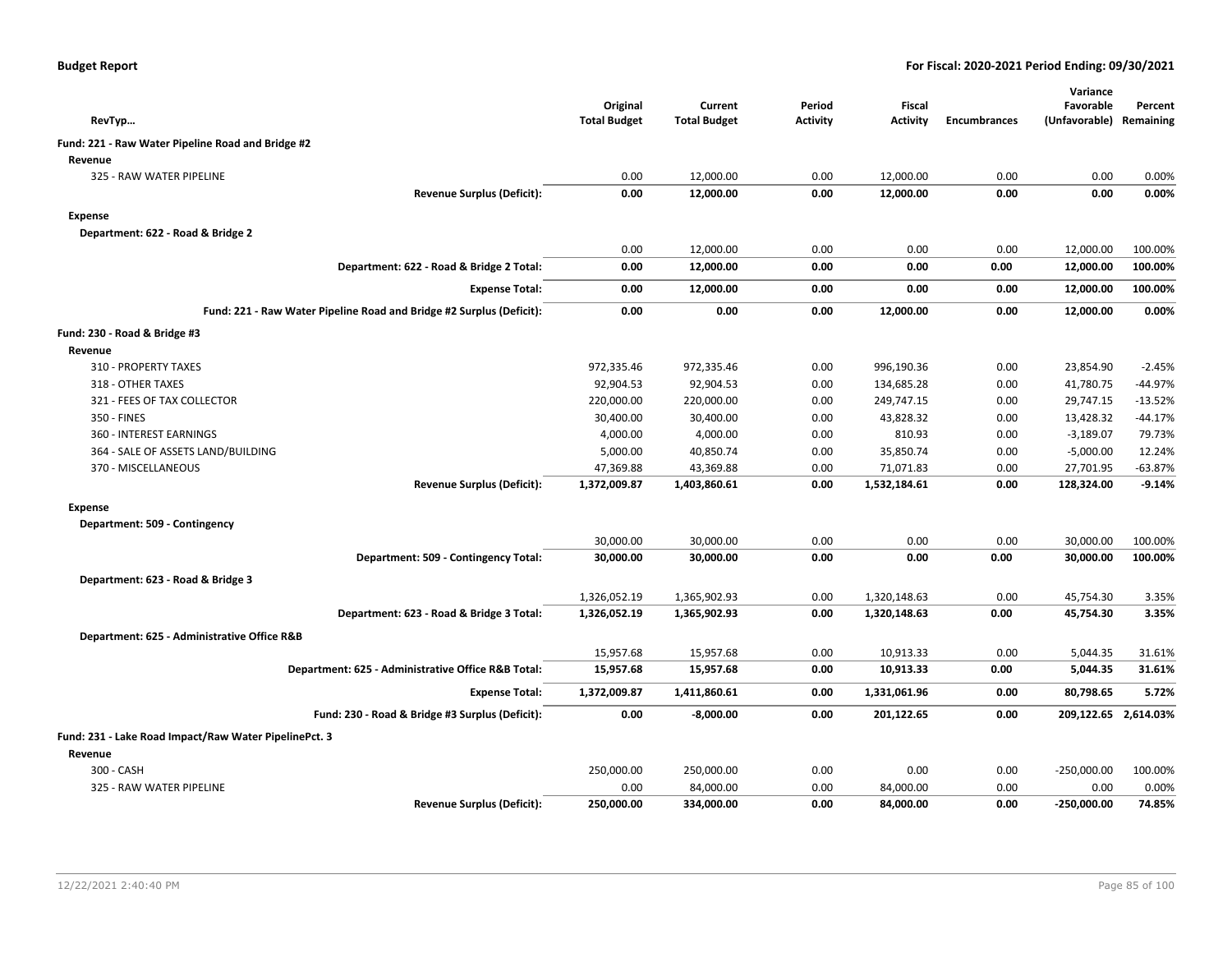**Budget Report** — For Fiscal: 2020-2021 Period Ending: 09/30/2021

| RevTyp… | Original Total Budget | Current Total Budget | Period Activity | Fiscal Activity | Encumbrances | Variance Favorable (Unfavorable) | Percent Remaining |
|---|---|---|---|---|---|---|---|
| **Fund: 221 - Raw Water Pipeline Road and Bridge #2** | | | | | | | |
| **Revenue** | | | | | | | |
| 325 - RAW WATER PIPELINE | 0.00 | 12,000.00 | 0.00 | 12,000.00 | 0.00 | 0.00 | 0.00% |
| **Revenue Surplus (Deficit):** | **0.00** | **12,000.00** | **0.00** | **12,000.00** | **0.00** | **0.00** | **0.00%** |
| **Expense** | | | | | | | |
| **Department: 622 - Road & Bridge 2** | | | | | | | |
| | 0.00 | 12,000.00 | 0.00 | 0.00 | 0.00 | 12,000.00 | 100.00% |
| **Department: 622 - Road & Bridge 2 Total:** | **0.00** | **12,000.00** | **0.00** | **0.00** | **0.00** | **12,000.00** | **100.00%** |
| **Expense Total:** | **0.00** | **12,000.00** | **0.00** | **0.00** | **0.00** | **12,000.00** | **100.00%** |
| **Fund: 221 - Raw Water Pipeline Road and Bridge #2 Surplus (Deficit):** | **0.00** | **0.00** | **0.00** | **12,000.00** | **0.00** | **12,000.00** | **0.00%** |
| **Fund: 230 - Road & Bridge #3** | | | | | | | |
| **Revenue** | | | | | | | |
| 310 - PROPERTY TAXES | 972,335.46 | 972,335.46 | 0.00 | 996,190.36 | 0.00 | 23,854.90 | -2.45% |
| 318 - OTHER TAXES | 92,904.53 | 92,904.53 | 0.00 | 134,685.28 | 0.00 | 41,780.75 | -44.97% |
| 321 - FEES OF TAX COLLECTOR | 220,000.00 | 220,000.00 | 0.00 | 249,747.15 | 0.00 | 29,747.15 | -13.52% |
| 350 - FINES | 30,400.00 | 30,400.00 | 0.00 | 43,828.32 | 0.00 | 13,428.32 | -44.17% |
| 360 - INTEREST EARNINGS | 4,000.00 | 4,000.00 | 0.00 | 810.93 | 0.00 | -3,189.07 | 79.73% |
| 364 - SALE OF ASSETS LAND/BUILDING | 5,000.00 | 40,850.74 | 0.00 | 35,850.74 | 0.00 | -5,000.00 | 12.24% |
| 370 - MISCELLANEOUS | 47,369.88 | 43,369.88 | 0.00 | 71,071.83 | 0.00 | 27,701.95 | -63.87% |
| **Revenue Surplus (Deficit):** | **1,372,009.87** | **1,403,860.61** | **0.00** | **1,532,184.61** | **0.00** | **128,324.00** | **-9.14%** |
| **Expense** | | | | | | | |
| **Department: 509 - Contingency** | | | | | | | |
| | 30,000.00 | 30,000.00 | 0.00 | 0.00 | 0.00 | 30,000.00 | 100.00% |
| **Department: 509 - Contingency Total:** | **30,000.00** | **30,000.00** | **0.00** | **0.00** | **0.00** | **30,000.00** | **100.00%** |
| **Department: 623 - Road & Bridge 3** | | | | | | | |
| | 1,326,052.19 | 1,365,902.93 | 0.00 | 1,320,148.63 | 0.00 | 45,754.30 | 3.35% |
| **Department: 623 - Road & Bridge 3 Total:** | **1,326,052.19** | **1,365,902.93** | **0.00** | **1,320,148.63** | **0.00** | **45,754.30** | **3.35%** |
| **Department: 625 - Administrative Office R&B** | | | | | | | |
| | 15,957.68 | 15,957.68 | 0.00 | 10,913.33 | 0.00 | 5,044.35 | 31.61% |
| **Department: 625 - Administrative Office R&B Total:** | **15,957.68** | **15,957.68** | **0.00** | **10,913.33** | **0.00** | **5,044.35** | **31.61%** |
| **Expense Total:** | **1,372,009.87** | **1,411,860.61** | **0.00** | **1,331,061.96** | **0.00** | **80,798.65** | **5.72%** |
| **Fund: 230 - Road & Bridge #3 Surplus (Deficit):** | **0.00** | **-8,000.00** | **0.00** | **201,122.65** | **0.00** | **209,122.65** | **2,614.03%** |
| **Fund: 231 - Lake Road Impact/Raw Water PipelinePct. 3** | | | | | | | |
| **Revenue** | | | | | | | |
| 300 - CASH | 250,000.00 | 250,000.00 | 0.00 | 0.00 | 0.00 | -250,000.00 | 100.00% |
| 325 - RAW WATER PIPELINE | 0.00 | 84,000.00 | 0.00 | 84,000.00 | 0.00 | 0.00 | 0.00% |
| **Revenue Surplus (Deficit):** | **250,000.00** | **334,000.00** | **0.00** | **84,000.00** | **0.00** | **-250,000.00** | **74.85%** |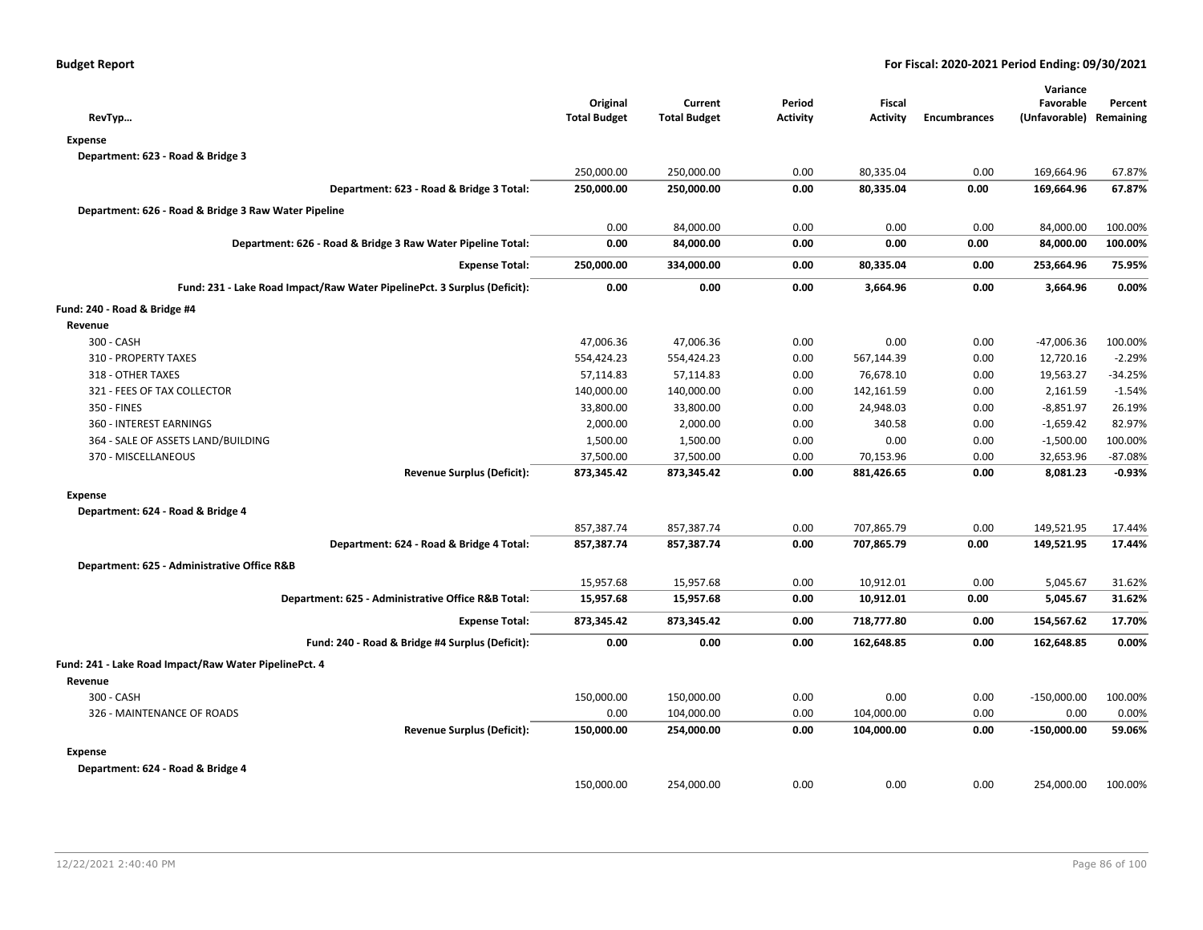**Budget Report** | **For Fiscal: 2020-2021 Period Ending: 09/30/2021**

| RevTyp… | Original Total Budget | Current Total Budget | Period Activity | Fiscal Activity | Encumbrances | Variance Favorable (Unfavorable) | Percent Remaining |
|---|---|---|---|---|---|---|---|
| **Expense** | | | | | | | |
| Department: 623 - Road & Bridge 3 | | | | | | | |
| | 250,000.00 | 250,000.00 | 0.00 | 80,335.04 | 0.00 | 169,664.96 | 67.87% |
| **Department: 623 - Road & Bridge 3 Total:** | **250,000.00** | **250,000.00** | **0.00** | **80,335.04** | **0.00** | **169,664.96** | **67.87%** |
| Department: 626 - Road & Bridge 3 Raw Water Pipeline | | | | | | | |
| | 0.00 | 84,000.00 | 0.00 | 0.00 | 0.00 | 84,000.00 | 100.00% |
| **Department: 626 - Road & Bridge 3 Raw Water Pipeline Total:** | **0.00** | **84,000.00** | **0.00** | **0.00** | **0.00** | **84,000.00** | **100.00%** |
| **Expense Total:** | **250,000.00** | **334,000.00** | **0.00** | **80,335.04** | **0.00** | **253,664.96** | **75.95%** |
| **Fund: 231 - Lake Road Impact/Raw Water PipelinePct. 3 Surplus (Deficit):** | **0.00** | **0.00** | **0.00** | **3,664.96** | **0.00** | **3,664.96** | **0.00%** |
| **Fund: 240 - Road & Bridge #4** | | | | | | | |
| **Revenue** | | | | | | | |
| 300 - CASH | 47,006.36 | 47,006.36 | 0.00 | 0.00 | 0.00 | -47,006.36 | 100.00% |
| 310 - PROPERTY TAXES | 554,424.23 | 554,424.23 | 0.00 | 567,144.39 | 0.00 | 12,720.16 | -2.29% |
| 318 - OTHER TAXES | 57,114.83 | 57,114.83 | 0.00 | 76,678.10 | 0.00 | 19,563.27 | -34.25% |
| 321 - FEES OF TAX COLLECTOR | 140,000.00 | 140,000.00 | 0.00 | 142,161.59 | 0.00 | 2,161.59 | -1.54% |
| 350 - FINES | 33,800.00 | 33,800.00 | 0.00 | 24,948.03 | 0.00 | -8,851.97 | 26.19% |
| 360 - INTEREST EARNINGS | 2,000.00 | 2,000.00 | 0.00 | 340.58 | 0.00 | -1,659.42 | 82.97% |
| 364 - SALE OF ASSETS LAND/BUILDING | 1,500.00 | 1,500.00 | 0.00 | 0.00 | 0.00 | -1,500.00 | 100.00% |
| 370 - MISCELLANEOUS | 37,500.00 | 37,500.00 | 0.00 | 70,153.96 | 0.00 | 32,653.96 | -87.08% |
| **Revenue Surplus (Deficit):** | **873,345.42** | **873,345.42** | **0.00** | **881,426.65** | **0.00** | **8,081.23** | **-0.93%** |
| **Expense** | | | | | | | |
| Department: 624 - Road & Bridge 4 | | | | | | | |
| | 857,387.74 | 857,387.74 | 0.00 | 707,865.79 | 0.00 | 149,521.95 | 17.44% |
| **Department: 624 - Road & Bridge 4 Total:** | **857,387.74** | **857,387.74** | **0.00** | **707,865.79** | **0.00** | **149,521.95** | **17.44%** |
| Department: 625 - Administrative Office R&B | | | | | | | |
| | 15,957.68 | 15,957.68 | 0.00 | 10,912.01 | 0.00 | 5,045.67 | 31.62% |
| **Department: 625 - Administrative Office R&B Total:** | **15,957.68** | **15,957.68** | **0.00** | **10,912.01** | **0.00** | **5,045.67** | **31.62%** |
| **Expense Total:** | **873,345.42** | **873,345.42** | **0.00** | **718,777.80** | **0.00** | **154,567.62** | **17.70%** |
| **Fund: 240 - Road & Bridge #4 Surplus (Deficit):** | **0.00** | **0.00** | **0.00** | **162,648.85** | **0.00** | **162,648.85** | **0.00%** |
| **Fund: 241 - Lake Road Impact/Raw Water PipelinePct. 4** | | | | | | | |
| **Revenue** | | | | | | | |
| 300 - CASH | 150,000.00 | 150,000.00 | 0.00 | 0.00 | 0.00 | -150,000.00 | 100.00% |
| 326 - MAINTENANCE OF ROADS | 0.00 | 104,000.00 | 0.00 | 104,000.00 | 0.00 | 0.00 | 0.00% |
| **Revenue Surplus (Deficit):** | **150,000.00** | **254,000.00** | **0.00** | **104,000.00** | **0.00** | **-150,000.00** | **59.06%** |
| **Expense** | | | | | | | |
| Department: 624 - Road & Bridge 4 | | | | | | | |
| | 150,000.00 | 254,000.00 | 0.00 | 0.00 | 0.00 | 254,000.00 | 100.00% |

12/22/2021 2:40:40 PM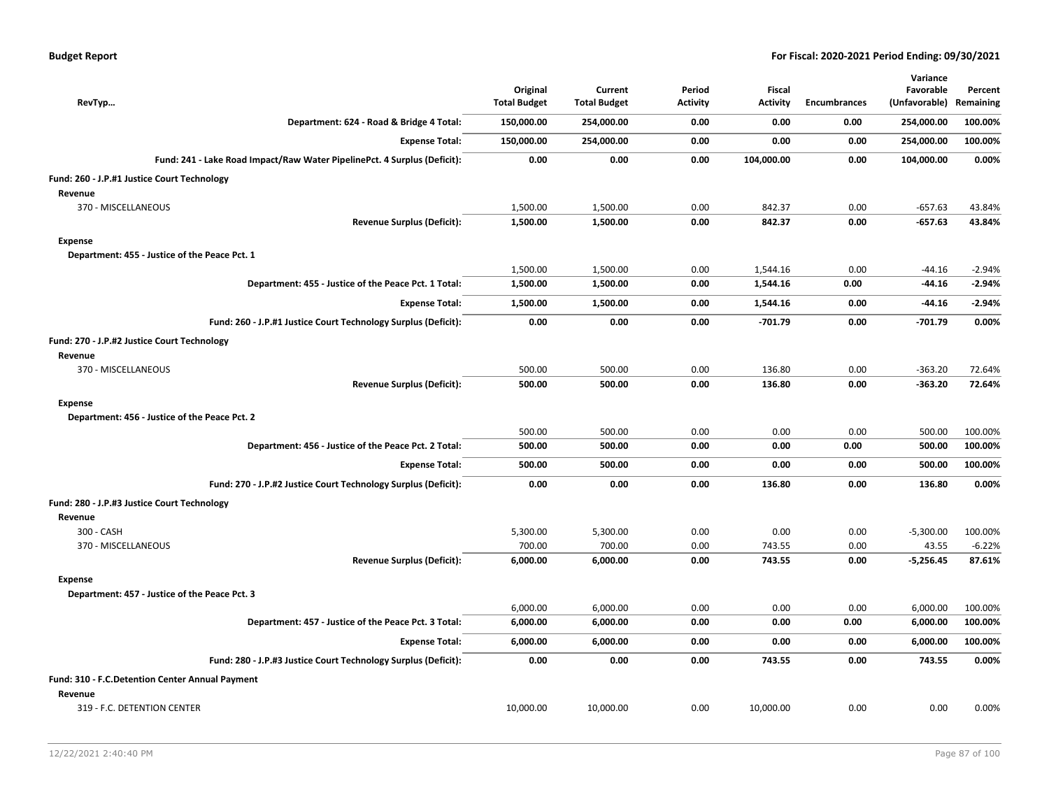| RevTyp… | Original Total Budget | Current Total Budget | Period Activity | Fiscal Activity | Encumbrances | Variance Favorable (Unfavorable) | Percent Remaining |
|---|---|---|---|---|---|---|---|
| **Department: 624 - Road & Bridge 4 Total:** | **150,000.00** | **254,000.00** | **0.00** | **0.00** | **0.00** | **254,000.00** | **100.00%** |
| **Expense Total:** | **150,000.00** | **254,000.00** | **0.00** | **0.00** | **0.00** | **254,000.00** | **100.00%** |
| **Fund: 241 - Lake Road Impact/Raw Water PipelinePct. 4 Surplus (Deficit):** | **0.00** | **0.00** | **0.00** | **104,000.00** | **0.00** | **104,000.00** | **0.00%** |
| **Fund: 260 - J.P.#1 Justice Court Technology** | | | | | | | |
| **Revenue** | | | | | | | |
| 370 - MISCELLANEOUS | 1,500.00 | 1,500.00 | 0.00 | 842.37 | 0.00 | -657.63 | 43.84% |
| **Revenue Surplus (Deficit):** | **1,500.00** | **1,500.00** | **0.00** | **842.37** | **0.00** | **-657.63** | **43.84%** |
| **Expense** | | | | | | | |
| **Department: 455 - Justice of the Peace Pct. 1** | | | | | | | |
| | 1,500.00 | 1,500.00 | 0.00 | 1,544.16 | 0.00 | -44.16 | -2.94% |
| **Department: 455 - Justice of the Peace Pct. 1 Total:** | **1,500.00** | **1,500.00** | **0.00** | **1,544.16** | **0.00** | **-44.16** | **-2.94%** |
| **Expense Total:** | **1,500.00** | **1,500.00** | **0.00** | **1,544.16** | **0.00** | **-44.16** | **-2.94%** |
| **Fund: 260 - J.P.#1 Justice Court Technology Surplus (Deficit):** | **0.00** | **0.00** | **0.00** | **-701.79** | **0.00** | **-701.79** | **0.00%** |
| **Fund: 270 - J.P.#2 Justice Court Technology** | | | | | | | |
| **Revenue** | | | | | | | |
| 370 - MISCELLANEOUS | 500.00 | 500.00 | 0.00 | 136.80 | 0.00 | -363.20 | 72.64% |
| **Revenue Surplus (Deficit):** | **500.00** | **500.00** | **0.00** | **136.80** | **0.00** | **-363.20** | **72.64%** |
| **Expense** | | | | | | | |
| **Department: 456 - Justice of the Peace Pct. 2** | | | | | | | |
| | 500.00 | 500.00 | 0.00 | 0.00 | 0.00 | 500.00 | 100.00% |
| **Department: 456 - Justice of the Peace Pct. 2 Total:** | **500.00** | **500.00** | **0.00** | **0.00** | **0.00** | **500.00** | **100.00%** |
| **Expense Total:** | **500.00** | **500.00** | **0.00** | **0.00** | **0.00** | **500.00** | **100.00%** |
| **Fund: 270 - J.P.#2 Justice Court Technology Surplus (Deficit):** | **0.00** | **0.00** | **0.00** | **136.80** | **0.00** | **136.80** | **0.00%** |
| **Fund: 280 - J.P.#3 Justice Court Technology** | | | | | | | |
| **Revenue** | | | | | | | |
| 300 - CASH | 5,300.00 | 5,300.00 | 0.00 | 0.00 | 0.00 | -5,300.00 | 100.00% |
| 370 - MISCELLANEOUS | 700.00 | 700.00 | 0.00 | 743.55 | 0.00 | 43.55 | -6.22% |
| **Revenue Surplus (Deficit):** | **6,000.00** | **6,000.00** | **0.00** | **743.55** | **0.00** | **-5,256.45** | **87.61%** |
| **Expense** | | | | | | | |
| **Department: 457 - Justice of the Peace Pct. 3** | | | | | | | |
| | 6,000.00 | 6,000.00 | 0.00 | 0.00 | 0.00 | 6,000.00 | 100.00% |
| **Department: 457 - Justice of the Peace Pct. 3 Total:** | **6,000.00** | **6,000.00** | **0.00** | **0.00** | **0.00** | **6,000.00** | **100.00%** |
| **Expense Total:** | **6,000.00** | **6,000.00** | **0.00** | **0.00** | **0.00** | **6,000.00** | **100.00%** |
| **Fund: 280 - J.P.#3 Justice Court Technology Surplus (Deficit):** | **0.00** | **0.00** | **0.00** | **743.55** | **0.00** | **743.55** | **0.00%** |
| **Fund: 310 - F.C.Detention Center Annual Payment** | | | | | | | |
| **Revenue** | | | | | | | |
| 319 - F.C. DETENTION CENTER | 10,000.00 | 10,000.00 | 0.00 | 10,000.00 | 0.00 | 0.00 | 0.00% |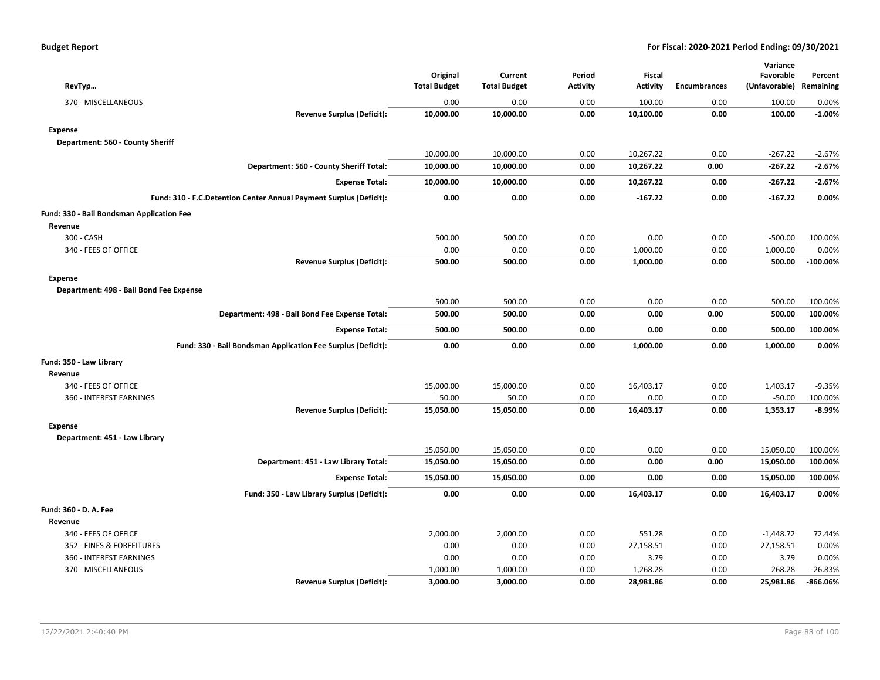**Budget Report** — **For Fiscal: 2020-2021 Period Ending: 09/30/2021**

| RevTyp... | | Original Total Budget | Current Total Budget | Period Activity | Fiscal Activity | Encumbrances | Variance Favorable (Unfavorable) | Percent Remaining |
|---|---|---|---|---|---|---|---|---|
| 370 - MISCELLANEOUS | | 0.00 | 0.00 | 0.00 | 100.00 | 0.00 | 100.00 | 0.00% |
| | **Revenue Surplus (Deficit):** | **10,000.00** | **10,000.00** | **0.00** | **10,100.00** | **0.00** | **100.00** | **-1.00%** |
| **Expense** | | | | | | | | |
| **Department: 560 - County Sheriff** | | | | | | | | |
| | | 10,000.00 | 10,000.00 | 0.00 | 10,267.22 | 0.00 | -267.22 | -2.67% |
| | **Department: 560 - County Sheriff Total:** | **10,000.00** | **10,000.00** | **0.00** | **10,267.22** | **0.00** | **-267.22** | **-2.67%** |
| | **Expense Total:** | **10,000.00** | **10,000.00** | **0.00** | **10,267.22** | **0.00** | **-267.22** | **-2.67%** |
| | **Fund: 310 - F.C.Detention Center Annual Payment Surplus (Deficit):** | **0.00** | **0.00** | **0.00** | **-167.22** | **0.00** | **-167.22** | **0.00%** |
| **Fund: 330 - Bail Bondsman Application Fee** | | | | | | | | |
| **Revenue** | | | | | | | | |
| 300 - CASH | | 500.00 | 500.00 | 0.00 | 0.00 | 0.00 | -500.00 | 100.00% |
| 340 - FEES OF OFFICE | | 0.00 | 0.00 | 0.00 | 1,000.00 | 0.00 | 1,000.00 | 0.00% |
| | **Revenue Surplus (Deficit):** | **500.00** | **500.00** | **0.00** | **1,000.00** | **0.00** | **500.00** | **-100.00%** |
| **Expense** | | | | | | | | |
| **Department: 498 - Bail Bond Fee Expense** | | | | | | | | |
| | | 500.00 | 500.00 | 0.00 | 0.00 | 0.00 | 500.00 | 100.00% |
| | **Department: 498 - Bail Bond Fee Expense Total:** | **500.00** | **500.00** | **0.00** | **0.00** | **0.00** | **500.00** | **100.00%** |
| | **Expense Total:** | **500.00** | **500.00** | **0.00** | **0.00** | **0.00** | **500.00** | **100.00%** |
| | **Fund: 330 - Bail Bondsman Application Fee Surplus (Deficit):** | **0.00** | **0.00** | **0.00** | **1,000.00** | **0.00** | **1,000.00** | **0.00%** |
| **Fund: 350 - Law Library** | | | | | | | | |
| **Revenue** | | | | | | | | |
| 340 - FEES OF OFFICE | | 15,000.00 | 15,000.00 | 0.00 | 16,403.17 | 0.00 | 1,403.17 | -9.35% |
| 360 - INTEREST EARNINGS | | 50.00 | 50.00 | 0.00 | 0.00 | 0.00 | -50.00 | 100.00% |
| | **Revenue Surplus (Deficit):** | **15,050.00** | **15,050.00** | **0.00** | **16,403.17** | **0.00** | **1,353.17** | **-8.99%** |
| **Expense** | | | | | | | | |
| **Department: 451 - Law Library** | | | | | | | | |
| | | 15,050.00 | 15,050.00 | 0.00 | 0.00 | 0.00 | 15,050.00 | 100.00% |
| | **Department: 451 - Law Library Total:** | **15,050.00** | **15,050.00** | **0.00** | **0.00** | **0.00** | **15,050.00** | **100.00%** |
| | **Expense Total:** | **15,050.00** | **15,050.00** | **0.00** | **0.00** | **0.00** | **15,050.00** | **100.00%** |
| | **Fund: 350 - Law Library Surplus (Deficit):** | **0.00** | **0.00** | **0.00** | **16,403.17** | **0.00** | **16,403.17** | **0.00%** |
| **Fund: 360 - D. A. Fee** | | | | | | | | |
| **Revenue** | | | | | | | | |
| 340 - FEES OF OFFICE | | 2,000.00 | 2,000.00 | 0.00 | 551.28 | 0.00 | -1,448.72 | 72.44% |
| 352 - FINES & FORFEITURES | | 0.00 | 0.00 | 0.00 | 27,158.51 | 0.00 | 27,158.51 | 0.00% |
| 360 - INTEREST EARNINGS | | 0.00 | 0.00 | 0.00 | 3.79 | 0.00 | 3.79 | 0.00% |
| 370 - MISCELLANEOUS | | 1,000.00 | 1,000.00 | 0.00 | 1,268.28 | 0.00 | 268.28 | -26.83% |
| | **Revenue Surplus (Deficit):** | **3,000.00** | **3,000.00** | **0.00** | **28,981.86** | **0.00** | **25,981.86** | **-866.06%** |

12/22/2021 2:40:40 PM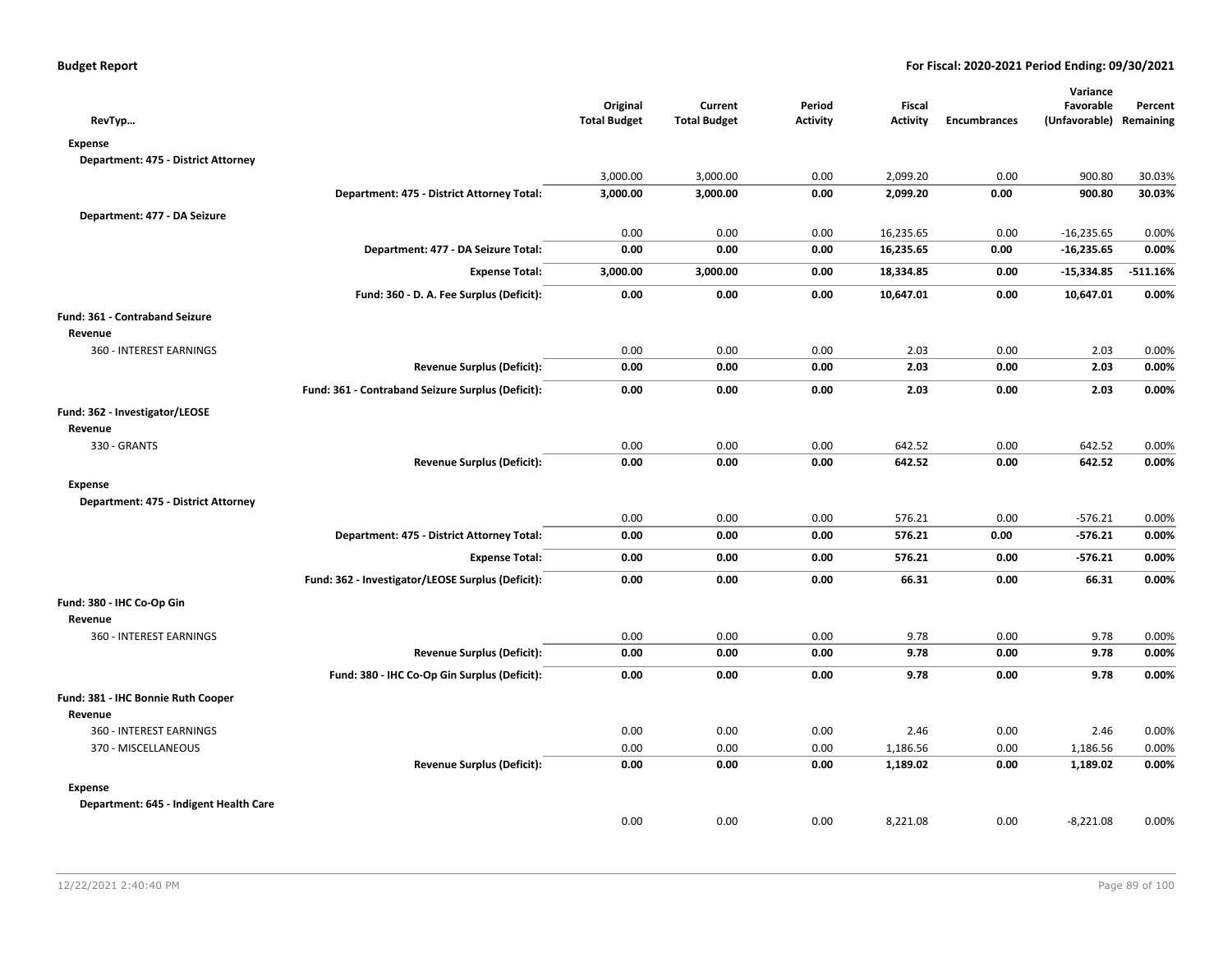| RevTyp… | | Original Total Budget | Current Total Budget | Period Activity | Fiscal Activity | Encumbrances | Variance Favorable (Unfavorable) | Percent Remaining |
|---|---|---|---|---|---|---|---|---|
| **Expense** | | | | | | | | |
| **Department: 475 - District Attorney** | | | | | | | | |
| | | 3,000.00 | 3,000.00 | 0.00 | 2,099.20 | 0.00 | 900.80 | 30.03% |
| | **Department: 475 - District Attorney Total:** | **3,000.00** | **3,000.00** | **0.00** | **2,099.20** | **0.00** | **900.80** | **30.03%** |
| **Department: 477 - DA Seizure** | | | | | | | | |
| | | 0.00 | 0.00 | 0.00 | 16,235.65 | 0.00 | -16,235.65 | 0.00% |
| | **Department: 477 - DA Seizure Total:** | **0.00** | **0.00** | **0.00** | **16,235.65** | **0.00** | **-16,235.65** | **0.00%** |
| | **Expense Total:** | **3,000.00** | **3,000.00** | **0.00** | **18,334.85** | **0.00** | **-15,334.85** | **-511.16%** |
| | **Fund: 360 - D. A. Fee Surplus (Deficit):** | **0.00** | **0.00** | **0.00** | **10,647.01** | **0.00** | **10,647.01** | **0.00%** |
| **Fund: 361 - Contraband Seizure** | | | | | | | | |
| **Revenue** | | | | | | | | |
| 360 - INTEREST EARNINGS | | 0.00 | 0.00 | 0.00 | 2.03 | 0.00 | 2.03 | 0.00% |
| | **Revenue Surplus (Deficit):** | **0.00** | **0.00** | **0.00** | **2.03** | **0.00** | **2.03** | **0.00%** |
| | **Fund: 361 - Contraband Seizure Surplus (Deficit):** | **0.00** | **0.00** | **0.00** | **2.03** | **0.00** | **2.03** | **0.00%** |
| **Fund: 362 - Investigator/LEOSE** | | | | | | | | |
| **Revenue** | | | | | | | | |
| 330 - GRANTS | | 0.00 | 0.00 | 0.00 | 642.52 | 0.00 | 642.52 | 0.00% |
| | **Revenue Surplus (Deficit):** | **0.00** | **0.00** | **0.00** | **642.52** | **0.00** | **642.52** | **0.00%** |
| **Expense** | | | | | | | | |
| **Department: 475 - District Attorney** | | | | | | | | |
| | | 0.00 | 0.00 | 0.00 | 576.21 | 0.00 | -576.21 | 0.00% |
| | **Department: 475 - District Attorney Total:** | **0.00** | **0.00** | **0.00** | **576.21** | **0.00** | **-576.21** | **0.00%** |
| | **Expense Total:** | **0.00** | **0.00** | **0.00** | **576.21** | **0.00** | **-576.21** | **0.00%** |
| | **Fund: 362 - Investigator/LEOSE Surplus (Deficit):** | **0.00** | **0.00** | **0.00** | **66.31** | **0.00** | **66.31** | **0.00%** |
| **Fund: 380 - IHC Co-Op Gin** | | | | | | | | |
| **Revenue** | | | | | | | | |
| 360 - INTEREST EARNINGS | | 0.00 | 0.00 | 0.00 | 9.78 | 0.00 | 9.78 | 0.00% |
| | **Revenue Surplus (Deficit):** | **0.00** | **0.00** | **0.00** | **9.78** | **0.00** | **9.78** | **0.00%** |
| | **Fund: 380 - IHC Co-Op Gin Surplus (Deficit):** | **0.00** | **0.00** | **0.00** | **9.78** | **0.00** | **9.78** | **0.00%** |
| **Fund: 381 - IHC Bonnie Ruth Cooper** | | | | | | | | |
| **Revenue** | | | | | | | | |
| 360 - INTEREST EARNINGS | | 0.00 | 0.00 | 0.00 | 2.46 | 0.00 | 2.46 | 0.00% |
| 370 - MISCELLANEOUS | | 0.00 | 0.00 | 0.00 | 1,186.56 | 0.00 | 1,186.56 | 0.00% |
| | **Revenue Surplus (Deficit):** | **0.00** | **0.00** | **0.00** | **1,189.02** | **0.00** | **1,189.02** | **0.00%** |
| **Expense** | | | | | | | | |
| **Department: 645 - Indigent Health Care** | | | | | | | | |
| | | 0.00 | 0.00 | 0.00 | 8,221.08 | 0.00 | -8,221.08 | 0.00% |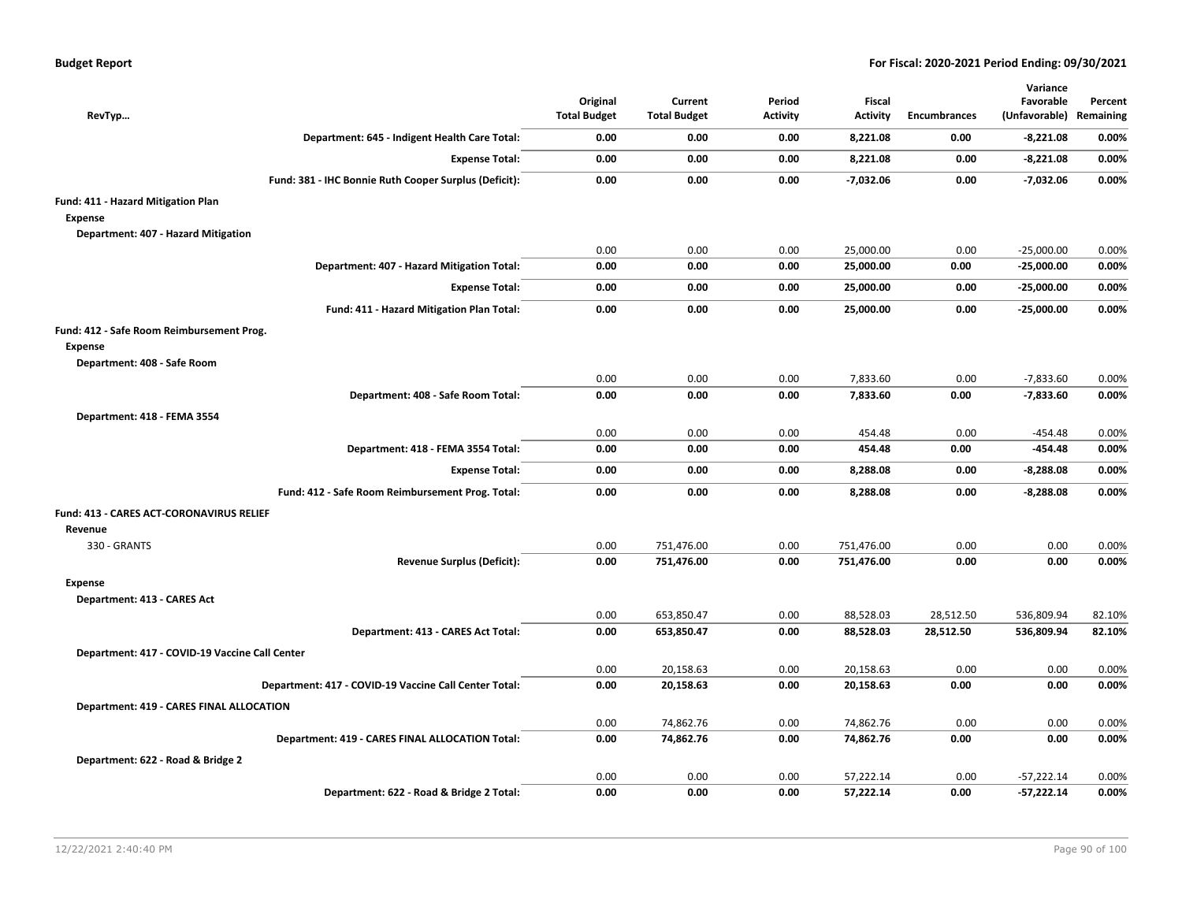| RevTyp… | Original Total Budget | Current Total Budget | Period Activity | Fiscal Activity | Encumbrances | Variance Favorable (Unfavorable) | Percent Remaining |
|---|---|---|---|---|---|---|---|
| **Department: 645 - Indigent Health Care Total:** | **0.00** | **0.00** | **0.00** | **8,221.08** | **0.00** | **-8,221.08** | **0.00%** |
| **Expense Total:** | **0.00** | **0.00** | **0.00** | **8,221.08** | **0.00** | **-8,221.08** | **0.00%** |
| **Fund: 381 - IHC Bonnie Ruth Cooper Surplus (Deficit):** | **0.00** | **0.00** | **0.00** | **-7,032.06** | **0.00** | **-7,032.06** | **0.00%** |
| **Fund: 411 - Hazard Mitigation Plan** | | | | | | | |
| **Expense** | | | | | | | |
| **Department: 407 - Hazard Mitigation** | | | | | | | |
| | 0.00 | 0.00 | 0.00 | 25,000.00 | 0.00 | -25,000.00 | 0.00% |
| **Department: 407 - Hazard Mitigation Total:** | **0.00** | **0.00** | **0.00** | **25,000.00** | **0.00** | **-25,000.00** | **0.00%** |
| **Expense Total:** | **0.00** | **0.00** | **0.00** | **25,000.00** | **0.00** | **-25,000.00** | **0.00%** |
| **Fund: 411 - Hazard Mitigation Plan Total:** | **0.00** | **0.00** | **0.00** | **25,000.00** | **0.00** | **-25,000.00** | **0.00%** |
| **Fund: 412 - Safe Room Reimbursement Prog.** | | | | | | | |
| **Expense** | | | | | | | |
| **Department: 408 - Safe Room** | | | | | | | |
| | 0.00 | 0.00 | 0.00 | 7,833.60 | 0.00 | -7,833.60 | 0.00% |
| **Department: 408 - Safe Room Total:** | **0.00** | **0.00** | **0.00** | **7,833.60** | **0.00** | **-7,833.60** | **0.00%** |
| **Department: 418 - FEMA 3554** | | | | | | | |
| | 0.00 | 0.00 | 0.00 | 454.48 | 0.00 | -454.48 | 0.00% |
| **Department: 418 - FEMA 3554 Total:** | **0.00** | **0.00** | **0.00** | **454.48** | **0.00** | **-454.48** | **0.00%** |
| **Expense Total:** | **0.00** | **0.00** | **0.00** | **8,288.08** | **0.00** | **-8,288.08** | **0.00%** |
| **Fund: 412 - Safe Room Reimbursement Prog. Total:** | **0.00** | **0.00** | **0.00** | **8,288.08** | **0.00** | **-8,288.08** | **0.00%** |
| **Fund: 413 - CARES ACT-CORONAVIRUS RELIEF** | | | | | | | |
| **Revenue** | | | | | | | |
| 330 - GRANTS | 0.00 | 751,476.00 | 0.00 | 751,476.00 | 0.00 | 0.00 | 0.00% |
| **Revenue Surplus (Deficit):** | **0.00** | **751,476.00** | **0.00** | **751,476.00** | **0.00** | **0.00** | **0.00%** |
| **Expense** | | | | | | | |
| **Department: 413 - CARES Act** | | | | | | | |
| | 0.00 | 653,850.47 | 0.00 | 88,528.03 | 28,512.50 | 536,809.94 | 82.10% |
| **Department: 413 - CARES Act Total:** | **0.00** | **653,850.47** | **0.00** | **88,528.03** | **28,512.50** | **536,809.94** | **82.10%** |
| **Department: 417 - COVID-19 Vaccine Call Center** | | | | | | | |
| | 0.00 | 20,158.63 | 0.00 | 20,158.63 | 0.00 | 0.00 | 0.00% |
| **Department: 417 - COVID-19 Vaccine Call Center Total:** | **0.00** | **20,158.63** | **0.00** | **20,158.63** | **0.00** | **0.00** | **0.00%** |
| **Department: 419 - CARES FINAL ALLOCATION** | | | | | | | |
| | 0.00 | 74,862.76 | 0.00 | 74,862.76 | 0.00 | 0.00 | 0.00% |
| **Department: 419 - CARES FINAL ALLOCATION Total:** | **0.00** | **74,862.76** | **0.00** | **74,862.76** | **0.00** | **0.00** | **0.00%** |
| **Department: 622 - Road & Bridge 2** | | | | | | | |
| | 0.00 | 0.00 | 0.00 | 57,222.14 | 0.00 | -57,222.14 | 0.00% |
| **Department: 622 - Road & Bridge 2 Total:** | **0.00** | **0.00** | **0.00** | **57,222.14** | **0.00** | **-57,222.14** | **0.00%** |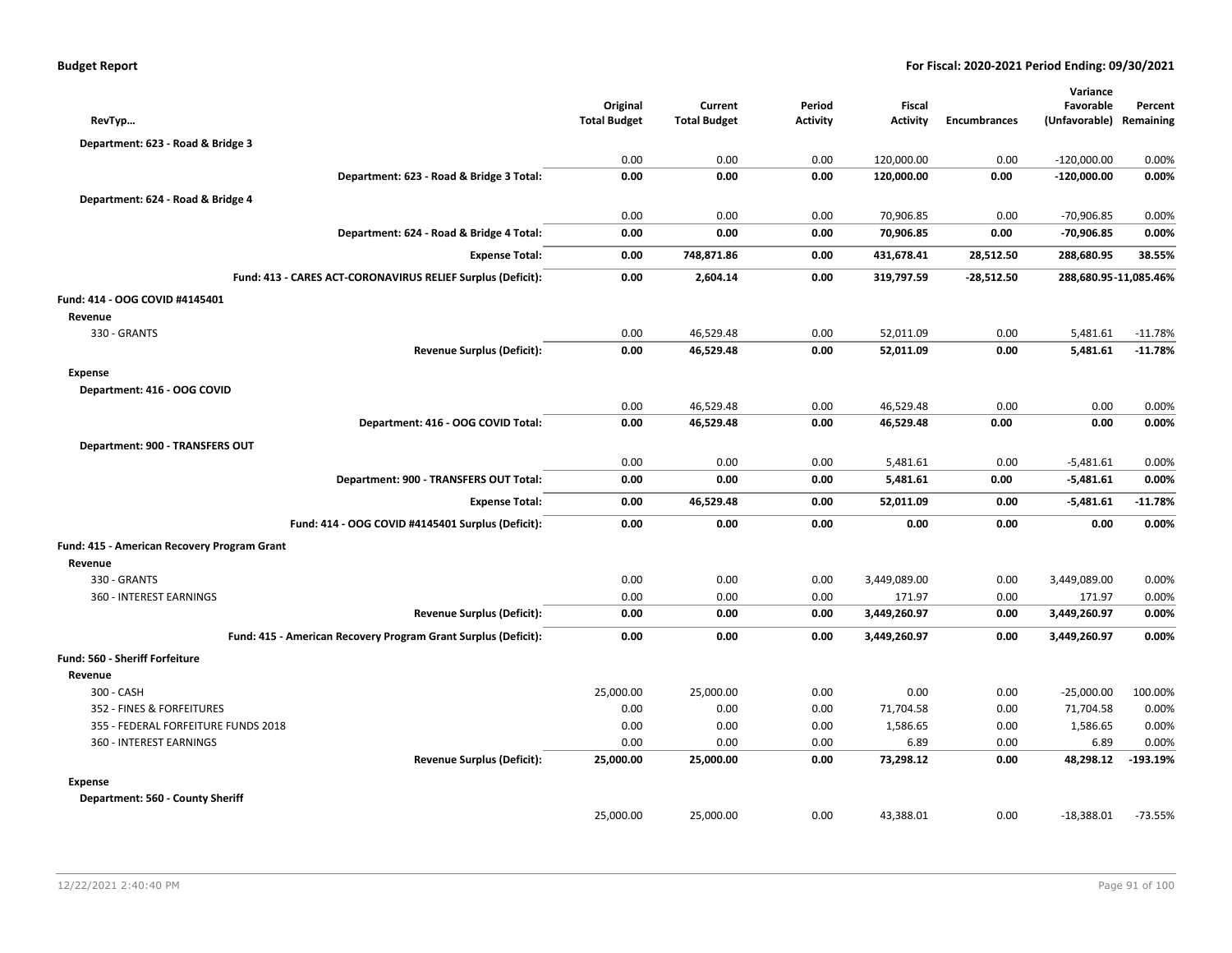**Budget Report** — **For Fiscal: 2020-2021 Period Ending: 09/30/2021**

| RevTyp… | Original Total Budget | Current Total Budget | Period Activity | Fiscal Activity | Encumbrances | Variance Favorable (Unfavorable) | Percent Remaining |
|---|---|---|---|---|---|---|---|
| **Department: 623 - Road & Bridge 3** | | | | | | | |
| | 0.00 | 0.00 | 0.00 | 120,000.00 | 0.00 | -120,000.00 | 0.00% |
| **Department: 623 - Road & Bridge 3 Total:** | **0.00** | **0.00** | **0.00** | **120,000.00** | **0.00** | **-120,000.00** | **0.00%** |
| **Department: 624 - Road & Bridge 4** | | | | | | | |
| | 0.00 | 0.00 | 0.00 | 70,906.85 | 0.00 | -70,906.85 | 0.00% |
| **Department: 624 - Road & Bridge 4 Total:** | **0.00** | **0.00** | **0.00** | **70,906.85** | **0.00** | **-70,906.85** | **0.00%** |
| **Expense Total:** | **0.00** | **748,871.86** | **0.00** | **431,678.41** | **28,512.50** | **288,680.95** | **38.55%** |
| **Fund: 413 - CARES ACT-CORONAVIRUS RELIEF Surplus (Deficit):** | **0.00** | **2,604.14** | **0.00** | **319,797.59** | **-28,512.50** | **288,680.95** | **-11,085.46%** |
| **Fund: 414 - OOG COVID #4145401** | | | | | | | |
| **Revenue** | | | | | | | |
| 330 - GRANTS | 0.00 | 46,529.48 | 0.00 | 52,011.09 | 0.00 | 5,481.61 | -11.78% |
| **Revenue Surplus (Deficit):** | **0.00** | **46,529.48** | **0.00** | **52,011.09** | **0.00** | **5,481.61** | **-11.78%** |
| **Expense** | | | | | | | |
| **Department: 416 - OOG COVID** | | | | | | | |
| | 0.00 | 46,529.48 | 0.00 | 46,529.48 | 0.00 | 0.00 | 0.00% |
| **Department: 416 - OOG COVID Total:** | **0.00** | **46,529.48** | **0.00** | **46,529.48** | **0.00** | **0.00** | **0.00%** |
| **Department: 900 - TRANSFERS OUT** | | | | | | | |
| | 0.00 | 0.00 | 0.00 | 5,481.61 | 0.00 | -5,481.61 | 0.00% |
| **Department: 900 - TRANSFERS OUT Total:** | **0.00** | **0.00** | **0.00** | **5,481.61** | **0.00** | **-5,481.61** | **0.00%** |
| **Expense Total:** | **0.00** | **46,529.48** | **0.00** | **52,011.09** | **0.00** | **-5,481.61** | **-11.78%** |
| **Fund: 414 - OOG COVID #4145401 Surplus (Deficit):** | **0.00** | **0.00** | **0.00** | **0.00** | **0.00** | **0.00** | **0.00%** |
| **Fund: 415 - American Recovery Program Grant** | | | | | | | |
| **Revenue** | | | | | | | |
| 330 - GRANTS | 0.00 | 0.00 | 0.00 | 3,449,089.00 | 0.00 | 3,449,089.00 | 0.00% |
| 360 - INTEREST EARNINGS | 0.00 | 0.00 | 0.00 | 171.97 | 0.00 | 171.97 | 0.00% |
| **Revenue Surplus (Deficit):** | **0.00** | **0.00** | **0.00** | **3,449,260.97** | **0.00** | **3,449,260.97** | **0.00%** |
| **Fund: 415 - American Recovery Program Grant Surplus (Deficit):** | **0.00** | **0.00** | **0.00** | **3,449,260.97** | **0.00** | **3,449,260.97** | **0.00%** |
| **Fund: 560 - Sheriff Forfeiture** | | | | | | | |
| **Revenue** | | | | | | | |
| 300 - CASH | 25,000.00 | 25,000.00 | 0.00 | 0.00 | 0.00 | -25,000.00 | 100.00% |
| 352 - FINES & FORFEITURES | 0.00 | 0.00 | 0.00 | 71,704.58 | 0.00 | 71,704.58 | 0.00% |
| 355 - FEDERAL FORFEITURE FUNDS 2018 | 0.00 | 0.00 | 0.00 | 1,586.65 | 0.00 | 1,586.65 | 0.00% |
| 360 - INTEREST EARNINGS | 0.00 | 0.00 | 0.00 | 6.89 | 0.00 | 6.89 | 0.00% |
| **Revenue Surplus (Deficit):** | **25,000.00** | **25,000.00** | **0.00** | **73,298.12** | **0.00** | **48,298.12** | **-193.19%** |
| **Expense** | | | | | | | |
| **Department: 560 - County Sheriff** | | | | | | | |
| | 25,000.00 | 25,000.00 | 0.00 | 43,388.01 | 0.00 | -18,388.01 | -73.55% |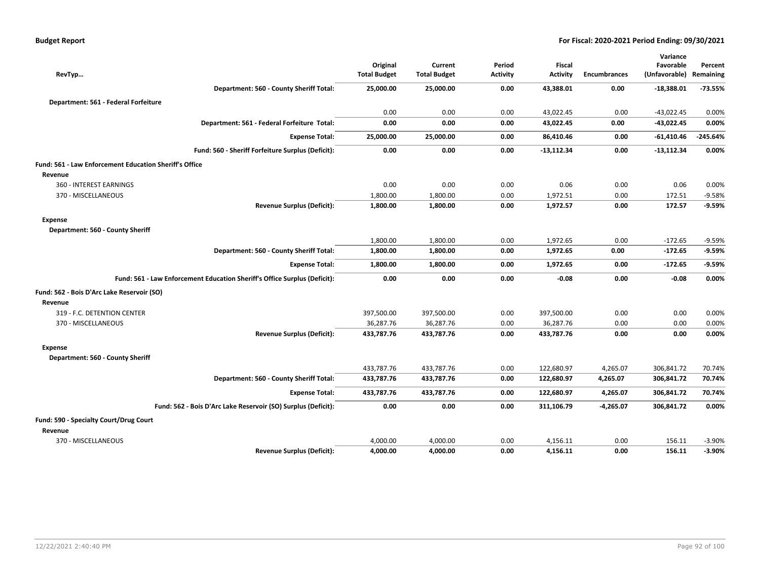**Budget Report** — **For Fiscal: 2020-2021 Period Ending: 09/30/2021**

| RevTyp… | Original Total Budget | Current Total Budget | Period Activity | Fiscal Activity | Encumbrances | Variance Favorable (Unfavorable) | Percent Remaining |
|---|---|---|---|---|---|---|---|
| **Department: 560 - County Sheriff Total:** | **25,000.00** | **25,000.00** | **0.00** | **43,388.01** | **0.00** | **-18,388.01** | **-73.55%** |
| **Department: 561 - Federal Forfeiture** | | | | | | | |
| | 0.00 | 0.00 | 0.00 | 43,022.45 | 0.00 | -43,022.45 | 0.00% |
| **Department: 561 - Federal Forfeiture Total:** | **0.00** | **0.00** | **0.00** | **43,022.45** | **0.00** | **-43,022.45** | **0.00%** |
| **Expense Total:** | **25,000.00** | **25,000.00** | **0.00** | **86,410.46** | **0.00** | **-61,410.46** | **-245.64%** |
| **Fund: 560 - Sheriff Forfeiture Surplus (Deficit):** | **0.00** | **0.00** | **0.00** | **-13,112.34** | **0.00** | **-13,112.34** | **0.00%** |
| **Fund: 561 - Law Enforcement Education Sheriff's Office** | | | | | | | |
| **Revenue** | | | | | | | |
| 360 - INTEREST EARNINGS | 0.00 | 0.00 | 0.00 | 0.06 | 0.00 | 0.06 | 0.00% |
| 370 - MISCELLANEOUS | 1,800.00 | 1,800.00 | 0.00 | 1,972.51 | 0.00 | 172.51 | -9.58% |
| **Revenue Surplus (Deficit):** | **1,800.00** | **1,800.00** | **0.00** | **1,972.57** | **0.00** | **172.57** | **-9.59%** |
| **Expense** | | | | | | | |
| **Department: 560 - County Sheriff** | | | | | | | |
| | 1,800.00 | 1,800.00 | 0.00 | 1,972.65 | 0.00 | -172.65 | -9.59% |
| **Department: 560 - County Sheriff Total:** | **1,800.00** | **1,800.00** | **0.00** | **1,972.65** | **0.00** | **-172.65** | **-9.59%** |
| **Expense Total:** | **1,800.00** | **1,800.00** | **0.00** | **1,972.65** | **0.00** | **-172.65** | **-9.59%** |
| **Fund: 561 - Law Enforcement Education Sheriff's Office Surplus (Deficit):** | **0.00** | **0.00** | **0.00** | **-0.08** | **0.00** | **-0.08** | **0.00%** |
| **Fund: 562 - Bois D'Arc Lake Reservoir (SO)** | | | | | | | |
| **Revenue** | | | | | | | |
| 319 - F.C. DETENTION CENTER | 397,500.00 | 397,500.00 | 0.00 | 397,500.00 | 0.00 | 0.00 | 0.00% |
| 370 - MISCELLANEOUS | 36,287.76 | 36,287.76 | 0.00 | 36,287.76 | 0.00 | 0.00 | 0.00% |
| **Revenue Surplus (Deficit):** | **433,787.76** | **433,787.76** | **0.00** | **433,787.76** | **0.00** | **0.00** | **0.00%** |
| **Expense** | | | | | | | |
| **Department: 560 - County Sheriff** | | | | | | | |
| | 433,787.76 | 433,787.76 | 0.00 | 122,680.97 | 4,265.07 | 306,841.72 | 70.74% |
| **Department: 560 - County Sheriff Total:** | **433,787.76** | **433,787.76** | **0.00** | **122,680.97** | **4,265.07** | **306,841.72** | **70.74%** |
| **Expense Total:** | **433,787.76** | **433,787.76** | **0.00** | **122,680.97** | **4,265.07** | **306,841.72** | **70.74%** |
| **Fund: 562 - Bois D'Arc Lake Reservoir (SO) Surplus (Deficit):** | **0.00** | **0.00** | **0.00** | **311,106.79** | **-4,265.07** | **306,841.72** | **0.00%** |
| **Fund: 590 - Specialty Court/Drug Court** | | | | | | | |
| **Revenue** | | | | | | | |
| 370 - MISCELLANEOUS | 4,000.00 | 4,000.00 | 0.00 | 4,156.11 | 0.00 | 156.11 | -3.90% |
| **Revenue Surplus (Deficit):** | **4,000.00** | **4,000.00** | **0.00** | **4,156.11** | **0.00** | **156.11** | **-3.90%** |

12/22/2021 2:40:40 PM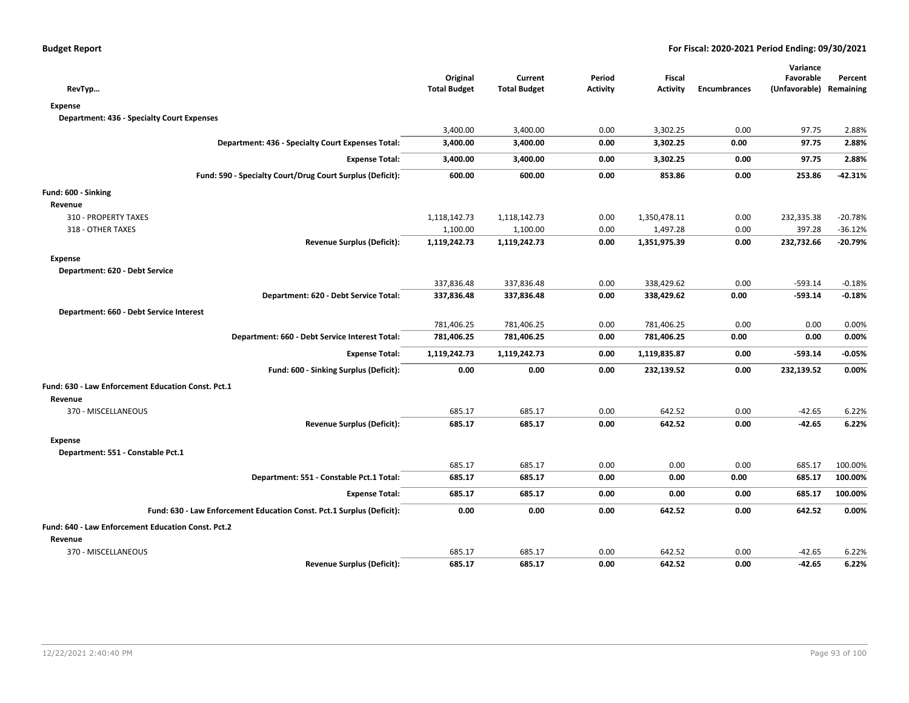**Budget Report** — For Fiscal: 2020-2021 Period Ending: 09/30/2021

| RevTyp… | Original Total Budget | Current Total Budget | Period Activity | Fiscal Activity | Encumbrances | Variance Favorable (Unfavorable) | Percent Remaining |
|---|---|---|---|---|---|---|---|
| **Expense** | | | | | | | |
| **Department: 436 - Specialty Court Expenses** | | | | | | | |
| | 3,400.00 | 3,400.00 | 0.00 | 3,302.25 | 0.00 | 97.75 | 2.88% |
| **Department: 436 - Specialty Court Expenses Total:** | **3,400.00** | **3,400.00** | **0.00** | **3,302.25** | **0.00** | **97.75** | **2.88%** |
| **Expense Total:** | **3,400.00** | **3,400.00** | **0.00** | **3,302.25** | **0.00** | **97.75** | **2.88%** |
| **Fund: 590 - Specialty Court/Drug Court Surplus (Deficit):** | **600.00** | **600.00** | **0.00** | **853.86** | **0.00** | **253.86** | **-42.31%** |
| **Fund: 600 - Sinking** | | | | | | | |
| **Revenue** | | | | | | | |
| 310 - PROPERTY TAXES | 1,118,142.73 | 1,118,142.73 | 0.00 | 1,350,478.11 | 0.00 | 232,335.38 | -20.78% |
| 318 - OTHER TAXES | 1,100.00 | 1,100.00 | 0.00 | 1,497.28 | 0.00 | 397.28 | -36.12% |
| **Revenue Surplus (Deficit):** | **1,119,242.73** | **1,119,242.73** | **0.00** | **1,351,975.39** | **0.00** | **232,732.66** | **-20.79%** |
| **Expense** | | | | | | | |
| **Department: 620 - Debt Service** | | | | | | | |
| | 337,836.48 | 337,836.48 | 0.00 | 338,429.62 | 0.00 | -593.14 | -0.18% |
| **Department: 620 - Debt Service Total:** | **337,836.48** | **337,836.48** | **0.00** | **338,429.62** | **0.00** | **-593.14** | **-0.18%** |
| **Department: 660 - Debt Service Interest** | | | | | | | |
| | 781,406.25 | 781,406.25 | 0.00 | 781,406.25 | 0.00 | 0.00 | 0.00% |
| **Department: 660 - Debt Service Interest Total:** | **781,406.25** | **781,406.25** | **0.00** | **781,406.25** | **0.00** | **0.00** | **0.00%** |
| **Expense Total:** | **1,119,242.73** | **1,119,242.73** | **0.00** | **1,119,835.87** | **0.00** | **-593.14** | **-0.05%** |
| **Fund: 600 - Sinking Surplus (Deficit):** | **0.00** | **0.00** | **0.00** | **232,139.52** | **0.00** | **232,139.52** | **0.00%** |
| **Fund: 630 - Law Enforcement Education Const. Pct.1** | | | | | | | |
| **Revenue** | | | | | | | |
| 370 - MISCELLANEOUS | 685.17 | 685.17 | 0.00 | 642.52 | 0.00 | -42.65 | 6.22% |
| **Revenue Surplus (Deficit):** | **685.17** | **685.17** | **0.00** | **642.52** | **0.00** | **-42.65** | **6.22%** |
| **Expense** | | | | | | | |
| **Department: 551 - Constable Pct.1** | | | | | | | |
| | 685.17 | 685.17 | 0.00 | 0.00 | 0.00 | 685.17 | 100.00% |
| **Department: 551 - Constable Pct.1 Total:** | **685.17** | **685.17** | **0.00** | **0.00** | **0.00** | **685.17** | **100.00%** |
| **Expense Total:** | **685.17** | **685.17** | **0.00** | **0.00** | **0.00** | **685.17** | **100.00%** |
| **Fund: 630 - Law Enforcement Education Const. Pct.1 Surplus (Deficit):** | **0.00** | **0.00** | **0.00** | **642.52** | **0.00** | **642.52** | **0.00%** |
| **Fund: 640 - Law Enforcement Education Const. Pct.2** | | | | | | | |
| **Revenue** | | | | | | | |
| 370 - MISCELLANEOUS | 685.17 | 685.17 | 0.00 | 642.52 | 0.00 | -42.65 | 6.22% |
| **Revenue Surplus (Deficit):** | **685.17** | **685.17** | **0.00** | **642.52** | **0.00** | **-42.65** | **6.22%** |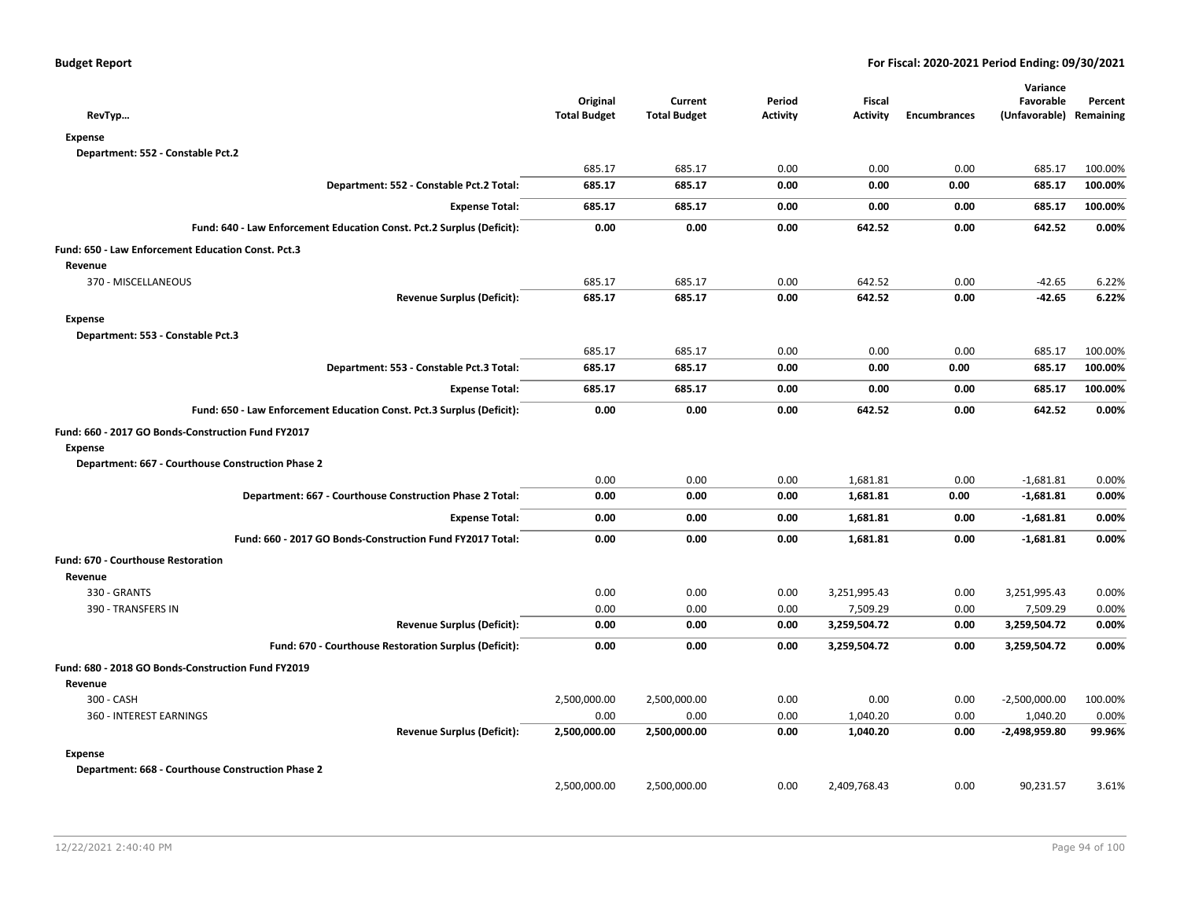| RevTyp… | Original Total Budget | Current Total Budget | Period Activity | Fiscal Activity | Encumbrances | Variance Favorable (Unfavorable) | Percent Remaining |
|---|---|---|---|---|---|---|---|
| **Expense** | | | | | | | |
| **Department: 552 - Constable Pct.2** | | | | | | | |
| | 685.17 | 685.17 | 0.00 | 0.00 | 0.00 | 685.17 | 100.00% |
| **Department: 552 - Constable Pct.2 Total:** | **685.17** | **685.17** | **0.00** | **0.00** | **0.00** | **685.17** | **100.00%** |
| **Expense Total:** | **685.17** | **685.17** | **0.00** | **0.00** | **0.00** | **685.17** | **100.00%** |
| **Fund: 640 - Law Enforcement Education Const. Pct.2 Surplus (Deficit):** | **0.00** | **0.00** | **0.00** | **642.52** | **0.00** | **642.52** | **0.00%** |
| **Fund: 650 - Law Enforcement Education Const. Pct.3** | | | | | | | |
| **Revenue** | | | | | | | |
| 370 - MISCELLANEOUS | 685.17 | 685.17 | 0.00 | 642.52 | 0.00 | -42.65 | 6.22% |
| **Revenue Surplus (Deficit):** | **685.17** | **685.17** | **0.00** | **642.52** | **0.00** | **-42.65** | **6.22%** |
| **Expense** | | | | | | | |
| **Department: 553 - Constable Pct.3** | | | | | | | |
| | 685.17 | 685.17 | 0.00 | 0.00 | 0.00 | 685.17 | 100.00% |
| **Department: 553 - Constable Pct.3 Total:** | **685.17** | **685.17** | **0.00** | **0.00** | **0.00** | **685.17** | **100.00%** |
| **Expense Total:** | **685.17** | **685.17** | **0.00** | **0.00** | **0.00** | **685.17** | **100.00%** |
| **Fund: 650 - Law Enforcement Education Const. Pct.3 Surplus (Deficit):** | **0.00** | **0.00** | **0.00** | **642.52** | **0.00** | **642.52** | **0.00%** |
| **Fund: 660 - 2017 GO Bonds-Construction Fund FY2017** | | | | | | | |
| **Expense** | | | | | | | |
| **Department: 667 - Courthouse Construction Phase 2** | | | | | | | |
| | 0.00 | 0.00 | 0.00 | 1,681.81 | 0.00 | -1,681.81 | 0.00% |
| **Department: 667 - Courthouse Construction Phase 2 Total:** | **0.00** | **0.00** | **0.00** | **1,681.81** | **0.00** | **-1,681.81** | **0.00%** |
| **Expense Total:** | **0.00** | **0.00** | **0.00** | **1,681.81** | **0.00** | **-1,681.81** | **0.00%** |
| **Fund: 660 - 2017 GO Bonds-Construction Fund FY2017 Total:** | **0.00** | **0.00** | **0.00** | **1,681.81** | **0.00** | **-1,681.81** | **0.00%** |
| **Fund: 670 - Courthouse Restoration** | | | | | | | |
| **Revenue** | | | | | | | |
| 330 - GRANTS | 0.00 | 0.00 | 0.00 | 3,251,995.43 | 0.00 | 3,251,995.43 | 0.00% |
| 390 - TRANSFERS IN | 0.00 | 0.00 | 0.00 | 7,509.29 | 0.00 | 7,509.29 | 0.00% |
| **Revenue Surplus (Deficit):** | **0.00** | **0.00** | **0.00** | **3,259,504.72** | **0.00** | **3,259,504.72** | **0.00%** |
| **Fund: 670 - Courthouse Restoration Surplus (Deficit):** | **0.00** | **0.00** | **0.00** | **3,259,504.72** | **0.00** | **3,259,504.72** | **0.00%** |
| **Fund: 680 - 2018 GO Bonds-Construction Fund FY2019** | | | | | | | |
| **Revenue** | | | | | | | |
| 300 - CASH | 2,500,000.00 | 2,500,000.00 | 0.00 | 0.00 | 0.00 | -2,500,000.00 | 100.00% |
| 360 - INTEREST EARNINGS | 0.00 | 0.00 | 0.00 | 1,040.20 | 0.00 | 1,040.20 | 0.00% |
| **Revenue Surplus (Deficit):** | **2,500,000.00** | **2,500,000.00** | **0.00** | **1,040.20** | **0.00** | **-2,498,959.80** | **99.96%** |
| **Expense** | | | | | | | |
| **Department: 668 - Courthouse Construction Phase 2** | | | | | | | |
| | 2,500,000.00 | 2,500,000.00 | 0.00 | 2,409,768.43 | 0.00 | 90,231.57 | 3.61% |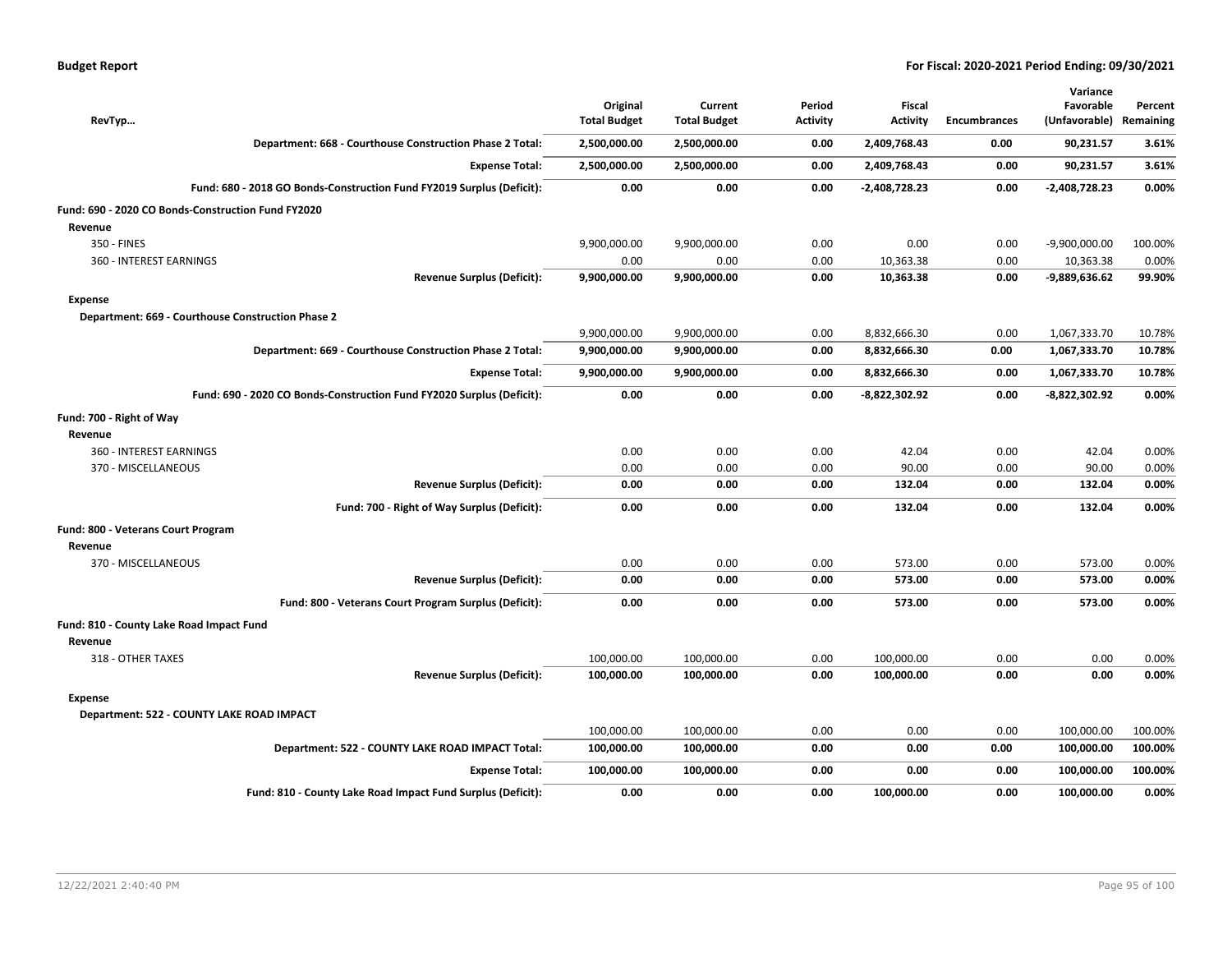| RevTyp... | Original Total Budget | Current Total Budget | Period Activity | Fiscal Activity | Encumbrances | Variance Favorable (Unfavorable) | Percent Remaining |
|---|---|---|---|---|---|---|---|
| **Department: 668 - Courthouse Construction Phase 2 Total:** | **2,500,000.00** | **2,500,000.00** | **0.00** | **2,409,768.43** | **0.00** | **90,231.57** | **3.61%** |
| **Expense Total:** | **2,500,000.00** | **2,500,000.00** | **0.00** | **2,409,768.43** | **0.00** | **90,231.57** | **3.61%** |
| **Fund: 680 - 2018 GO Bonds-Construction Fund FY2019 Surplus (Deficit):** | **0.00** | **0.00** | **0.00** | **-2,408,728.23** | **0.00** | **-2,408,728.23** | **0.00%** |
| **Fund: 690 - 2020 CO Bonds-Construction Fund FY2020** | | | | | | | |
| **Revenue** | | | | | | | |
| 350 - FINES | 9,900,000.00 | 9,900,000.00 | 0.00 | 0.00 | 0.00 | -9,900,000.00 | 100.00% |
| 360 - INTEREST EARNINGS | 0.00 | 0.00 | 0.00 | 10,363.38 | 0.00 | 10,363.38 | 0.00% |
| **Revenue Surplus (Deficit):** | **9,900,000.00** | **9,900,000.00** | **0.00** | **10,363.38** | **0.00** | **-9,889,636.62** | **99.90%** |
| **Expense** | | | | | | | |
| **Department: 669 - Courthouse Construction Phase 2** | | | | | | | |
| | 9,900,000.00 | 9,900,000.00 | 0.00 | 8,832,666.30 | 0.00 | 1,067,333.70 | 10.78% |
| **Department: 669 - Courthouse Construction Phase 2 Total:** | **9,900,000.00** | **9,900,000.00** | **0.00** | **8,832,666.30** | **0.00** | **1,067,333.70** | **10.78%** |
| **Expense Total:** | **9,900,000.00** | **9,900,000.00** | **0.00** | **8,832,666.30** | **0.00** | **1,067,333.70** | **10.78%** |
| **Fund: 690 - 2020 CO Bonds-Construction Fund FY2020 Surplus (Deficit):** | **0.00** | **0.00** | **0.00** | **-8,822,302.92** | **0.00** | **-8,822,302.92** | **0.00%** |
| **Fund: 700 - Right of Way** | | | | | | | |
| **Revenue** | | | | | | | |
| 360 - INTEREST EARNINGS | 0.00 | 0.00 | 0.00 | 42.04 | 0.00 | 42.04 | 0.00% |
| 370 - MISCELLANEOUS | 0.00 | 0.00 | 0.00 | 90.00 | 0.00 | 90.00 | 0.00% |
| **Revenue Surplus (Deficit):** | **0.00** | **0.00** | **0.00** | **132.04** | **0.00** | **132.04** | **0.00%** |
| **Fund: 700 - Right of Way Surplus (Deficit):** | **0.00** | **0.00** | **0.00** | **132.04** | **0.00** | **132.04** | **0.00%** |
| **Fund: 800 - Veterans Court Program** | | | | | | | |
| **Revenue** | | | | | | | |
| 370 - MISCELLANEOUS | 0.00 | 0.00 | 0.00 | 573.00 | 0.00 | 573.00 | 0.00% |
| **Revenue Surplus (Deficit):** | **0.00** | **0.00** | **0.00** | **573.00** | **0.00** | **573.00** | **0.00%** |
| **Fund: 800 - Veterans Court Program Surplus (Deficit):** | **0.00** | **0.00** | **0.00** | **573.00** | **0.00** | **573.00** | **0.00%** |
| **Fund: 810 - County Lake Road Impact Fund** | | | | | | | |
| **Revenue** | | | | | | | |
| 318 - OTHER TAXES | 100,000.00 | 100,000.00 | 0.00 | 100,000.00 | 0.00 | 0.00 | 0.00% |
| **Revenue Surplus (Deficit):** | **100,000.00** | **100,000.00** | **0.00** | **100,000.00** | **0.00** | **0.00** | **0.00%** |
| **Expense** | | | | | | | |
| **Department: 522 - COUNTY LAKE ROAD IMPACT** | | | | | | | |
| | 100,000.00 | 100,000.00 | 0.00 | 0.00 | 0.00 | 100,000.00 | 100.00% |
| **Department: 522 - COUNTY LAKE ROAD IMPACT Total:** | **100,000.00** | **100,000.00** | **0.00** | **0.00** | **0.00** | **100,000.00** | **100.00%** |
| **Expense Total:** | **100,000.00** | **100,000.00** | **0.00** | **0.00** | **0.00** | **100,000.00** | **100.00%** |
| **Fund: 810 - County Lake Road Impact Fund Surplus (Deficit):** | **0.00** | **0.00** | **0.00** | **100,000.00** | **0.00** | **100,000.00** | **0.00%** |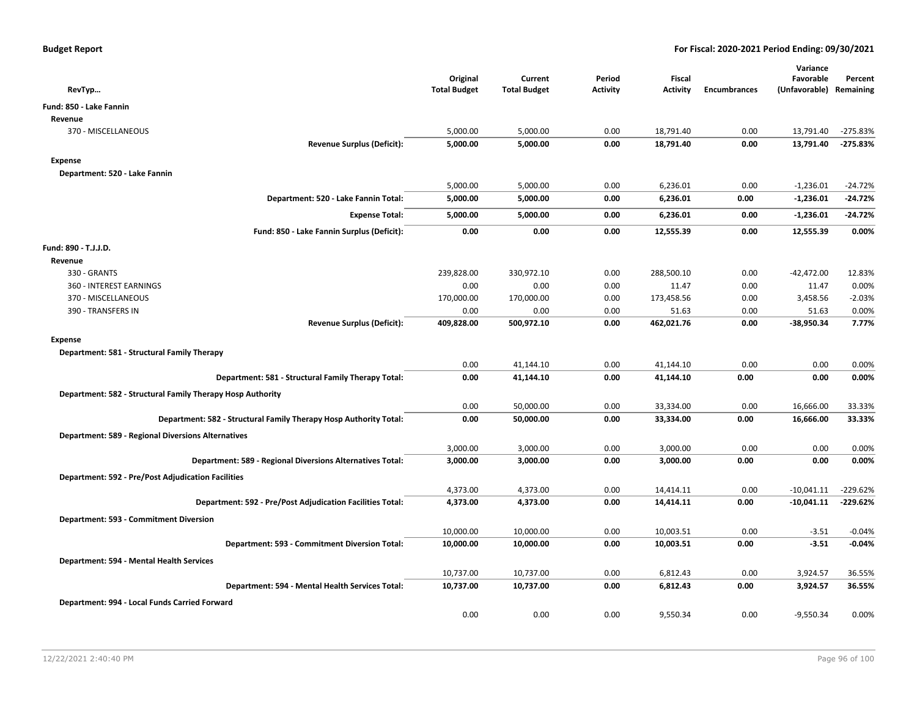| RevTyp… | Original Total Budget | Current Total Budget | Period Activity | Fiscal Activity | Encumbrances | Variance Favorable (Unfavorable) | Percent Remaining |
|---|---|---|---|---|---|---|---|
| **Fund: 850 - Lake Fannin** | | | | | | | |
| **Revenue** | | | | | | | |
| 370 - MISCELLANEOUS | 5,000.00 | 5,000.00 | 0.00 | 18,791.40 | 0.00 | 13,791.40 | -275.83% |
| **Revenue Surplus (Deficit):** | **5,000.00** | **5,000.00** | **0.00** | **18,791.40** | **0.00** | **13,791.40** | **-275.83%** |
| **Expense** | | | | | | | |
| **Department: 520 - Lake Fannin** | | | | | | | |
| | 5,000.00 | 5,000.00 | 0.00 | 6,236.01 | 0.00 | -1,236.01 | -24.72% |
| **Department: 520 - Lake Fannin Total:** | **5,000.00** | **5,000.00** | **0.00** | **6,236.01** | **0.00** | **-1,236.01** | **-24.72%** |
| **Expense Total:** | **5,000.00** | **5,000.00** | **0.00** | **6,236.01** | **0.00** | **-1,236.01** | **-24.72%** |
| **Fund: 850 - Lake Fannin Surplus (Deficit):** | **0.00** | **0.00** | **0.00** | **12,555.39** | **0.00** | **12,555.39** | **0.00%** |
| **Fund: 890 - T.J.J.D.** | | | | | | | |
| **Revenue** | | | | | | | |
| 330 - GRANTS | 239,828.00 | 330,972.10 | 0.00 | 288,500.10 | 0.00 | -42,472.00 | 12.83% |
| 360 - INTEREST EARNINGS | 0.00 | 0.00 | 0.00 | 11.47 | 0.00 | 11.47 | 0.00% |
| 370 - MISCELLANEOUS | 170,000.00 | 170,000.00 | 0.00 | 173,458.56 | 0.00 | 3,458.56 | -2.03% |
| 390 - TRANSFERS IN | 0.00 | 0.00 | 0.00 | 51.63 | 0.00 | 51.63 | 0.00% |
| **Revenue Surplus (Deficit):** | **409,828.00** | **500,972.10** | **0.00** | **462,021.76** | **0.00** | **-38,950.34** | **7.77%** |
| **Expense** | | | | | | | |
| **Department: 581 - Structural Family Therapy** | | | | | | | |
| | 0.00 | 41,144.10 | 0.00 | 41,144.10 | 0.00 | 0.00 | 0.00% |
| **Department: 581 - Structural Family Therapy Total:** | **0.00** | **41,144.10** | **0.00** | **41,144.10** | **0.00** | **0.00** | **0.00%** |
| **Department: 582 - Structural Family Therapy Hosp Authority** | | | | | | | |
| | 0.00 | 50,000.00 | 0.00 | 33,334.00 | 0.00 | 16,666.00 | 33.33% |
| **Department: 582 - Structural Family Therapy Hosp Authority Total:** | **0.00** | **50,000.00** | **0.00** | **33,334.00** | **0.00** | **16,666.00** | **33.33%** |
| **Department: 589 - Regional Diversions Alternatives** | | | | | | | |
| | 3,000.00 | 3,000.00 | 0.00 | 3,000.00 | 0.00 | 0.00 | 0.00% |
| **Department: 589 - Regional Diversions Alternatives Total:** | **3,000.00** | **3,000.00** | **0.00** | **3,000.00** | **0.00** | **0.00** | **0.00%** |
| **Department: 592 - Pre/Post Adjudication Facilities** | | | | | | | |
| | 4,373.00 | 4,373.00 | 0.00 | 14,414.11 | 0.00 | -10,041.11 | -229.62% |
| **Department: 592 - Pre/Post Adjudication Facilities Total:** | **4,373.00** | **4,373.00** | **0.00** | **14,414.11** | **0.00** | **-10,041.11** | **-229.62%** |
| **Department: 593 - Commitment Diversion** | | | | | | | |
| | 10,000.00 | 10,000.00 | 0.00 | 10,003.51 | 0.00 | -3.51 | -0.04% |
| **Department: 593 - Commitment Diversion Total:** | **10,000.00** | **10,000.00** | **0.00** | **10,003.51** | **0.00** | **-3.51** | **-0.04%** |
| **Department: 594 - Mental Health Services** | | | | | | | |
| | 10,737.00 | 10,737.00 | 0.00 | 6,812.43 | 0.00 | 3,924.57 | 36.55% |
| **Department: 594 - Mental Health Services Total:** | **10,737.00** | **10,737.00** | **0.00** | **6,812.43** | **0.00** | **3,924.57** | **36.55%** |
| **Department: 994 - Local Funds Carried Forward** | | | | | | | |
| | 0.00 | 0.00 | 0.00 | 9,550.34 | 0.00 | -9,550.34 | 0.00% |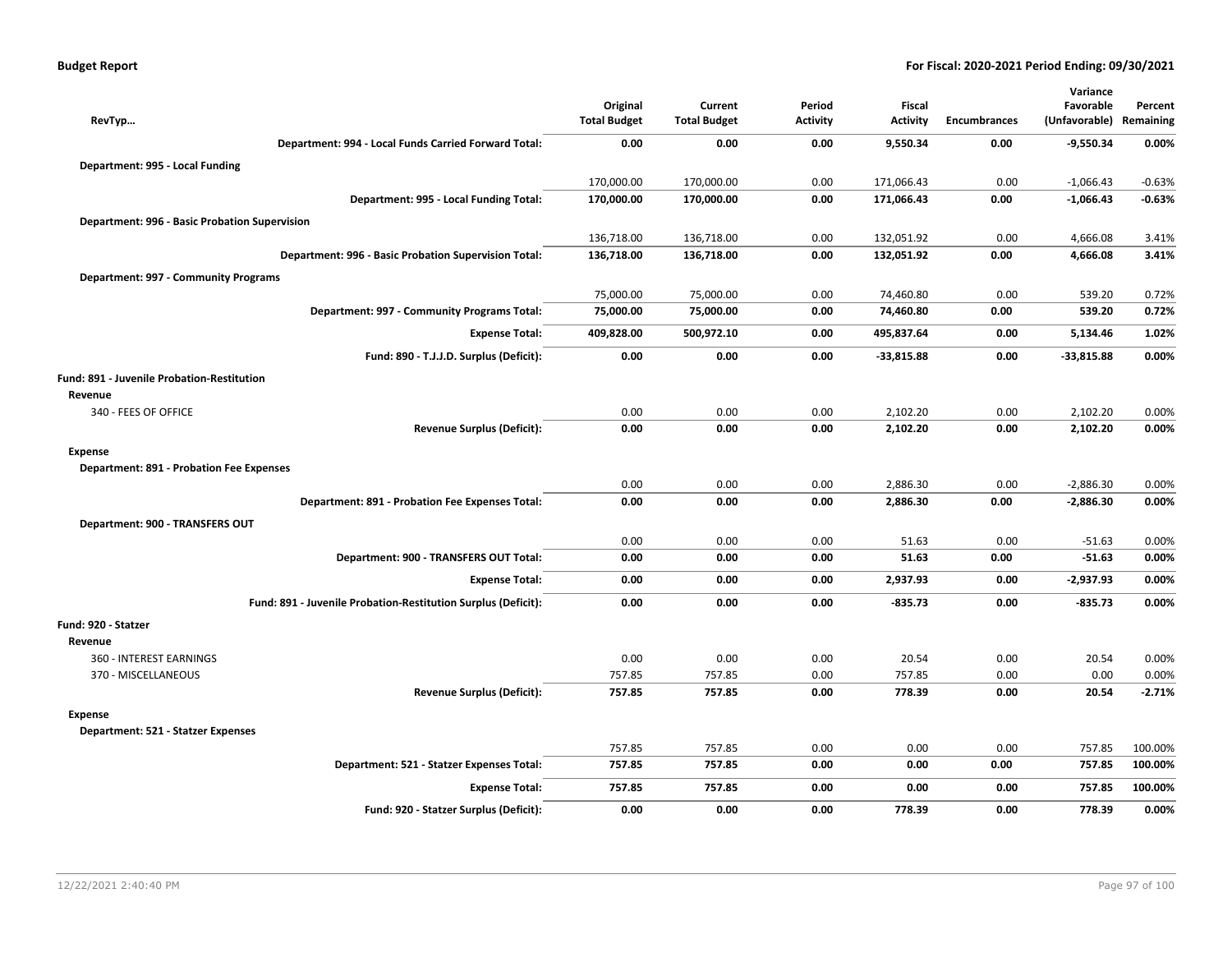| RevTyp… | Original Total Budget | Current Total Budget | Period Activity | Fiscal Activity | Encumbrances | Variance Favorable (Unfavorable) | Percent Remaining |
|---|---|---|---|---|---|---|---|
| **Department: 994 - Local Funds Carried Forward Total:** | **0.00** | **0.00** | **0.00** | **9,550.34** | **0.00** | **-9,550.34** | **0.00%** |
| **Department: 995 - Local Funding** | | | | | | | |
| | 170,000.00 | 170,000.00 | 0.00 | 171,066.43 | 0.00 | -1,066.43 | -0.63% |
| **Department: 995 - Local Funding Total:** | **170,000.00** | **170,000.00** | **0.00** | **171,066.43** | **0.00** | **-1,066.43** | **-0.63%** |
| **Department: 996 - Basic Probation Supervision** | | | | | | | |
| | 136,718.00 | 136,718.00 | 0.00 | 132,051.92 | 0.00 | 4,666.08 | 3.41% |
| **Department: 996 - Basic Probation Supervision Total:** | **136,718.00** | **136,718.00** | **0.00** | **132,051.92** | **0.00** | **4,666.08** | **3.41%** |
| **Department: 997 - Community Programs** | | | | | | | |
| | 75,000.00 | 75,000.00 | 0.00 | 74,460.80 | 0.00 | 539.20 | 0.72% |
| **Department: 997 - Community Programs Total:** | **75,000.00** | **75,000.00** | **0.00** | **74,460.80** | **0.00** | **539.20** | **0.72%** |
| **Expense Total:** | **409,828.00** | **500,972.10** | **0.00** | **495,837.64** | **0.00** | **5,134.46** | **1.02%** |
| **Fund: 890 - T.J.J.D. Surplus (Deficit):** | **0.00** | **0.00** | **0.00** | **-33,815.88** | **0.00** | **-33,815.88** | **0.00%** |
| **Fund: 891 - Juvenile Probation-Restitution** | | | | | | | |
| **Revenue** | | | | | | | |
| 340 - FEES OF OFFICE | 0.00 | 0.00 | 0.00 | 2,102.20 | 0.00 | 2,102.20 | 0.00% |
| **Revenue Surplus (Deficit):** | **0.00** | **0.00** | **0.00** | **2,102.20** | **0.00** | **2,102.20** | **0.00%** |
| **Expense** | | | | | | | |
| **Department: 891 - Probation Fee Expenses** | | | | | | | |
| | 0.00 | 0.00 | 0.00 | 2,886.30 | 0.00 | -2,886.30 | 0.00% |
| **Department: 891 - Probation Fee Expenses Total:** | **0.00** | **0.00** | **0.00** | **2,886.30** | **0.00** | **-2,886.30** | **0.00%** |
| **Department: 900 - TRANSFERS OUT** | | | | | | | |
| | 0.00 | 0.00 | 0.00 | 51.63 | 0.00 | -51.63 | 0.00% |
| **Department: 900 - TRANSFERS OUT Total:** | **0.00** | **0.00** | **0.00** | **51.63** | **0.00** | **-51.63** | **0.00%** |
| **Expense Total:** | **0.00** | **0.00** | **0.00** | **2,937.93** | **0.00** | **-2,937.93** | **0.00%** |
| **Fund: 891 - Juvenile Probation-Restitution Surplus (Deficit):** | **0.00** | **0.00** | **0.00** | **-835.73** | **0.00** | **-835.73** | **0.00%** |
| **Fund: 920 - Statzer** | | | | | | | |
| **Revenue** | | | | | | | |
| 360 - INTEREST EARNINGS | 0.00 | 0.00 | 0.00 | 20.54 | 0.00 | 20.54 | 0.00% |
| 370 - MISCELLANEOUS | 757.85 | 757.85 | 0.00 | 757.85 | 0.00 | 0.00 | 0.00% |
| **Revenue Surplus (Deficit):** | **757.85** | **757.85** | **0.00** | **778.39** | **0.00** | **20.54** | **-2.71%** |
| **Expense** | | | | | | | |
| **Department: 521 - Statzer Expenses** | | | | | | | |
| | 757.85 | 757.85 | 0.00 | 0.00 | 0.00 | 757.85 | 100.00% |
| **Department: 521 - Statzer Expenses Total:** | **757.85** | **757.85** | **0.00** | **0.00** | **0.00** | **757.85** | **100.00%** |
| **Expense Total:** | **757.85** | **757.85** | **0.00** | **0.00** | **0.00** | **757.85** | **100.00%** |
| **Fund: 920 - Statzer Surplus (Deficit):** | **0.00** | **0.00** | **0.00** | **778.39** | **0.00** | **778.39** | **0.00%** |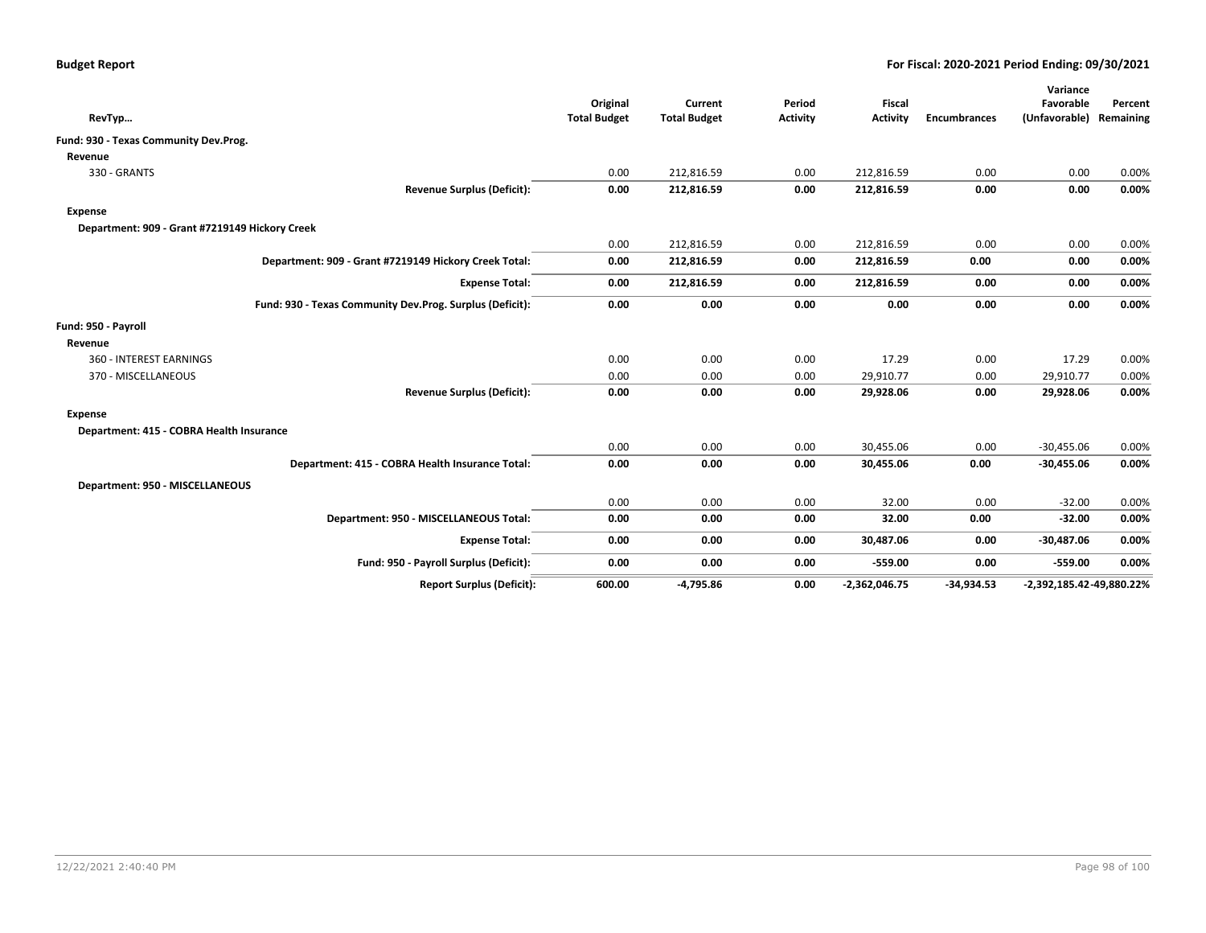**Budget Report** — **For Fiscal: 2020-2021 Period Ending: 09/30/2021**

| RevTyp… | Original Total Budget | Current Total Budget | Period Activity | Fiscal Activity | Encumbrances | Variance Favorable (Unfavorable) | Percent Remaining |
|---|---|---|---|---|---|---|---|
| **Fund: 930 - Texas Community Dev.Prog.** | | | | | | | |
| **Revenue** | | | | | | | |
| 330 - GRANTS | 0.00 | 212,816.59 | 0.00 | 212,816.59 | 0.00 | 0.00 | 0.00% |
| **Revenue Surplus (Deficit):** | **0.00** | **212,816.59** | **0.00** | **212,816.59** | **0.00** | **0.00** | **0.00%** |
| **Expense** | | | | | | | |
| **Department: 909 - Grant #7219149 Hickory Creek** | | | | | | | |
| | 0.00 | 212,816.59 | 0.00 | 212,816.59 | 0.00 | 0.00 | 0.00% |
| **Department: 909 - Grant #7219149 Hickory Creek Total:** | **0.00** | **212,816.59** | **0.00** | **212,816.59** | **0.00** | **0.00** | **0.00%** |
| **Expense Total:** | **0.00** | **212,816.59** | **0.00** | **212,816.59** | **0.00** | **0.00** | **0.00%** |
| **Fund: 930 - Texas Community Dev.Prog. Surplus (Deficit):** | **0.00** | **0.00** | **0.00** | **0.00** | **0.00** | **0.00** | **0.00%** |
| **Fund: 950 - Payroll** | | | | | | | |
| **Revenue** | | | | | | | |
| 360 - INTEREST EARNINGS | 0.00 | 0.00 | 0.00 | 17.29 | 0.00 | 17.29 | 0.00% |
| 370 - MISCELLANEOUS | 0.00 | 0.00 | 0.00 | 29,910.77 | 0.00 | 29,910.77 | 0.00% |
| **Revenue Surplus (Deficit):** | **0.00** | **0.00** | **0.00** | **29,928.06** | **0.00** | **29,928.06** | **0.00%** |
| **Expense** | | | | | | | |
| **Department: 415 - COBRA Health Insurance** | | | | | | | |
| | 0.00 | 0.00 | 0.00 | 30,455.06 | 0.00 | -30,455.06 | 0.00% |
| **Department: 415 - COBRA Health Insurance Total:** | **0.00** | **0.00** | **0.00** | **30,455.06** | **0.00** | **-30,455.06** | **0.00%** |
| **Department: 950 - MISCELLANEOUS** | | | | | | | |
| | 0.00 | 0.00 | 0.00 | 32.00 | 0.00 | -32.00 | 0.00% |
| **Department: 950 - MISCELLANEOUS Total:** | **0.00** | **0.00** | **0.00** | **32.00** | **0.00** | **-32.00** | **0.00%** |
| **Expense Total:** | **0.00** | **0.00** | **0.00** | **30,487.06** | **0.00** | **-30,487.06** | **0.00%** |
| **Fund: 950 - Payroll Surplus (Deficit):** | **0.00** | **0.00** | **0.00** | **-559.00** | **0.00** | **-559.00** | **0.00%** |
| **Report Surplus (Deficit):** | **600.00** | **-4,795.86** | **0.00** | **-2,362,046.75** | **-34,934.53** | **-2,392,185.42** | **-49,880.22%** |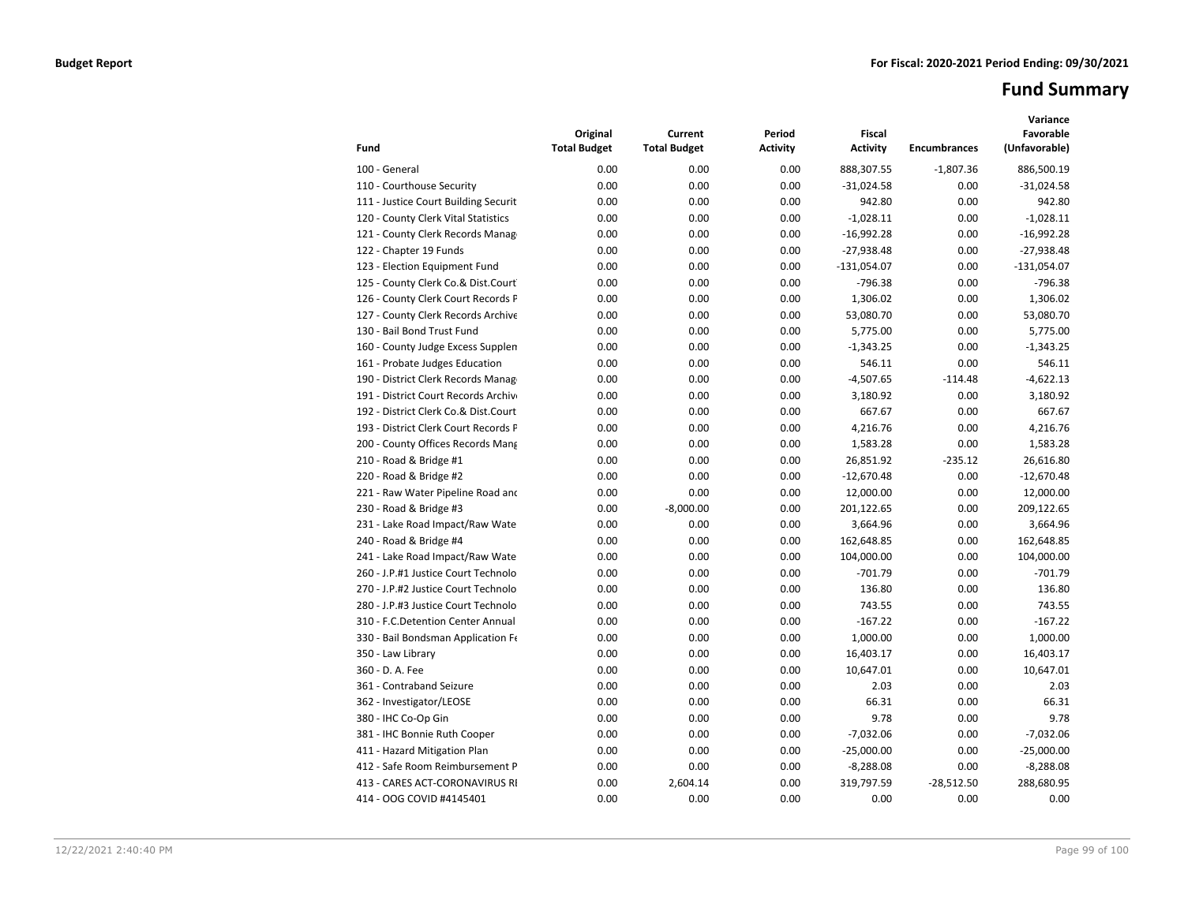**Budget Report** **For Fiscal: 2020-2021 Period Ending: 09/30/2021**

# Fund Summary

| Fund | Original Total Budget | Current Total Budget | Period Activity | Fiscal Activity | Encumbrances | Variance Favorable (Unfavorable) |
|---|---|---|---|---|---|---|
| 100 - General | 0.00 | 0.00 | 0.00 | 888,307.55 | -1,807.36 | 886,500.19 |
| 110 - Courthouse Security | 0.00 | 0.00 | 0.00 | -31,024.58 | 0.00 | -31,024.58 |
| 111 - Justice Court Building Securit | 0.00 | 0.00 | 0.00 | 942.80 | 0.00 | 942.80 |
| 120 - County Clerk Vital Statistics | 0.00 | 0.00 | 0.00 | -1,028.11 | 0.00 | -1,028.11 |
| 121 - County Clerk Records Manag | 0.00 | 0.00 | 0.00 | -16,992.28 | 0.00 | -16,992.28 |
| 122 - Chapter 19 Funds | 0.00 | 0.00 | 0.00 | -27,938.48 | 0.00 | -27,938.48 |
| 123 - Election Equipment Fund | 0.00 | 0.00 | 0.00 | -131,054.07 | 0.00 | -131,054.07 |
| 125 - County Clerk Co.& Dist.Court | 0.00 | 0.00 | 0.00 | -796.38 | 0.00 | -796.38 |
| 126 - County Clerk Court Records F | 0.00 | 0.00 | 0.00 | 1,306.02 | 0.00 | 1,306.02 |
| 127 - County Clerk Records Archive | 0.00 | 0.00 | 0.00 | 53,080.70 | 0.00 | 53,080.70 |
| 130 - Bail Bond Trust Fund | 0.00 | 0.00 | 0.00 | 5,775.00 | 0.00 | 5,775.00 |
| 160 - County Judge Excess Supplen | 0.00 | 0.00 | 0.00 | -1,343.25 | 0.00 | -1,343.25 |
| 161 - Probate Judges Education | 0.00 | 0.00 | 0.00 | 546.11 | 0.00 | 546.11 |
| 190 - District Clerk Records Manag | 0.00 | 0.00 | 0.00 | -4,507.65 | -114.48 | -4,622.13 |
| 191 - District Court Records Archiv | 0.00 | 0.00 | 0.00 | 3,180.92 | 0.00 | 3,180.92 |
| 192 - District Clerk Co.& Dist.Court | 0.00 | 0.00 | 0.00 | 667.67 | 0.00 | 667.67 |
| 193 - District Clerk Court Records F | 0.00 | 0.00 | 0.00 | 4,216.76 | 0.00 | 4,216.76 |
| 200 - County Offices Records Mang | 0.00 | 0.00 | 0.00 | 1,583.28 | 0.00 | 1,583.28 |
| 210 - Road & Bridge #1 | 0.00 | 0.00 | 0.00 | 26,851.92 | -235.12 | 26,616.80 |
| 220 - Road & Bridge #2 | 0.00 | 0.00 | 0.00 | -12,670.48 | 0.00 | -12,670.48 |
| 221 - Raw Water Pipeline Road and | 0.00 | 0.00 | 0.00 | 12,000.00 | 0.00 | 12,000.00 |
| 230 - Road & Bridge #3 | 0.00 | -8,000.00 | 0.00 | 201,122.65 | 0.00 | 209,122.65 |
| 231 - Lake Road Impact/Raw Wate | 0.00 | 0.00 | 0.00 | 3,664.96 | 0.00 | 3,664.96 |
| 240 - Road & Bridge #4 | 0.00 | 0.00 | 0.00 | 162,648.85 | 0.00 | 162,648.85 |
| 241 - Lake Road Impact/Raw Wate | 0.00 | 0.00 | 0.00 | 104,000.00 | 0.00 | 104,000.00 |
| 260 - J.P.#1 Justice Court Technolo | 0.00 | 0.00 | 0.00 | -701.79 | 0.00 | -701.79 |
| 270 - J.P.#2 Justice Court Technolo | 0.00 | 0.00 | 0.00 | 136.80 | 0.00 | 136.80 |
| 280 - J.P.#3 Justice Court Technolo | 0.00 | 0.00 | 0.00 | 743.55 | 0.00 | 743.55 |
| 310 - F.C.Detention Center Annual | 0.00 | 0.00 | 0.00 | -167.22 | 0.00 | -167.22 |
| 330 - Bail Bondsman Application Fe | 0.00 | 0.00 | 0.00 | 1,000.00 | 0.00 | 1,000.00 |
| 350 - Law Library | 0.00 | 0.00 | 0.00 | 16,403.17 | 0.00 | 16,403.17 |
| 360 - D. A. Fee | 0.00 | 0.00 | 0.00 | 10,647.01 | 0.00 | 10,647.01 |
| 361 - Contraband Seizure | 0.00 | 0.00 | 0.00 | 2.03 | 0.00 | 2.03 |
| 362 - Investigator/LEOSE | 0.00 | 0.00 | 0.00 | 66.31 | 0.00 | 66.31 |
| 380 - IHC Co-Op Gin | 0.00 | 0.00 | 0.00 | 9.78 | 0.00 | 9.78 |
| 381 - IHC Bonnie Ruth Cooper | 0.00 | 0.00 | 0.00 | -7,032.06 | 0.00 | -7,032.06 |
| 411 - Hazard Mitigation Plan | 0.00 | 0.00 | 0.00 | -25,000.00 | 0.00 | -25,000.00 |
| 412 - Safe Room Reimbursement P | 0.00 | 0.00 | 0.00 | -8,288.08 | 0.00 | -8,288.08 |
| 413 - CARES ACT-CORONAVIRUS RI | 0.00 | 2,604.14 | 0.00 | 319,797.59 | -28,512.50 | 288,680.95 |
| 414 - OOG COVID #4145401 | 0.00 | 0.00 | 0.00 | 0.00 | 0.00 | 0.00 |

12/22/2021 2:40:40 PM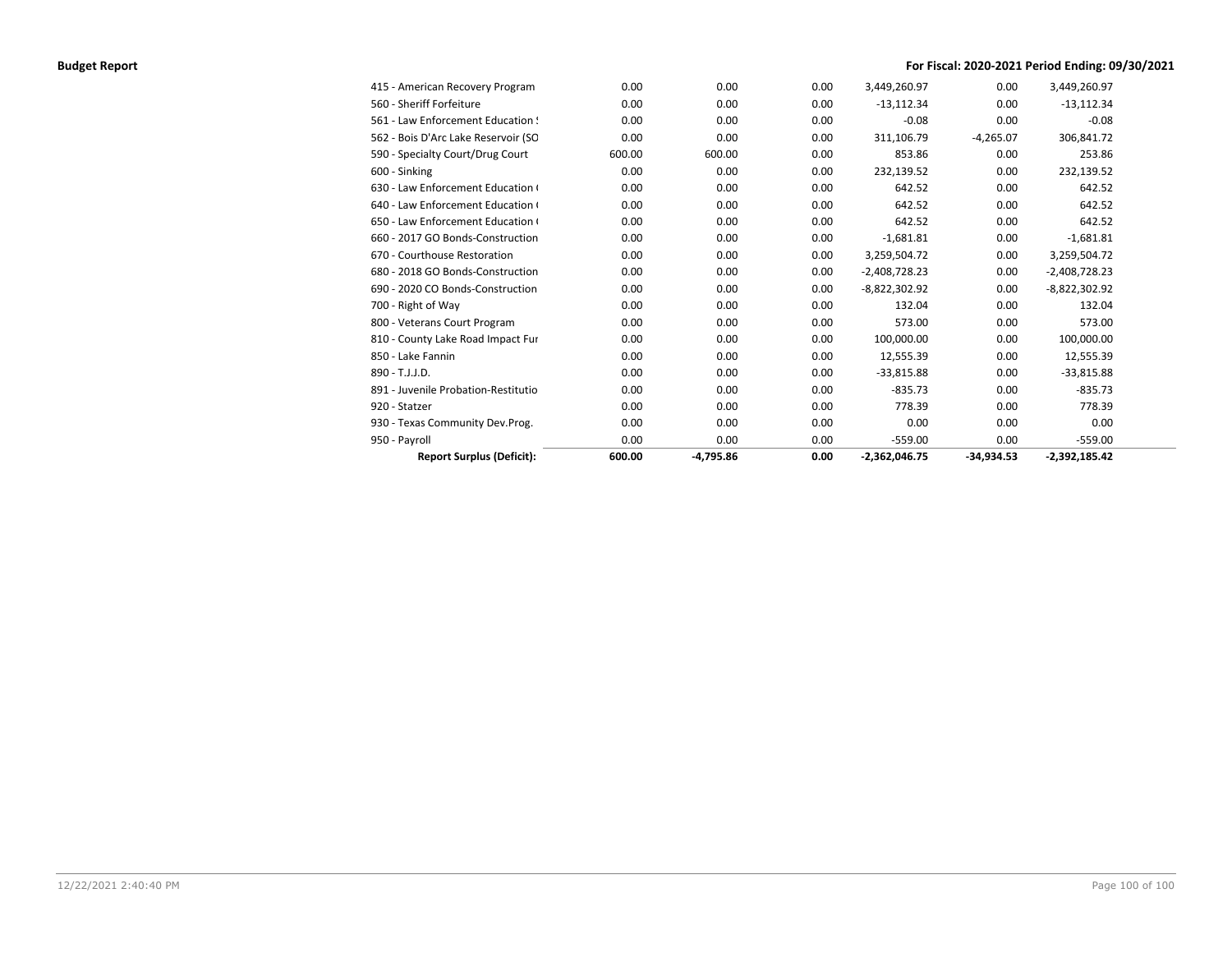| | | | | | | |
|---|---|---|---|---|---|---|
| 415 - American Recovery Program | 0.00 | 0.00 | 0.00 | 3,449,260.97 | 0.00 | 3,449,260.97 |
| 560 - Sheriff Forfeiture | 0.00 | 0.00 | 0.00 | -13,112.34 | 0.00 | -13,112.34 |
| 561 - Law Enforcement Education ! | 0.00 | 0.00 | 0.00 | -0.08 | 0.00 | -0.08 |
| 562 - Bois D'Arc Lake Reservoir (SO | 0.00 | 0.00 | 0.00 | 311,106.79 | -4,265.07 | 306,841.72 |
| 590 - Specialty Court/Drug Court | 600.00 | 600.00 | 0.00 | 853.86 | 0.00 | 253.86 |
| 600 - Sinking | 0.00 | 0.00 | 0.00 | 232,139.52 | 0.00 | 232,139.52 |
| 630 - Law Enforcement Education ( | 0.00 | 0.00 | 0.00 | 642.52 | 0.00 | 642.52 |
| 640 - Law Enforcement Education ( | 0.00 | 0.00 | 0.00 | 642.52 | 0.00 | 642.52 |
| 650 - Law Enforcement Education ( | 0.00 | 0.00 | 0.00 | 642.52 | 0.00 | 642.52 |
| 660 - 2017 GO Bonds-Construction | 0.00 | 0.00 | 0.00 | -1,681.81 | 0.00 | -1,681.81 |
| 670 - Courthouse Restoration | 0.00 | 0.00 | 0.00 | 3,259,504.72 | 0.00 | 3,259,504.72 |
| 680 - 2018 GO Bonds-Construction | 0.00 | 0.00 | 0.00 | -2,408,728.23 | 0.00 | -2,408,728.23 |
| 690 - 2020 CO Bonds-Construction | 0.00 | 0.00 | 0.00 | -8,822,302.92 | 0.00 | -8,822,302.92 |
| 700 - Right of Way | 0.00 | 0.00 | 0.00 | 132.04 | 0.00 | 132.04 |
| 800 - Veterans Court Program | 0.00 | 0.00 | 0.00 | 573.00 | 0.00 | 573.00 |
| 810 - County Lake Road Impact Fur | 0.00 | 0.00 | 0.00 | 100,000.00 | 0.00 | 100,000.00 |
| 850 - Lake Fannin | 0.00 | 0.00 | 0.00 | 12,555.39 | 0.00 | 12,555.39 |
| 890 - T.J.J.D. | 0.00 | 0.00 | 0.00 | -33,815.88 | 0.00 | -33,815.88 |
| 891 - Juvenile Probation-Restitutio | 0.00 | 0.00 | 0.00 | -835.73 | 0.00 | -835.73 |
| 920 - Statzer | 0.00 | 0.00 | 0.00 | 778.39 | 0.00 | 778.39 |
| 930 - Texas Community Dev.Prog. | 0.00 | 0.00 | 0.00 | 0.00 | 0.00 | 0.00 |
| 950 - Payroll | 0.00 | 0.00 | 0.00 | -559.00 | 0.00 | -559.00 |
| **Report Surplus (Deficit):** | **600.00** | **-4,795.86** | **0.00** | **-2,362,046.75** | **-34,934.53** | **-2,392,185.42** |